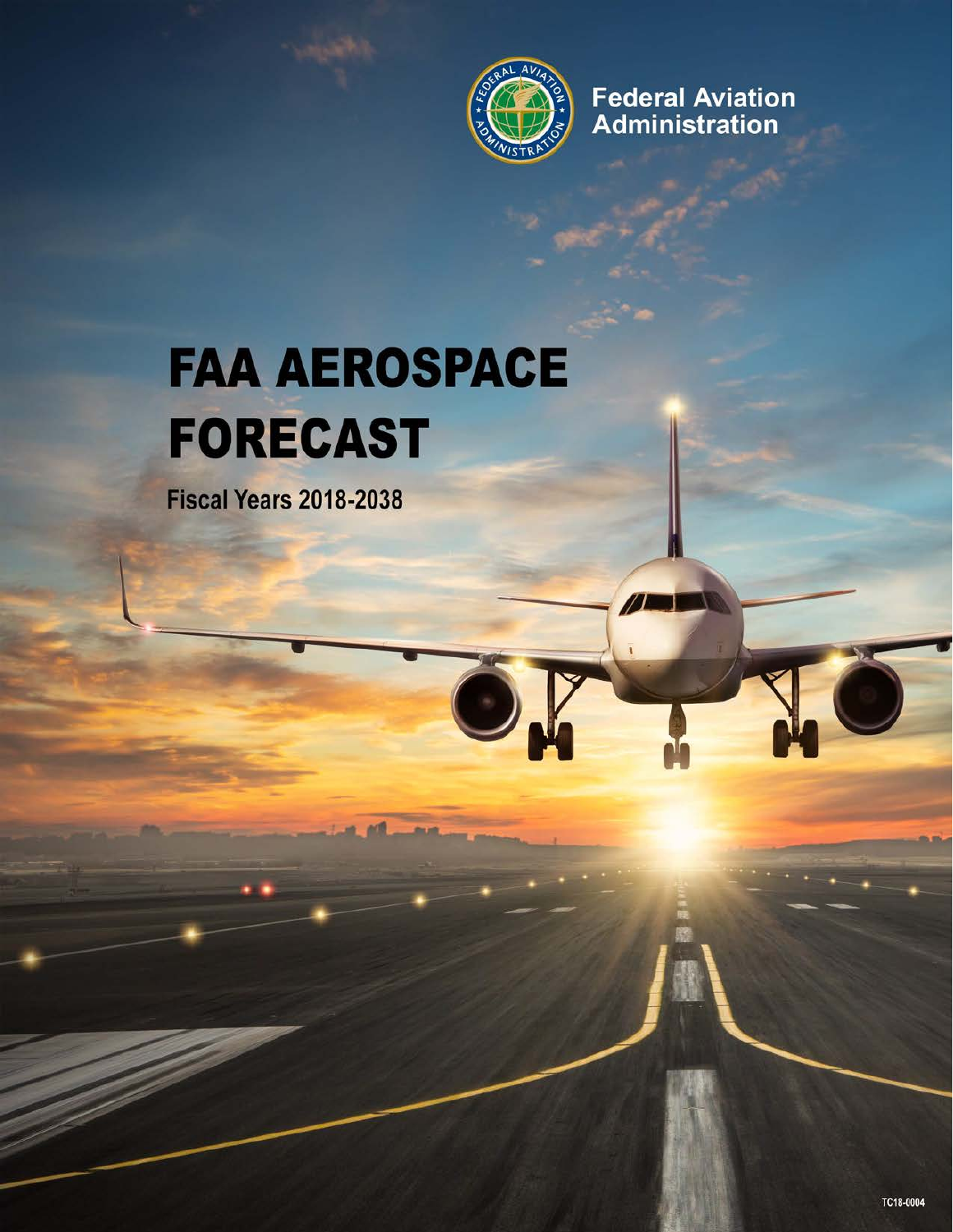Federal Aviation Administration

# FAA AEROSPACE FORECAST

## Fiscal Years 2018-2038

TC18-0004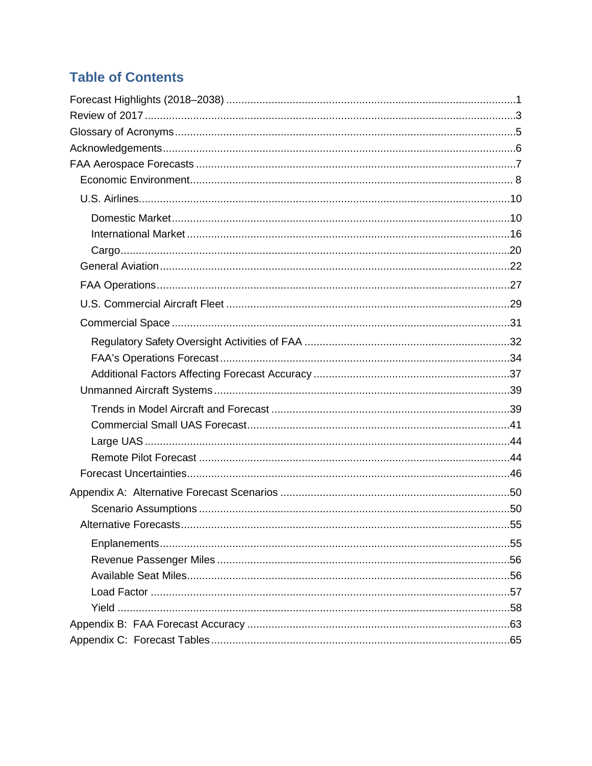## Table of Contents

- Forecast Highlights (2018–2038) ....................................................... 1
- Review of 2017 ....................................................... 3
- Glossary of Acronyms ....................................................... 5
- Acknowledgements ....................................................... 6
- FAA Aerospace Forecasts ....................................................... 7
  - Economic Environment ....................................................... 8
  - U.S. Airlines ....................................................... 10
    - Domestic Market ....................................................... 10
    - International Market ....................................................... 16
    - Cargo ....................................................... 20
  - General Aviation ....................................................... 22
  - FAA Operations ....................................................... 27
  - U.S. Commercial Aircraft Fleet ....................................................... 29
  - Commercial Space ....................................................... 31
    - Regulatory Safety Oversight Activities of FAA ....................................................... 32
    - FAA's Operations Forecast ....................................................... 34
    - Additional Factors Affecting Forecast Accuracy ....................................................... 37
  - Unmanned Aircraft Systems ....................................................... 39
    - Trends in Model Aircraft and Forecast ....................................................... 39
    - Commercial Small UAS Forecast ....................................................... 41
    - Large UAS ....................................................... 44
    - Remote Pilot Forecast ....................................................... 44
  - Forecast Uncertainties ....................................................... 46
- Appendix A: Alternative Forecast Scenarios ....................................................... 50
    - Scenario Assumptions ....................................................... 50
  - Alternative Forecasts ....................................................... 55
    - Enplanements ....................................................... 55
    - Revenue Passenger Miles ....................................................... 56
    - Available Seat Miles ....................................................... 56
    - Load Factor ....................................................... 57
    - Yield ....................................................... 58
- Appendix B: FAA Forecast Accuracy ....................................................... 63
- Appendix C: Forecast Tables ....................................................... 65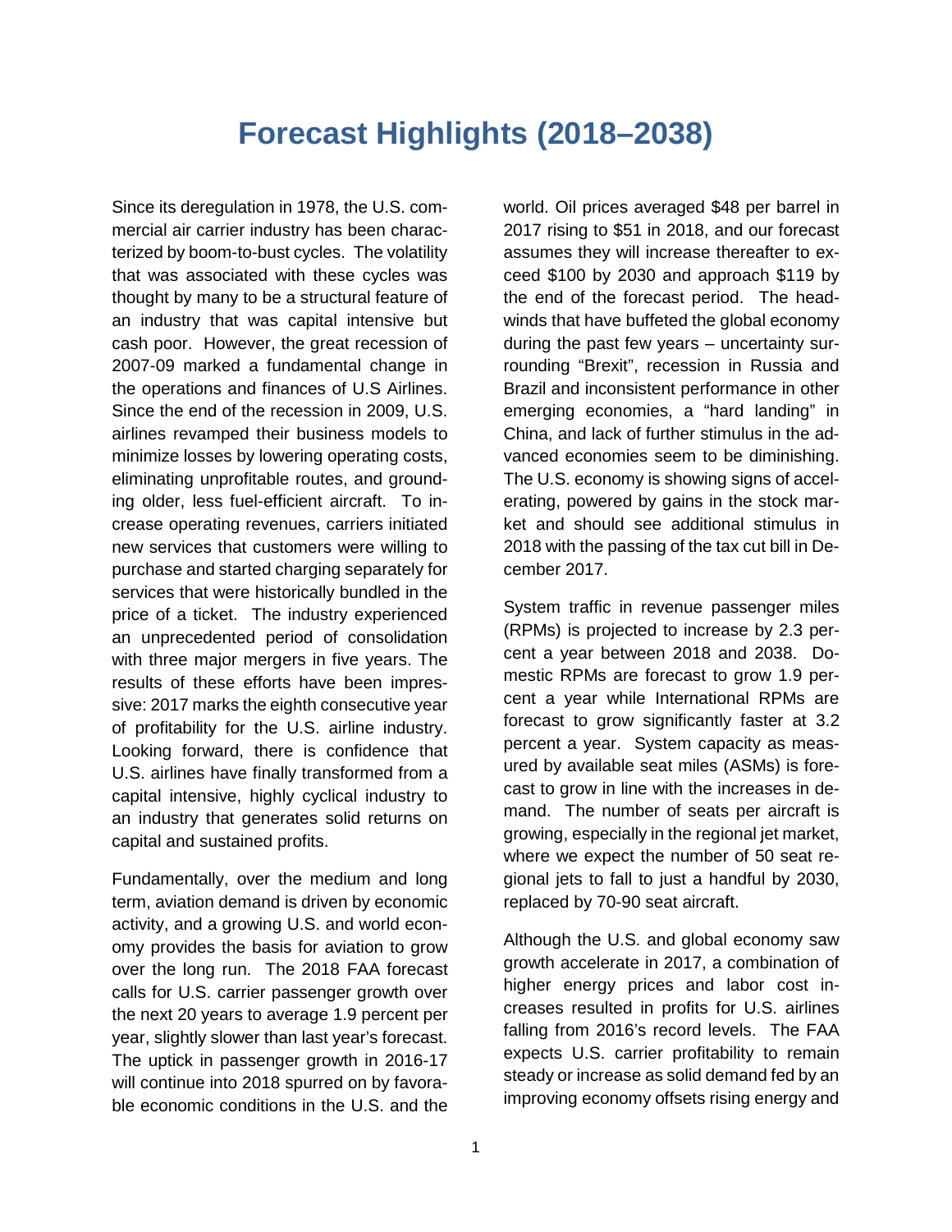# Forecast Highlights (2018–2038)

Since its deregulation in 1978, the U.S. commercial air carrier industry has been characterized by boom-to-bust cycles. The volatility that was associated with these cycles was thought by many to be a structural feature of an industry that was capital intensive but cash poor. However, the great recession of 2007-09 marked a fundamental change in the operations and finances of U.S Airlines. Since the end of the recession in 2009, U.S. airlines revamped their business models to minimize losses by lowering operating costs, eliminating unprofitable routes, and grounding older, less fuel-efficient aircraft. To increase operating revenues, carriers initiated new services that customers were willing to purchase and started charging separately for services that were historically bundled in the price of a ticket. The industry experienced an unprecedented period of consolidation with three major mergers in five years. The results of these efforts have been impressive: 2017 marks the eighth consecutive year of profitability for the U.S. airline industry. Looking forward, there is confidence that U.S. airlines have finally transformed from a capital intensive, highly cyclical industry to an industry that generates solid returns on capital and sustained profits.

Fundamentally, over the medium and long term, aviation demand is driven by economic activity, and a growing U.S. and world economy provides the basis for aviation to grow over the long run. The 2018 FAA forecast calls for U.S. carrier passenger growth over the next 20 years to average 1.9 percent per year, slightly slower than last year's forecast. The uptick in passenger growth in 2016-17 will continue into 2018 spurred on by favorable economic conditions in the U.S. and the world. Oil prices averaged $48 per barrel in 2017 rising to $51 in 2018, and our forecast assumes they will increase thereafter to exceed $100 by 2030 and approach $119 by the end of the forecast period. The headwinds that have buffeted the global economy during the past few years – uncertainty surrounding "Brexit", recession in Russia and Brazil and inconsistent performance in other emerging economies, a "hard landing" in China, and lack of further stimulus in the advanced economies seem to be diminishing. The U.S. economy is showing signs of accelerating, powered by gains in the stock market and should see additional stimulus in 2018 with the passing of the tax cut bill in December 2017.

System traffic in revenue passenger miles (RPMs) is projected to increase by 2.3 percent a year between 2018 and 2038. Domestic RPMs are forecast to grow 1.9 percent a year while International RPMs are forecast to grow significantly faster at 3.2 percent a year. System capacity as measured by available seat miles (ASMs) is forecast to grow in line with the increases in demand. The number of seats per aircraft is growing, especially in the regional jet market, where we expect the number of 50 seat regional jets to fall to just a handful by 2030, replaced by 70-90 seat aircraft.

Although the U.S. and global economy saw growth accelerate in 2017, a combination of higher energy prices and labor cost increases resulted in profits for U.S. airlines falling from 2016's record levels. The FAA expects U.S. carrier profitability to remain steady or increase as solid demand fed by an improving economy offsets rising energy and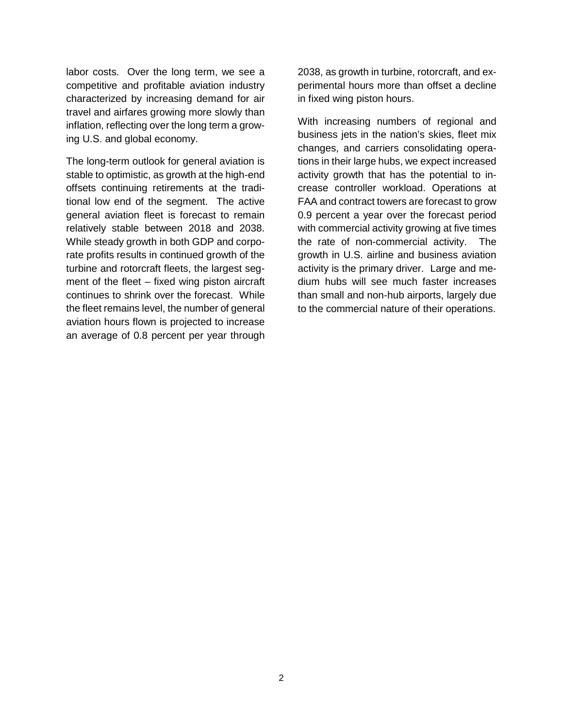labor costs. Over the long term, we see a competitive and profitable aviation industry characterized by increasing demand for air travel and airfares growing more slowly than inflation, reflecting over the long term a growing U.S. and global economy.

The long-term outlook for general aviation is stable to optimistic, as growth at the high-end offsets continuing retirements at the traditional low end of the segment. The active general aviation fleet is forecast to remain relatively stable between 2018 and 2038. While steady growth in both GDP and corporate profits results in continued growth of the turbine and rotorcraft fleets, the largest segment of the fleet – fixed wing piston aircraft continues to shrink over the forecast. While the fleet remains level, the number of general aviation hours flown is projected to increase an average of 0.8 percent per year through 2038, as growth in turbine, rotorcraft, and experimental hours more than offset a decline in fixed wing piston hours.

With increasing numbers of regional and business jets in the nation's skies, fleet mix changes, and carriers consolidating operations in their large hubs, we expect increased activity growth that has the potential to increase controller workload. Operations at FAA and contract towers are forecast to grow 0.9 percent a year over the forecast period with commercial activity growing at five times the rate of non-commercial activity. The growth in U.S. airline and business aviation activity is the primary driver. Large and medium hubs will see much faster increases than small and non-hub airports, largely due to the commercial nature of their operations.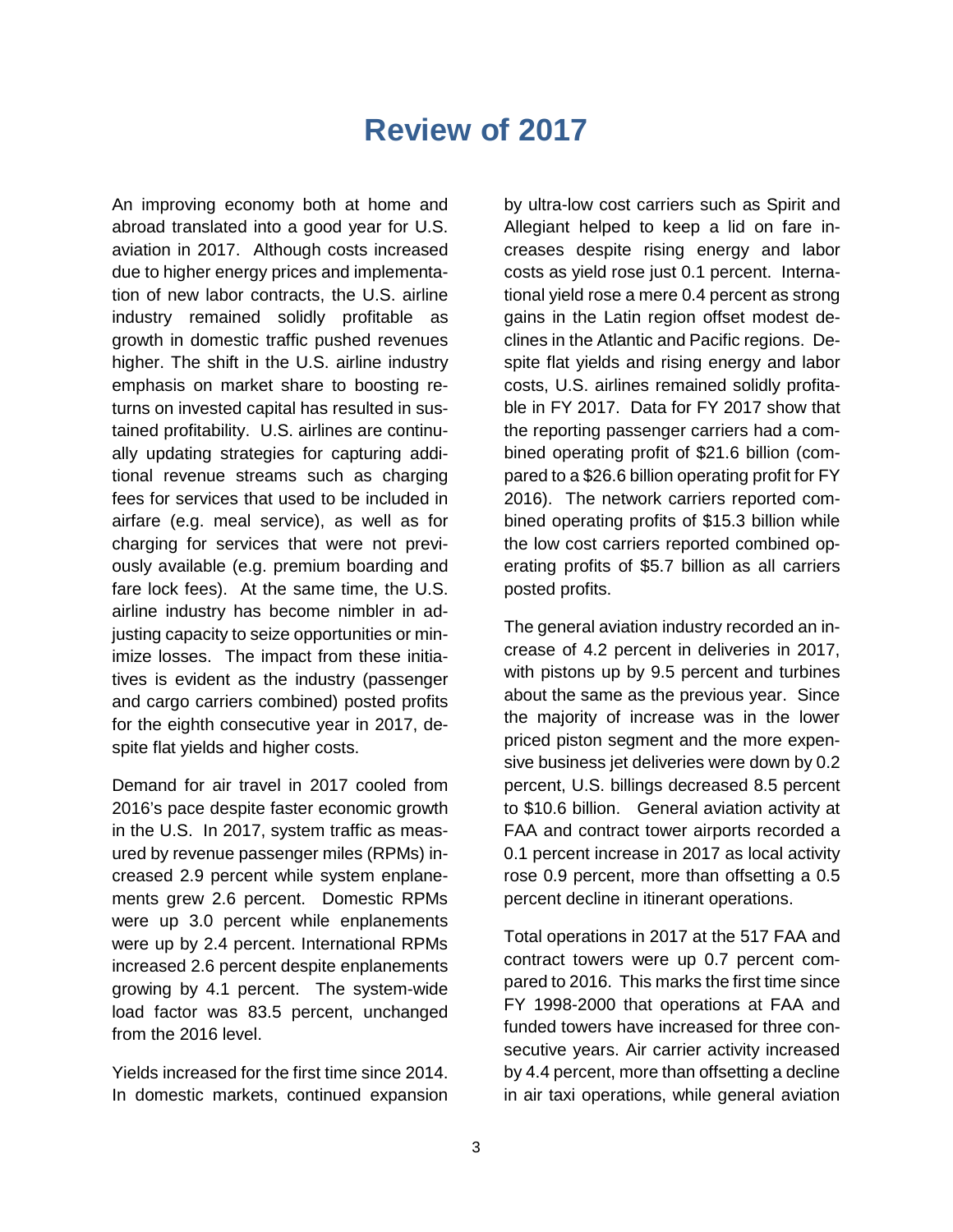# Review of 2017

An improving economy both at home and abroad translated into a good year for U.S. aviation in 2017. Although costs increased due to higher energy prices and implementation of new labor contracts, the U.S. airline industry remained solidly profitable as growth in domestic traffic pushed revenues higher. The shift in the U.S. airline industry emphasis on market share to boosting returns on invested capital has resulted in sustained profitability. U.S. airlines are continually updating strategies for capturing additional revenue streams such as charging fees for services that used to be included in airfare (e.g. meal service), as well as for charging for services that were not previously available (e.g. premium boarding and fare lock fees). At the same time, the U.S. airline industry has become nimbler in adjusting capacity to seize opportunities or minimize losses. The impact from these initiatives is evident as the industry (passenger and cargo carriers combined) posted profits for the eighth consecutive year in 2017, despite flat yields and higher costs.

Demand for air travel in 2017 cooled from 2016's pace despite faster economic growth in the U.S. In 2017, system traffic as measured by revenue passenger miles (RPMs) increased 2.9 percent while system enplanements grew 2.6 percent. Domestic RPMs were up 3.0 percent while enplanements were up by 2.4 percent. International RPMs increased 2.6 percent despite enplanements growing by 4.1 percent. The system-wide load factor was 83.5 percent, unchanged from the 2016 level.

Yields increased for the first time since 2014. In domestic markets, continued expansion by ultra-low cost carriers such as Spirit and Allegiant helped to keep a lid on fare increases despite rising energy and labor costs as yield rose just 0.1 percent. International yield rose a mere 0.4 percent as strong gains in the Latin region offset modest declines in the Atlantic and Pacific regions. Despite flat yields and rising energy and labor costs, U.S. airlines remained solidly profitable in FY 2017. Data for FY 2017 show that the reporting passenger carriers had a combined operating profit of $21.6 billion (compared to a $26.6 billion operating profit for FY 2016). The network carriers reported combined operating profits of $15.3 billion while the low cost carriers reported combined operating profits of $5.7 billion as all carriers posted profits.

The general aviation industry recorded an increase of 4.2 percent in deliveries in 2017, with pistons up by 9.5 percent and turbines about the same as the previous year. Since the majority of increase was in the lower priced piston segment and the more expensive business jet deliveries were down by 0.2 percent, U.S. billings decreased 8.5 percent to $10.6 billion. General aviation activity at FAA and contract tower airports recorded a 0.1 percent increase in 2017 as local activity rose 0.9 percent, more than offsetting a 0.5 percent decline in itinerant operations.

Total operations in 2017 at the 517 FAA and contract towers were up 0.7 percent compared to 2016. This marks the first time since FY 1998-2000 that operations at FAA and funded towers have increased for three consecutive years. Air carrier activity increased by 4.4 percent, more than offsetting a decline in air taxi operations, while general aviation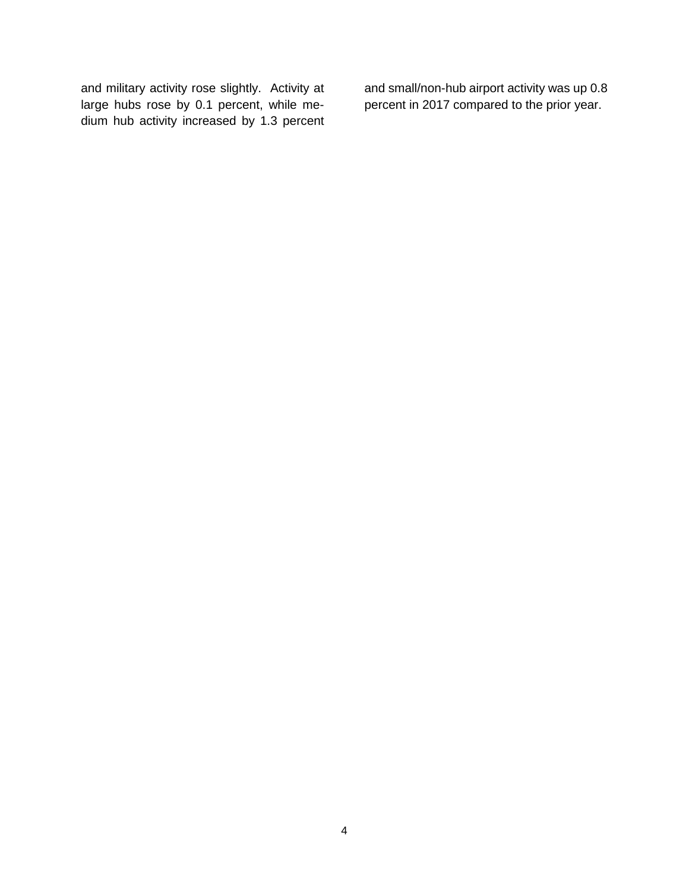and military activity rose slightly. Activity at large hubs rose by 0.1 percent, while medium hub activity increased by 1.3 percent and small/non-hub airport activity was up 0.8 percent in 2017 compared to the prior year.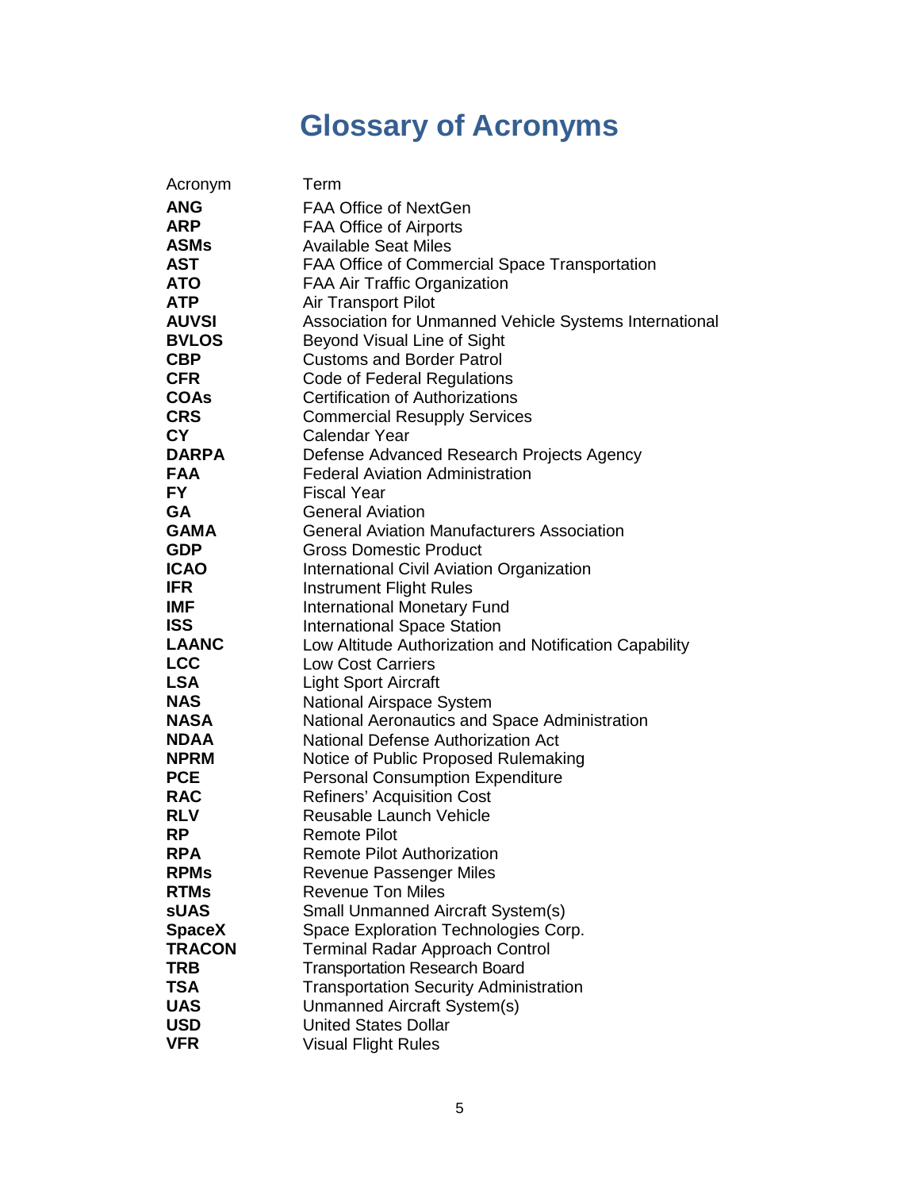# Glossary of Acronyms

| Acronym | Term |
|---|---|
| **ANG** | FAA Office of NextGen |
| **ARP** | FAA Office of Airports |
| **ASMs** | Available Seat Miles |
| **AST** | FAA Office of Commercial Space Transportation |
| **ATO** | FAA Air Traffic Organization |
| **ATP** | Air Transport Pilot |
| **AUVSI** | Association for Unmanned Vehicle Systems International |
| **BVLOS** | Beyond Visual Line of Sight |
| **CBP** | Customs and Border Patrol |
| **CFR** | Code of Federal Regulations |
| **COAs** | Certification of Authorizations |
| **CRS** | Commercial Resupply Services |
| **CY** | Calendar Year |
| **DARPA** | Defense Advanced Research Projects Agency |
| **FAA** | Federal Aviation Administration |
| **FY** | Fiscal Year |
| **GA** | General Aviation |
| **GAMA** | General Aviation Manufacturers Association |
| **GDP** | Gross Domestic Product |
| **ICAO** | International Civil Aviation Organization |
| **IFR** | Instrument Flight Rules |
| **IMF** | International Monetary Fund |
| **ISS** | International Space Station |
| **LAANC** | Low Altitude Authorization and Notification Capability |
| **LCC** | Low Cost Carriers |
| **LSA** | Light Sport Aircraft |
| **NAS** | National Airspace System |
| **NASA** | National Aeronautics and Space Administration |
| **NDAA** | National Defense Authorization Act |
| **NPRM** | Notice of Public Proposed Rulemaking |
| **PCE** | Personal Consumption Expenditure |
| **RAC** | Refiners' Acquisition Cost |
| **RLV** | Reusable Launch Vehicle |
| **RP** | Remote Pilot |
| **RPA** | Remote Pilot Authorization |
| **RPMs** | Revenue Passenger Miles |
| **RTMs** | Revenue Ton Miles |
| **sUAS** | Small Unmanned Aircraft System(s) |
| **SpaceX** | Space Exploration Technologies Corp. |
| **TRACON** | Terminal Radar Approach Control |
| **TRB** | Transportation Research Board |
| **TSA** | Transportation Security Administration |
| **UAS** | Unmanned Aircraft System(s) |
| **USD** | United States Dollar |
| **VFR** | Visual Flight Rules |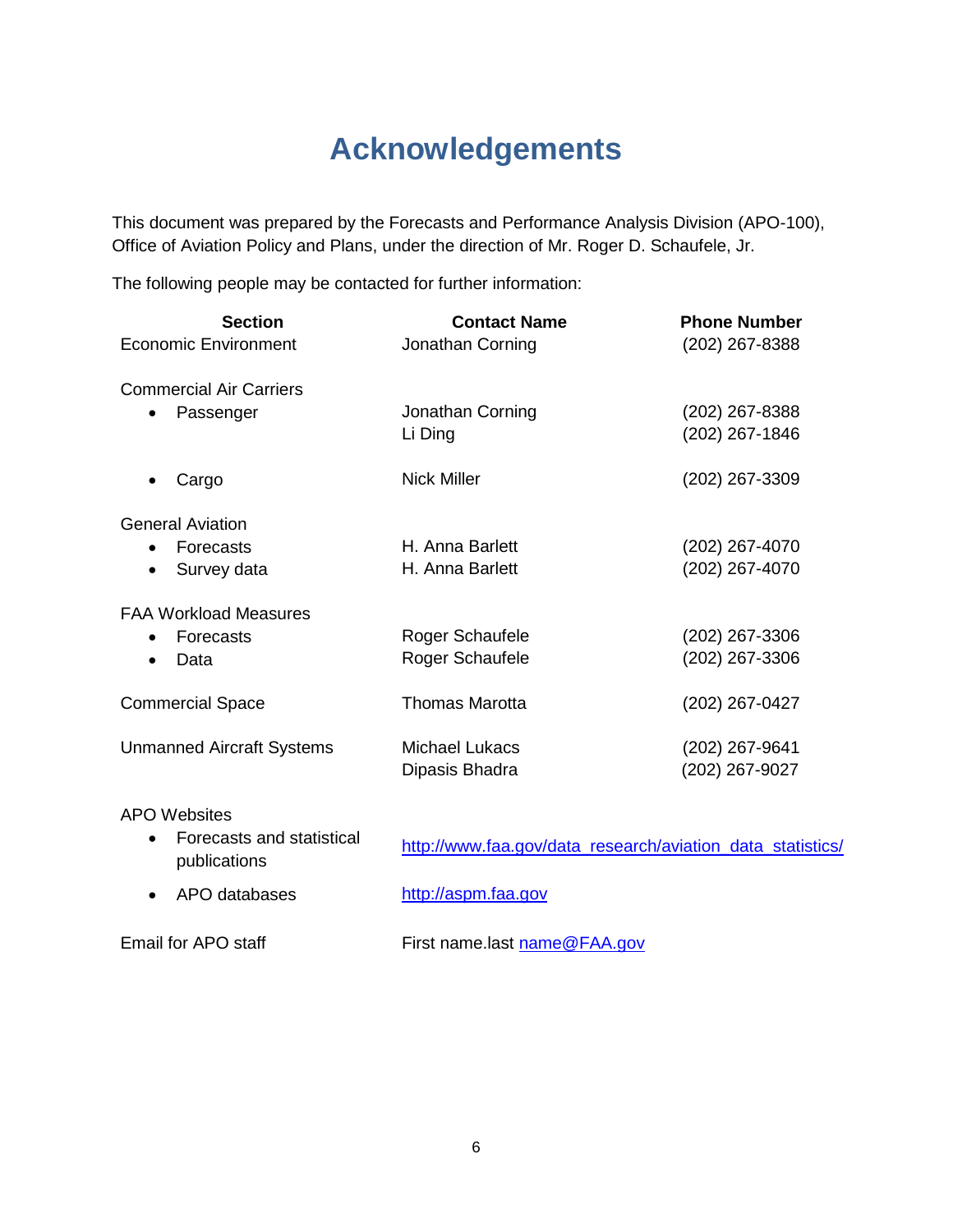# Acknowledgements

This document was prepared by the Forecasts and Performance Analysis Division (APO-100), Office of Aviation Policy and Plans, under the direction of Mr. Roger D. Schaufele, Jr.

The following people may be contacted for further information:

| Section | Contact Name | Phone Number |
|---|---|---|
| Economic Environment | Jonathan Corning | (202) 267-8388 |
| Commercial Air Carriers | | |
| • Passenger | Jonathan Corning | (202) 267-8388 |
| | Li Ding | (202) 267-1846 |
| • Cargo | Nick Miller | (202) 267-3309 |
| General Aviation | | |
| • Forecasts | H. Anna Barlett | (202) 267-4070 |
| • Survey data | H. Anna Barlett | (202) 267-4070 |
| FAA Workload Measures | | |
| • Forecasts | Roger Schaufele | (202) 267-3306 |
| • Data | Roger Schaufele | (202) 267-3306 |
| Commercial Space | Thomas Marotta | (202) 267-0427 |
| Unmanned Aircraft Systems | Michael Lukacs | (202) 267-9641 |
| | Dipasis Bhadra | (202) 267-9027 |
| APO Websites | | |
| • Forecasts and statistical publications | http://www.faa.gov/data_research/aviation_data_statistics/ | |
| • APO databases | http://aspm.faa.gov | |
| Email for APO staff | First name.last name@FAA.gov | |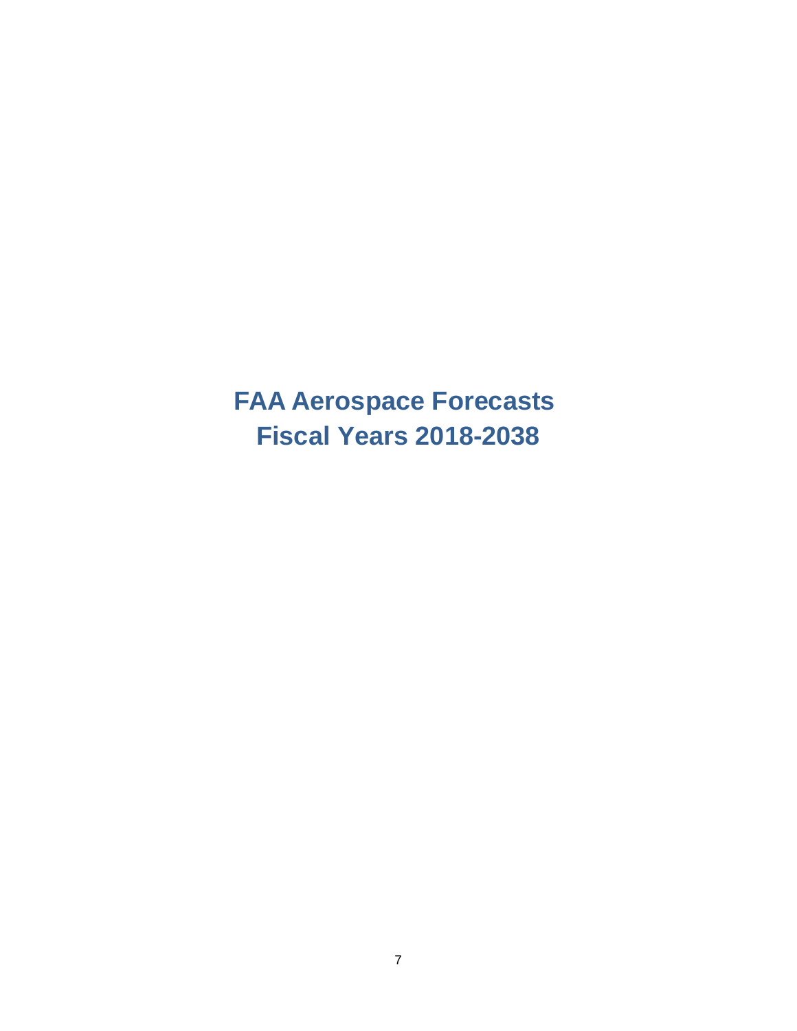# FAA Aerospace Forecasts
# Fiscal Years 2018-2038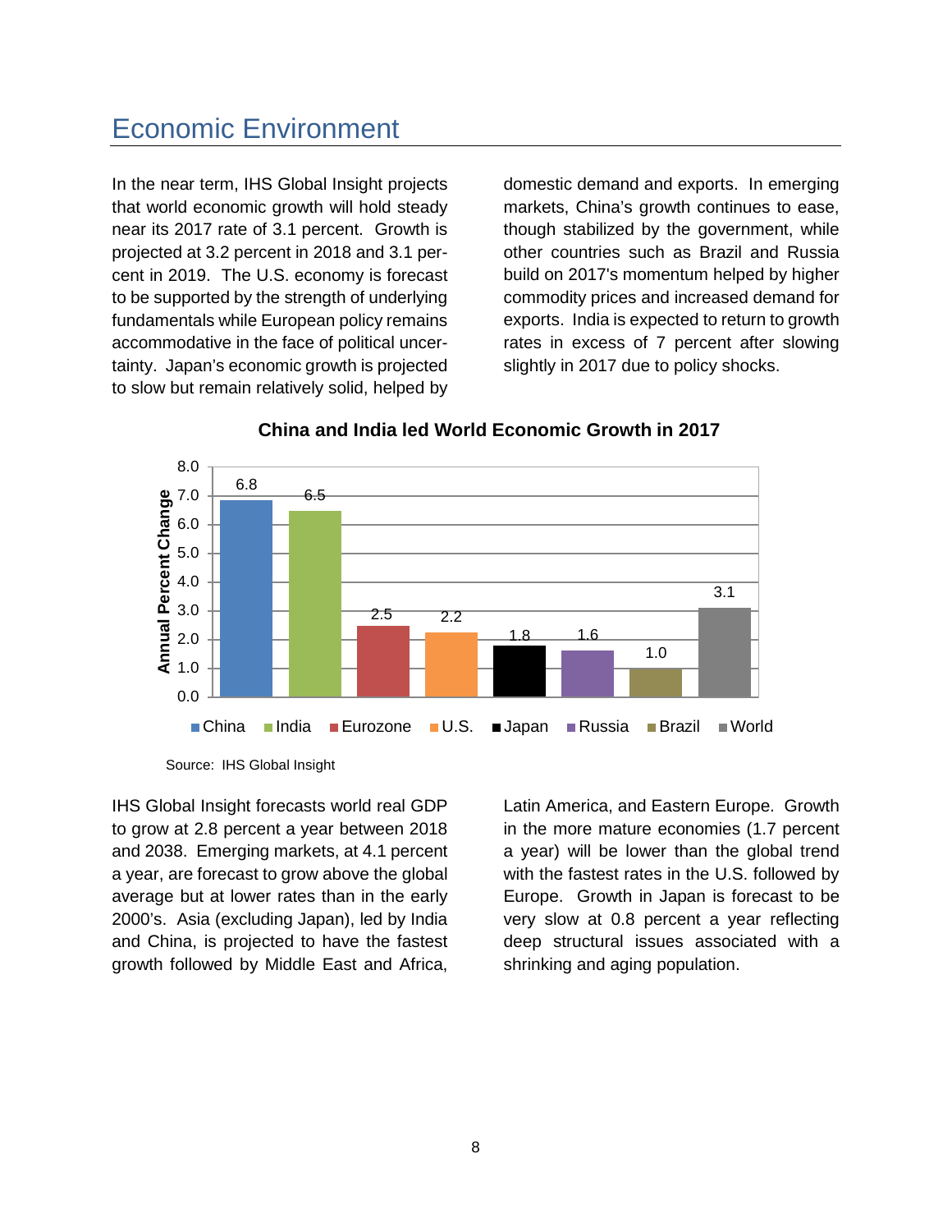# Economic Environment

In the near term, IHS Global Insight projects that world economic growth will hold steady near its 2017 rate of 3.1 percent. Growth is projected at 3.2 percent in 2018 and 3.1 percent in 2019. The U.S. economy is forecast to be supported by the strength of underlying fundamentals while European policy remains accommodative in the face of political uncertainty. Japan's economic growth is projected to slow but remain relatively solid, helped by domestic demand and exports. In emerging markets, China's growth continues to ease, though stabilized by the government, while other countries such as Brazil and Russia build on 2017's momentum helped by higher commodity prices and increased demand for exports. India is expected to return to growth rates in excess of 7 percent after slowing slightly in 2017 due to policy shocks.

**China and India led World Economic Growth in 2017**

| | Annual Percent Change |
|---|---|
| China | 6.8 |
| India | 6.5 |
| Eurozone | 2.5 |
| U.S. | 2.2 |
| Japan | 1.8 |
| Russia | 1.6 |
| Brazil | 1.0 |
| World | 3.1 |

Source: IHS Global Insight

IHS Global Insight forecasts world real GDP to grow at 2.8 percent a year between 2018 and 2038. Emerging markets, at 4.1 percent a year, are forecast to grow above the global average but at lower rates than in the early 2000's. Asia (excluding Japan), led by India and China, is projected to have the fastest growth followed by Middle East and Africa, Latin America, and Eastern Europe. Growth in the more mature economies (1.7 percent a year) will be lower than the global trend with the fastest rates in the U.S. followed by Europe. Growth in Japan is forecast to be very slow at 0.8 percent a year reflecting deep structural issues associated with a shrinking and aging population.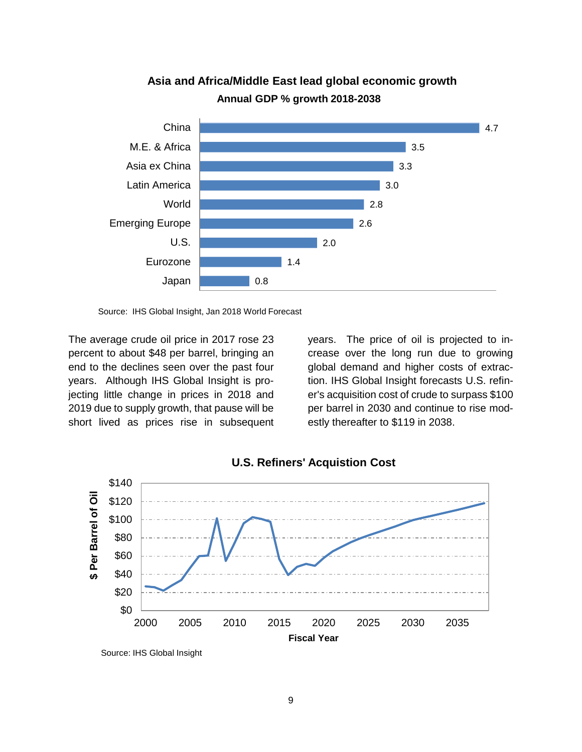**Asia and Africa/Middle East lead global economic growth**

**Annual GDP % growth 2018-2038**

| Region | Annual GDP % growth |
|---|---|
| China | 4.7 |
| M.E. & Africa | 3.5 |
| Asia ex China | 3.3 |
| Latin America | 3.0 |
| World | 2.8 |
| Emerging Europe | 2.6 |
| U.S. | 2.0 |
| Eurozone | 1.4 |
| Japan | 0.8 |

Source: IHS Global Insight, Jan 2018 World Forecast

The average crude oil price in 2017 rose 23 percent to about $48 per barrel, bringing an end to the declines seen over the past four years. Although IHS Global Insight is projecting little change in prices in 2018 and 2019 due to supply growth, that pause will be short lived as prices rise in subsequent years. The price of oil is projected to increase over the long run due to growing global demand and higher costs of extraction. IHS Global Insight forecasts U.S. refiner's acquisition cost of crude to surpass $100 per barrel in 2030 and continue to rise modestly thereafter to $119 in 2038.

**U.S. Refiners' Acquistion Cost**

(Line chart: $ Per Barrel of Oil, $0–$140, by Fiscal Year, 2000–2035)

Source: IHS Global Insight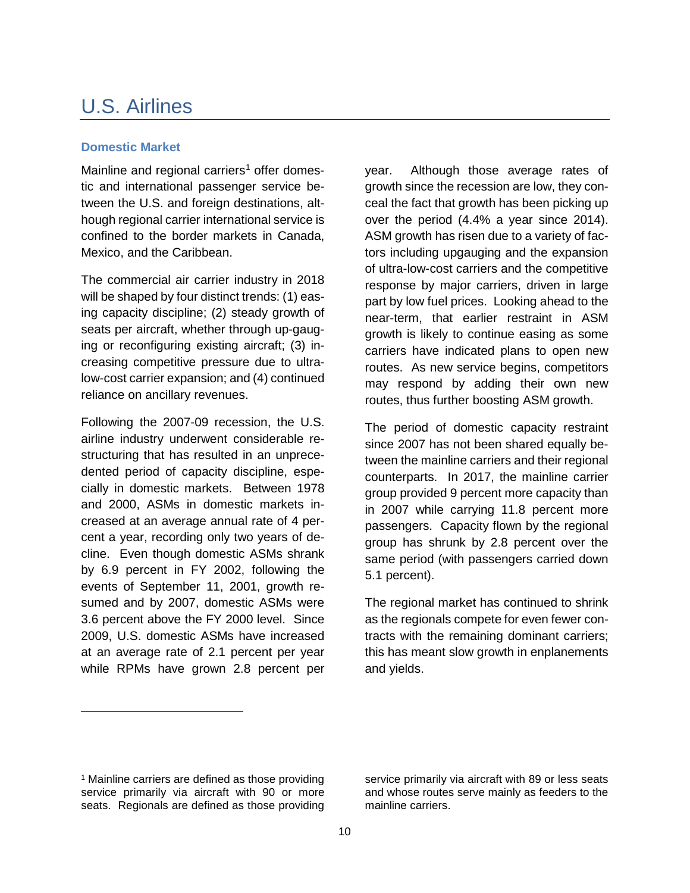# U.S. Airlines

## Domestic Market

Mainline and regional carriers[1] offer domestic and international passenger service between the U.S. and foreign destinations, although regional carrier international service is confined to the border markets in Canada, Mexico, and the Caribbean.

The commercial air carrier industry in 2018 will be shaped by four distinct trends: (1) easing capacity discipline; (2) steady growth of seats per aircraft, whether through up-gauging or reconfiguring existing aircraft; (3) increasing competitive pressure due to ultra-low-cost carrier expansion; and (4) continued reliance on ancillary revenues.

Following the 2007-09 recession, the U.S. airline industry underwent considerable restructuring that has resulted in an unprecedented period of capacity discipline, especially in domestic markets. Between 1978 and 2000, ASMs in domestic markets increased at an average annual rate of 4 percent a year, recording only two years of decline. Even though domestic ASMs shrank by 6.9 percent in FY 2002, following the events of September 11, 2001, growth resumed and by 2007, domestic ASMs were 3.6 percent above the FY 2000 level. Since 2009, U.S. domestic ASMs have increased at an average rate of 2.1 percent per year while RPMs have grown 2.8 percent per year. Although those average rates of growth since the recession are low, they conceal the fact that growth has been picking up over the period (4.4% a year since 2014). ASM growth has risen due to a variety of factors including upgauging and the expansion of ultra-low-cost carriers and the competitive response by major carriers, driven in large part by low fuel prices. Looking ahead to the near-term, that earlier restraint in ASM growth is likely to continue easing as some carriers have indicated plans to open new routes. As new service begins, competitors may respond by adding their own new routes, thus further boosting ASM growth.

The period of domestic capacity restraint since 2007 has not been shared equally between the mainline carriers and their regional counterparts. In 2017, the mainline carrier group provided 9 percent more capacity than in 2007 while carrying 11.8 percent more passengers. Capacity flown by the regional group has shrunk by 2.8 percent over the same period (with passengers carried down 5.1 percent).

The regional market has continued to shrink as the regionals compete for even fewer contracts with the remaining dominant carriers; this has meant slow growth in enplanements and yields.

---

[1] Mainline carriers are defined as those providing service primarily via aircraft with 90 or more seats. Regionals are defined as those providing service primarily via aircraft with 89 or less seats and whose routes serve mainly as feeders to the mainline carriers.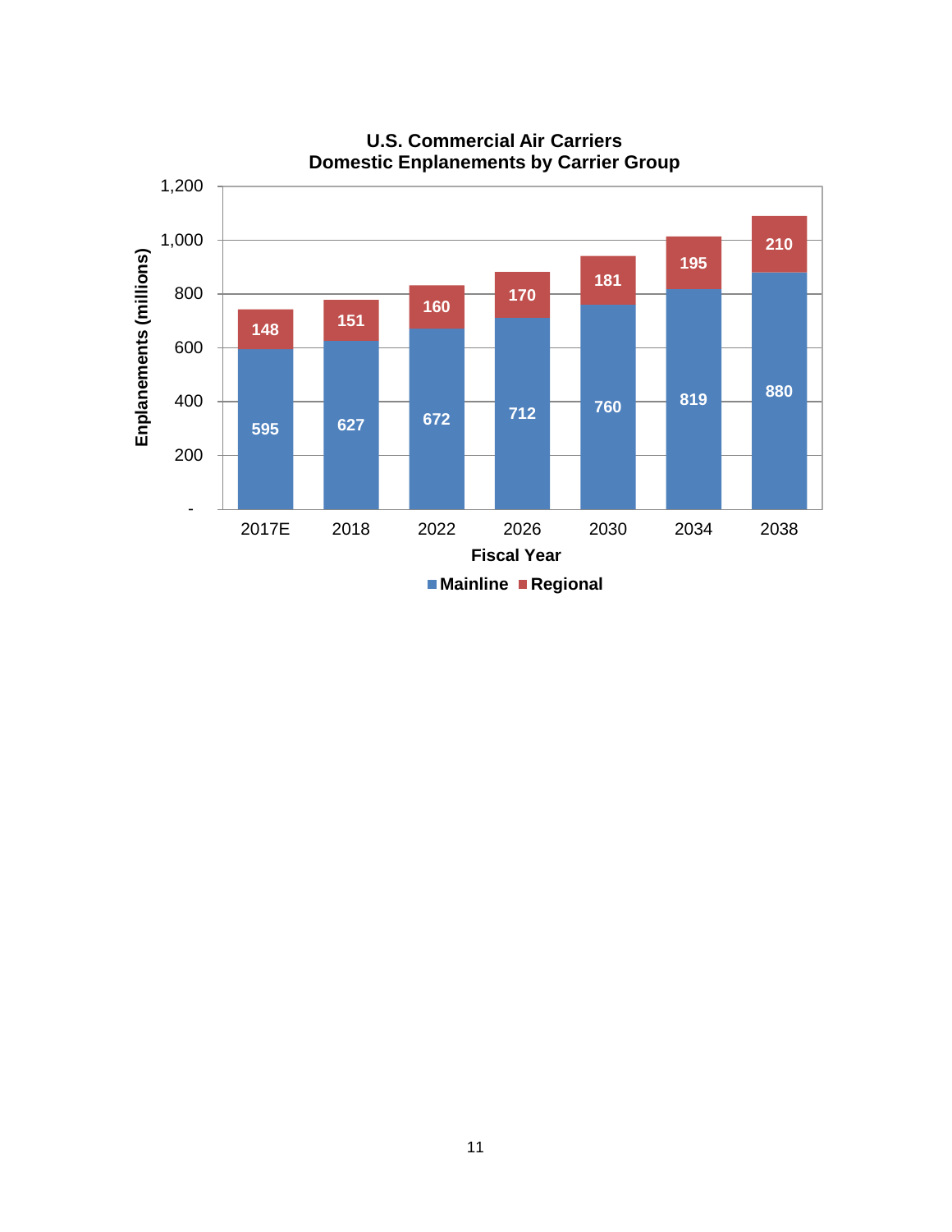**U.S. Commercial Air Carriers**
**Domestic Enplanements by Carrier Group**

| Fiscal Year | Mainline | Regional |
|---|---|---|
| 2017E | 595 | 148 |
| 2018 | 627 | 151 |
| 2022 | 672 | 160 |
| 2026 | 712 | 170 |
| 2030 | 760 | 181 |
| 2034 | 819 | 195 |
| 2038 | 880 | 210 |

Enplanements (millions)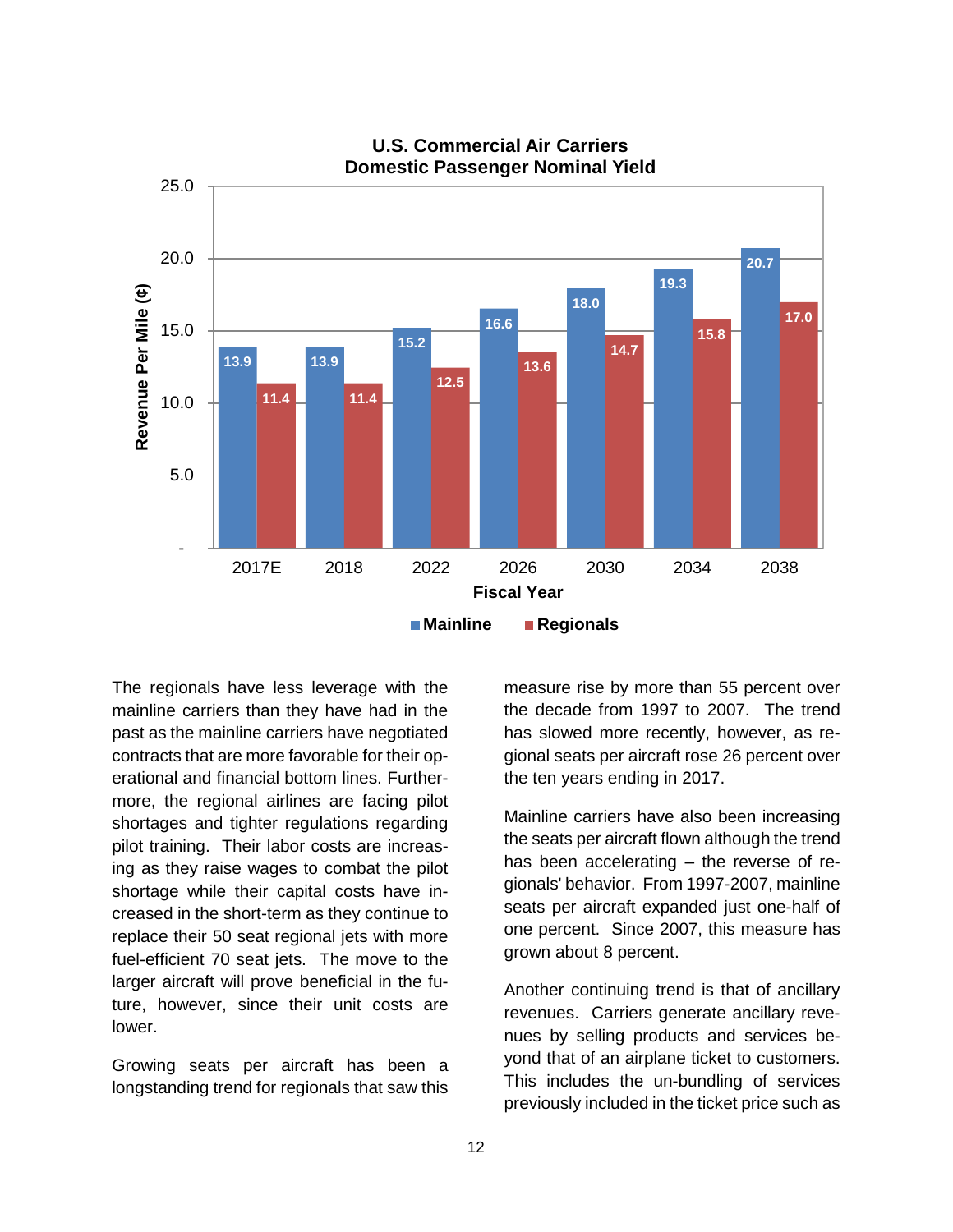**U.S. Commercial Air Carriers**
**Domestic Passenger Nominal Yield**

| Fiscal Year | Mainline | Regionals |
|---|---|---|
| 2017E | 13.9 | 11.4 |
| 2018 | 13.9 | 11.4 |
| 2022 | 15.2 | 12.5 |
| 2026 | 16.6 | 13.6 |
| 2030 | 18.0 | 14.7 |
| 2034 | 19.3 | 15.8 |
| 2038 | 20.7 | 17.0 |

Revenue Per Mile (¢)

The regionals have less leverage with the mainline carriers than they have had in the past as the mainline carriers have negotiated contracts that are more favorable for their operational and financial bottom lines. Furthermore, the regional airlines are facing pilot shortages and tighter regulations regarding pilot training. Their labor costs are increasing as they raise wages to combat the pilot shortage while their capital costs have increased in the short-term as they continue to replace their 50 seat regional jets with more fuel-efficient 70 seat jets. The move to the larger aircraft will prove beneficial in the future, however, since their unit costs are lower.

Growing seats per aircraft has been a longstanding trend for regionals that saw this measure rise by more than 55 percent over the decade from 1997 to 2007. The trend has slowed more recently, however, as regional seats per aircraft rose 26 percent over the ten years ending in 2017.

Mainline carriers have also been increasing the seats per aircraft flown although the trend has been accelerating – the reverse of regionals' behavior. From 1997-2007, mainline seats per aircraft expanded just one-half of one percent. Since 2007, this measure has grown about 8 percent.

Another continuing trend is that of ancillary revenues. Carriers generate ancillary revenues by selling products and services beyond that of an airplane ticket to customers. This includes the un-bundling of services previously included in the ticket price such as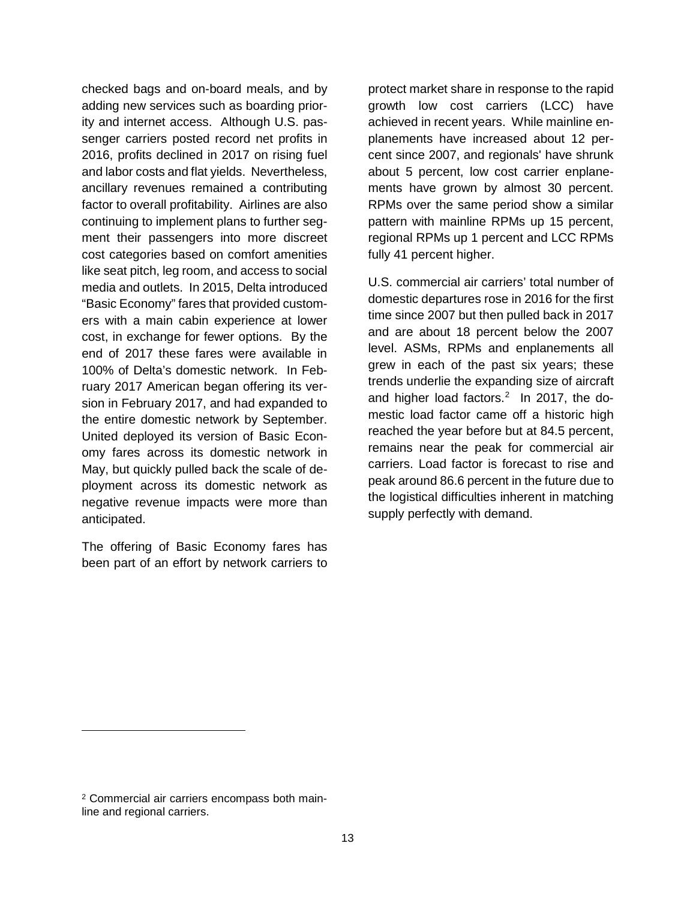checked bags and on-board meals, and by adding new services such as boarding priority and internet access. Although U.S. passenger carriers posted record net profits in 2016, profits declined in 2017 on rising fuel and labor costs and flat yields. Nevertheless, ancillary revenues remained a contributing factor to overall profitability. Airlines are also continuing to implement plans to further segment their passengers into more discreet cost categories based on comfort amenities like seat pitch, leg room, and access to social media and outlets. In 2015, Delta introduced "Basic Economy" fares that provided customers with a main cabin experience at lower cost, in exchange for fewer options. By the end of 2017 these fares were available in 100% of Delta's domestic network. In February 2017 American began offering its version in February 2017, and had expanded to the entire domestic network by September. United deployed its version of Basic Economy fares across its domestic network in May, but quickly pulled back the scale of deployment across its domestic network as negative revenue impacts were more than anticipated.

The offering of Basic Economy fares has been part of an effort by network carriers to protect market share in response to the rapid growth low cost carriers (LCC) have achieved in recent years. While mainline enplanements have increased about 12 percent since 2007, and regionals' have shrunk about 5 percent, low cost carrier enplanements have grown by almost 30 percent. RPMs over the same period show a similar pattern with mainline RPMs up 15 percent, regional RPMs up 1 percent and LCC RPMs fully 41 percent higher.

U.S. commercial air carriers' total number of domestic departures rose in 2016 for the first time since 2007 but then pulled back in 2017 and are about 18 percent below the 2007 level. ASMs, RPMs and enplanements all grew in each of the past six years; these trends underlie the expanding size of aircraft and higher load factors.[2] In 2017, the domestic load factor came off a historic high reached the year before but at 84.5 percent, remains near the peak for commercial air carriers. Load factor is forecast to rise and peak around 86.6 percent in the future due to the logistical difficulties inherent in matching supply perfectly with demand.

---

[2] Commercial air carriers encompass both mainline and regional carriers.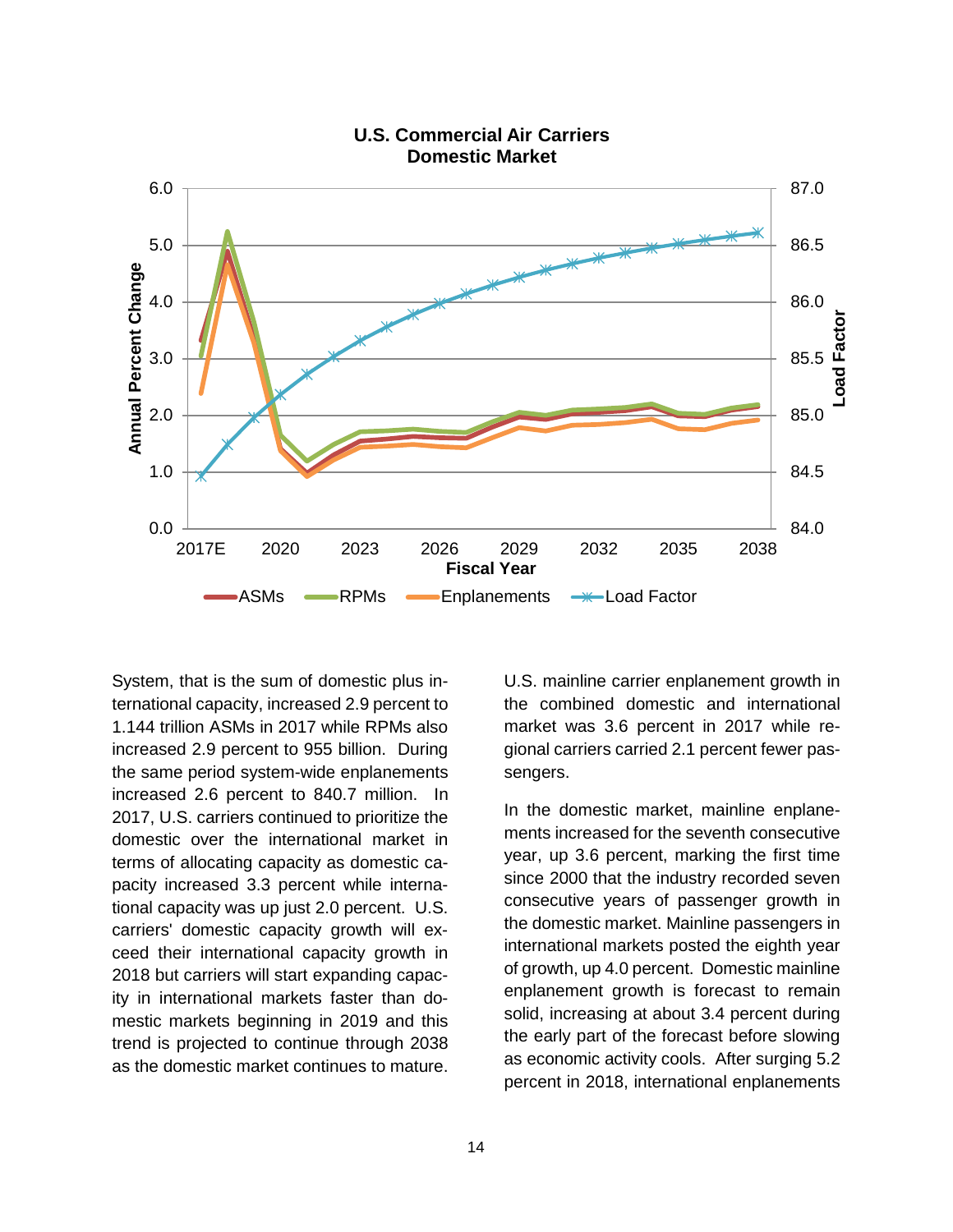**U.S. Commercial Air Carriers**
**Domestic Market**

System, that is the sum of domestic plus international capacity, increased 2.9 percent to 1.144 trillion ASMs in 2017 while RPMs also increased 2.9 percent to 955 billion. During the same period system-wide enplanements increased 2.6 percent to 840.7 million. In 2017, U.S. carriers continued to prioritize the domestic over the international market in terms of allocating capacity as domestic capacity increased 3.3 percent while international capacity was up just 2.0 percent. U.S. carriers' domestic capacity growth will exceed their international capacity growth in 2018 but carriers will start expanding capacity in international markets faster than domestic markets beginning in 2019 and this trend is projected to continue through 2038 as the domestic market continues to mature.

U.S. mainline carrier enplanement growth in the combined domestic and international market was 3.6 percent in 2017 while regional carriers carried 2.1 percent fewer passengers.

In the domestic market, mainline enplanements increased for the seventh consecutive year, up 3.6 percent, marking the first time since 2000 that the industry recorded seven consecutive years of passenger growth in the domestic market. Mainline passengers in international markets posted the eighth year of growth, up 4.0 percent. Domestic mainline enplanement growth is forecast to remain solid, increasing at about 3.4 percent during the early part of the forecast before slowing as economic activity cools. After surging 5.2 percent in 2018, international enplanements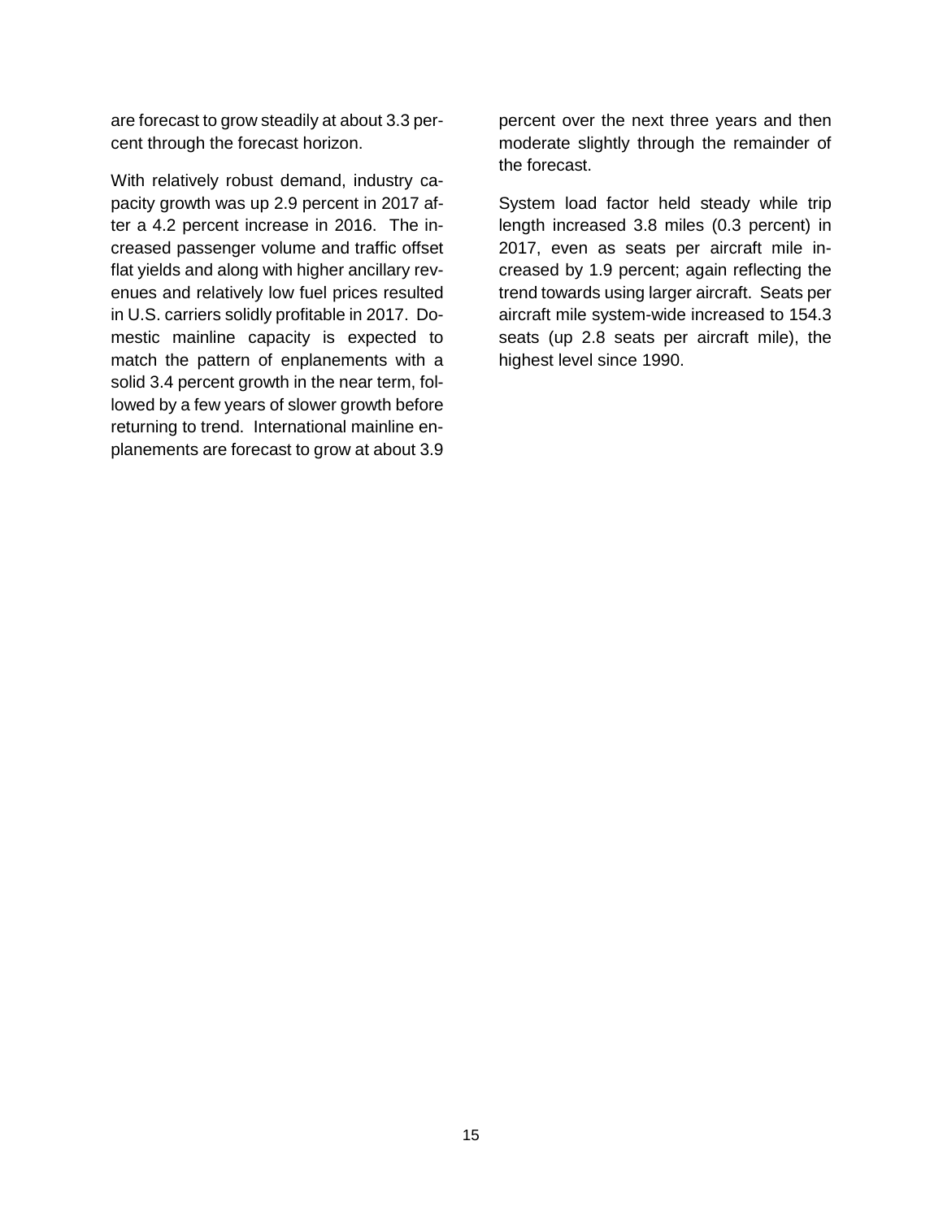are forecast to grow steadily at about 3.3 percent through the forecast horizon.

With relatively robust demand, industry capacity growth was up 2.9 percent in 2017 after a 4.2 percent increase in 2016. The increased passenger volume and traffic offset flat yields and along with higher ancillary revenues and relatively low fuel prices resulted in U.S. carriers solidly profitable in 2017. Domestic mainline capacity is expected to match the pattern of enplanements with a solid 3.4 percent growth in the near term, followed by a few years of slower growth before returning to trend. International mainline enplanements are forecast to grow at about 3.9 percent over the next three years and then moderate slightly through the remainder of the forecast.

System load factor held steady while trip length increased 3.8 miles (0.3 percent) in 2017, even as seats per aircraft mile increased by 1.9 percent; again reflecting the trend towards using larger aircraft. Seats per aircraft mile system-wide increased to 154.3 seats (up 2.8 seats per aircraft mile), the highest level since 1990.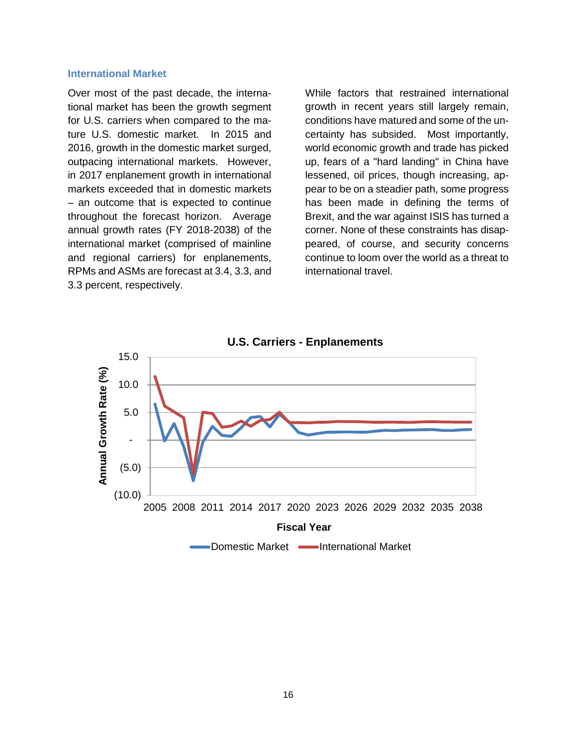### International Market

Over most of the past decade, the international market has been the growth segment for U.S. carriers when compared to the mature U.S. domestic market. In 2015 and 2016, growth in the domestic market surged, outpacing international markets. However, in 2017 enplanement growth in international markets exceeded that in domestic markets – an outcome that is expected to continue throughout the forecast horizon. Average annual growth rates (FY 2018-2038) of the international market (comprised of mainline and regional carriers) for enplanements, RPMs and ASMs are forecast at 3.4, 3.3, and 3.3 percent, respectively.

While factors that restrained international growth in recent years still largely remain, conditions have matured and some of the uncertainty has subsided. Most importantly, world economic growth and trade has picked up, fears of a "hard landing" in China have lessened, oil prices, though increasing, appear to be on a steadier path, some progress has been made in defining the terms of Brexit, and the war against ISIS has turned a corner. None of these constraints has disappeared, of course, and security concerns continue to loom over the world as a threat to international travel.

**U.S. Carriers - Enplanements**

Annual Growth Rate (%) — 15.0, 10.0, 5.0, -, (5.0), (10.0)

Fiscal Year — 2005, 2008, 2011, 2014, 2017, 2020, 2023, 2026, 2029, 2032, 2035, 2038

Domestic Market — International Market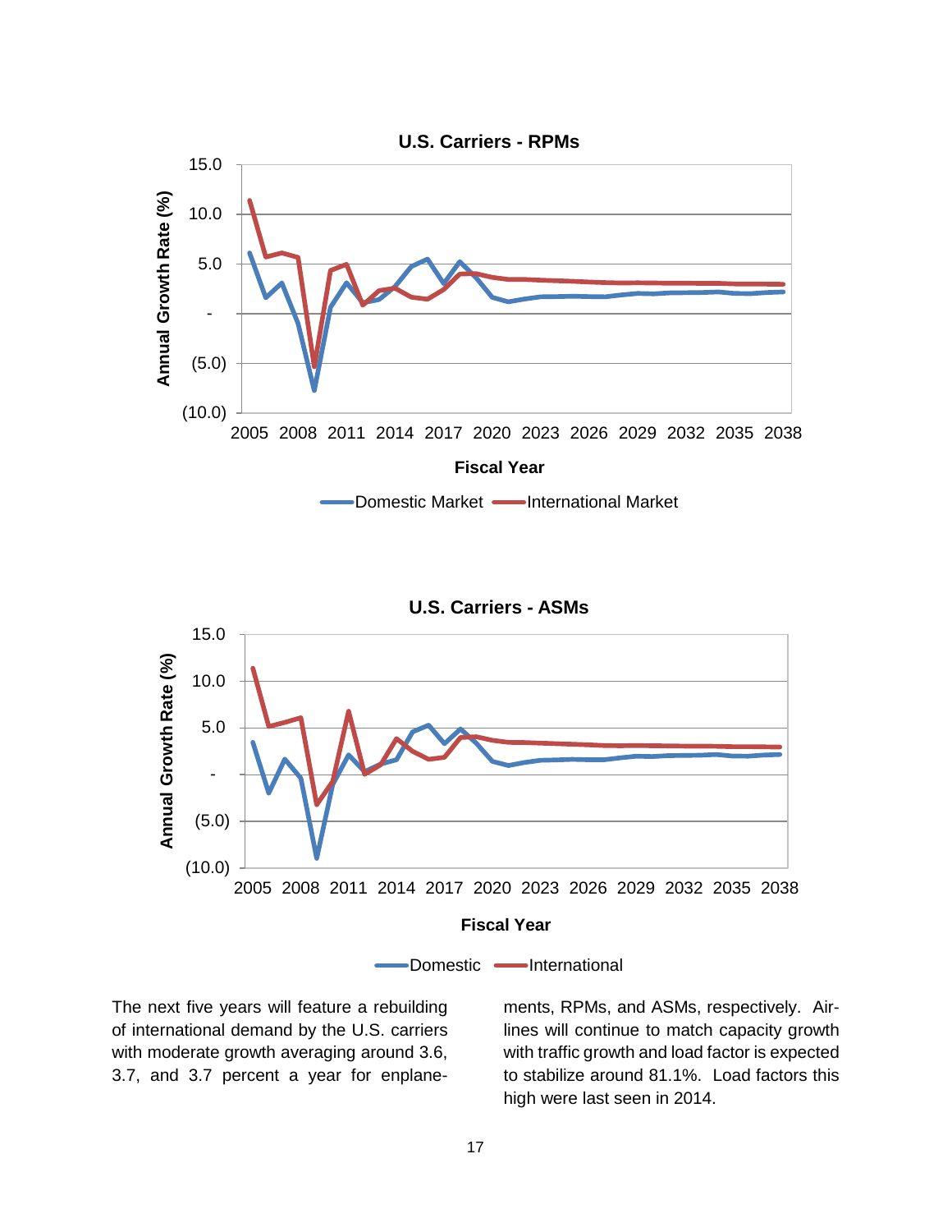The next five years will feature a rebuilding of international demand by the U.S. carriers with moderate growth averaging around 3.6, 3.7, and 3.7 percent a year for enplanements, RPMs, and ASMs, respectively. Airlines will continue to match capacity growth with traffic growth and load factor is expected to stabilize around 81.1%. Load factors this high were last seen in 2014.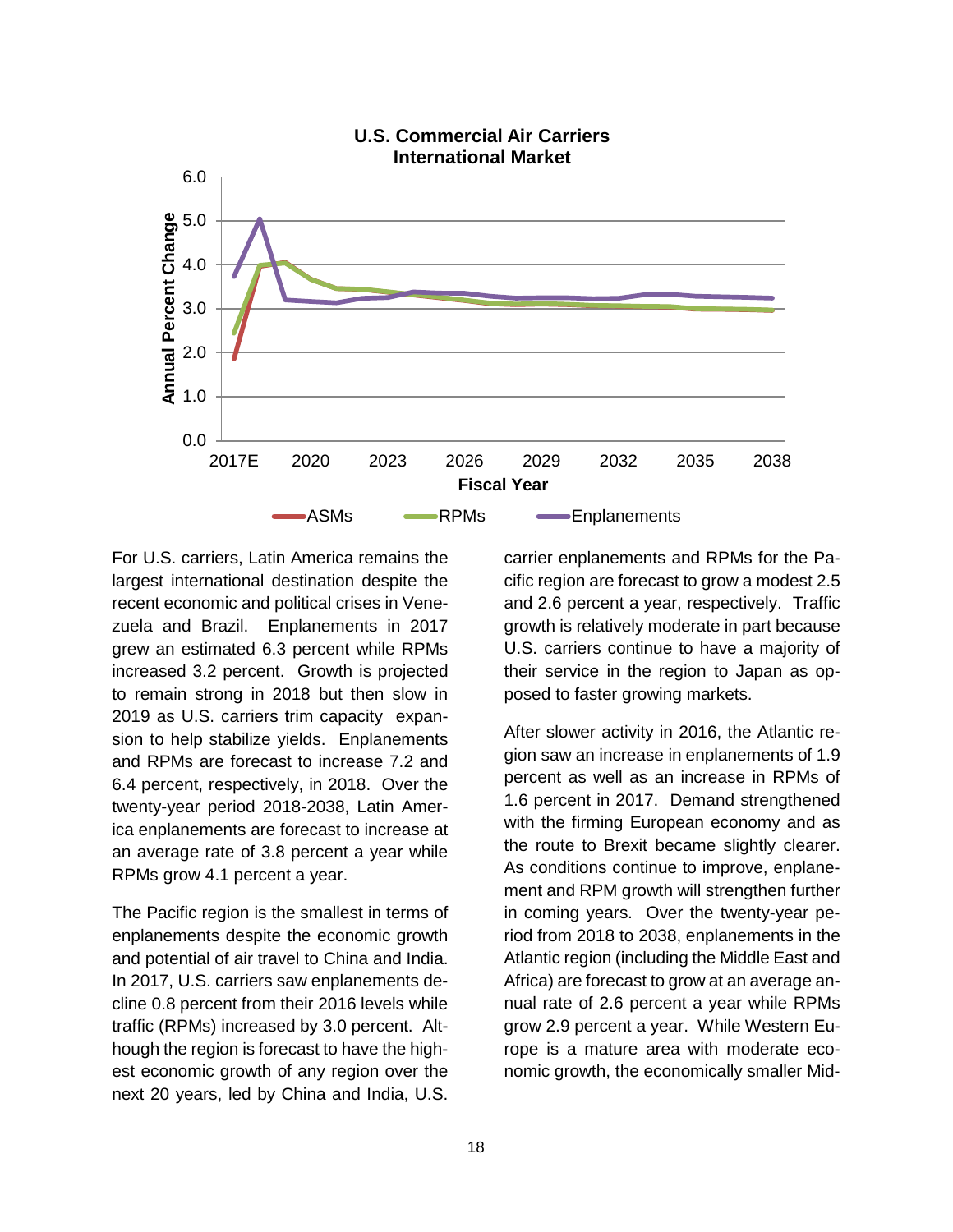**U.S. Commercial Air Carriers International Market**

For U.S. carriers, Latin America remains the largest international destination despite the recent economic and political crises in Venezuela and Brazil. Enplanements in 2017 grew an estimated 6.3 percent while RPMs increased 3.2 percent. Growth is projected to remain strong in 2018 but then slow in 2019 as U.S. carriers trim capacity expansion to help stabilize yields. Enplanements and RPMs are forecast to increase 7.2 and 6.4 percent, respectively, in 2018. Over the twenty-year period 2018-2038, Latin America enplanements are forecast to increase at an average rate of 3.8 percent a year while RPMs grow 4.1 percent a year.

The Pacific region is the smallest in terms of enplanements despite the economic growth and potential of air travel to China and India. In 2017, U.S. carriers saw enplanements decline 0.8 percent from their 2016 levels while traffic (RPMs) increased by 3.0 percent. Although the region is forecast to have the highest economic growth of any region over the next 20 years, led by China and India, U.S. carrier enplanements and RPMs for the Pacific region are forecast to grow a modest 2.5 and 2.6 percent a year, respectively. Traffic growth is relatively moderate in part because U.S. carriers continue to have a majority of their service in the region to Japan as opposed to faster growing markets.

After slower activity in 2016, the Atlantic region saw an increase in enplanements of 1.9 percent as well as an increase in RPMs of 1.6 percent in 2017. Demand strengthened with the firming European economy and as the route to Brexit became slightly clearer. As conditions continue to improve, enplanement and RPM growth will strengthen further in coming years. Over the twenty-year period from 2018 to 2038, enplanements in the Atlantic region (including the Middle East and Africa) are forecast to grow at an average annual rate of 2.6 percent a year while RPMs grow 2.9 percent a year. While Western Europe is a mature area with moderate economic growth, the economically smaller Mid-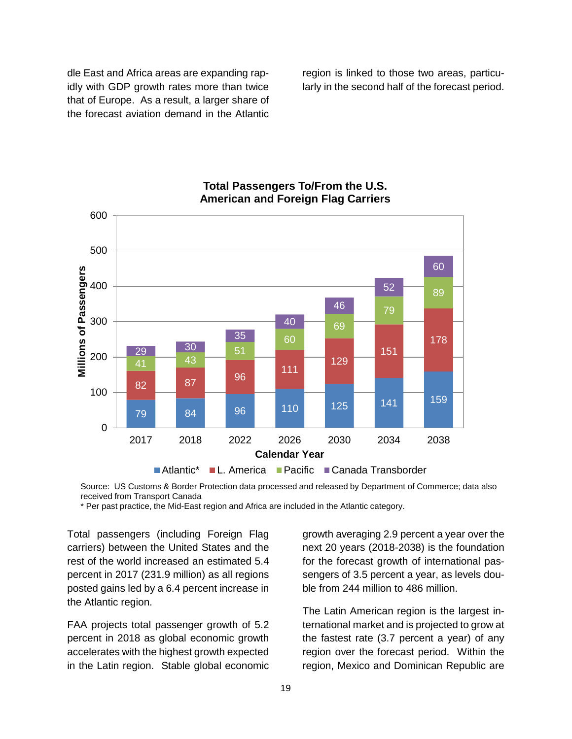dle East and Africa areas are expanding rapidly with GDP growth rates more than twice that of Europe. As a result, a larger share of the forecast aviation demand in the Atlantic region is linked to those two areas, particularly in the second half of the forecast period.

**Total Passengers To/From the U.S.**
**American and Foreign Flag Carriers**

Millions of Passengers

| Calendar Year | Atlantic* | L. America | Pacific | Canada Transborder |
|---|---|---|---|---|
| 2017 | 79 | 82 | 41 | 29 |
| 2018 | 84 | 87 | 43 | 30 |
| 2022 | 96 | 96 | 51 | 35 |
| 2026 | 110 | 111 | 60 | 40 |
| 2030 | 125 | 129 | 69 | 46 |
| 2034 | 141 | 151 | 79 | 52 |
| 2038 | 159 | 178 | 89 | 60 |

Source: US Customs & Border Protection data processed and released by Department of Commerce; data also received from Transport Canada

* Per past practice, the Mid-East region and Africa are included in the Atlantic category.

Total passengers (including Foreign Flag carriers) between the United States and the rest of the world increased an estimated 5.4 percent in 2017 (231.9 million) as all regions posted gains led by a 6.4 percent increase in the Atlantic region.

FAA projects total passenger growth of 5.2 percent in 2018 as global economic growth accelerates with the highest growth expected in the Latin region. Stable global economic growth averaging 2.9 percent a year over the next 20 years (2018-2038) is the foundation for the forecast growth of international passengers of 3.5 percent a year, as levels double from 244 million to 486 million.

The Latin American region is the largest international market and is projected to grow at the fastest rate (3.7 percent a year) of any region over the forecast period. Within the region, Mexico and Dominican Republic are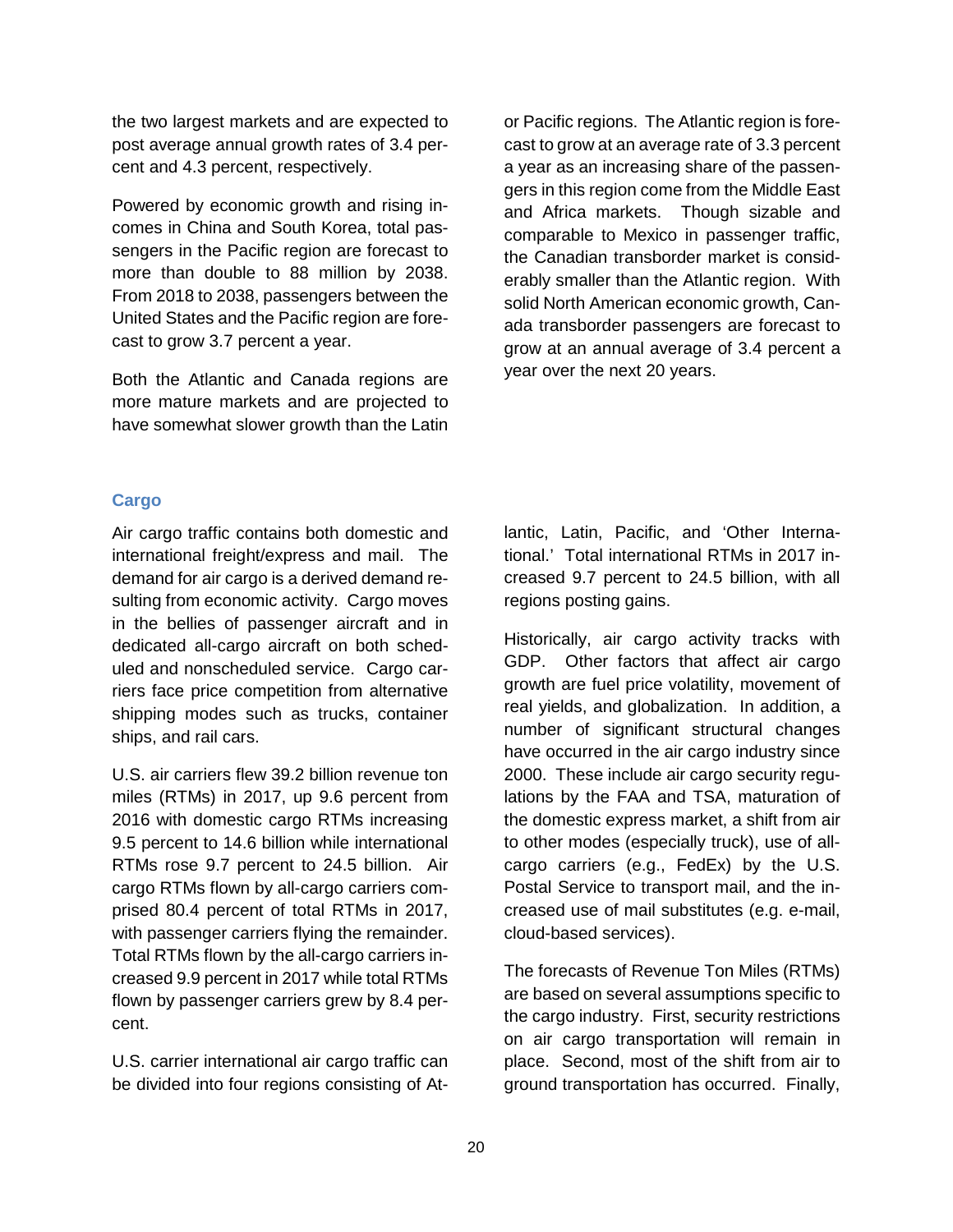the two largest markets and are expected to post average annual growth rates of 3.4 percent and 4.3 percent, respectively.

Powered by economic growth and rising incomes in China and South Korea, total passengers in the Pacific region are forecast to more than double to 88 million by 2038. From 2018 to 2038, passengers between the United States and the Pacific region are forecast to grow 3.7 percent a year.

Both the Atlantic and Canada regions are more mature markets and are projected to have somewhat slower growth than the Latin or Pacific regions. The Atlantic region is forecast to grow at an average rate of 3.3 percent a year as an increasing share of the passengers in this region come from the Middle East and Africa markets. Though sizable and comparable to Mexico in passenger traffic, the Canadian transborder market is considerably smaller than the Atlantic region. With solid North American economic growth, Canada transborder passengers are forecast to grow at an annual average of 3.4 percent a year over the next 20 years.

### Cargo

Air cargo traffic contains both domestic and international freight/express and mail. The demand for air cargo is a derived demand resulting from economic activity. Cargo moves in the bellies of passenger aircraft and in dedicated all-cargo aircraft on both scheduled and nonscheduled service. Cargo carriers face price competition from alternative shipping modes such as trucks, container ships, and rail cars.

U.S. air carriers flew 39.2 billion revenue ton miles (RTMs) in 2017, up 9.6 percent from 2016 with domestic cargo RTMs increasing 9.5 percent to 14.6 billion while international RTMs rose 9.7 percent to 24.5 billion. Air cargo RTMs flown by all-cargo carriers comprised 80.4 percent of total RTMs in 2017, with passenger carriers flying the remainder. Total RTMs flown by the all-cargo carriers increased 9.9 percent in 2017 while total RTMs flown by passenger carriers grew by 8.4 percent.

U.S. carrier international air cargo traffic can be divided into four regions consisting of Atlantic, Latin, Pacific, and 'Other International.' Total international RTMs in 2017 increased 9.7 percent to 24.5 billion, with all regions posting gains.

Historically, air cargo activity tracks with GDP. Other factors that affect air cargo growth are fuel price volatility, movement of real yields, and globalization. In addition, a number of significant structural changes have occurred in the air cargo industry since 2000. These include air cargo security regulations by the FAA and TSA, maturation of the domestic express market, a shift from air to other modes (especially truck), use of all-cargo carriers (e.g., FedEx) by the U.S. Postal Service to transport mail, and the increased use of mail substitutes (e.g. e-mail, cloud-based services).

The forecasts of Revenue Ton Miles (RTMs) are based on several assumptions specific to the cargo industry. First, security restrictions on air cargo transportation will remain in place. Second, most of the shift from air to ground transportation has occurred. Finally,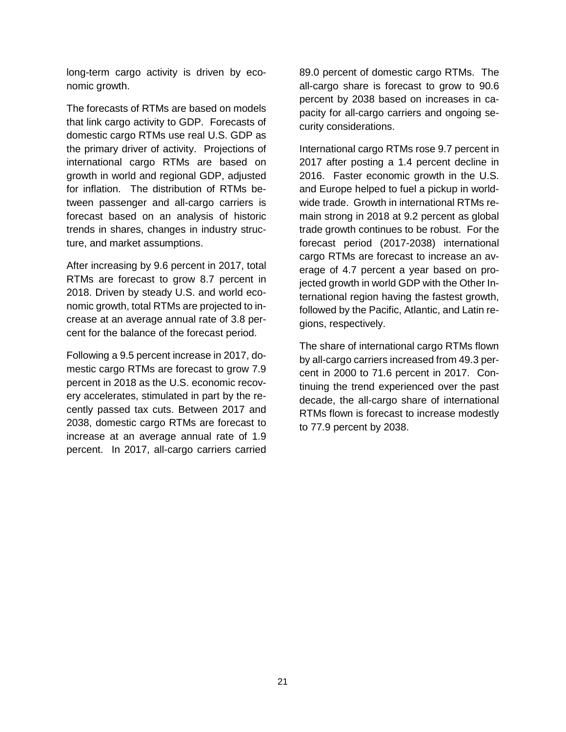long-term cargo activity is driven by economic growth.

The forecasts of RTMs are based on models that link cargo activity to GDP. Forecasts of domestic cargo RTMs use real U.S. GDP as the primary driver of activity. Projections of international cargo RTMs are based on growth in world and regional GDP, adjusted for inflation. The distribution of RTMs between passenger and all-cargo carriers is forecast based on an analysis of historic trends in shares, changes in industry structure, and market assumptions.

After increasing by 9.6 percent in 2017, total RTMs are forecast to grow 8.7 percent in 2018. Driven by steady U.S. and world economic growth, total RTMs are projected to increase at an average annual rate of 3.8 percent for the balance of the forecast period.

Following a 9.5 percent increase in 2017, domestic cargo RTMs are forecast to grow 7.9 percent in 2018 as the U.S. economic recovery accelerates, stimulated in part by the recently passed tax cuts. Between 2017 and 2038, domestic cargo RTMs are forecast to increase at an average annual rate of 1.9 percent. In 2017, all-cargo carriers carried 89.0 percent of domestic cargo RTMs. The all-cargo share is forecast to grow to 90.6 percent by 2038 based on increases in capacity for all-cargo carriers and ongoing security considerations.

International cargo RTMs rose 9.7 percent in 2017 after posting a 1.4 percent decline in 2016. Faster economic growth in the U.S. and Europe helped to fuel a pickup in worldwide trade. Growth in international RTMs remain strong in 2018 at 9.2 percent as global trade growth continues to be robust. For the forecast period (2017-2038) international cargo RTMs are forecast to increase an average of 4.7 percent a year based on projected growth in world GDP with the Other International region having the fastest growth, followed by the Pacific, Atlantic, and Latin regions, respectively.

The share of international cargo RTMs flown by all-cargo carriers increased from 49.3 percent in 2000 to 71.6 percent in 2017. Continuing the trend experienced over the past decade, the all-cargo share of international RTMs flown is forecast to increase modestly to 77.9 percent by 2038.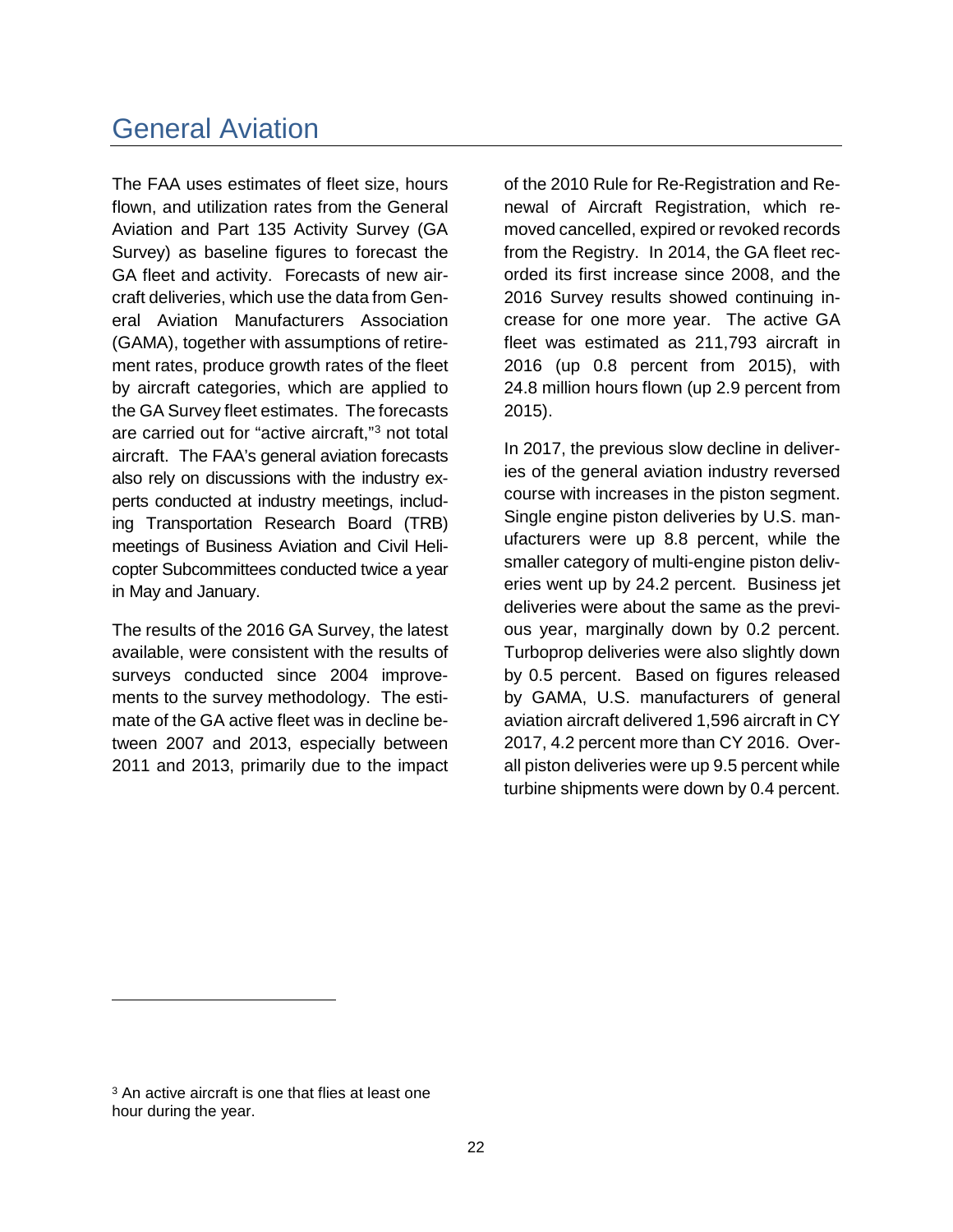# General Aviation

The FAA uses estimates of fleet size, hours flown, and utilization rates from the General Aviation and Part 135 Activity Survey (GA Survey) as baseline figures to forecast the GA fleet and activity. Forecasts of new aircraft deliveries, which use the data from General Aviation Manufacturers Association (GAMA), together with assumptions of retirement rates, produce growth rates of the fleet by aircraft categories, which are applied to the GA Survey fleet estimates. The forecasts are carried out for "active aircraft,"[3] not total aircraft. The FAA's general aviation forecasts also rely on discussions with the industry experts conducted at industry meetings, including Transportation Research Board (TRB) meetings of Business Aviation and Civil Helicopter Subcommittees conducted twice a year in May and January.

The results of the 2016 GA Survey, the latest available, were consistent with the results of surveys conducted since 2004 improvements to the survey methodology. The estimate of the GA active fleet was in decline between 2007 and 2013, especially between 2011 and 2013, primarily due to the impact of the 2010 Rule for Re-Registration and Renewal of Aircraft Registration, which removed cancelled, expired or revoked records from the Registry. In 2014, the GA fleet recorded its first increase since 2008, and the 2016 Survey results showed continuing increase for one more year. The active GA fleet was estimated as 211,793 aircraft in 2016 (up 0.8 percent from 2015), with 24.8 million hours flown (up 2.9 percent from 2015).

In 2017, the previous slow decline in deliveries of the general aviation industry reversed course with increases in the piston segment. Single engine piston deliveries by U.S. manufacturers were up 8.8 percent, while the smaller category of multi-engine piston deliveries went up by 24.2 percent. Business jet deliveries were about the same as the previous year, marginally down by 0.2 percent. Turboprop deliveries were also slightly down by 0.5 percent. Based on figures released by GAMA, U.S. manufacturers of general aviation aircraft delivered 1,596 aircraft in CY 2017, 4.2 percent more than CY 2016. Overall piston deliveries were up 9.5 percent while turbine shipments were down by 0.4 percent.

[3] An active aircraft is one that flies at least one hour during the year.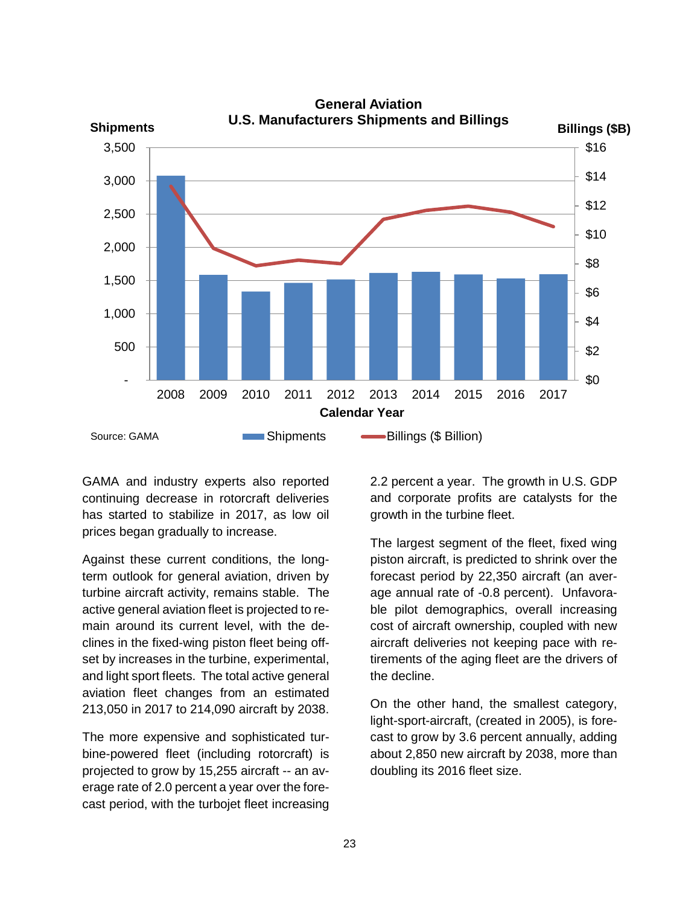**General Aviation**
**U.S. Manufacturers Shipments and Billings**

Source: GAMA

GAMA and industry experts also reported continuing decrease in rotorcraft deliveries has started to stabilize in 2017, as low oil prices began gradually to increase.

Against these current conditions, the long-term outlook for general aviation, driven by turbine aircraft activity, remains stable. The active general aviation fleet is projected to remain around its current level, with the declines in the fixed-wing piston fleet being offset by increases in the turbine, experimental, and light sport fleets. The total active general aviation fleet changes from an estimated 213,050 in 2017 to 214,090 aircraft by 2038.

The more expensive and sophisticated turbine-powered fleet (including rotorcraft) is projected to grow by 15,255 aircraft -- an average rate of 2.0 percent a year over the forecast period, with the turbojet fleet increasing 2.2 percent a year. The growth in U.S. GDP and corporate profits are catalysts for the growth in the turbine fleet.

The largest segment of the fleet, fixed wing piston aircraft, is predicted to shrink over the forecast period by 22,350 aircraft (an average annual rate of -0.8 percent). Unfavorable pilot demographics, overall increasing cost of aircraft ownership, coupled with new aircraft deliveries not keeping pace with retirements of the aging fleet are the drivers of the decline.

On the other hand, the smallest category, light-sport-aircraft, (created in 2005), is forecast to grow by 3.6 percent annually, adding about 2,850 new aircraft by 2038, more than doubling its 2016 fleet size.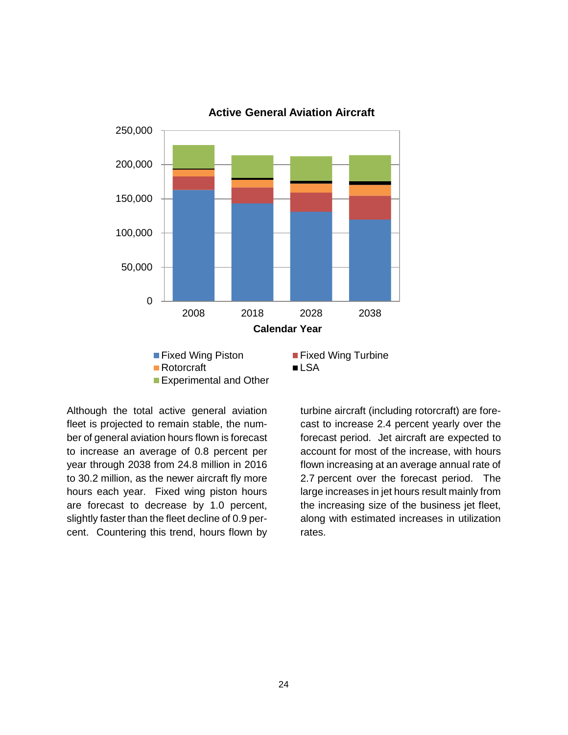Although the total active general aviation fleet is projected to remain stable, the number of general aviation hours flown is forecast to increase an average of 0.8 percent per year through 2038 from 24.8 million in 2016 to 30.2 million, as the newer aircraft fly more hours each year. Fixed wing piston hours are forecast to decrease by 1.0 percent, slightly faster than the fleet decline of 0.9 percent. Countering this trend, hours flown by turbine aircraft (including rotorcraft) are forecast to increase 2.4 percent yearly over the forecast period. Jet aircraft are expected to account for most of the increase, with hours flown increasing at an average annual rate of 2.7 percent over the forecast period. The large increases in jet hours result mainly from the increasing size of the business jet fleet, along with estimated increases in utilization rates.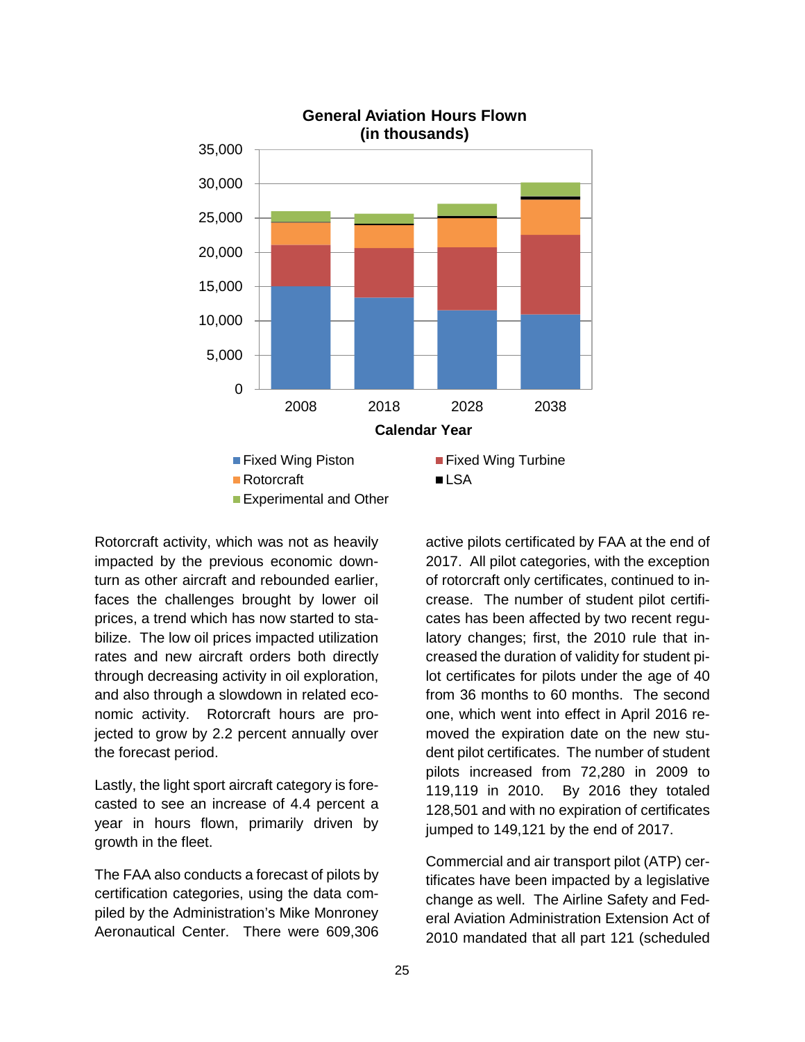**General Aviation Hours Flown (in thousands)**

Rotorcraft activity, which was not as heavily impacted by the previous economic downturn as other aircraft and rebounded earlier, faces the challenges brought by lower oil prices, a trend which has now started to stabilize. The low oil prices impacted utilization rates and new aircraft orders both directly through decreasing activity in oil exploration, and also through a slowdown in related economic activity. Rotorcraft hours are projected to grow by 2.2 percent annually over the forecast period.

Lastly, the light sport aircraft category is forecasted to see an increase of 4.4 percent a year in hours flown, primarily driven by growth in the fleet.

The FAA also conducts a forecast of pilots by certification categories, using the data compiled by the Administration's Mike Monroney Aeronautical Center. There were 609,306 active pilots certificated by FAA at the end of 2017. All pilot categories, with the exception of rotorcraft only certificates, continued to increase. The number of student pilot certificates has been affected by two recent regulatory changes; first, the 2010 rule that increased the duration of validity for student pilot certificates for pilots under the age of 40 from 36 months to 60 months. The second one, which went into effect in April 2016 removed the expiration date on the new student pilot certificates. The number of student pilots increased from 72,280 in 2009 to 119,119 in 2010. By 2016 they totaled 128,501 and with no expiration of certificates jumped to 149,121 by the end of 2017.

Commercial and air transport pilot (ATP) certificates have been impacted by a legislative change as well. The Airline Safety and Federal Aviation Administration Extension Act of 2010 mandated that all part 121 (scheduled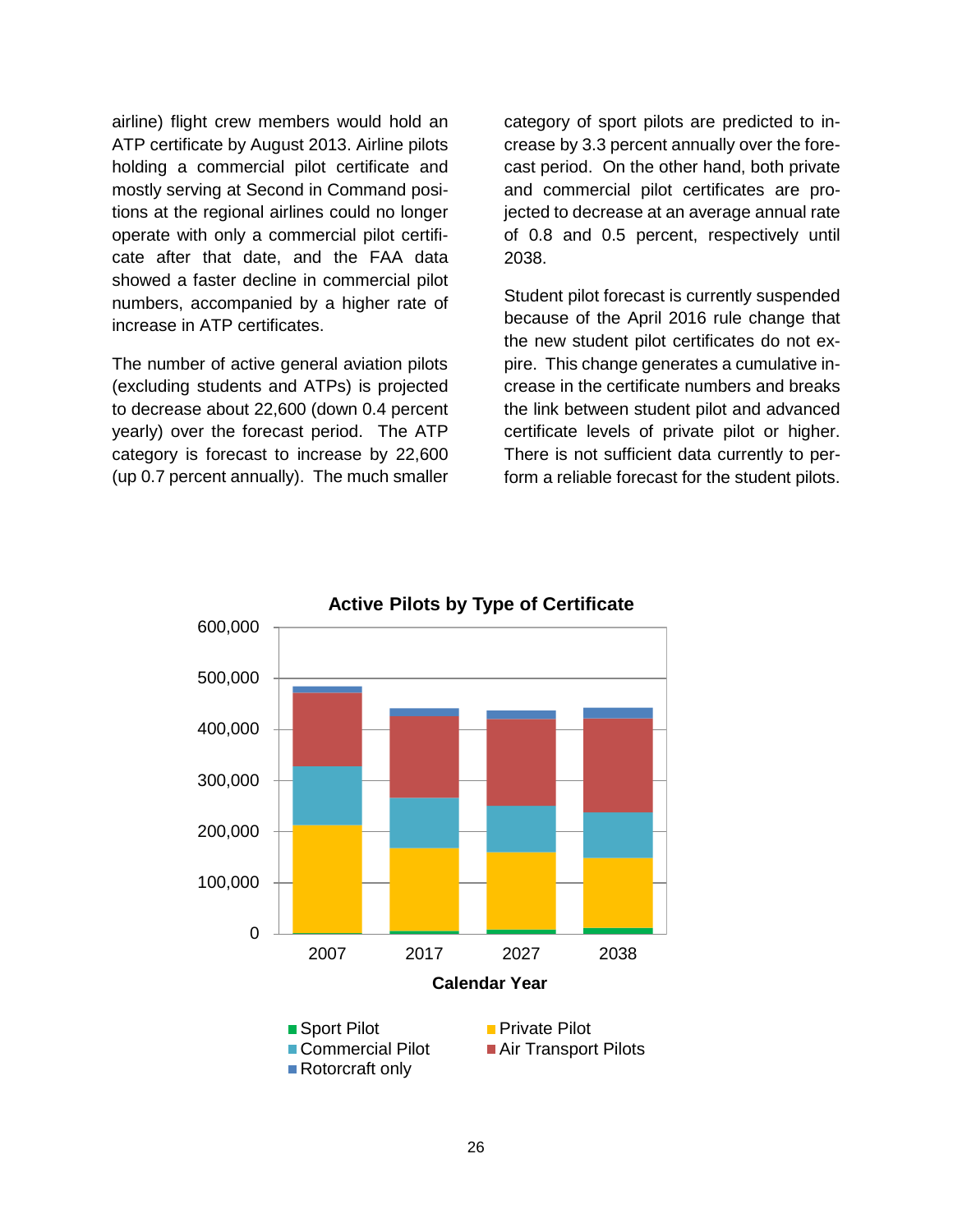airline) flight crew members would hold an ATP certificate by August 2013. Airline pilots holding a commercial pilot certificate and mostly serving at Second in Command positions at the regional airlines could no longer operate with only a commercial pilot certificate after that date, and the FAA data showed a faster decline in commercial pilot numbers, accompanied by a higher rate of increase in ATP certificates.

The number of active general aviation pilots (excluding students and ATPs) is projected to decrease about 22,600 (down 0.4 percent yearly) over the forecast period. The ATP category is forecast to increase by 22,600 (up 0.7 percent annually). The much smaller category of sport pilots are predicted to increase by 3.3 percent annually over the forecast period. On the other hand, both private and commercial pilot certificates are projected to decrease at an average annual rate of 0.8 and 0.5 percent, respectively until 2038.

Student pilot forecast is currently suspended because of the April 2016 rule change that the new student pilot certificates do not expire. This change generates a cumulative increase in the certificate numbers and breaks the link between student pilot and advanced certificate levels of private pilot or higher. There is not sufficient data currently to perform a reliable forecast for the student pilots.

**Active Pilots by Type of Certificate**

(Stacked bar chart; y-axis 0 to 600,000; x-axis: Calendar Year — 2007, 2017, 2027, 2038. Legend: Sport Pilot, Private Pilot, Commercial Pilot, Air Transport Pilots, Rotorcraft only)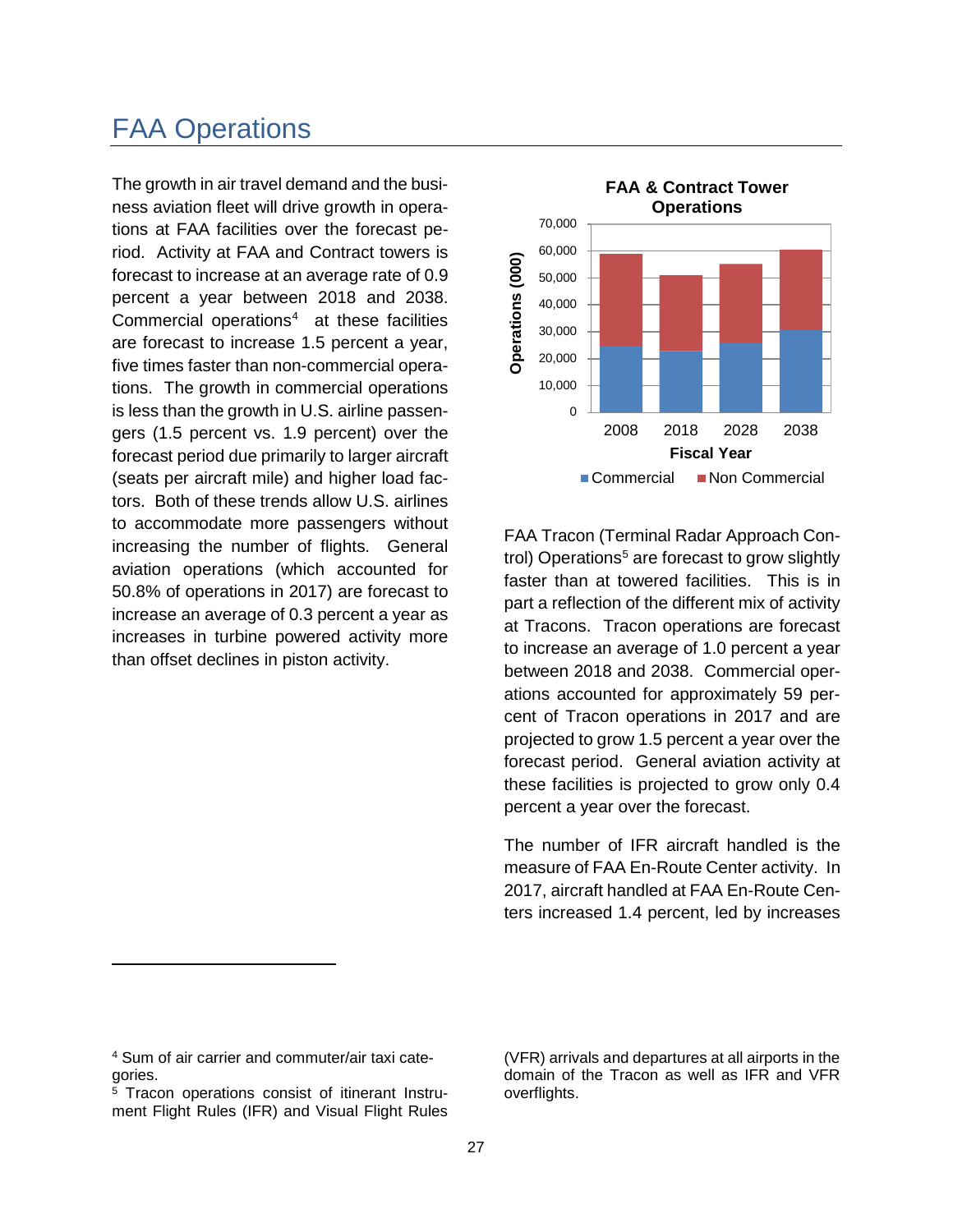# FAA Operations

The growth in air travel demand and the business aviation fleet will drive growth in operations at FAA facilities over the forecast period. Activity at FAA and Contract towers is forecast to increase at an average rate of 0.9 percent a year between 2018 and 2038. Commercial operations[4] at these facilities are forecast to increase 1.5 percent a year, five times faster than non-commercial operations. The growth in commercial operations is less than the growth in U.S. airline passengers (1.5 percent vs. 1.9 percent) over the forecast period due primarily to larger aircraft (seats per aircraft mile) and higher load factors. Both of these trends allow U.S. airlines to accommodate more passengers without increasing the number of flights. General aviation operations (which accounted for 50.8% of operations in 2017) are forecast to increase an average of 0.3 percent a year as increases in turbine powered activity more than offset declines in piston activity.

**FAA & Contract Tower Operations**

Operations (000)

Fiscal Year: 2008, 2018, 2028, 2038

Commercial / Non Commercial

FAA Tracon (Terminal Radar Approach Control) Operations[5] are forecast to grow slightly faster than at towered facilities. This is in part a reflection of the different mix of activity at Tracons. Tracon operations are forecast to increase an average of 1.0 percent a year between 2018 and 2038. Commercial operations accounted for approximately 59 percent of Tracon operations in 2017 and are projected to grow 1.5 percent a year over the forecast period. General aviation activity at these facilities is projected to grow only 0.4 percent a year over the forecast.

The number of IFR aircraft handled is the measure of FAA En-Route Center activity. In 2017, aircraft handled at FAA En-Route Centers increased 1.4 percent, led by increases

---

[4] Sum of air carrier and commuter/air taxi categories.

[5] Tracon operations consist of itinerant Instrument Flight Rules (IFR) and Visual Flight Rules (VFR) arrivals and departures at all airports in the domain of the Tracon as well as IFR and VFR overflights.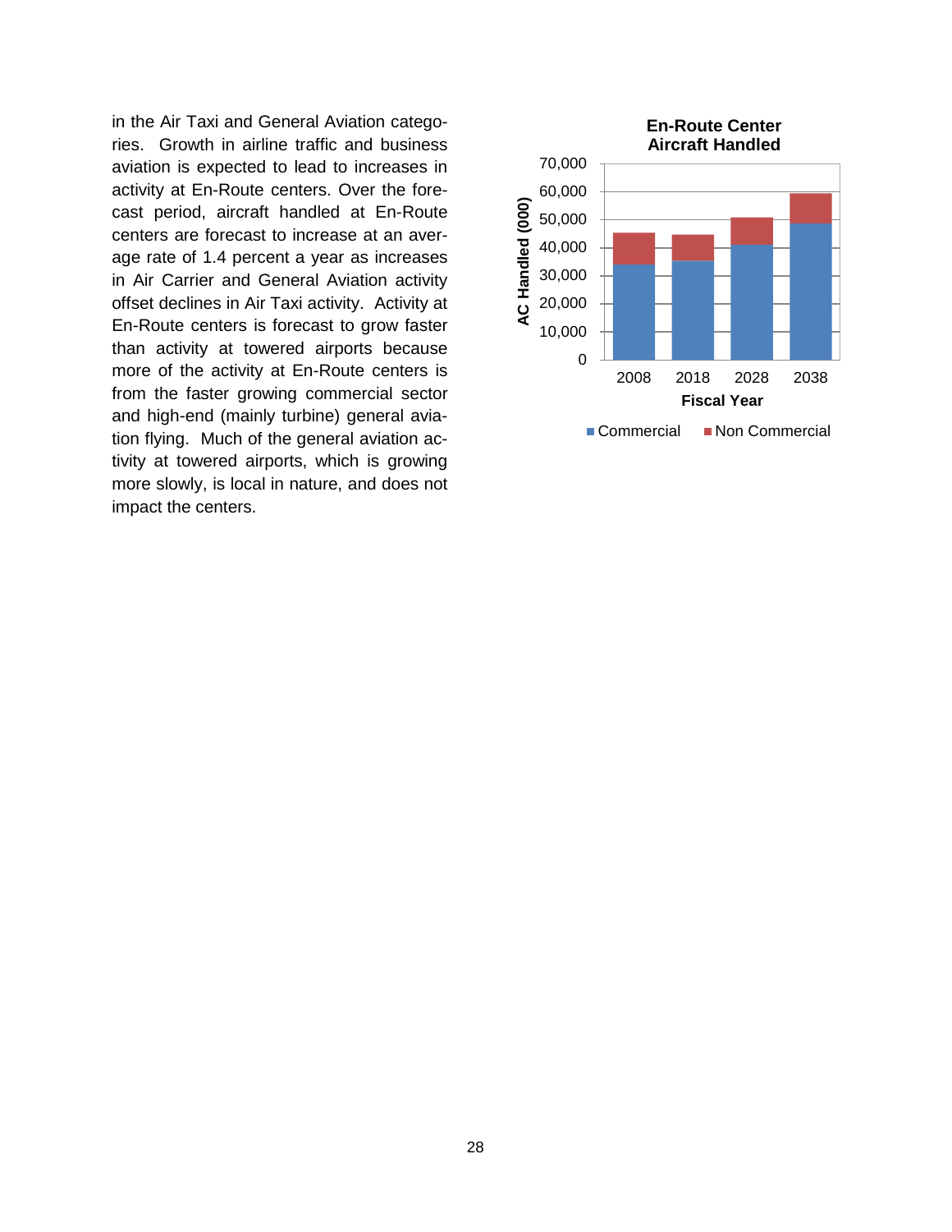in the Air Taxi and General Aviation categories. Growth in airline traffic and business aviation is expected to lead to increases in activity at En-Route centers. Over the forecast period, aircraft handled at En-Route centers are forecast to increase at an average rate of 1.4 percent a year as increases in Air Carrier and General Aviation activity offset declines in Air Taxi activity. Activity at En-Route centers is forecast to grow faster than activity at towered airports because more of the activity at En-Route centers is from the faster growing commercial sector and high-end (mainly turbine) general aviation flying. Much of the general aviation activity at towered airports, which is growing more slowly, is local in nature, and does not impact the centers.

**En-Route Center Aircraft Handled**

AC Handled (000)

70,000
60,000
50,000
40,000
30,000
20,000
10,000
0

2008 2018 2028 2038

Fiscal Year

Commercial Non Commercial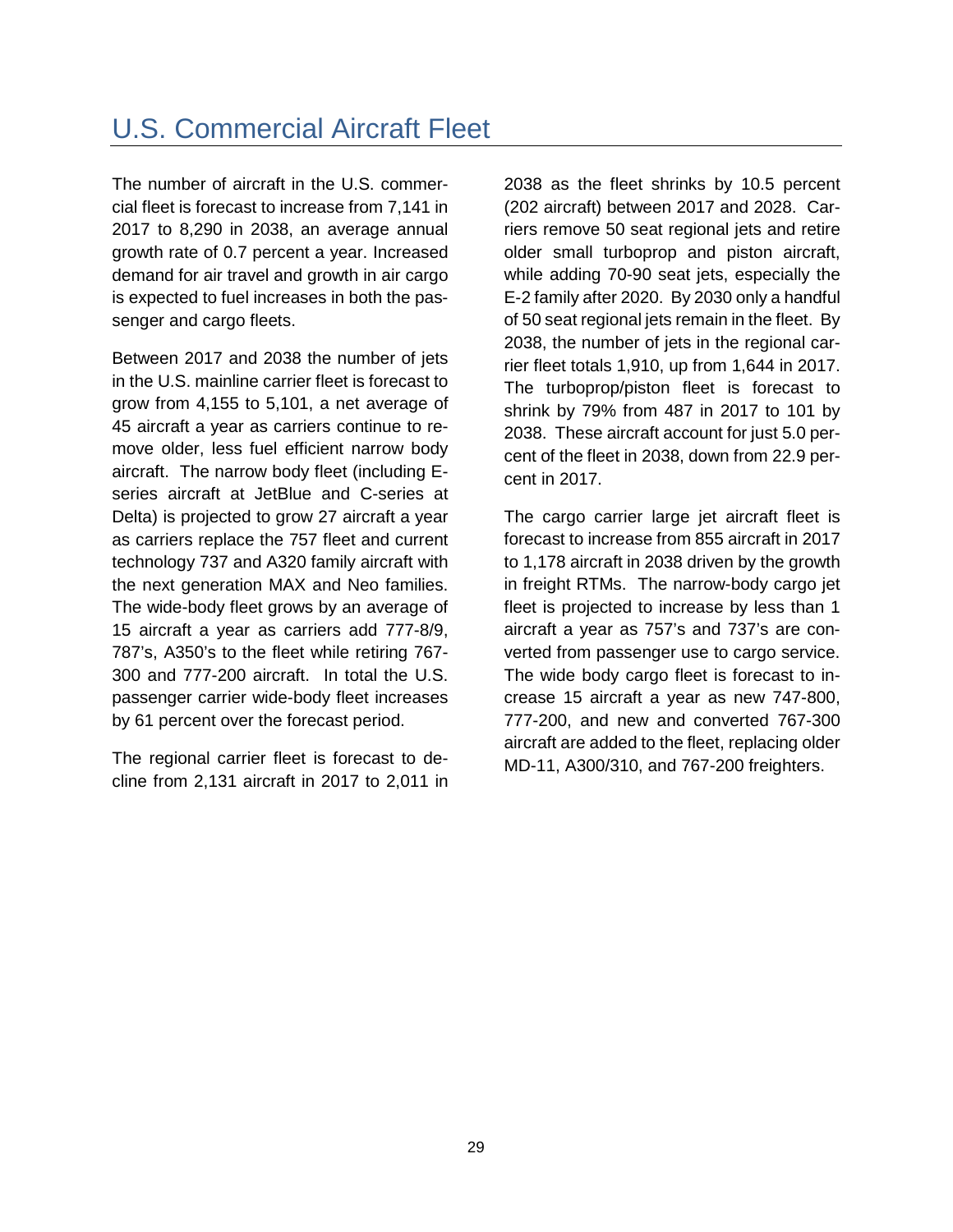# U.S. Commercial Aircraft Fleet

The number of aircraft in the U.S. commercial fleet is forecast to increase from 7,141 in 2017 to 8,290 in 2038, an average annual growth rate of 0.7 percent a year. Increased demand for air travel and growth in air cargo is expected to fuel increases in both the passenger and cargo fleets.

Between 2017 and 2038 the number of jets in the U.S. mainline carrier fleet is forecast to grow from 4,155 to 5,101, a net average of 45 aircraft a year as carriers continue to remove older, less fuel efficient narrow body aircraft. The narrow body fleet (including E-series aircraft at JetBlue and C-series at Delta) is projected to grow 27 aircraft a year as carriers replace the 757 fleet and current technology 737 and A320 family aircraft with the next generation MAX and Neo families. The wide-body fleet grows by an average of 15 aircraft a year as carriers add 777-8/9, 787's, A350's to the fleet while retiring 767-300 and 777-200 aircraft. In total the U.S. passenger carrier wide-body fleet increases by 61 percent over the forecast period.

The regional carrier fleet is forecast to decline from 2,131 aircraft in 2017 to 2,011 in 2038 as the fleet shrinks by 10.5 percent (202 aircraft) between 2017 and 2028. Carriers remove 50 seat regional jets and retire older small turboprop and piston aircraft, while adding 70-90 seat jets, especially the E-2 family after 2020. By 2030 only a handful of 50 seat regional jets remain in the fleet. By 2038, the number of jets in the regional carrier fleet totals 1,910, up from 1,644 in 2017. The turboprop/piston fleet is forecast to shrink by 79% from 487 in 2017 to 101 by 2038. These aircraft account for just 5.0 percent of the fleet in 2038, down from 22.9 percent in 2017.

The cargo carrier large jet aircraft fleet is forecast to increase from 855 aircraft in 2017 to 1,178 aircraft in 2038 driven by the growth in freight RTMs. The narrow-body cargo jet fleet is projected to increase by less than 1 aircraft a year as 757's and 737's are converted from passenger use to cargo service. The wide body cargo fleet is forecast to increase 15 aircraft a year as new 747-800, 777-200, and new and converted 767-300 aircraft are added to the fleet, replacing older MD-11, A300/310, and 767-200 freighters.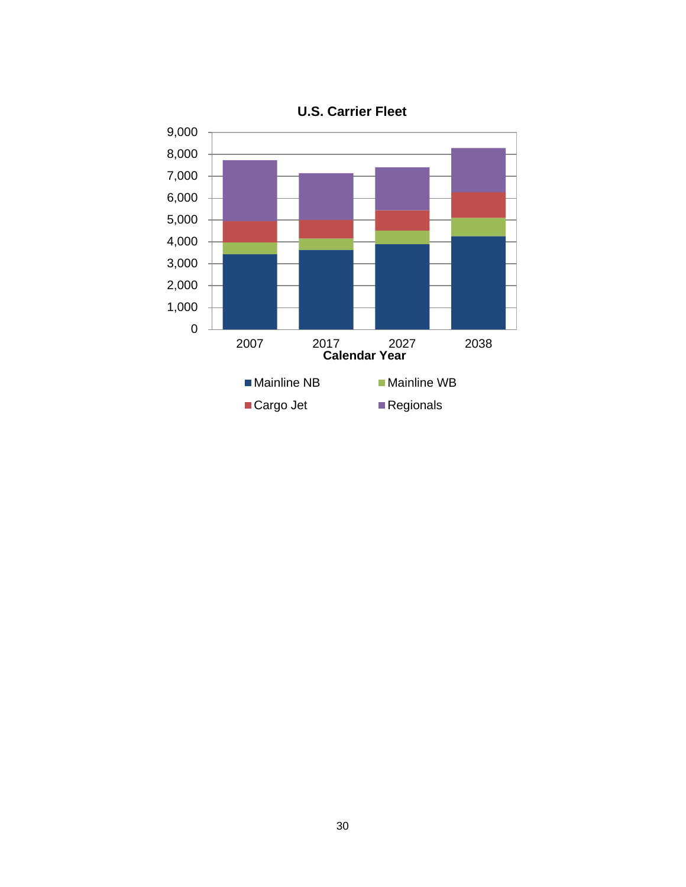**U.S. Carrier Fleet**

9,000
8,000
7,000
6,000
5,000
4,000
3,000
2,000
1,000
0

2007 2017 2027 2038

**Calendar Year**

Mainline NB Mainline WB

Cargo Jet Regionals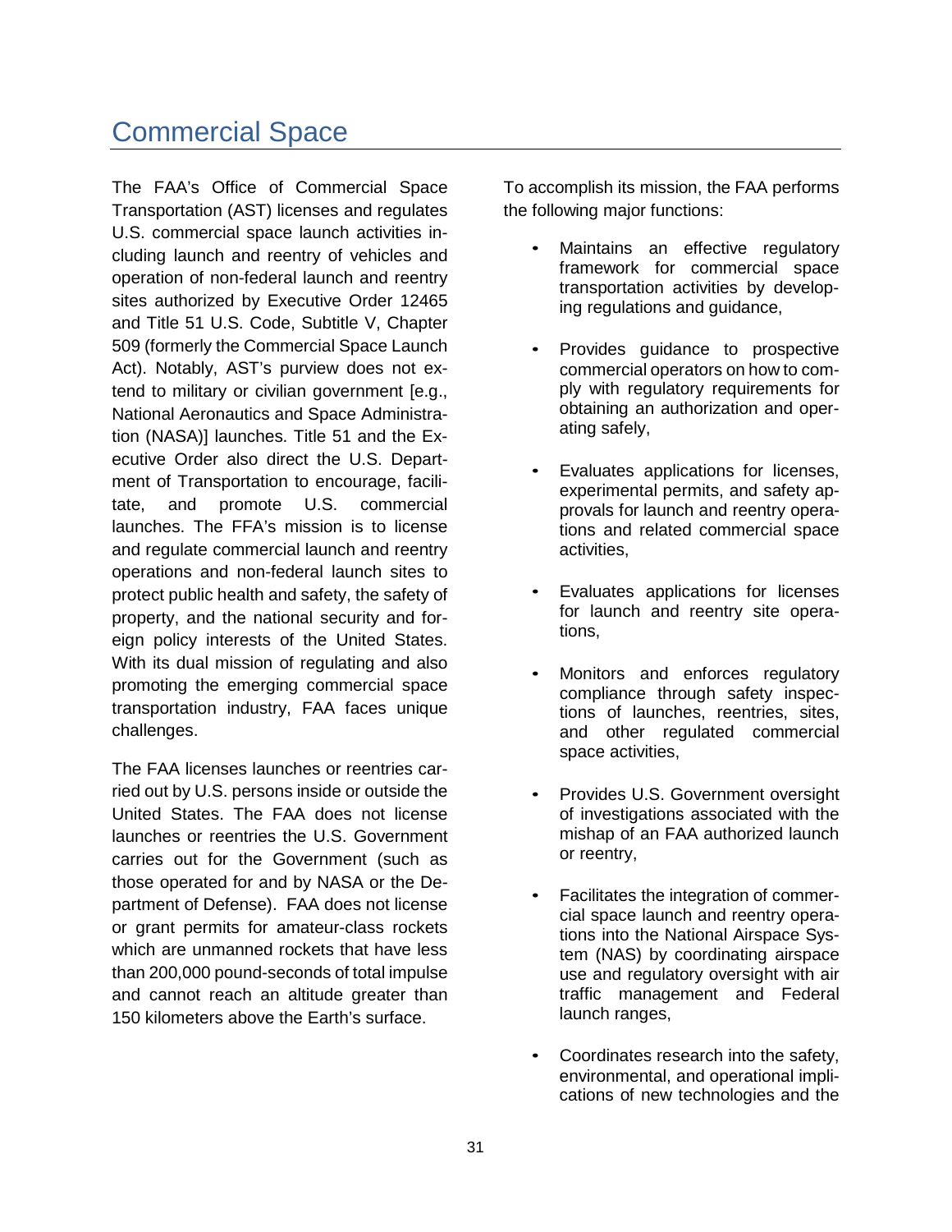# Commercial Space

The FAA's Office of Commercial Space Transportation (AST) licenses and regulates U.S. commercial space launch activities including launch and reentry of vehicles and operation of non-federal launch and reentry sites authorized by Executive Order 12465 and Title 51 U.S. Code, Subtitle V, Chapter 509 (formerly the Commercial Space Launch Act). Notably, AST's purview does not extend to military or civilian government [e.g., National Aeronautics and Space Administration (NASA)] launches. Title 51 and the Executive Order also direct the U.S. Department of Transportation to encourage, facilitate, and promote U.S. commercial launches. The FFA's mission is to license and regulate commercial launch and reentry operations and non-federal launch sites to protect public health and safety, the safety of property, and the national security and foreign policy interests of the United States. With its dual mission of regulating and also promoting the emerging commercial space transportation industry, FAA faces unique challenges.

The FAA licenses launches or reentries carried out by U.S. persons inside or outside the United States. The FAA does not license launches or reentries the U.S. Government carries out for the Government (such as those operated for and by NASA or the Department of Defense). FAA does not license or grant permits for amateur-class rockets which are unmanned rockets that have less than 200,000 pound-seconds of total impulse and cannot reach an altitude greater than 150 kilometers above the Earth's surface.

To accomplish its mission, the FAA performs the following major functions:

- Maintains an effective regulatory framework for commercial space transportation activities by developing regulations and guidance,
- Provides guidance to prospective commercial operators on how to comply with regulatory requirements for obtaining an authorization and operating safely,
- Evaluates applications for licenses, experimental permits, and safety approvals for launch and reentry operations and related commercial space activities,
- Evaluates applications for licenses for launch and reentry site operations,
- Monitors and enforces regulatory compliance through safety inspections of launches, reentries, sites, and other regulated commercial space activities,
- Provides U.S. Government oversight of investigations associated with the mishap of an FAA authorized launch or reentry,
- Facilitates the integration of commercial space launch and reentry operations into the National Airspace System (NAS) by coordinating airspace use and regulatory oversight with air traffic management and Federal launch ranges,
- Coordinates research into the safety, environmental, and operational implications of new technologies and the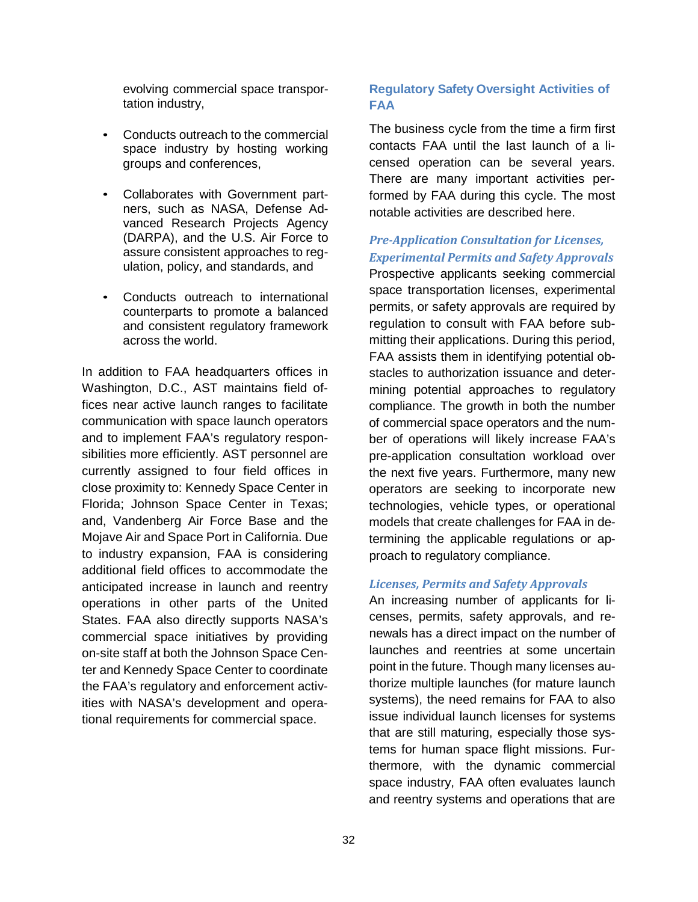evolving commercial space transportation industry,

- Conducts outreach to the commercial space industry by hosting working groups and conferences,
- Collaborates with Government partners, such as NASA, Defense Advanced Research Projects Agency (DARPA), and the U.S. Air Force to assure consistent approaches to regulation, policy, and standards, and
- Conducts outreach to international counterparts to promote a balanced and consistent regulatory framework across the world.

In addition to FAA headquarters offices in Washington, D.C., AST maintains field offices near active launch ranges to facilitate communication with space launch operators and to implement FAA's regulatory responsibilities more efficiently. AST personnel are currently assigned to four field offices in close proximity to: Kennedy Space Center in Florida; Johnson Space Center in Texas; and, Vandenberg Air Force Base and the Mojave Air and Space Port in California. Due to industry expansion, FAA is considering additional field offices to accommodate the anticipated increase in launch and reentry operations in other parts of the United States. FAA also directly supports NASA's commercial space initiatives by providing on-site staff at both the Johnson Space Center and Kennedy Space Center to coordinate the FAA's regulatory and enforcement activities with NASA's development and operational requirements for commercial space.

## Regulatory Safety Oversight Activities of FAA

The business cycle from the time a firm first contacts FAA until the last launch of a licensed operation can be several years. There are many important activities performed by FAA during this cycle. The most notable activities are described here.

### *Pre-Application Consultation for Licenses, Experimental Permits and Safety Approvals*

Prospective applicants seeking commercial space transportation licenses, experimental permits, or safety approvals are required by regulation to consult with FAA before submitting their applications. During this period, FAA assists them in identifying potential obstacles to authorization issuance and determining potential approaches to regulatory compliance. The growth in both the number of commercial space operators and the number of operations will likely increase FAA's pre-application consultation workload over the next five years. Furthermore, many new operators are seeking to incorporate new technologies, vehicle types, or operational models that create challenges for FAA in determining the applicable regulations or approach to regulatory compliance.

### *Licenses, Permits and Safety Approvals*

An increasing number of applicants for licenses, permits, safety approvals, and renewals has a direct impact on the number of launches and reentries at some uncertain point in the future. Though many licenses authorize multiple launches (for mature launch systems), the need remains for FAA to also issue individual launch licenses for systems that are still maturing, especially those systems for human space flight missions. Furthermore, with the dynamic commercial space industry, FAA often evaluates launch and reentry systems and operations that are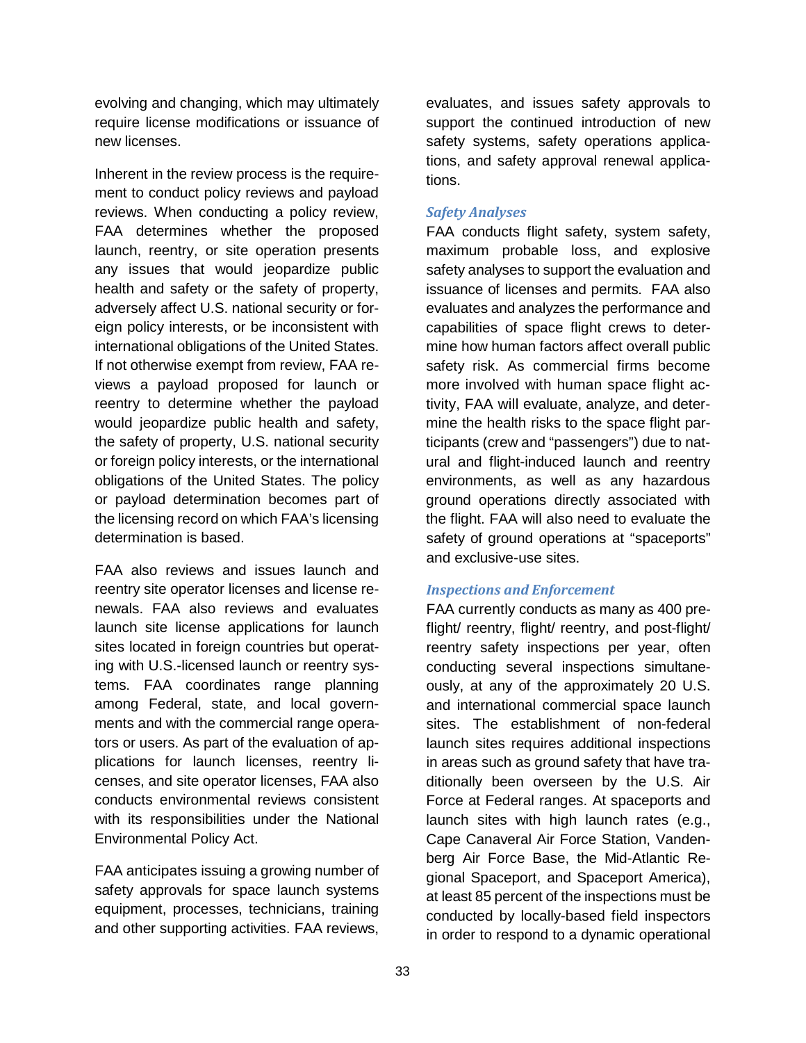evolving and changing, which may ultimately require license modifications or issuance of new licenses.

Inherent in the review process is the requirement to conduct policy reviews and payload reviews. When conducting a policy review, FAA determines whether the proposed launch, reentry, or site operation presents any issues that would jeopardize public health and safety or the safety of property, adversely affect U.S. national security or foreign policy interests, or be inconsistent with international obligations of the United States. If not otherwise exempt from review, FAA reviews a payload proposed for launch or reentry to determine whether the payload would jeopardize public health and safety, the safety of property, U.S. national security or foreign policy interests, or the international obligations of the United States. The policy or payload determination becomes part of the licensing record on which FAA's licensing determination is based.

FAA also reviews and issues launch and reentry site operator licenses and license renewals. FAA also reviews and evaluates launch site license applications for launch sites located in foreign countries but operating with U.S.-licensed launch or reentry systems. FAA coordinates range planning among Federal, state, and local governments and with the commercial range operators or users. As part of the evaluation of applications for launch licenses, reentry licenses, and site operator licenses, FAA also conducts environmental reviews consistent with its responsibilities under the National Environmental Policy Act.

FAA anticipates issuing a growing number of safety approvals for space launch systems equipment, processes, technicians, training and other supporting activities. FAA reviews, evaluates, and issues safety approvals to support the continued introduction of new safety systems, safety operations applications, and safety approval renewal applications.

#### *Safety Analyses*

FAA conducts flight safety, system safety, maximum probable loss, and explosive safety analyses to support the evaluation and issuance of licenses and permits. FAA also evaluates and analyzes the performance and capabilities of space flight crews to determine how human factors affect overall public safety risk. As commercial firms become more involved with human space flight activity, FAA will evaluate, analyze, and determine the health risks to the space flight participants (crew and "passengers") due to natural and flight-induced launch and reentry environments, as well as any hazardous ground operations directly associated with the flight. FAA will also need to evaluate the safety of ground operations at "spaceports" and exclusive-use sites.

#### *Inspections and Enforcement*

FAA currently conducts as many as 400 preflight/ reentry, flight/ reentry, and post-flight/ reentry safety inspections per year, often conducting several inspections simultaneously, at any of the approximately 20 U.S. and international commercial space launch sites. The establishment of non-federal launch sites requires additional inspections in areas such as ground safety that have traditionally been overseen by the U.S. Air Force at Federal ranges. At spaceports and launch sites with high launch rates (e.g., Cape Canaveral Air Force Station, Vandenberg Air Force Base, the Mid-Atlantic Regional Spaceport, and Spaceport America), at least 85 percent of the inspections must be conducted by locally-based field inspectors in order to respond to a dynamic operational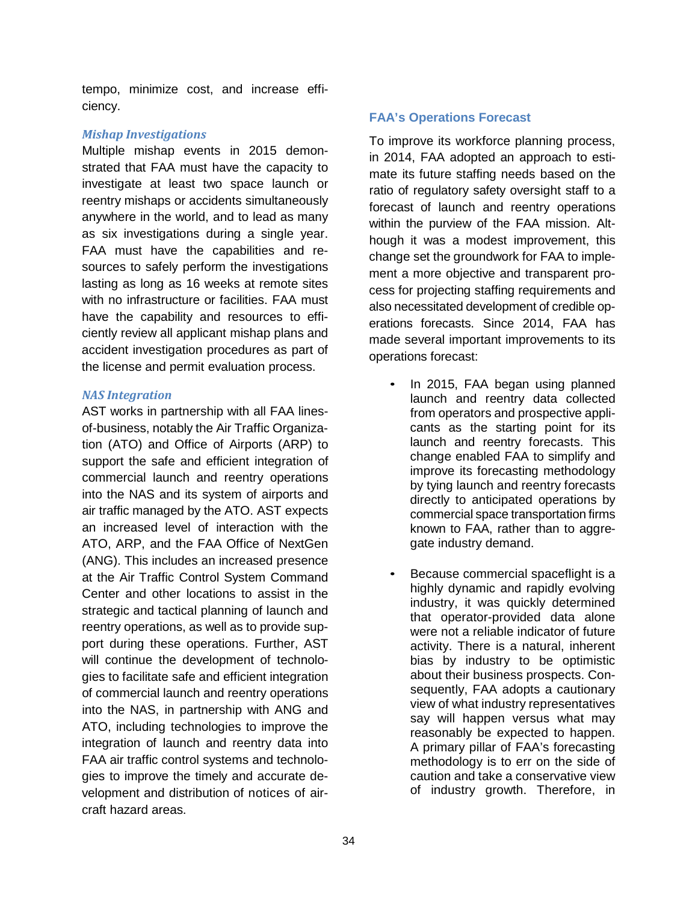tempo, minimize cost, and increase efficiency.

### *Mishap Investigations*

Multiple mishap events in 2015 demonstrated that FAA must have the capacity to investigate at least two space launch or reentry mishaps or accidents simultaneously anywhere in the world, and to lead as many as six investigations during a single year. FAA must have the capabilities and resources to safely perform the investigations lasting as long as 16 weeks at remote sites with no infrastructure or facilities. FAA must have the capability and resources to efficiently review all applicant mishap plans and accident investigation procedures as part of the license and permit evaluation process.

### *NAS Integration*

AST works in partnership with all FAA lines-of-business, notably the Air Traffic Organization (ATO) and Office of Airports (ARP) to support the safe and efficient integration of commercial launch and reentry operations into the NAS and its system of airports and air traffic managed by the ATO. AST expects an increased level of interaction with the ATO, ARP, and the FAA Office of NextGen (ANG). This includes an increased presence at the Air Traffic Control System Command Center and other locations to assist in the strategic and tactical planning of launch and reentry operations, as well as to provide support during these operations. Further, AST will continue the development of technologies to facilitate safe and efficient integration of commercial launch and reentry operations into the NAS, in partnership with ANG and ATO, including technologies to improve the integration of launch and reentry data into FAA air traffic control systems and technologies to improve the timely and accurate development and distribution of notices of aircraft hazard areas.

## FAA's Operations Forecast

To improve its workforce planning process, in 2014, FAA adopted an approach to estimate its future staffing needs based on the ratio of regulatory safety oversight staff to a forecast of launch and reentry operations within the purview of the FAA mission. Although it was a modest improvement, this change set the groundwork for FAA to implement a more objective and transparent process for projecting staffing requirements and also necessitated development of credible operations forecasts. Since 2014, FAA has made several important improvements to its operations forecast:

- In 2015, FAA began using planned launch and reentry data collected from operators and prospective applicants as the starting point for its launch and reentry forecasts. This change enabled FAA to simplify and improve its forecasting methodology by tying launch and reentry forecasts directly to anticipated operations by commercial space transportation firms known to FAA, rather than to aggregate industry demand.

- Because commercial spaceflight is a highly dynamic and rapidly evolving industry, it was quickly determined that operator-provided data alone were not a reliable indicator of future activity. There is a natural, inherent bias by industry to be optimistic about their business prospects. Consequently, FAA adopts a cautionary view of what industry representatives say will happen versus what may reasonably be expected to happen. A primary pillar of FAA's forecasting methodology is to err on the side of caution and take a conservative view of industry growth. Therefore, in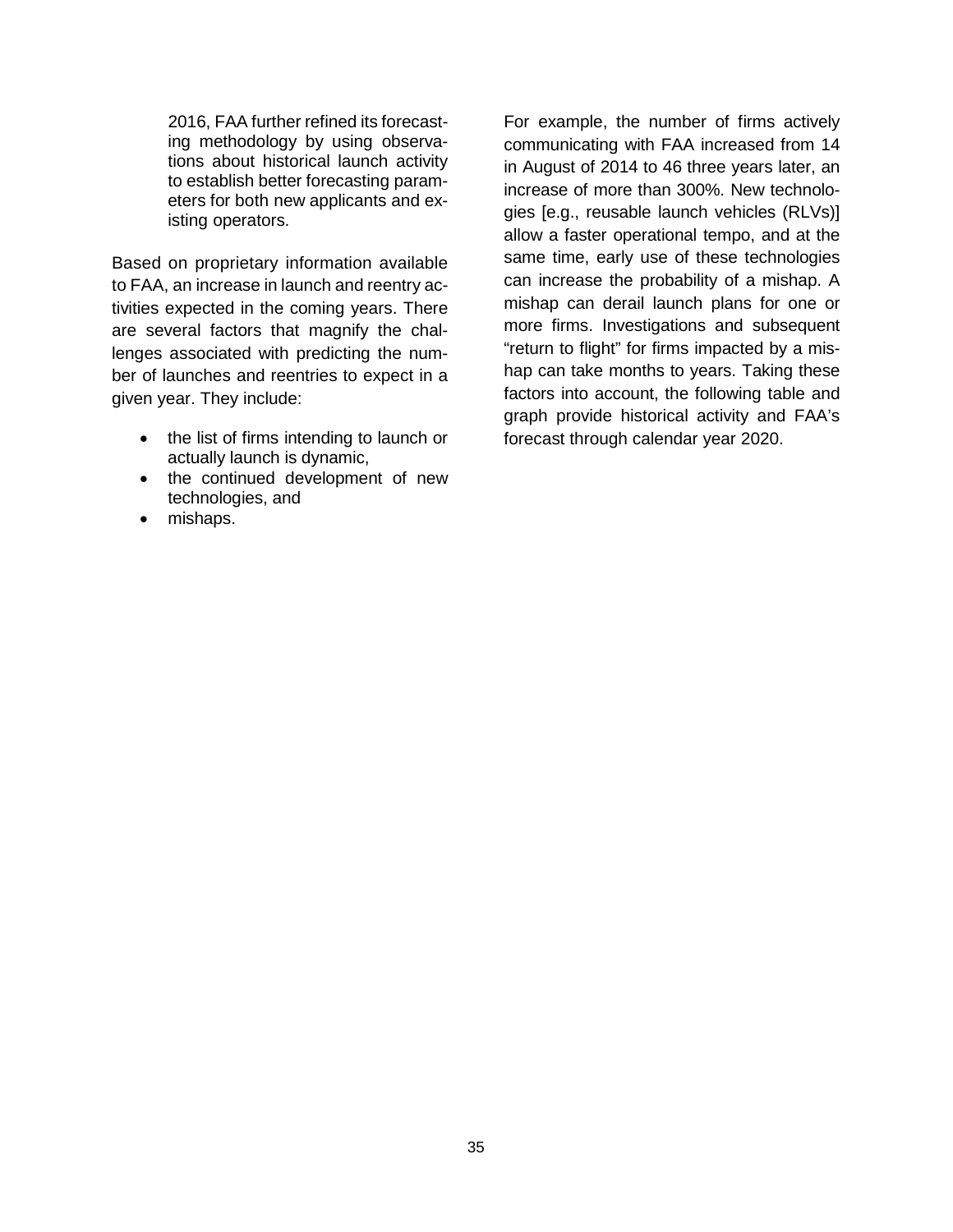2016, FAA further refined its forecasting methodology by using observations about historical launch activity to establish better forecasting parameters for both new applicants and existing operators.

Based on proprietary information available to FAA, an increase in launch and reentry activities expected in the coming years. There are several factors that magnify the challenges associated with predicting the number of launches and reentries to expect in a given year. They include:

- the list of firms intending to launch or actually launch is dynamic,
- the continued development of new technologies, and
- mishaps.

For example, the number of firms actively communicating with FAA increased from 14 in August of 2014 to 46 three years later, an increase of more than 300%. New technologies [e.g., reusable launch vehicles (RLVs)] allow a faster operational tempo, and at the same time, early use of these technologies can increase the probability of a mishap. A mishap can derail launch plans for one or more firms. Investigations and subsequent "return to flight" for firms impacted by a mishap can take months to years. Taking these factors into account, the following table and graph provide historical activity and FAA's forecast through calendar year 2020.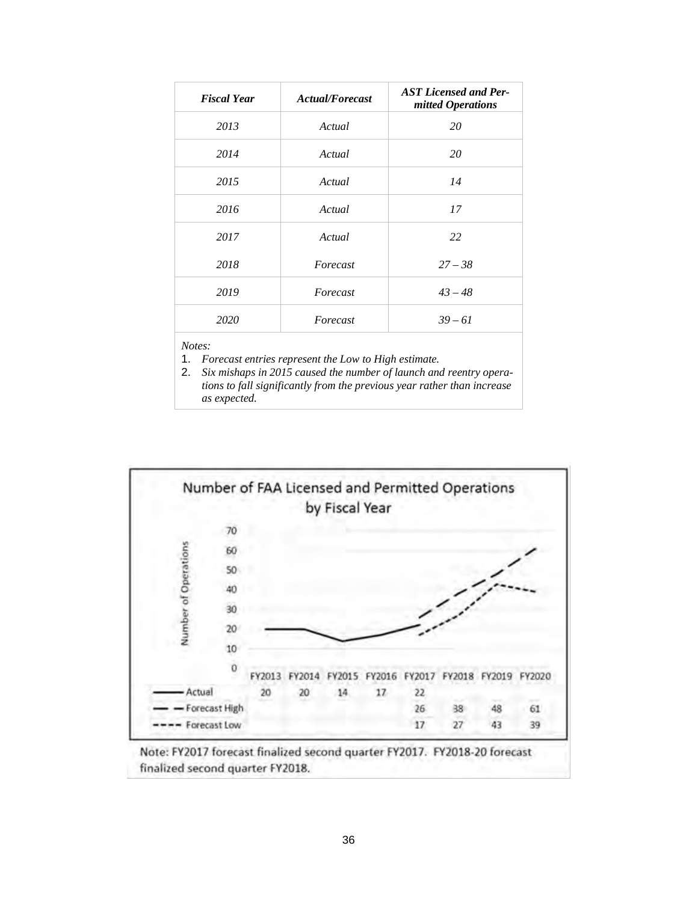| *Fiscal Year* | *Actual/Forecast* | ***AST Licensed and Permitted Operations*** |
|---|---|---|
| *2013* | *Actual* | *20* |
| *2014* | *Actual* | *20* |
| *2015* | *Actual* | *14* |
| *2016* | *Actual* | *17* |
| *2017* | *Actual* | *22* |
| *2018* | *Forecast* | *27 – 38* |
| *2019* | *Forecast* | *43 – 48* |
| *2020* | *Forecast* | *39 – 61* |

*Notes:*

1. *Forecast entries represent the Low to High estimate.*
2. *Six mishaps in 2015 caused the number of launch and reentry operations to fall significantly from the previous year rather than increase as expected.*

**Number of FAA Licensed and Permitted Operations by Fiscal Year**

| | FY2013 | FY2014 | FY2015 | FY2016 | FY2017 | FY2018 | FY2019 | FY2020 |
|---|---|---|---|---|---|---|---|---|
| Actual | 20 | 20 | 14 | 17 | 22 | | | |
| Forecast High | | | | | 26 | 38 | 48 | 61 |
| Forecast Low | | | | | 17 | 27 | 43 | 39 |

Note: FY2017 forecast finalized second quarter FY2017. FY2018-20 forecast finalized second quarter FY2018.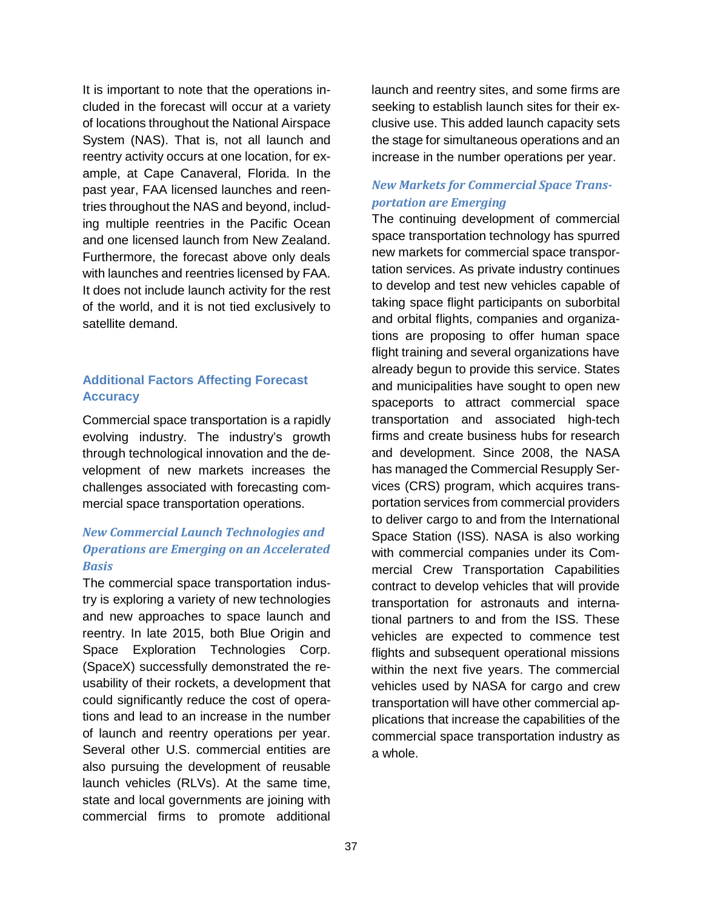It is important to note that the operations included in the forecast will occur at a variety of locations throughout the National Airspace System (NAS). That is, not all launch and reentry activity occurs at one location, for example, at Cape Canaveral, Florida. In the past year, FAA licensed launches and reentries throughout the NAS and beyond, including multiple reentries in the Pacific Ocean and one licensed launch from New Zealand. Furthermore, the forecast above only deals with launches and reentries licensed by FAA. It does not include launch activity for the rest of the world, and it is not tied exclusively to satellite demand.

## Additional Factors Affecting Forecast Accuracy

Commercial space transportation is a rapidly evolving industry. The industry's growth through technological innovation and the development of new markets increases the challenges associated with forecasting commercial space transportation operations.

### *New Commercial Launch Technologies and Operations are Emerging on an Accelerated Basis*

The commercial space transportation industry is exploring a variety of new technologies and new approaches to space launch and reentry. In late 2015, both Blue Origin and Space Exploration Technologies Corp. (SpaceX) successfully demonstrated the reusability of their rockets, a development that could significantly reduce the cost of operations and lead to an increase in the number of launch and reentry operations per year. Several other U.S. commercial entities are also pursuing the development of reusable launch vehicles (RLVs). At the same time, state and local governments are joining with commercial firms to promote additional launch and reentry sites, and some firms are seeking to establish launch sites for their exclusive use. This added launch capacity sets the stage for simultaneous operations and an increase in the number operations per year.

### *New Markets for Commercial Space Transportation are Emerging*

The continuing development of commercial space transportation technology has spurred new markets for commercial space transportation services. As private industry continues to develop and test new vehicles capable of taking space flight participants on suborbital and orbital flights, companies and organizations are proposing to offer human space flight training and several organizations have already begun to provide this service. States and municipalities have sought to open new spaceports to attract commercial space transportation and associated high-tech firms and create business hubs for research and development. Since 2008, the NASA has managed the Commercial Resupply Services (CRS) program, which acquires transportation services from commercial providers to deliver cargo to and from the International Space Station (ISS). NASA is also working with commercial companies under its Commercial Crew Transportation Capabilities contract to develop vehicles that will provide transportation for astronauts and international partners to and from the ISS. These vehicles are expected to commence test flights and subsequent operational missions within the next five years. The commercial vehicles used by NASA for cargo and crew transportation will have other commercial applications that increase the capabilities of the commercial space transportation industry as a whole.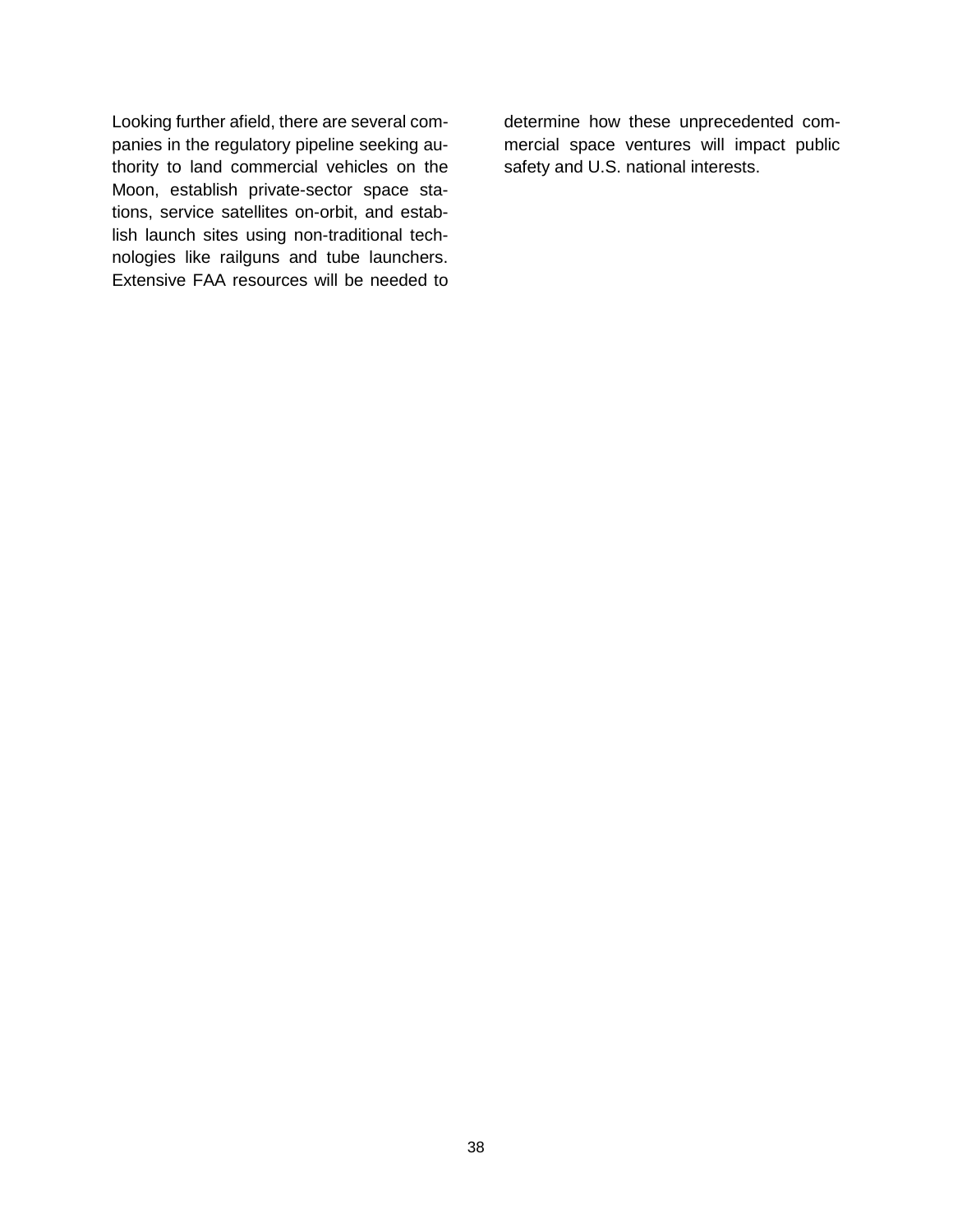Looking further afield, there are several companies in the regulatory pipeline seeking authority to land commercial vehicles on the Moon, establish private-sector space stations, service satellites on-orbit, and establish launch sites using non-traditional technologies like railguns and tube launchers. Extensive FAA resources will be needed to determine how these unprecedented commercial space ventures will impact public safety and U.S. national interests.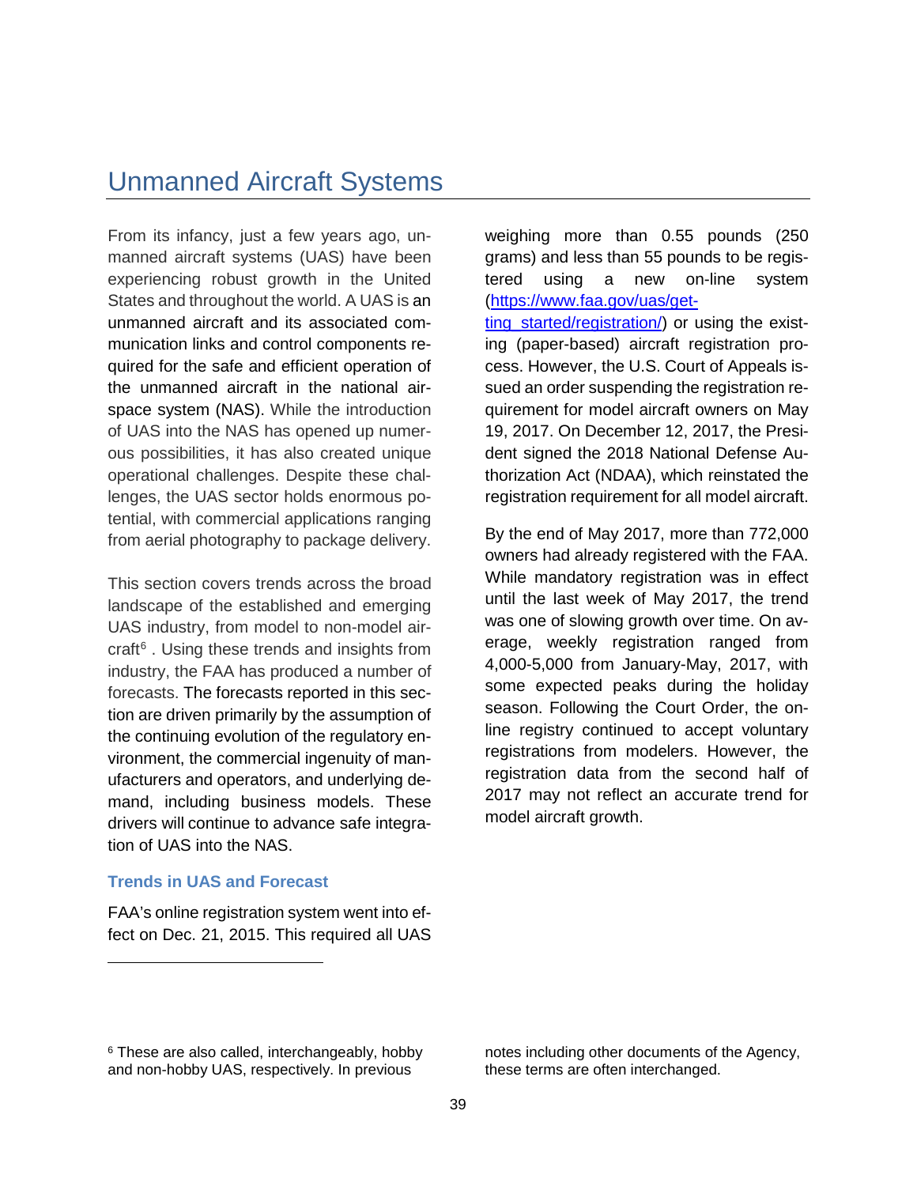# Unmanned Aircraft Systems

From its infancy, just a few years ago, unmanned aircraft systems (UAS) have been experiencing robust growth in the United States and throughout the world. A UAS is an unmanned aircraft and its associated communication links and control components required for the safe and efficient operation of the unmanned aircraft in the national airspace system (NAS). While the introduction of UAS into the NAS has opened up numerous possibilities, it has also created unique operational challenges. Despite these challenges, the UAS sector holds enormous potential, with commercial applications ranging from aerial photography to package delivery.

This section covers trends across the broad landscape of the established and emerging UAS industry, from model to non-model aircraft[6] . Using these trends and insights from industry, the FAA has produced a number of forecasts. The forecasts reported in this section are driven primarily by the assumption of the continuing evolution of the regulatory environment, the commercial ingenuity of manufacturers and operators, and underlying demand, including business models. These drivers will continue to advance safe integration of UAS into the NAS.

### Trends in UAS and Forecast

FAA's online registration system went into effect on Dec. 21, 2015. This required all UAS weighing more than 0.55 pounds (250 grams) and less than 55 pounds to be registered using a new on-line system (https://www.faa.gov/uas/getting_started/registration/) or using the existing (paper-based) aircraft registration process. However, the U.S. Court of Appeals issued an order suspending the registration requirement for model aircraft owners on May 19, 2017. On December 12, 2017, the President signed the 2018 National Defense Authorization Act (NDAA), which reinstated the registration requirement for all model aircraft.

By the end of May 2017, more than 772,000 owners had already registered with the FAA. While mandatory registration was in effect until the last week of May 2017, the trend was one of slowing growth over time. On average, weekly registration ranged from 4,000-5,000 from January-May, 2017, with some expected peaks during the holiday season. Following the Court Order, the online registry continued to accept voluntary registrations from modelers. However, the registration data from the second half of 2017 may not reflect an accurate trend for model aircraft growth.

[6] These are also called, interchangeably, hobby and non-hobby UAS, respectively. In previous notes including other documents of the Agency, these terms are often interchanged.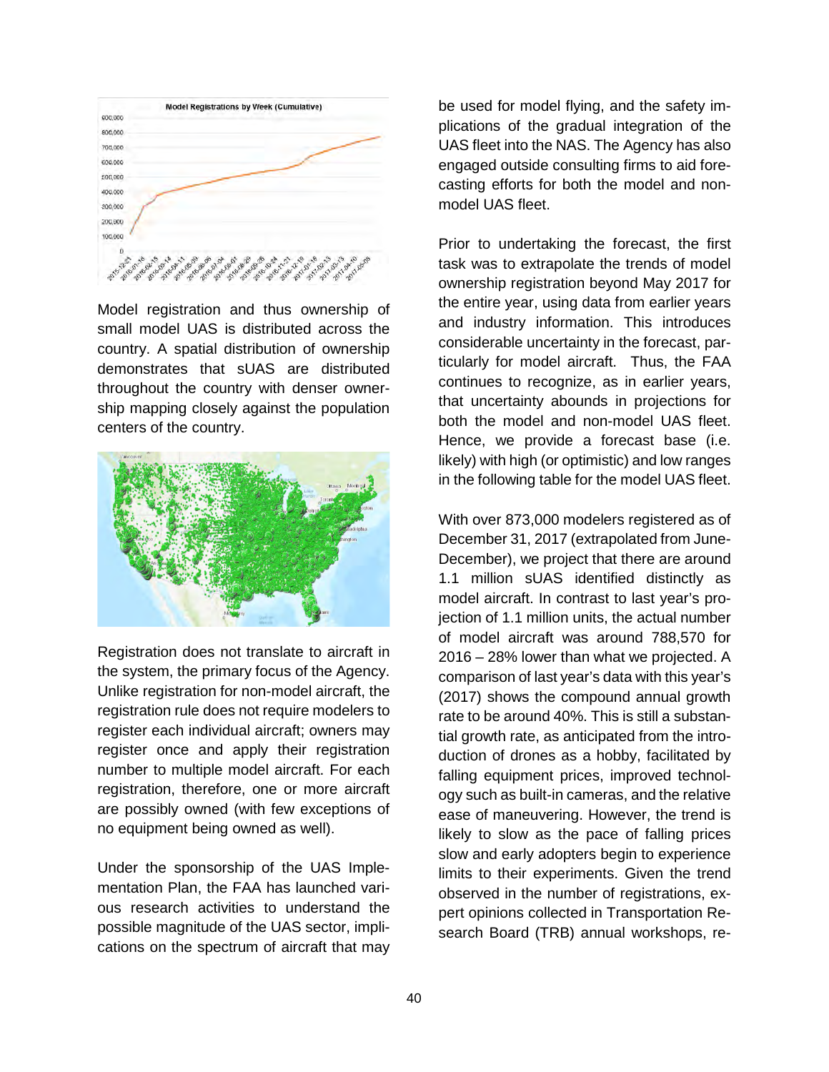Model registration and thus ownership of small model UAS is distributed across the country. A spatial distribution of ownership demonstrates that sUAS are distributed throughout the country with denser ownership mapping closely against the population centers of the country.

Registration does not translate to aircraft in the system, the primary focus of the Agency. Unlike registration for non-model aircraft, the registration rule does not require modelers to register each individual aircraft; owners may register once and apply their registration number to multiple model aircraft. For each registration, therefore, one or more aircraft are possibly owned (with few exceptions of no equipment being owned as well).

Under the sponsorship of the UAS Implementation Plan, the FAA has launched various research activities to understand the possible magnitude of the UAS sector, implications on the spectrum of aircraft that may be used for model flying, and the safety implications of the gradual integration of the UAS fleet into the NAS. The Agency has also engaged outside consulting firms to aid forecasting efforts for both the model and non-model UAS fleet.

Prior to undertaking the forecast, the first task was to extrapolate the trends of model ownership registration beyond May 2017 for the entire year, using data from earlier years and industry information. This introduces considerable uncertainty in the forecast, particularly for model aircraft. Thus, the FAA continues to recognize, as in earlier years, that uncertainty abounds in projections for both the model and non-model UAS fleet. Hence, we provide a forecast base (i.e. likely) with high (or optimistic) and low ranges in the following table for the model UAS fleet.

With over 873,000 modelers registered as of December 31, 2017 (extrapolated from June-December), we project that there are around 1.1 million sUAS identified distinctly as model aircraft. In contrast to last year's projection of 1.1 million units, the actual number of model aircraft was around 788,570 for 2016 – 28% lower than what we projected. A comparison of last year's data with this year's (2017) shows the compound annual growth rate to be around 40%. This is still a substantial growth rate, as anticipated from the introduction of drones as a hobby, facilitated by falling equipment prices, improved technology such as built-in cameras, and the relative ease of maneuvering. However, the trend is likely to slow as the pace of falling prices slow and early adopters begin to experience limits to their experiments. Given the trend observed in the number of registrations, expert opinions collected in Transportation Research Board (TRB) annual workshops, re-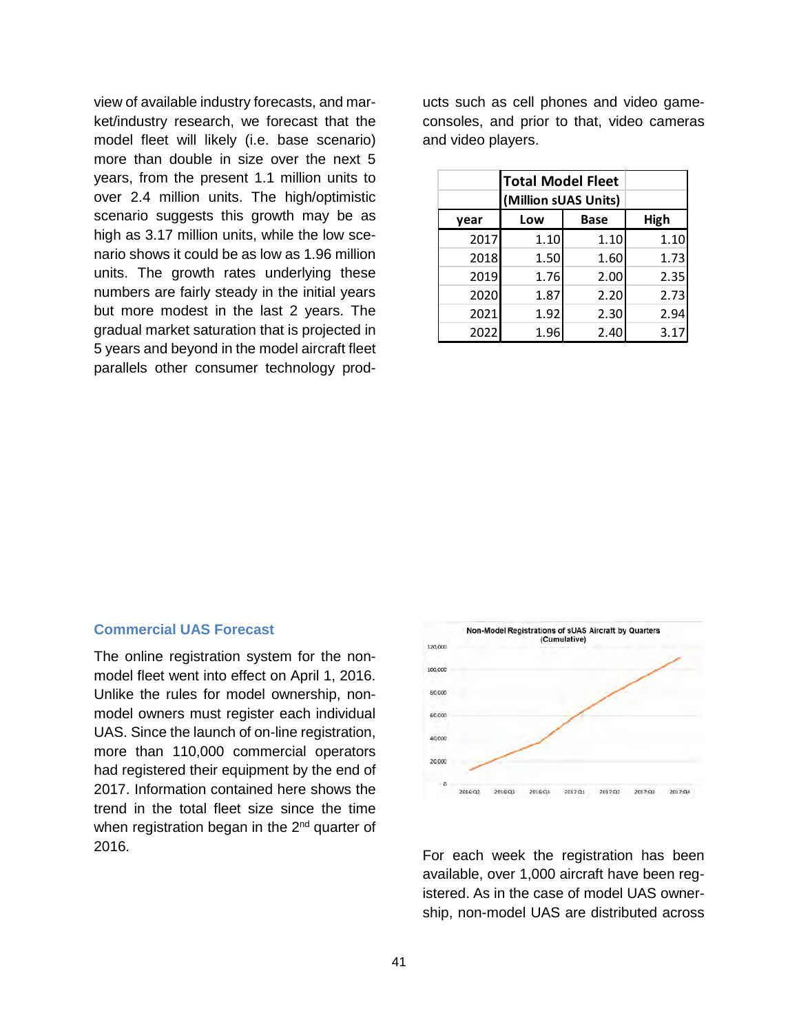view of available industry forecasts, and market/industry research, we forecast that the model fleet will likely (i.e. base scenario) more than double in size over the next 5 years, from the present 1.1 million units to over 2.4 million units. The high/optimistic scenario suggests this growth may be as high as 3.17 million units, while the low scenario shows it could be as low as 1.96 million units. The growth rates underlying these numbers are fairly steady in the initial years but more modest in the last 2 years. The gradual market saturation that is projected in 5 years and beyond in the model aircraft fleet parallels other consumer technology products such as cell phones and video game-consoles, and prior to that, video cameras and video players.

| | Total Model Fleet (Million sUAS Units) | | |
|---|---|---|---|
| **year** | **Low** | **Base** | **High** |
| 2017 | 1.10 | 1.10 | 1.10 |
| 2018 | 1.50 | 1.60 | 1.73 |
| 2019 | 1.76 | 2.00 | 2.35 |
| 2020 | 1.87 | 2.20 | 2.73 |
| 2021 | 1.92 | 2.30 | 2.94 |
| 2022 | 1.96 | 2.40 | 3.17 |

### Commercial UAS Forecast

The online registration system for the non-model fleet went into effect on April 1, 2016. Unlike the rules for model ownership, non-model owners must register each individual UAS. Since the launch of on-line registration, more than 110,000 commercial operators had registered their equipment by the end of 2017. Information contained here shows the trend in the total fleet size since the time when registration began in the 2nd quarter of 2016.

Non-Model Registrations of sUAS Aircraft by Quarters (Cumulative)

For each week the registration has been available, over 1,000 aircraft have been registered. As in the case of model UAS ownership, non-model UAS are distributed across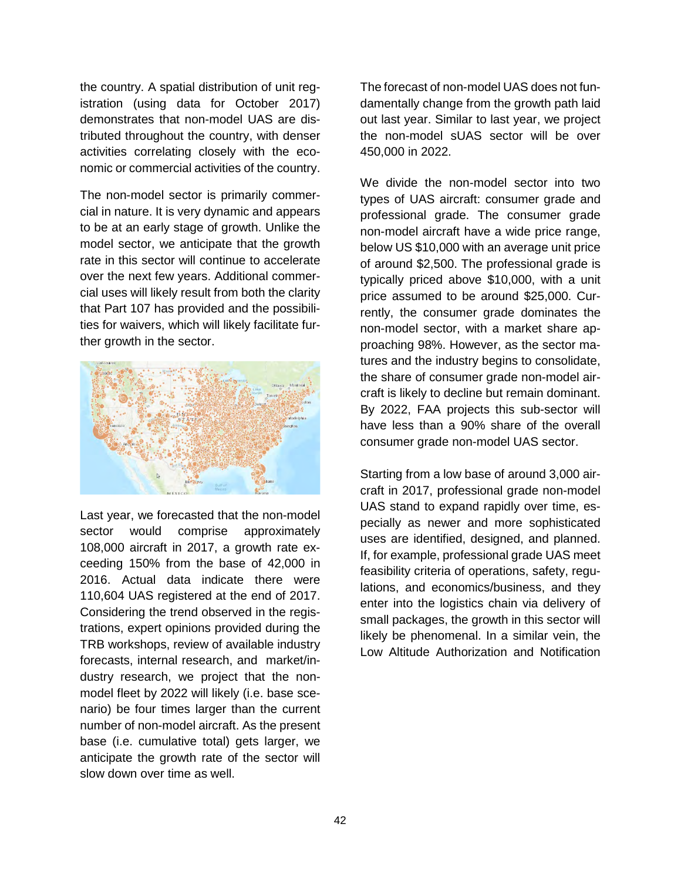the country. A spatial distribution of unit registration (using data for October 2017) demonstrates that non-model UAS are distributed throughout the country, with denser activities correlating closely with the economic or commercial activities of the country.

The non-model sector is primarily commercial in nature. It is very dynamic and appears to be at an early stage of growth. Unlike the model sector, we anticipate that the growth rate in this sector will continue to accelerate over the next few years. Additional commercial uses will likely result from both the clarity that Part 107 has provided and the possibilities for waivers, which will likely facilitate further growth in the sector.

Last year, we forecasted that the non-model sector would comprise approximately 108,000 aircraft in 2017, a growth rate exceeding 150% from the base of 42,000 in 2016. Actual data indicate there were 110,604 UAS registered at the end of 2017. Considering the trend observed in the registrations, expert opinions provided during the TRB workshops, review of available industry forecasts, internal research, and market/industry research, we project that the non-model fleet by 2022 will likely (i.e. base scenario) be four times larger than the current number of non-model aircraft. As the present base (i.e. cumulative total) gets larger, we anticipate the growth rate of the sector will slow down over time as well.

The forecast of non-model UAS does not fundamentally change from the growth path laid out last year. Similar to last year, we project the non-model sUAS sector will be over 450,000 in 2022.

We divide the non-model sector into two types of UAS aircraft: consumer grade and professional grade. The consumer grade non-model aircraft have a wide price range, below US $10,000 with an average unit price of around $2,500. The professional grade is typically priced above $10,000, with a unit price assumed to be around $25,000. Currently, the consumer grade dominates the non-model sector, with a market share approaching 98%. However, as the sector matures and the industry begins to consolidate, the share of consumer grade non-model aircraft is likely to decline but remain dominant. By 2022, FAA projects this sub-sector will have less than a 90% share of the overall consumer grade non-model UAS sector.

Starting from a low base of around 3,000 aircraft in 2017, professional grade non-model UAS stand to expand rapidly over time, especially as newer and more sophisticated uses are identified, designed, and planned. If, for example, professional grade UAS meet feasibility criteria of operations, safety, regulations, and economics/business, and they enter into the logistics chain via delivery of small packages, the growth in this sector will likely be phenomenal. In a similar vein, the Low Altitude Authorization and Notification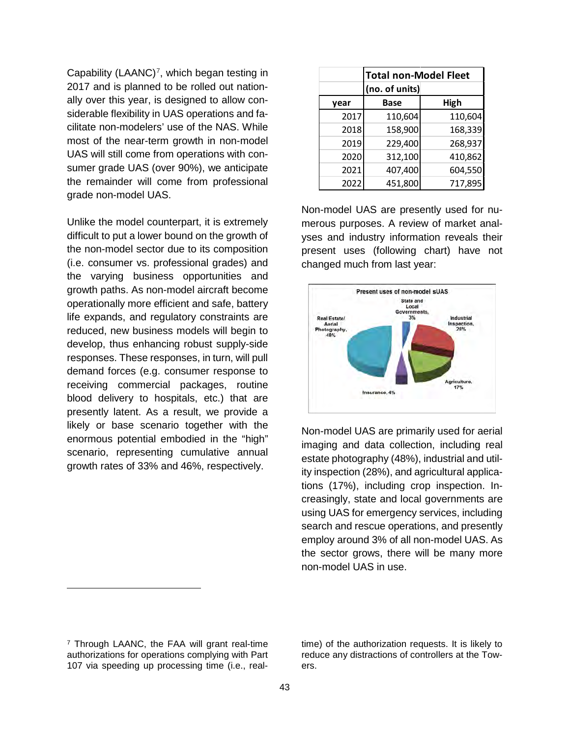Capability (LAANC)[7], which began testing in 2017 and is planned to be rolled out nationally over this year, is designed to allow considerable flexibility in UAS operations and facilitate non-modelers' use of the NAS. While most of the near-term growth in non-model UAS will still come from operations with consumer grade UAS (over 90%), we anticipate the remainder will come from professional grade non-model UAS.

Unlike the model counterpart, it is extremely difficult to put a lower bound on the growth of the non-model sector due to its composition (i.e. consumer vs. professional grades) and the varying business opportunities and growth paths. As non-model aircraft become operationally more efficient and safe, battery life expands, and regulatory constraints are reduced, new business models will begin to develop, thus enhancing robust supply-side responses. These responses, in turn, will pull demand forces (e.g. consumer response to receiving commercial packages, routine blood delivery to hospitals, etc.) that are presently latent. As a result, we provide a likely or base scenario together with the enormous potential embodied in the "high" scenario, representing cumulative annual growth rates of 33% and 46%, respectively.

| | Total non-Model Fleet (no. of units) | |
|---|---|---|
| year | Base | High |
| 2017 | 110,604 | 110,604 |
| 2018 | 158,900 | 168,339 |
| 2019 | 229,400 | 268,937 |
| 2020 | 312,100 | 410,862 |
| 2021 | 407,400 | 604,550 |
| 2022 | 451,800 | 717,895 |

Non-model UAS are presently used for numerous purposes. A review of market analyses and industry information reveals their present uses (following chart) have not changed much from last year:

Present uses of non-model sUAS

Real Estate/ Aerial Photography, 48%; Industrial Inspection, 28%; Agriculture, 17%; Insurance, 4%; State and Local Governments, 3%

Non-model UAS are primarily used for aerial imaging and data collection, including real estate photography (48%), industrial and utility inspection (28%), and agricultural applications (17%), including crop inspection. Increasingly, state and local governments are using UAS for emergency services, including search and rescue operations, and presently employ around 3% of all non-model UAS. As the sector grows, there will be many more non-model UAS in use.

[7] Through LAANC, the FAA will grant real-time authorizations for operations complying with Part 107 via speeding up processing time (i.e., real-time) of the authorization requests. It is likely to reduce any distractions of controllers at the Towers.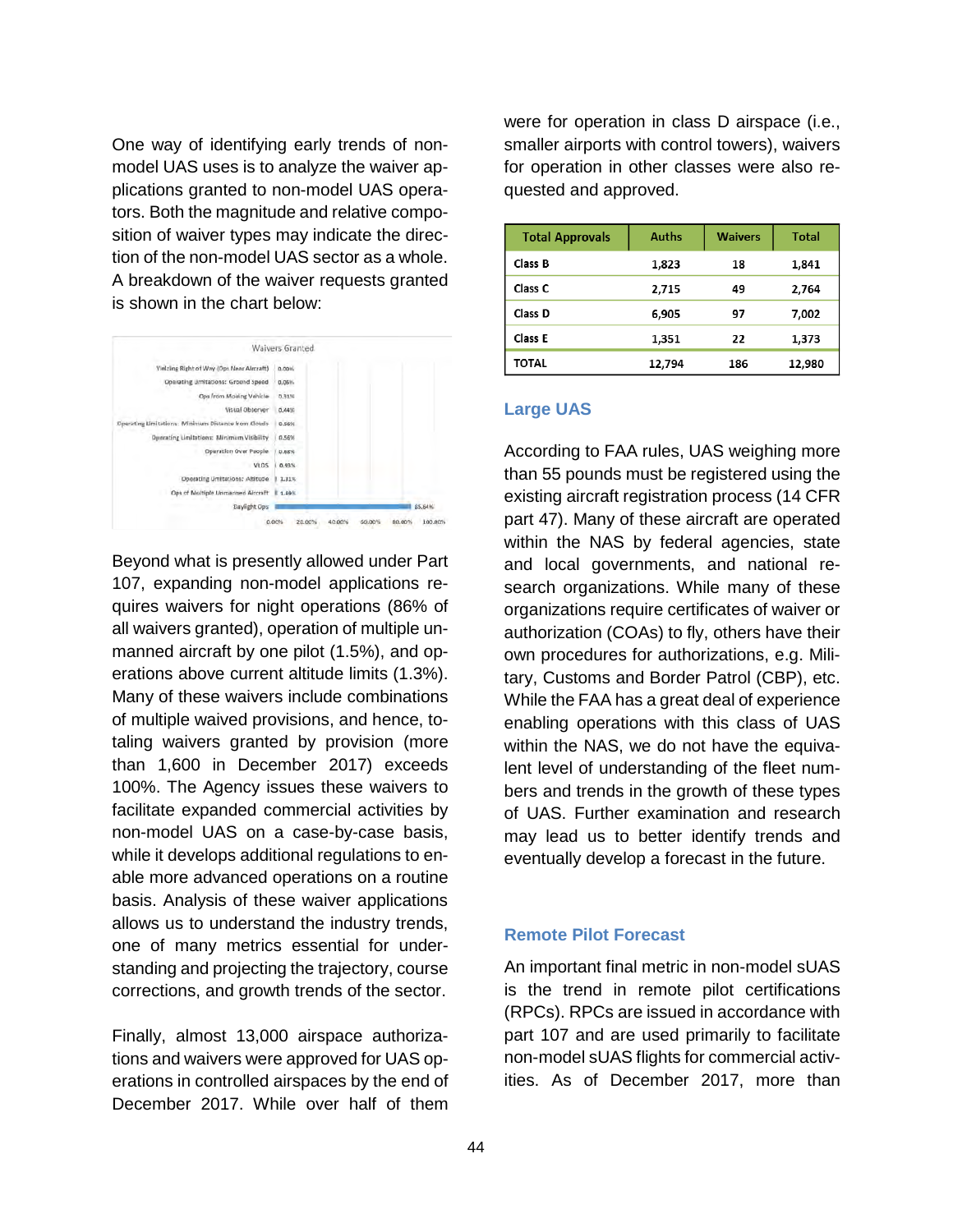One way of identifying early trends of non-model UAS uses is to analyze the waiver applications granted to non-model UAS operators. Both the magnitude and relative composition of waiver types may indicate the direction of the non-model UAS sector as a whole. A breakdown of the waiver requests granted is shown in the chart below:

**Waivers Granted**

| Waiver Type | Share |
|---|---|
| Yielding Right of Way (Ops Near Aircraft) | 0.00% |
| Operating Limitations: Ground speed | 0.06% |
| Ops from Moving Vehicle | 0.31% |
| Visual Observer | 0.44% |
| Operating Limitations: Minimum Distance from Clouds | 0.50% |
| Operating Limitations: Minimum Visibility | 0.56% |
| Operation Over People | 0.68% |
| VLOS | 0.93% |
| Operating Limitations: Altitude | 1.31% |
| Ops of Multiple Unmanned Aircraft | 1.49% |
| Daylight Ops | 85.84% |

Beyond what is presently allowed under Part 107, expanding non-model applications requires waivers for night operations (86% of all waivers granted), operation of multiple unmanned aircraft by one pilot (1.5%), and operations above current altitude limits (1.3%). Many of these waivers include combinations of multiple waived provisions, and hence, totaling waivers granted by provision (more than 1,600 in December 2017) exceeds 100%. The Agency issues these waivers to facilitate expanded commercial activities by non-model UAS on a case-by-case basis, while it develops additional regulations to enable more advanced operations on a routine basis. Analysis of these waiver applications allows us to understand the industry trends, one of many metrics essential for understanding and projecting the trajectory, course corrections, and growth trends of the sector.

Finally, almost 13,000 airspace authorizations and waivers were approved for UAS operations in controlled airspaces by the end of December 2017. While over half of them were for operation in class D airspace (i.e., smaller airports with control towers), waivers for operation in other classes were also requested and approved.

| Total Approvals | Auths | Waivers | Total |
|---|---|---|---|
| Class B | 1,823 | 18 | 1,841 |
| Class C | 2,715 | 49 | 2,764 |
| Class D | 6,905 | 97 | 7,002 |
| Class E | 1,351 | 22 | 1,373 |
| TOTAL | 12,794 | 186 | 12,980 |

### Large UAS

According to FAA rules, UAS weighing more than 55 pounds must be registered using the existing aircraft registration process (14 CFR part 47). Many of these aircraft are operated within the NAS by federal agencies, state and local governments, and national research organizations. While many of these organizations require certificates of waiver or authorization (COAs) to fly, others have their own procedures for authorizations, e.g. Military, Customs and Border Patrol (CBP), etc. While the FAA has a great deal of experience enabling operations with this class of UAS within the NAS, we do not have the equivalent level of understanding of the fleet numbers and trends in the growth of these types of UAS. Further examination and research may lead us to better identify trends and eventually develop a forecast in the future.

### Remote Pilot Forecast

An important final metric in non-model sUAS is the trend in remote pilot certifications (RPCs). RPCs are issued in accordance with part 107 and are used primarily to facilitate non-model sUAS flights for commercial activities. As of December 2017, more than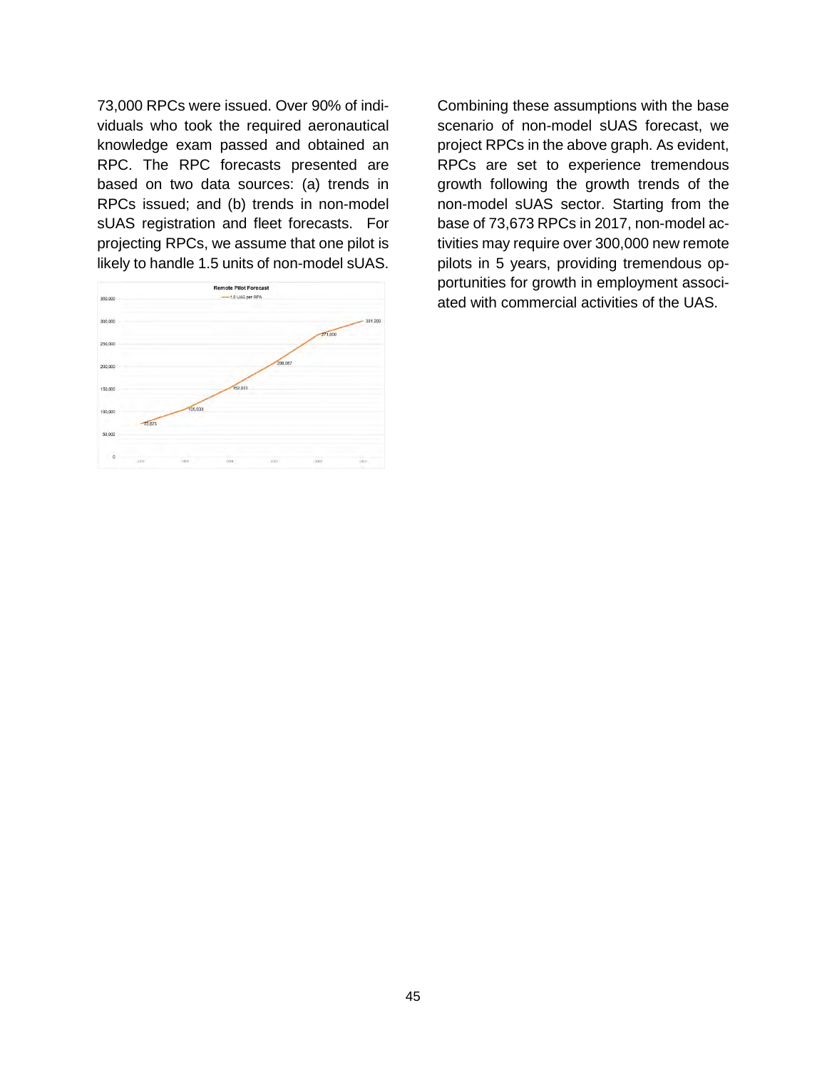73,000 RPCs were issued. Over 90% of individuals who took the required aeronautical knowledge exam passed and obtained an RPC. The RPC forecasts presented are based on two data sources: (a) trends in RPCs issued; and (b) trends in non-model sUAS registration and fleet forecasts. For projecting RPCs, we assume that one pilot is likely to handle 1.5 units of non-model sUAS.

Combining these assumptions with the base scenario of non-model sUAS forecast, we project RPCs in the above graph. As evident, RPCs are set to experience tremendous growth following the growth trends of the non-model sUAS sector. Starting from the base of 73,673 RPCs in 2017, non-model activities may require over 300,000 new remote pilots in 5 years, providing tremendous opportunities for growth in employment associated with commercial activities of the UAS.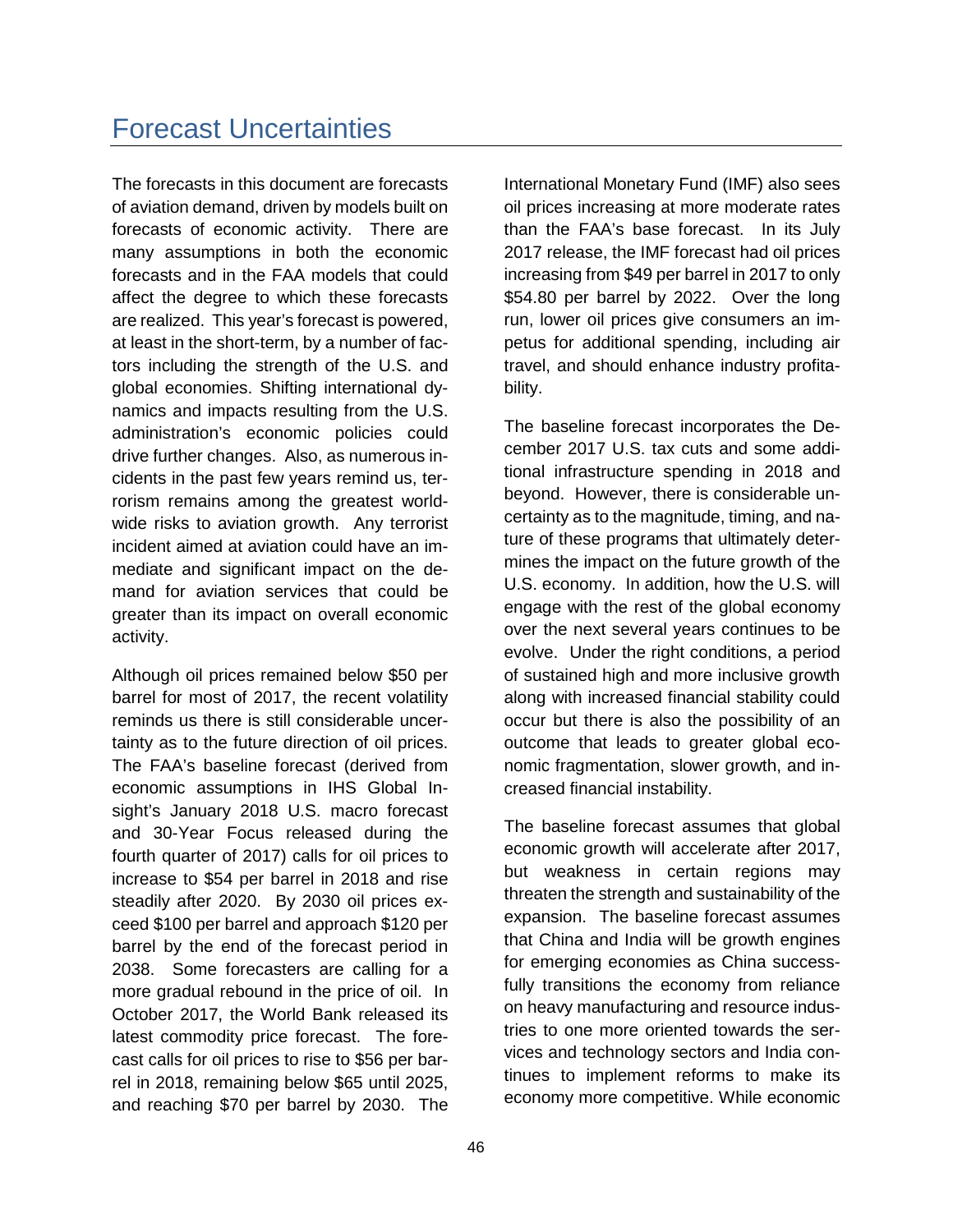# Forecast Uncertainties

The forecasts in this document are forecasts of aviation demand, driven by models built on forecasts of economic activity. There are many assumptions in both the economic forecasts and in the FAA models that could affect the degree to which these forecasts are realized. This year's forecast is powered, at least in the short-term, by a number of factors including the strength of the U.S. and global economies. Shifting international dynamics and impacts resulting from the U.S. administration's economic policies could drive further changes. Also, as numerous incidents in the past few years remind us, terrorism remains among the greatest worldwide risks to aviation growth. Any terrorist incident aimed at aviation could have an immediate and significant impact on the demand for aviation services that could be greater than its impact on overall economic activity.

Although oil prices remained below $50 per barrel for most of 2017, the recent volatility reminds us there is still considerable uncertainty as to the future direction of oil prices. The FAA's baseline forecast (derived from economic assumptions in IHS Global Insight's January 2018 U.S. macro forecast and 30-Year Focus released during the fourth quarter of 2017) calls for oil prices to increase to $54 per barrel in 2018 and rise steadily after 2020. By 2030 oil prices exceed $100 per barrel and approach $120 per barrel by the end of the forecast period in 2038. Some forecasters are calling for a more gradual rebound in the price of oil. In October 2017, the World Bank released its latest commodity price forecast. The forecast calls for oil prices to rise to $56 per barrel in 2018, remaining below $65 until 2025, and reaching $70 per barrel by 2030. The International Monetary Fund (IMF) also sees oil prices increasing at more moderate rates than the FAA's base forecast. In its July 2017 release, the IMF forecast had oil prices increasing from $49 per barrel in 2017 to only $54.80 per barrel by 2022. Over the long run, lower oil prices give consumers an impetus for additional spending, including air travel, and should enhance industry profitability.

The baseline forecast incorporates the December 2017 U.S. tax cuts and some additional infrastructure spending in 2018 and beyond. However, there is considerable uncertainty as to the magnitude, timing, and nature of these programs that ultimately determines the impact on the future growth of the U.S. economy. In addition, how the U.S. will engage with the rest of the global economy over the next several years continues to be evolve. Under the right conditions, a period of sustained high and more inclusive growth along with increased financial stability could occur but there is also the possibility of an outcome that leads to greater global economic fragmentation, slower growth, and increased financial instability.

The baseline forecast assumes that global economic growth will accelerate after 2017, but weakness in certain regions may threaten the strength and sustainability of the expansion. The baseline forecast assumes that China and India will be growth engines for emerging economies as China successfully transitions the economy from reliance on heavy manufacturing and resource industries to one more oriented towards the services and technology sectors and India continues to implement reforms to make its economy more competitive. While economic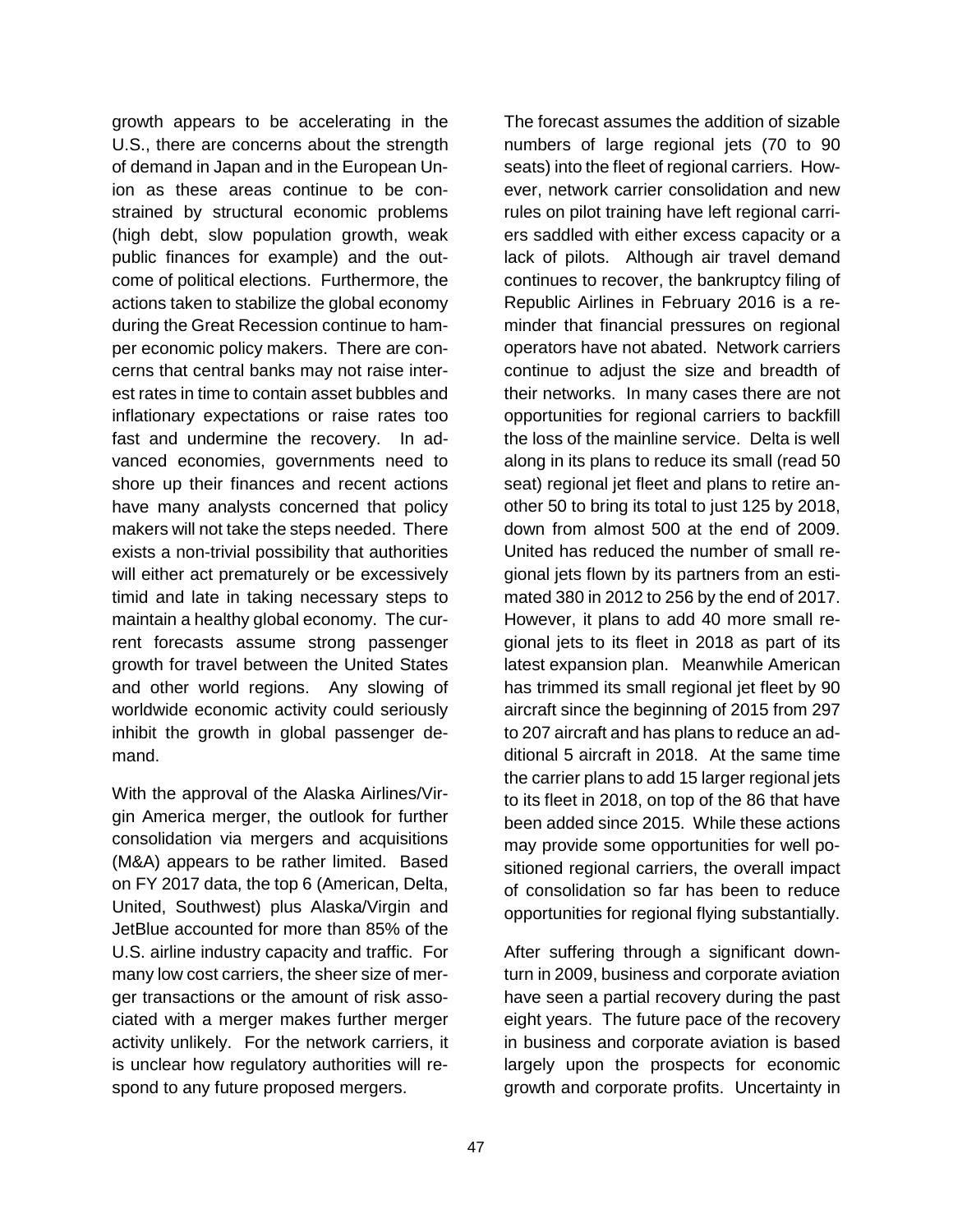growth appears to be accelerating in the U.S., there are concerns about the strength of demand in Japan and in the European Union as these areas continue to be constrained by structural economic problems (high debt, slow population growth, weak public finances for example) and the outcome of political elections. Furthermore, the actions taken to stabilize the global economy during the Great Recession continue to hamper economic policy makers. There are concerns that central banks may not raise interest rates in time to contain asset bubbles and inflationary expectations or raise rates too fast and undermine the recovery. In advanced economies, governments need to shore up their finances and recent actions have many analysts concerned that policy makers will not take the steps needed. There exists a non-trivial possibility that authorities will either act prematurely or be excessively timid and late in taking necessary steps to maintain a healthy global economy. The current forecasts assume strong passenger growth for travel between the United States and other world regions. Any slowing of worldwide economic activity could seriously inhibit the growth in global passenger demand.

With the approval of the Alaska Airlines/Virgin America merger, the outlook for further consolidation via mergers and acquisitions (M&A) appears to be rather limited. Based on FY 2017 data, the top 6 (American, Delta, United, Southwest) plus Alaska/Virgin and JetBlue accounted for more than 85% of the U.S. airline industry capacity and traffic. For many low cost carriers, the sheer size of merger transactions or the amount of risk associated with a merger makes further merger activity unlikely. For the network carriers, it is unclear how regulatory authorities will respond to any future proposed mergers.

The forecast assumes the addition of sizable numbers of large regional jets (70 to 90 seats) into the fleet of regional carriers. However, network carrier consolidation and new rules on pilot training have left regional carriers saddled with either excess capacity or a lack of pilots. Although air travel demand continues to recover, the bankruptcy filing of Republic Airlines in February 2016 is a reminder that financial pressures on regional operators have not abated. Network carriers continue to adjust the size and breadth of their networks. In many cases there are not opportunities for regional carriers to backfill the loss of the mainline service. Delta is well along in its plans to reduce its small (read 50 seat) regional jet fleet and plans to retire another 50 to bring its total to just 125 by 2018, down from almost 500 at the end of 2009. United has reduced the number of small regional jets flown by its partners from an estimated 380 in 2012 to 256 by the end of 2017. However, it plans to add 40 more small regional jets to its fleet in 2018 as part of its latest expansion plan. Meanwhile American has trimmed its small regional jet fleet by 90 aircraft since the beginning of 2015 from 297 to 207 aircraft and has plans to reduce an additional 5 aircraft in 2018. At the same time the carrier plans to add 15 larger regional jets to its fleet in 2018, on top of the 86 that have been added since 2015. While these actions may provide some opportunities for well positioned regional carriers, the overall impact of consolidation so far has been to reduce opportunities for regional flying substantially.

After suffering through a significant downturn in 2009, business and corporate aviation have seen a partial recovery during the past eight years. The future pace of the recovery in business and corporate aviation is based largely upon the prospects for economic growth and corporate profits. Uncertainty in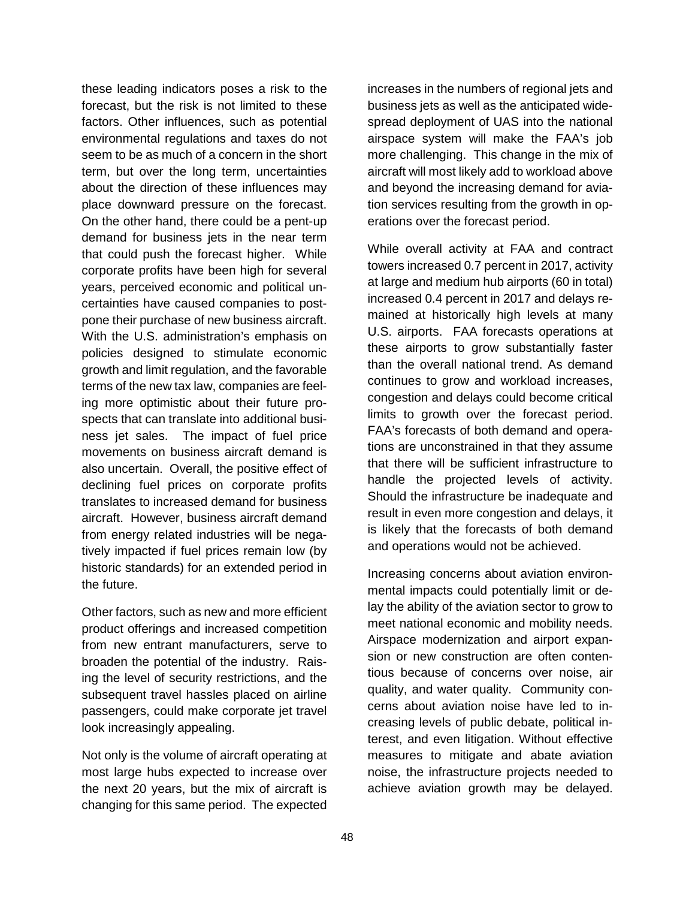these leading indicators poses a risk to the forecast, but the risk is not limited to these factors. Other influences, such as potential environmental regulations and taxes do not seem to be as much of a concern in the short term, but over the long term, uncertainties about the direction of these influences may place downward pressure on the forecast. On the other hand, there could be a pent-up demand for business jets in the near term that could push the forecast higher. While corporate profits have been high for several years, perceived economic and political uncertainties have caused companies to postpone their purchase of new business aircraft. With the U.S. administration's emphasis on policies designed to stimulate economic growth and limit regulation, and the favorable terms of the new tax law, companies are feeling more optimistic about their future prospects that can translate into additional business jet sales. The impact of fuel price movements on business aircraft demand is also uncertain. Overall, the positive effect of declining fuel prices on corporate profits translates to increased demand for business aircraft. However, business aircraft demand from energy related industries will be negatively impacted if fuel prices remain low (by historic standards) for an extended period in the future.

Other factors, such as new and more efficient product offerings and increased competition from new entrant manufacturers, serve to broaden the potential of the industry. Raising the level of security restrictions, and the subsequent travel hassles placed on airline passengers, could make corporate jet travel look increasingly appealing.

Not only is the volume of aircraft operating at most large hubs expected to increase over the next 20 years, but the mix of aircraft is changing for this same period. The expected increases in the numbers of regional jets and business jets as well as the anticipated widespread deployment of UAS into the national airspace system will make the FAA's job more challenging. This change in the mix of aircraft will most likely add to workload above and beyond the increasing demand for aviation services resulting from the growth in operations over the forecast period.

While overall activity at FAA and contract towers increased 0.7 percent in 2017, activity at large and medium hub airports (60 in total) increased 0.4 percent in 2017 and delays remained at historically high levels at many U.S. airports. FAA forecasts operations at these airports to grow substantially faster than the overall national trend. As demand continues to grow and workload increases, congestion and delays could become critical limits to growth over the forecast period. FAA's forecasts of both demand and operations are unconstrained in that they assume that there will be sufficient infrastructure to handle the projected levels of activity. Should the infrastructure be inadequate and result in even more congestion and delays, it is likely that the forecasts of both demand and operations would not be achieved.

Increasing concerns about aviation environmental impacts could potentially limit or delay the ability of the aviation sector to grow to meet national economic and mobility needs. Airspace modernization and airport expansion or new construction are often contentious because of concerns over noise, air quality, and water quality. Community concerns about aviation noise have led to increasing levels of public debate, political interest, and even litigation. Without effective measures to mitigate and abate aviation noise, the infrastructure projects needed to achieve aviation growth may be delayed.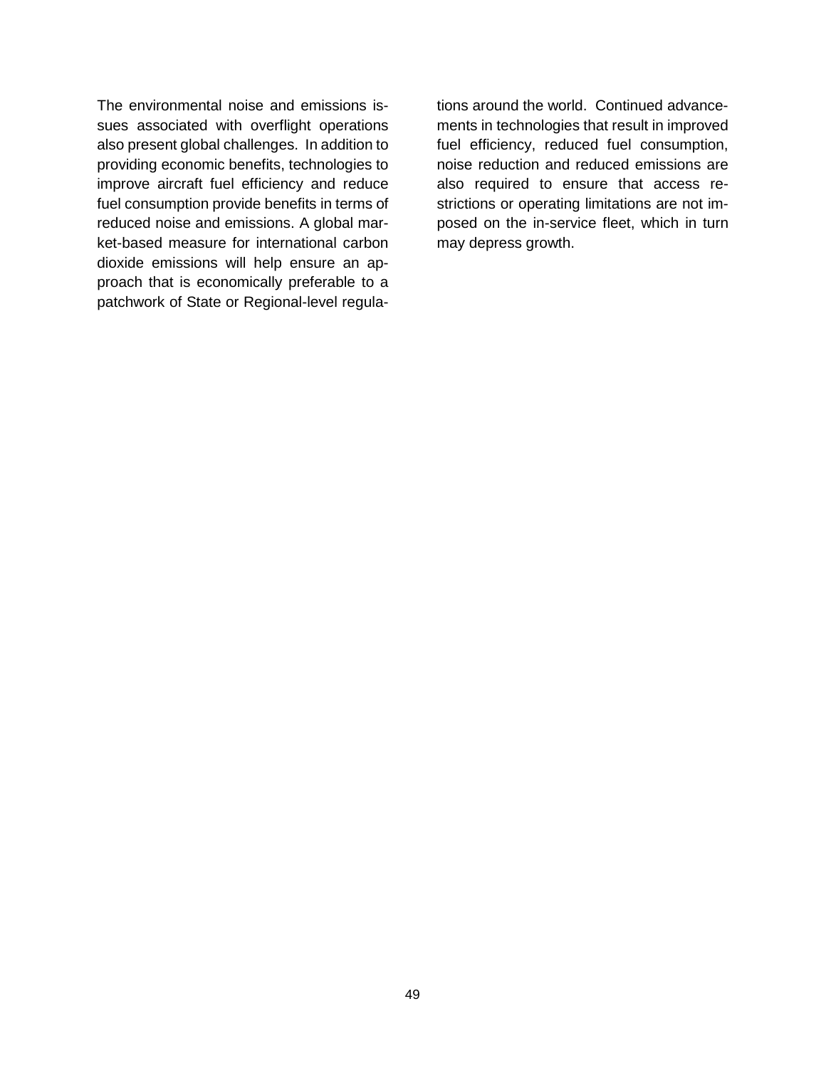The environmental noise and emissions issues associated with overflight operations also present global challenges. In addition to providing economic benefits, technologies to improve aircraft fuel efficiency and reduce fuel consumption provide benefits in terms of reduced noise and emissions. A global market-based measure for international carbon dioxide emissions will help ensure an approach that is economically preferable to a patchwork of State or Regional-level regulations around the world. Continued advancements in technologies that result in improved fuel efficiency, reduced fuel consumption, noise reduction and reduced emissions are also required to ensure that access restrictions or operating limitations are not imposed on the in-service fleet, which in turn may depress growth.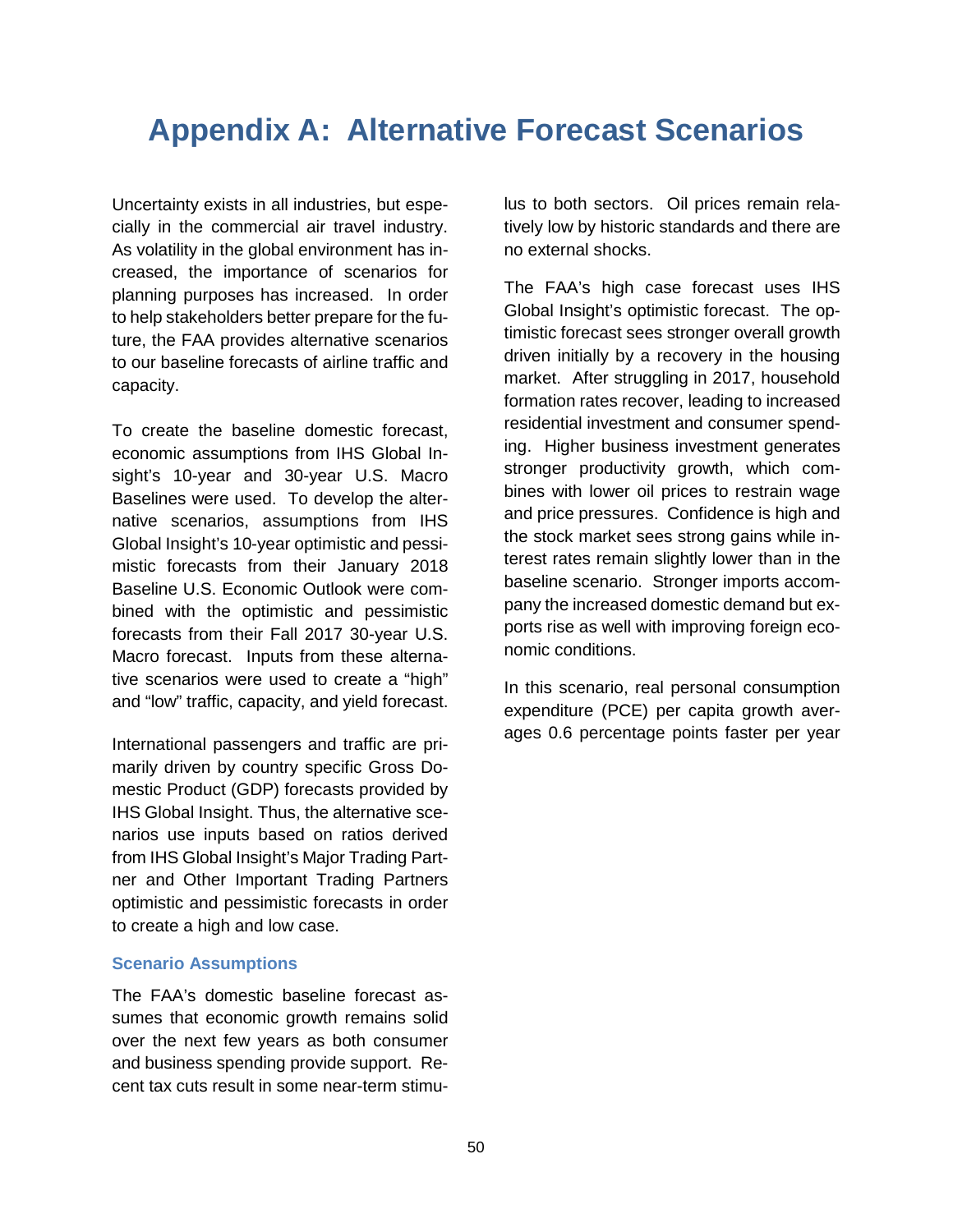# Appendix A: Alternative Forecast Scenarios

Uncertainty exists in all industries, but especially in the commercial air travel industry. As volatility in the global environment has increased, the importance of scenarios for planning purposes has increased. In order to help stakeholders better prepare for the future, the FAA provides alternative scenarios to our baseline forecasts of airline traffic and capacity.

To create the baseline domestic forecast, economic assumptions from IHS Global Insight's 10-year and 30-year U.S. Macro Baselines were used. To develop the alternative scenarios, assumptions from IHS Global Insight's 10-year optimistic and pessimistic forecasts from their January 2018 Baseline U.S. Economic Outlook were combined with the optimistic and pessimistic forecasts from their Fall 2017 30-year U.S. Macro forecast. Inputs from these alternative scenarios were used to create a "high" and "low" traffic, capacity, and yield forecast.

International passengers and traffic are primarily driven by country specific Gross Domestic Product (GDP) forecasts provided by IHS Global Insight. Thus, the alternative scenarios use inputs based on ratios derived from IHS Global Insight's Major Trading Partner and Other Important Trading Partners optimistic and pessimistic forecasts in order to create a high and low case.

### Scenario Assumptions

The FAA's domestic baseline forecast assumes that economic growth remains solid over the next few years as both consumer and business spending provide support. Recent tax cuts result in some near-term stimulus to both sectors. Oil prices remain relatively low by historic standards and there are no external shocks.

The FAA's high case forecast uses IHS Global Insight's optimistic forecast. The optimistic forecast sees stronger overall growth driven initially by a recovery in the housing market. After struggling in 2017, household formation rates recover, leading to increased residential investment and consumer spending. Higher business investment generates stronger productivity growth, which combines with lower oil prices to restrain wage and price pressures. Confidence is high and the stock market sees strong gains while interest rates remain slightly lower than in the baseline scenario. Stronger imports accompany the increased domestic demand but exports rise as well with improving foreign economic conditions.

In this scenario, real personal consumption expenditure (PCE) per capita growth averages 0.6 percentage points faster per year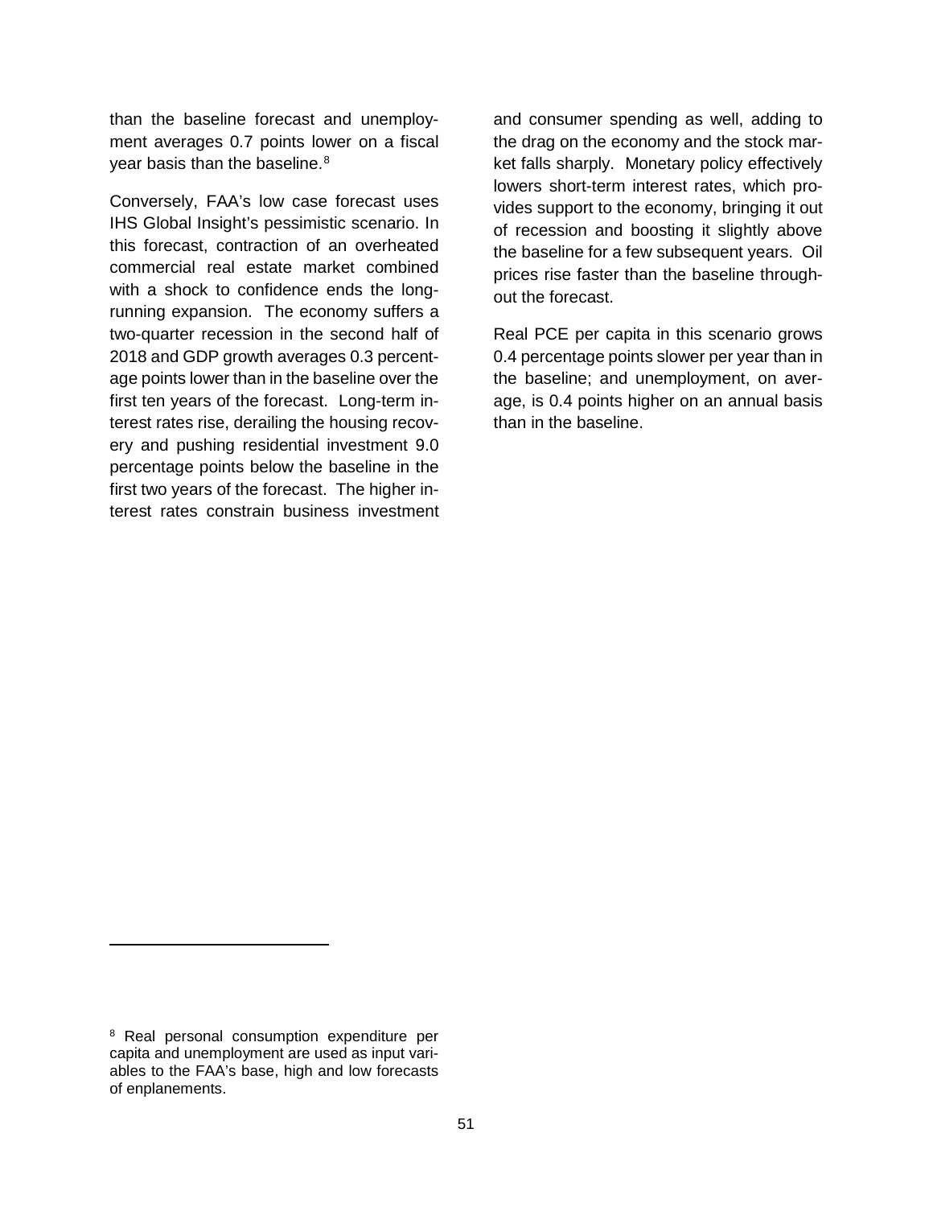than the baseline forecast and unemployment averages 0.7 points lower on a fiscal year basis than the baseline.[8]

Conversely, FAA's low case forecast uses IHS Global Insight's pessimistic scenario. In this forecast, contraction of an overheated commercial real estate market combined with a shock to confidence ends the long-running expansion. The economy suffers a two-quarter recession in the second half of 2018 and GDP growth averages 0.3 percentage points lower than in the baseline over the first ten years of the forecast. Long-term interest rates rise, derailing the housing recovery and pushing residential investment 9.0 percentage points below the baseline in the first two years of the forecast. The higher interest rates constrain business investment and consumer spending as well, adding to the drag on the economy and the stock market falls sharply. Monetary policy effectively lowers short-term interest rates, which provides support to the economy, bringing it out of recession and boosting it slightly above the baseline for a few subsequent years. Oil prices rise faster than the baseline throughout the forecast.

Real PCE per capita in this scenario grows 0.4 percentage points slower per year than in the baseline; and unemployment, on average, is 0.4 points higher on an annual basis than in the baseline.

[8] Real personal consumption expenditure per capita and unemployment are used as input variables to the FAA's base, high and low forecasts of enplanements.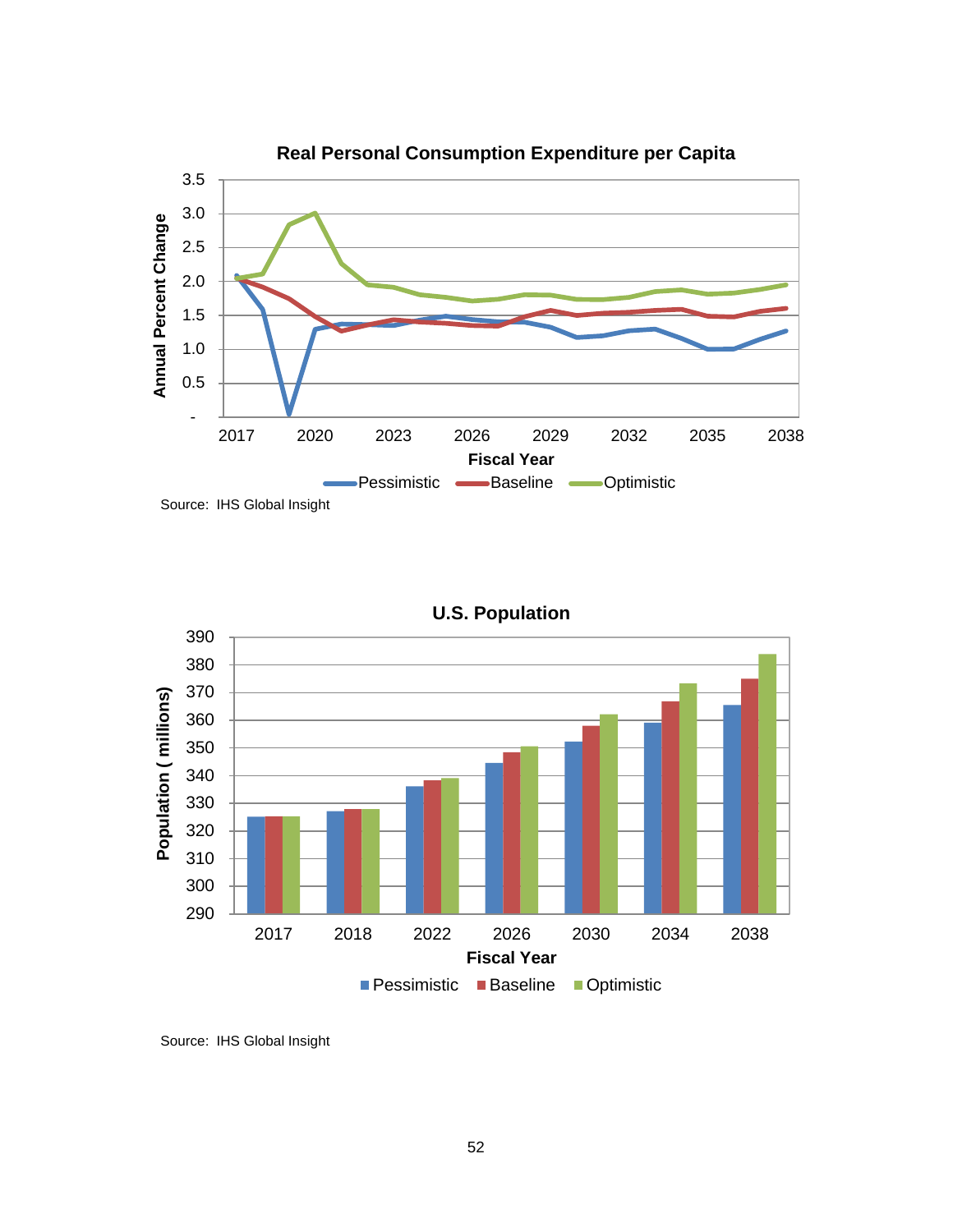**Real Personal Consumption Expenditure per Capita**

Source: IHS Global Insight

**U.S. Population**

Source: IHS Global Insight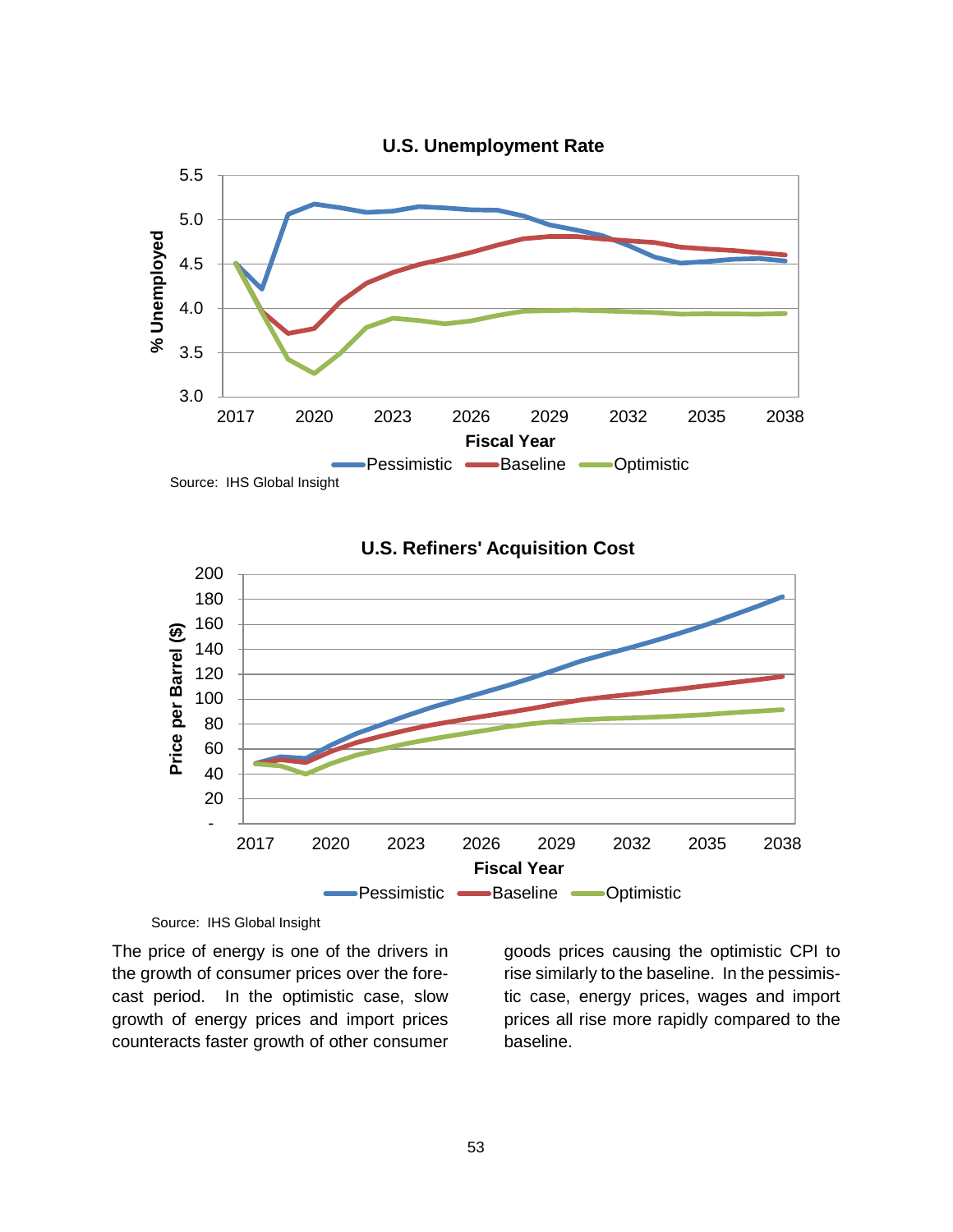**U.S. Unemployment Rate**

Source: IHS Global Insight

**U.S. Refiners' Acquisition Cost**

Source: IHS Global Insight

The price of energy is one of the drivers in the growth of consumer prices over the forecast period. In the optimistic case, slow growth of energy prices and import prices counteracts faster growth of other consumer goods prices causing the optimistic CPI to rise similarly to the baseline. In the pessimistic case, energy prices, wages and import prices all rise more rapidly compared to the baseline.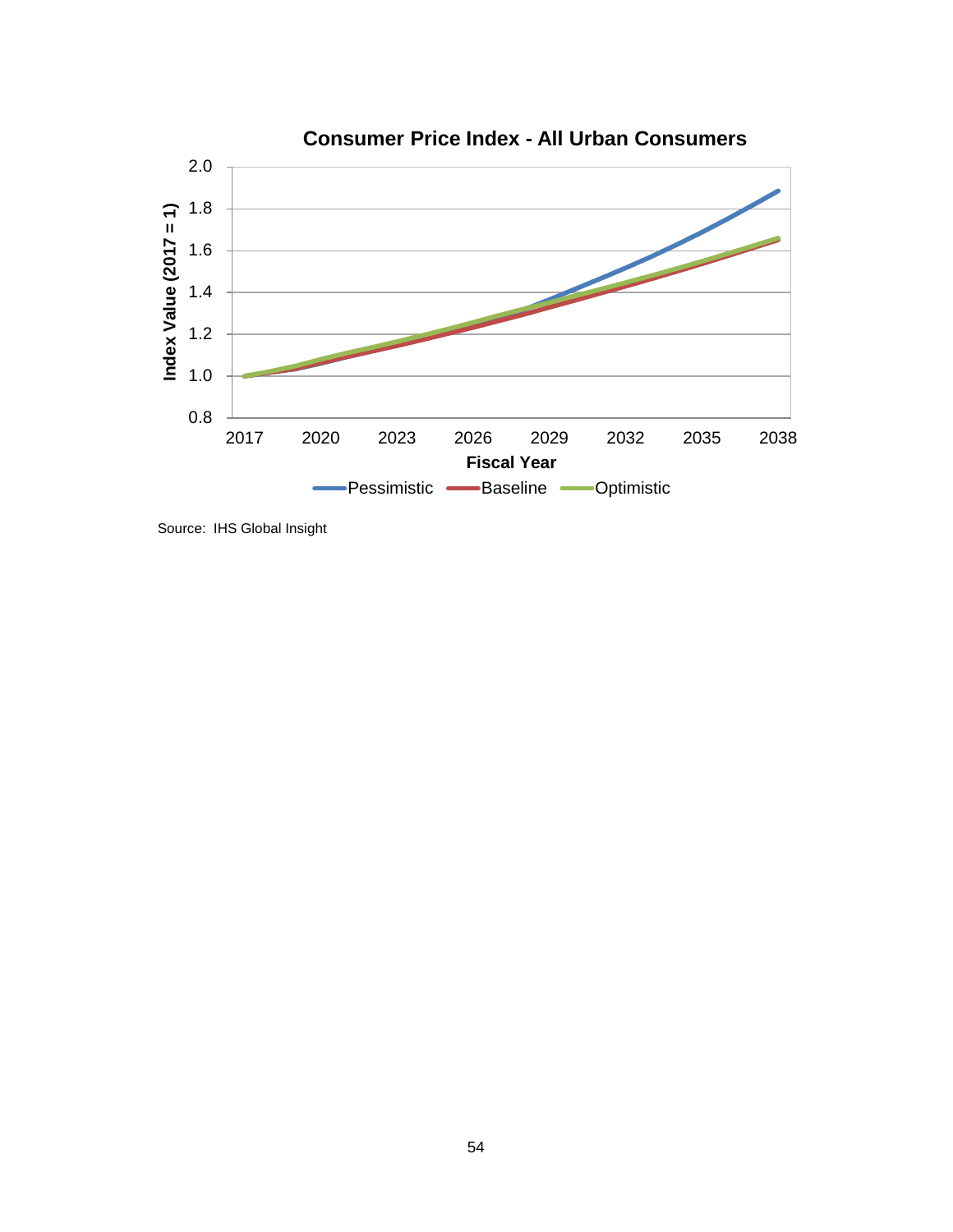**Consumer Price Index - All Urban Consumers**

Source: IHS Global Insight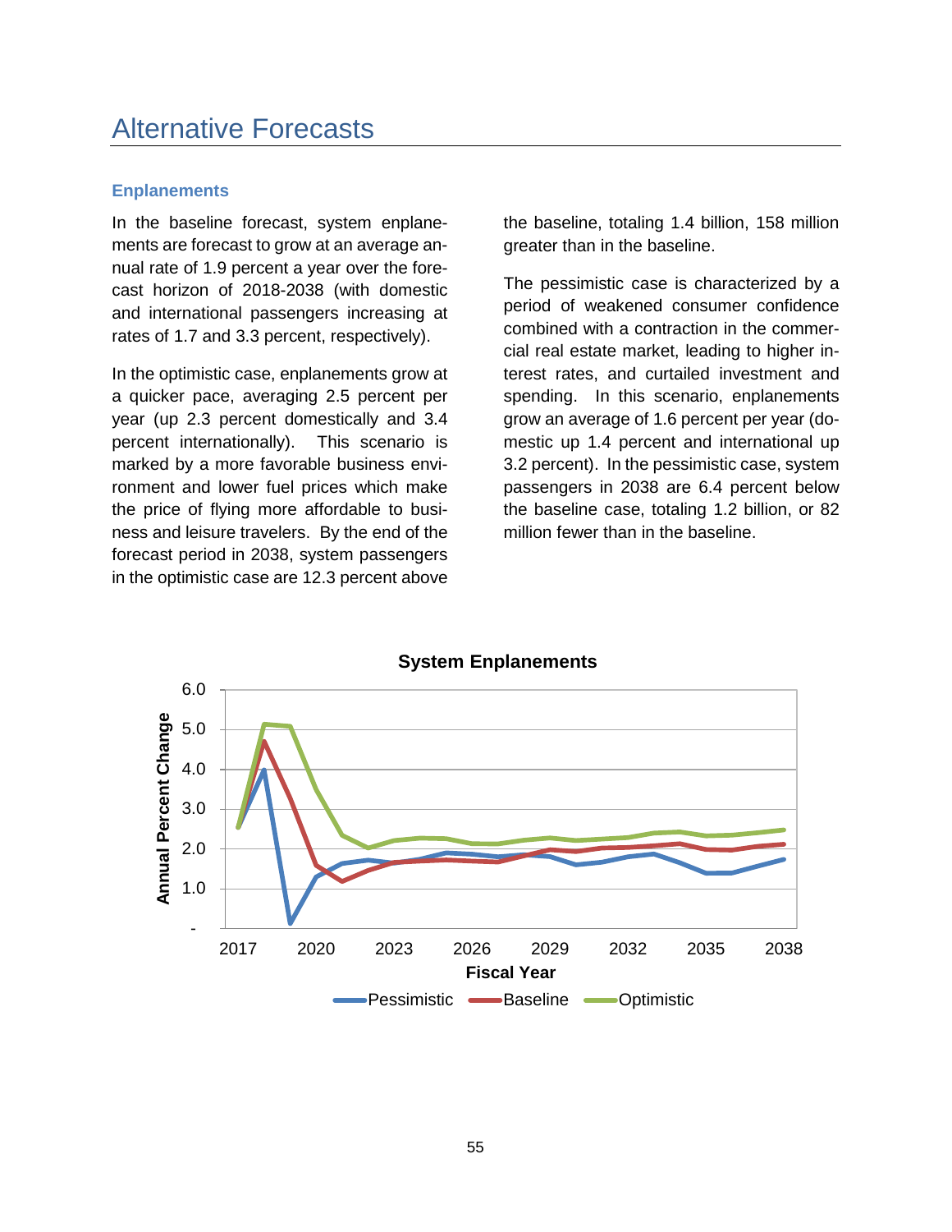# Alternative Forecasts

### Enplanements

In the baseline forecast, system enplanements are forecast to grow at an average annual rate of 1.9 percent a year over the forecast horizon of 2018-2038 (with domestic and international passengers increasing at rates of 1.7 and 3.3 percent, respectively).

In the optimistic case, enplanements grow at a quicker pace, averaging 2.5 percent per year (up 2.3 percent domestically and 3.4 percent internationally). This scenario is marked by a more favorable business environment and lower fuel prices which make the price of flying more affordable to business and leisure travelers. By the end of the forecast period in 2038, system passengers in the optimistic case are 12.3 percent above the baseline, totaling 1.4 billion, 158 million greater than in the baseline.

The pessimistic case is characterized by a period of weakened consumer confidence combined with a contraction in the commercial real estate market, leading to higher interest rates, and curtailed investment and spending. In this scenario, enplanements grow an average of 1.6 percent per year (domestic up 1.4 percent and international up 3.2 percent). In the pessimistic case, system passengers in 2038 are 6.4 percent below the baseline case, totaling 1.2 billion, or 82 million fewer than in the baseline.

**System Enplanements**

Annual Percent Change (y-axis: -, 1.0, 2.0, 3.0, 4.0, 5.0, 6.0); Fiscal Year (x-axis: 2017, 2020, 2023, 2026, 2029, 2032, 2035, 2038)

Legend: Pessimistic, Baseline, Optimistic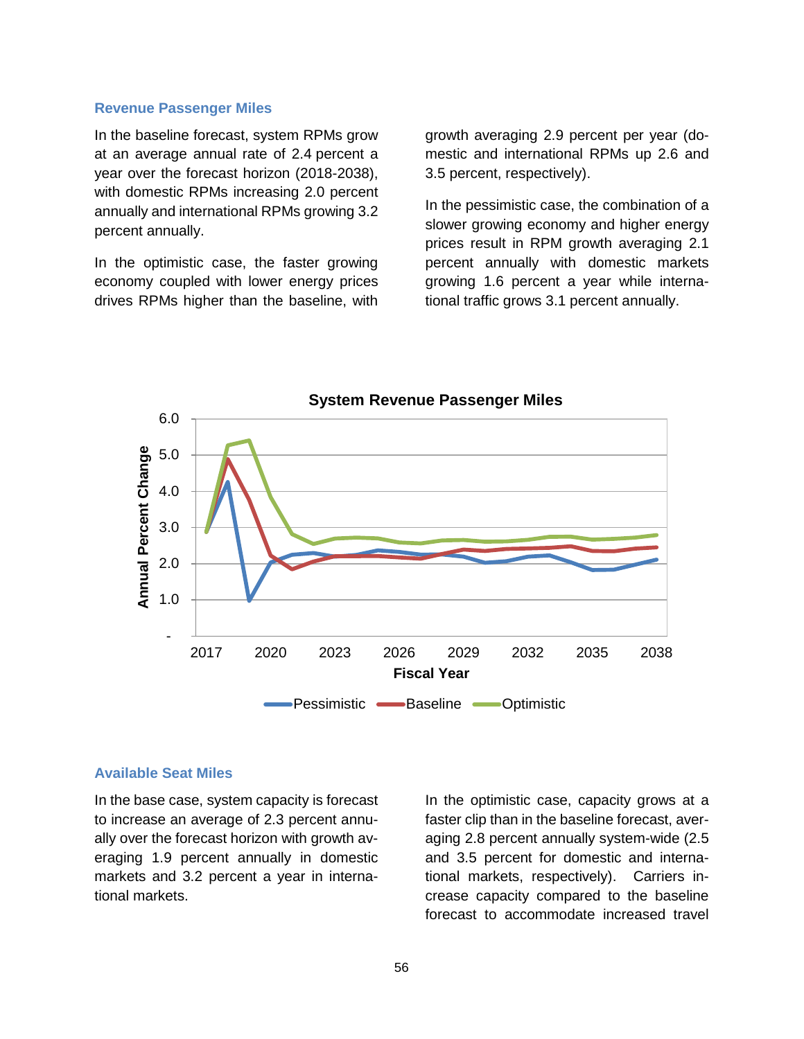### Revenue Passenger Miles

In the baseline forecast, system RPMs grow at an average annual rate of 2.4 percent a year over the forecast horizon (2018-2038), with domestic RPMs increasing 2.0 percent annually and international RPMs growing 3.2 percent annually.

In the optimistic case, the faster growing economy coupled with lower energy prices drives RPMs higher than the baseline, with growth averaging 2.9 percent per year (domestic and international RPMs up 2.6 and 3.5 percent, respectively).

In the pessimistic case, the combination of a slower growing economy and higher energy prices result in RPM growth averaging 2.1 percent annually with domestic markets growing 1.6 percent a year while international traffic grows 3.1 percent annually.

**System Revenue Passenger Miles**

Annual Percent Change (-, 1.0, 2.0, 3.0, 4.0, 5.0, 6.0) by Fiscal Year (2017, 2020, 2023, 2026, 2029, 2032, 2035, 2038)

Pessimistic — Baseline — Optimistic

### Available Seat Miles

In the base case, system capacity is forecast to increase an average of 2.3 percent annually over the forecast horizon with growth averaging 1.9 percent annually in domestic markets and 3.2 percent a year in international markets.

In the optimistic case, capacity grows at a faster clip than in the baseline forecast, averaging 2.8 percent annually system-wide (2.5 and 3.5 percent for domestic and international markets, respectively). Carriers increase capacity compared to the baseline forecast to accommodate increased travel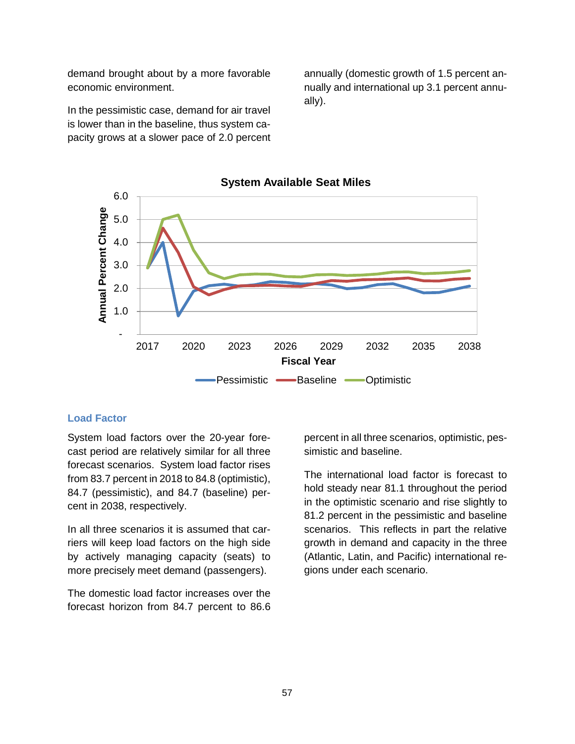demand brought about by a more favorable economic environment.

In the pessimistic case, demand for air travel is lower than in the baseline, thus system capacity grows at a slower pace of 2.0 percent annually (domestic growth of 1.5 percent annually and international up 3.1 percent annually).

## Load Factor

System load factors over the 20-year forecast period are relatively similar for all three forecast scenarios. System load factor rises from 83.7 percent in 2018 to 84.8 (optimistic), 84.7 (pessimistic), and 84.7 (baseline) percent in 2038, respectively.

In all three scenarios it is assumed that carriers will keep load factors on the high side by actively managing capacity (seats) to more precisely meet demand (passengers).

The domestic load factor increases over the forecast horizon from 84.7 percent to 86.6 percent in all three scenarios, optimistic, pessimistic and baseline.

The international load factor is forecast to hold steady near 81.1 throughout the period in the optimistic scenario and rise slightly to 81.2 percent in the pessimistic and baseline scenarios. This reflects in part the relative growth in demand and capacity in the three (Atlantic, Latin, and Pacific) international regions under each scenario.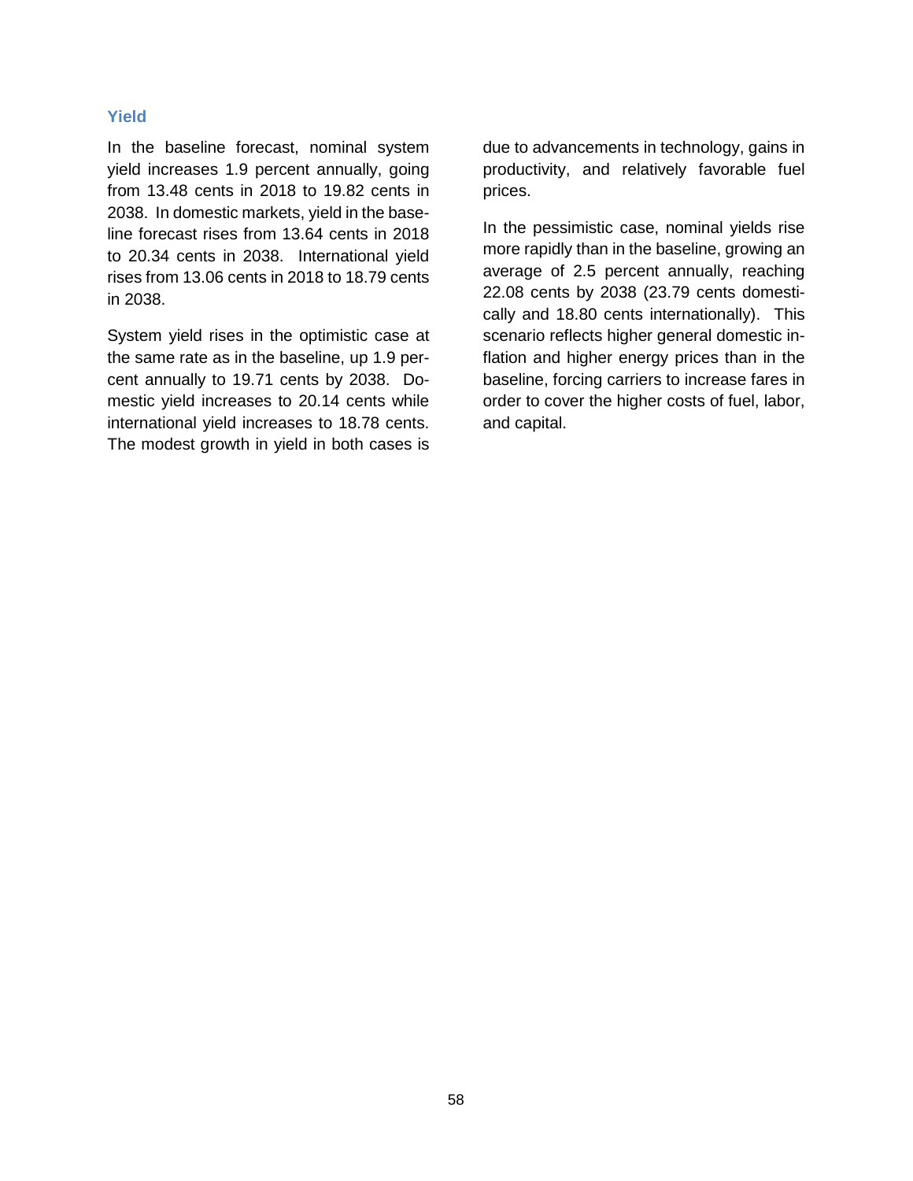### Yield

In the baseline forecast, nominal system yield increases 1.9 percent annually, going from 13.48 cents in 2018 to 19.82 cents in 2038. In domestic markets, yield in the baseline forecast rises from 13.64 cents in 2018 to 20.34 cents in 2038. International yield rises from 13.06 cents in 2018 to 18.79 cents in 2038.

System yield rises in the optimistic case at the same rate as in the baseline, up 1.9 percent annually to 19.71 cents by 2038. Domestic yield increases to 20.14 cents while international yield increases to 18.78 cents. The modest growth in yield in both cases is due to advancements in technology, gains in productivity, and relatively favorable fuel prices.

In the pessimistic case, nominal yields rise more rapidly than in the baseline, growing an average of 2.5 percent annually, reaching 22.08 cents by 2038 (23.79 cents domestically and 18.80 cents internationally). This scenario reflects higher general domestic inflation and higher energy prices than in the baseline, forcing carriers to increase fares in order to cover the higher costs of fuel, labor, and capital.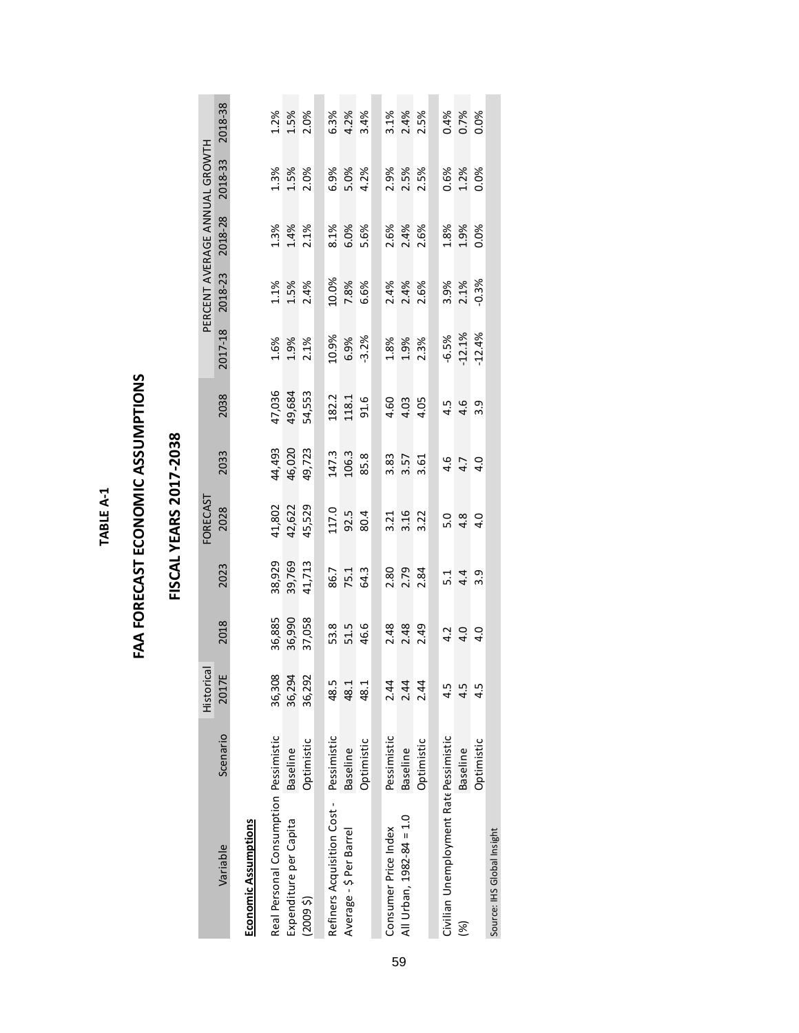**TABLE A-1**

# FAA FORECAST ECONOMIC ASSUMPTIONS

## FISCAL YEARS 2017-2038

| Variable | Scenario | Historical | FORECAST | | | | | PERCENT AVERAGE ANNUAL GROWTH | | | | |
|---|---|---|---|---|---|---|---|---|---|---|---|---|
| | | 2017E | 2018 | 2023 | 2028 | 2033 | 2038 | 2017-18 | 2018-23 | 2018-28 | 2018-33 | 2018-38 |
| **Economic Assumptions** | | | | | | | | | | | | |
| Real Personal Consumption Expenditure per Capita (2009 $) | Pessimistic | 36,308 | 36,885 | 38,929 | 41,802 | 44,493 | 47,036 | 1.6% | 1.1% | 1.3% | 1.3% | 1.2% |
| | Baseline | 36,294 | 36,990 | 39,769 | 42,622 | 46,020 | 49,684 | 1.9% | 1.5% | 1.4% | 1.5% | 1.5% |
| | Optimistic | 36,292 | 37,058 | 41,713 | 45,529 | 49,723 | 54,553 | 2.1% | 2.4% | 2.1% | 2.0% | 2.0% |
| Refiners Acquisition Cost - Average - $ Per Barrel | Pessimistic | 48.5 | 53.8 | 86.7 | 117.0 | 147.3 | 182.2 | 10.9% | 10.0% | 8.1% | 6.9% | 6.3% |
| | Baseline | 48.1 | 51.5 | 75.1 | 92.5 | 106.3 | 118.1 | 6.9% | 7.8% | 6.0% | 5.0% | 4.2% |
| | Optimistic | 48.1 | 46.6 | 64.3 | 80.4 | 85.8 | 91.6 | -3.2% | 6.6% | 5.6% | 4.2% | 3.4% |
| Consumer Price Index All Urban, 1982-84 = 1.0 | Pessimistic | 2.44 | 2.48 | 2.80 | 3.21 | 3.83 | 4.60 | 1.8% | 2.4% | 2.6% | 2.9% | 3.1% |
| | Baseline | 2.44 | 2.48 | 2.79 | 3.16 | 3.57 | 4.03 | 1.9% | 2.4% | 2.4% | 2.5% | 2.4% |
| | Optimistic | 2.44 | 2.49 | 2.84 | 3.22 | 3.61 | 4.05 | 2.3% | 2.6% | 2.6% | 2.5% | 2.5% |
| Civilian Unemployment Rate (%) | Pessimistic | 4.5 | 4.2 | 5.1 | 5.0 | 4.6 | 4.5 | -6.5% | 3.9% | 1.8% | 0.6% | 0.4% |
| | Baseline | 4.5 | 4.0 | 4.4 | 4.8 | 4.7 | 4.6 | -12.1% | 2.1% | 1.9% | 1.2% | 0.7% |
| | Optimistic | 4.5 | 4.0 | 3.9 | 4.0 | 4.0 | 3.9 | -12.4% | -0.3% | 0.0% | 0.0% | 0.0% |

Source: IHS Global Insight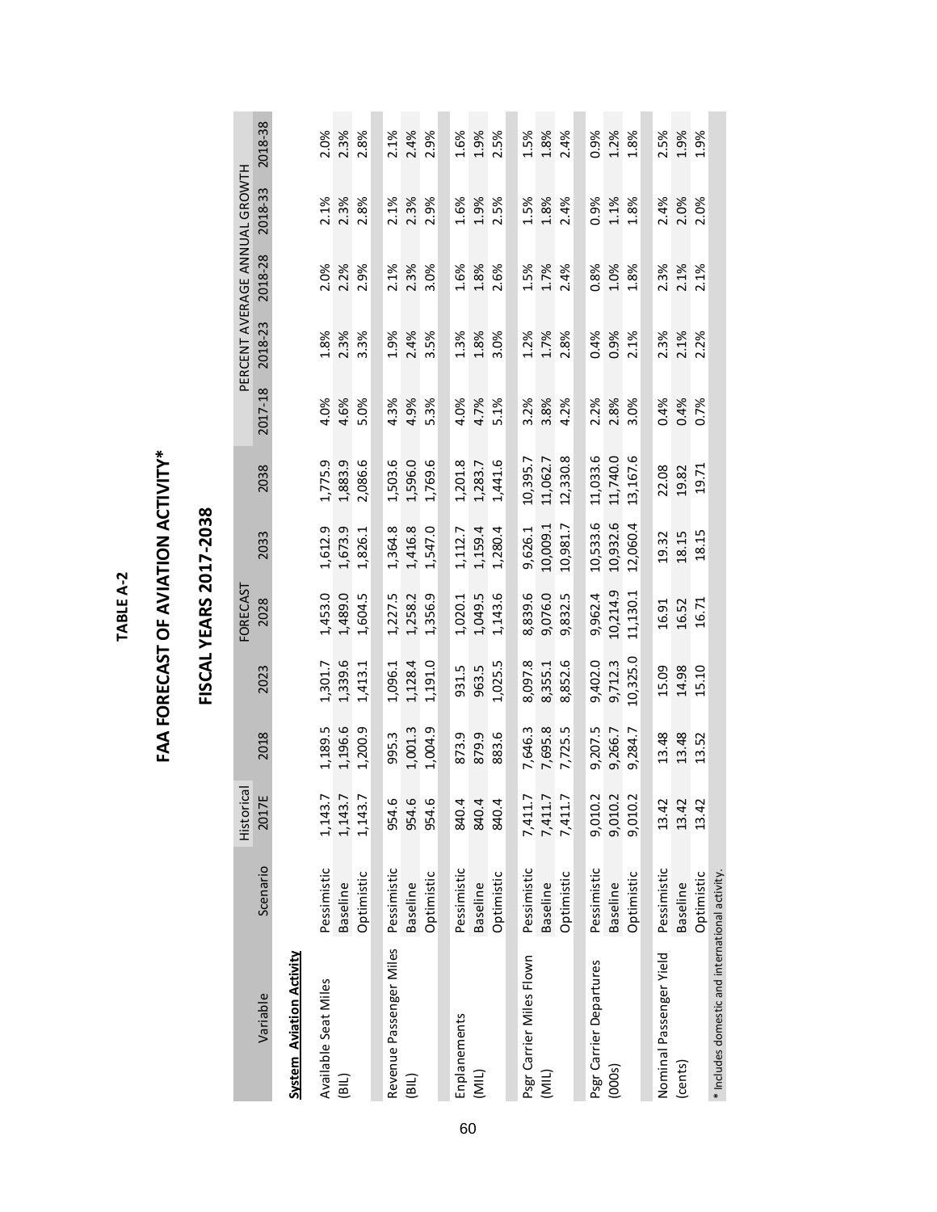**TABLE A-2**

# FAA FORECAST OF AVIATION ACTIVITY*

## FISCAL YEARS 2017-2038

| Variable | Scenario | Historical | FORECAST | | | | | PERCENT AVERAGE ANNUAL GROWTH | | | | |
|---|---|---|---|---|---|---|---|---|---|---|---|---|
| | | 2017E | 2018 | 2023 | 2028 | 2033 | 2038 | 2017-18 | 2018-23 | 2018-28 | 2018-33 | 2018-38 |
| **System Aviation Activity** | | | | | | | | | | | | |
| Available Seat Miles | Pessimistic | 1,143.7 | 1,189.5 | 1,301.7 | 1,453.0 | 1,612.9 | 1,775.9 | 4.0% | 1.8% | 2.0% | 2.1% | 2.0% |
| (BIL) | Baseline | 1,143.7 | 1,196.6 | 1,339.6 | 1,489.0 | 1,673.9 | 1,883.9 | 4.6% | 2.3% | 2.2% | 2.3% | 2.3% |
| | Optimistic | 1,143.7 | 1,200.9 | 1,413.1 | 1,604.5 | 1,826.1 | 2,086.6 | 5.0% | 3.3% | 2.9% | 2.8% | 2.8% |
| Revenue Passenger Miles | Pessimistic | 954.6 | 995.3 | 1,096.1 | 1,227.5 | 1,364.8 | 1,503.6 | 4.3% | 1.9% | 2.1% | 2.1% | 2.1% |
| (BIL) | Baseline | 954.6 | 1,001.3 | 1,128.4 | 1,258.2 | 1,416.8 | 1,596.0 | 4.9% | 2.4% | 2.3% | 2.3% | 2.4% |
| | Optimistic | 954.6 | 1,004.9 | 1,191.0 | 1,356.9 | 1,547.0 | 1,769.6 | 5.3% | 3.5% | 3.0% | 2.9% | 2.9% |
| Enplanements | Pessimistic | 840.4 | 873.9 | 931.5 | 1,020.1 | 1,112.7 | 1,201.8 | 4.0% | 1.3% | 1.6% | 1.6% | 1.6% |
| (MIL) | Baseline | 840.4 | 879.9 | 963.5 | 1,049.5 | 1,159.4 | 1,283.7 | 4.7% | 1.8% | 1.8% | 1.9% | 1.9% |
| | Optimistic | 840.4 | 883.6 | 1,025.5 | 1,143.6 | 1,280.4 | 1,441.6 | 5.1% | 3.0% | 2.6% | 2.5% | 2.5% |
| Psgr Carrier Miles Flown | Pessimistic | 7,411.7 | 7,646.3 | 8,097.8 | 8,839.6 | 9,626.1 | 10,395.7 | 3.2% | 1.2% | 1.5% | 1.5% | 1.5% |
| (MIL) | Baseline | 7,411.7 | 7,695.8 | 8,355.1 | 9,076.0 | 10,009.1 | 11,062.7 | 3.8% | 1.7% | 1.7% | 1.8% | 1.8% |
| | Optimistic | 7,411.7 | 7,725.5 | 8,852.6 | 9,832.5 | 10,981.7 | 12,330.8 | 4.2% | 2.8% | 2.4% | 2.4% | 2.4% |
| Psgr Carrier Departures | Pessimistic | 9,010.2 | 9,207.5 | 9,402.0 | 9,962.4 | 10,533.6 | 11,033.6 | 2.2% | 0.4% | 0.8% | 0.9% | 0.9% |
| (000s) | Baseline | 9,010.2 | 9,266.7 | 9,712.3 | 10,214.9 | 10,932.6 | 11,740.0 | 2.8% | 0.9% | 1.0% | 1.1% | 1.2% |
| | Optimistic | 9,010.2 | 9,284.7 | 10,325.0 | 11,130.1 | 12,060.4 | 13,167.6 | 3.0% | 2.1% | 1.8% | 1.8% | 1.8% |
| Nominal Passenger Yield | Pessimistic | 13.42 | 13.48 | 15.09 | 16.91 | 19.32 | 22.08 | 0.4% | 2.3% | 2.3% | 2.4% | 2.5% |
| (cents) | Baseline | 13.42 | 13.48 | 14.98 | 16.52 | 18.15 | 19.82 | 0.4% | 2.1% | 2.1% | 2.0% | 1.9% |
| | Optimistic | 13.42 | 13.52 | 15.10 | 16.71 | 18.15 | 19.71 | 0.7% | 2.2% | 2.1% | 2.0% | 1.9% |

\* Includes domestic and international activity.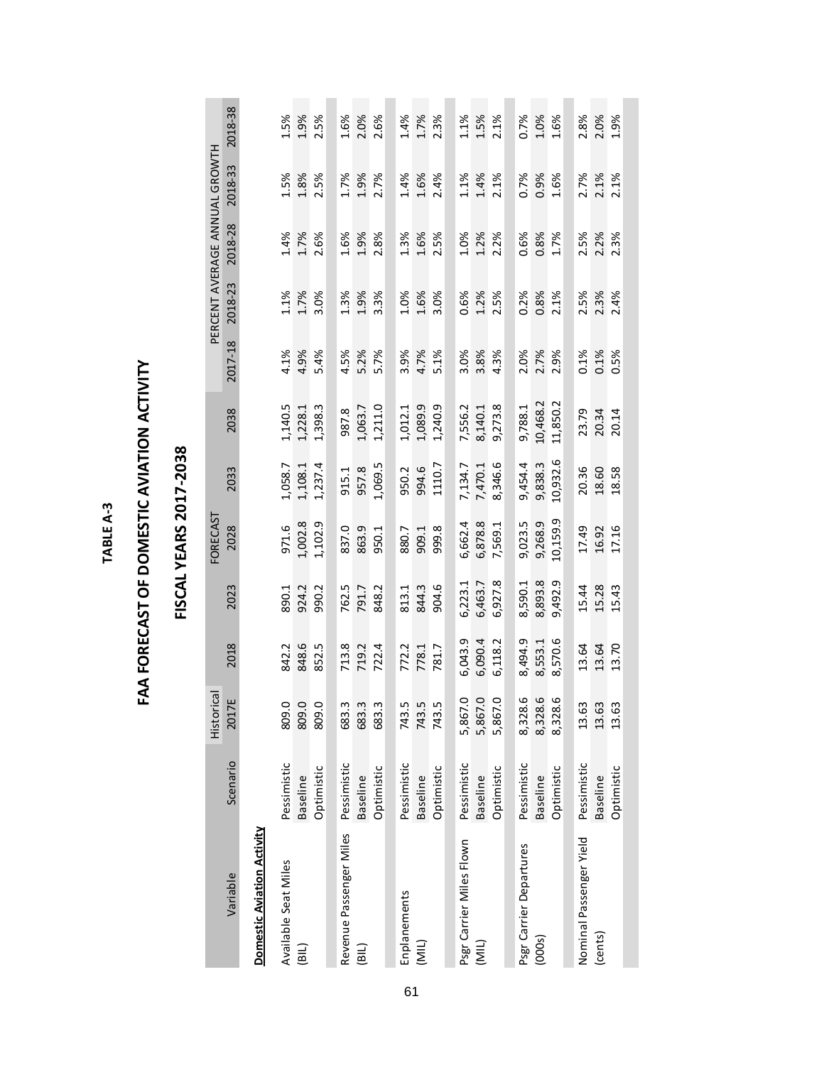# TABLE A-3

## FAA FORECAST OF DOMESTIC AVIATION ACTIVITY

## FISCAL YEARS 2017-2038

| Variable | Scenario | Historical | FORECAST | | | | | PERCENT AVERAGE ANNUAL GROWTH | | | | |
|---|---|---|---|---|---|---|---|---|---|---|---|---|
| | | 2017E | 2018 | 2023 | 2028 | 2033 | 2038 | 2017-18 | 2018-23 | 2018-28 | 2018-33 | 2018-38 |
| **Domestic Aviation Activity** | | | | | | | | | | | | |
| Available Seat Miles | Pessimistic | 809.0 | 842.2 | 890.1 | 971.6 | 1,058.7 | 1,140.5 | 4.1% | 1.1% | 1.4% | 1.5% | 1.5% |
| (BIL) | Baseline | 809.0 | 848.6 | 924.2 | 1,002.8 | 1,108.1 | 1,228.1 | 4.9% | 1.7% | 1.7% | 1.8% | 1.9% |
| | Optimistic | 809.0 | 852.5 | 990.2 | 1,102.9 | 1,237.4 | 1,398.3 | 5.4% | 3.0% | 2.6% | 2.5% | 2.5% |
| Revenue Passenger Miles | Pessimistic | 683.3 | 713.8 | 762.5 | 837.0 | 915.1 | 987.8 | 4.5% | 1.3% | 1.6% | 1.7% | 1.6% |
| (BIL) | Baseline | 683.3 | 719.2 | 791.7 | 863.9 | 957.8 | 1,063.7 | 5.2% | 1.9% | 1.9% | 1.9% | 2.0% |
| | Optimistic | 683.3 | 722.4 | 848.2 | 950.1 | 1,069.5 | 1,211.0 | 5.7% | 3.3% | 2.8% | 2.7% | 2.6% |
| Enplanements | Pessimistic | 743.5 | 772.2 | 813.1 | 880.7 | 950.2 | 1,012.1 | 3.9% | 1.0% | 1.3% | 1.4% | 1.4% |
| (MIL) | Baseline | 743.5 | 778.1 | 844.3 | 909.1 | 994.6 | 1,089.9 | 4.7% | 1.6% | 1.6% | 1.6% | 1.7% |
| | Optimistic | 743.5 | 781.7 | 904.6 | 999.8 | 1110.7 | 1,240.9 | 5.1% | 3.0% | 2.5% | 2.4% | 2.3% |
| Psgr Carrier Miles Flown | Pessimistic | 5,867.0 | 6,043.9 | 6,223.1 | 6,662.4 | 7,134.7 | 7,556.2 | 3.0% | 0.6% | 1.0% | 1.1% | 1.1% |
| (MIL) | Baseline | 5,867.0 | 6,090.4 | 6,463.7 | 6,878.8 | 7,470.1 | 8,140.1 | 3.8% | 1.2% | 1.2% | 1.4% | 1.5% |
| | Optimistic | 5,867.0 | 6,118.2 | 6,927.8 | 7,569.1 | 8,346.6 | 9,273.8 | 4.3% | 2.5% | 2.2% | 2.1% | 2.1% |
| Psgr Carrier Departures | Pessimistic | 8,328.6 | 8,494.9 | 8,590.1 | 9,023.5 | 9,454.4 | 9,788.1 | 2.0% | 0.2% | 0.6% | 0.7% | 0.7% |
| (000s) | Baseline | 8,328.6 | 8,553.1 | 8,893.8 | 9,268.9 | 9,838.3 | 10,468.2 | 2.7% | 0.8% | 0.8% | 0.9% | 1.0% |
| | Optimistic | 8,328.6 | 8,570.6 | 9,492.9 | 10,159.9 | 10,932.6 | 11,850.2 | 2.9% | 2.1% | 1.7% | 1.6% | 1.6% |
| Nominal Passenger Yield | Pessimistic | 13.63 | 13.64 | 15.44 | 17.49 | 20.36 | 23.79 | 0.1% | 2.5% | 2.5% | 2.7% | 2.8% |
| (cents) | Baseline | 13.63 | 13.64 | 15.28 | 16.92 | 18.60 | 20.34 | 0.1% | 2.3% | 2.2% | 2.1% | 2.0% |
| | Optimistic | 13.63 | 13.70 | 15.43 | 17.16 | 18.58 | 20.14 | 0.5% | 2.4% | 2.3% | 2.1% | 1.9% |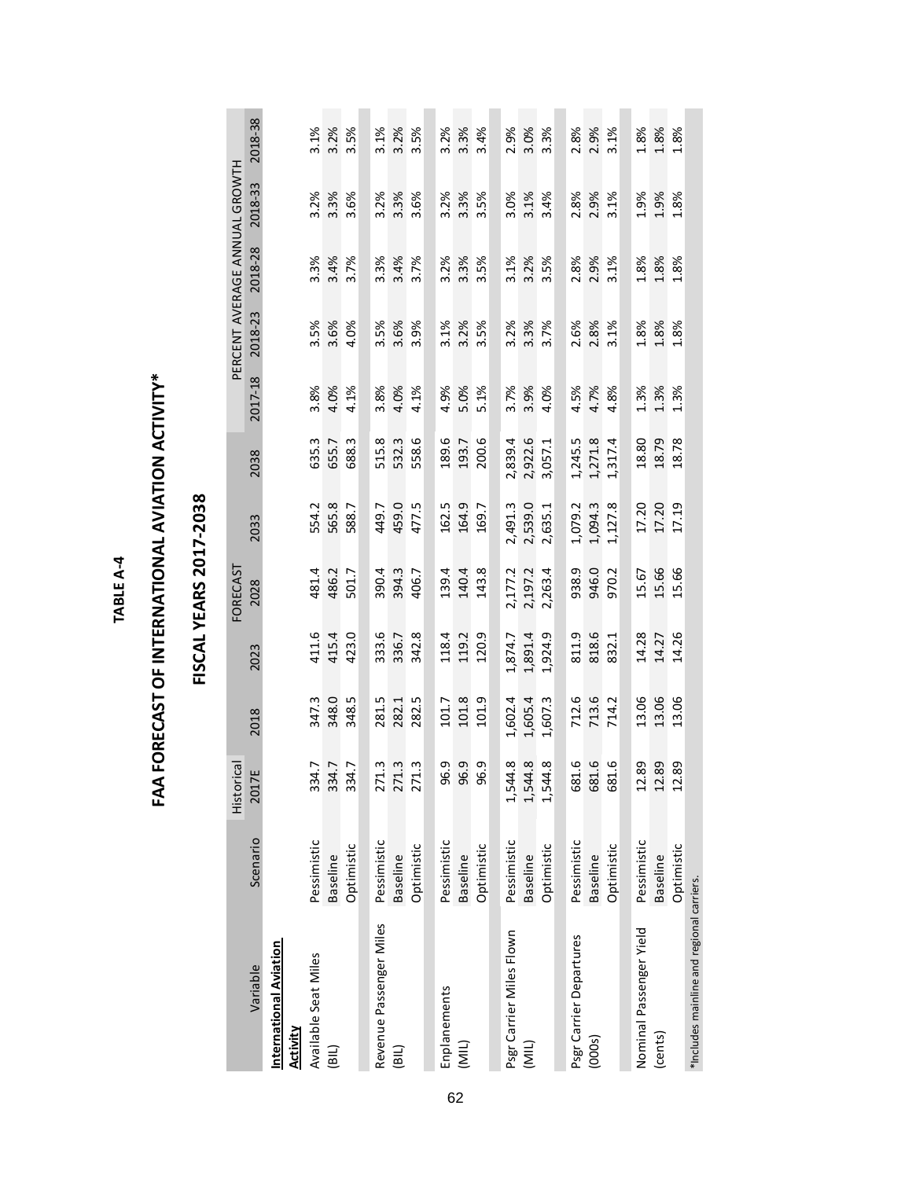**TABLE A-4**

# FAA FORECAST OF INTERNATIONAL AVIATION ACTIVITY*

## FISCAL YEARS 2017-2038

| Variable | Scenario | Historical | FORECAST | | | | | PERCENT AVERAGE ANNUAL GROWTH | | | | |
|---|---|---|---|---|---|---|---|---|---|---|---|---|
| | | 2017E | 2018 | 2023 | 2028 | 2033 | 2038 | 2017-18 | 2018-23 | 2018-28 | 2018-33 | 2018-38 |
| **International Aviation Activity** | | | | | | | | | | | | |
| Available Seat Miles | Pessimistic | 334.7 | 347.3 | 411.6 | 481.4 | 554.2 | 635.3 | 3.8% | 3.5% | 3.3% | 3.2% | 3.1% |
| (BIL) | Baseline | 334.7 | 348.0 | 415.4 | 486.2 | 565.8 | 655.7 | 4.0% | 3.6% | 3.4% | 3.3% | 3.2% |
| | Optimistic | 334.7 | 348.5 | 423.0 | 501.7 | 588.7 | 688.3 | 4.1% | 4.0% | 3.7% | 3.6% | 3.5% |
| Revenue Passenger Miles | Pessimistic | 271.3 | 281.5 | 333.6 | 390.4 | 449.7 | 515.8 | 3.8% | 3.5% | 3.3% | 3.2% | 3.1% |
| (BIL) | Baseline | 271.3 | 282.1 | 336.7 | 394.3 | 459.0 | 532.3 | 4.0% | 3.6% | 3.4% | 3.3% | 3.2% |
| | Optimistic | 271.3 | 282.5 | 342.8 | 406.7 | 477.5 | 558.6 | 4.1% | 3.9% | 3.7% | 3.6% | 3.5% |
| Enplanements | Pessimistic | 96.9 | 101.7 | 118.4 | 139.4 | 162.5 | 189.6 | 4.9% | 3.1% | 3.2% | 3.2% | 3.2% |
| (MIL) | Baseline | 96.9 | 101.8 | 119.2 | 140.4 | 164.9 | 193.7 | 5.0% | 3.2% | 3.3% | 3.3% | 3.3% |
| | Optimistic | 96.9 | 101.9 | 120.9 | 143.8 | 169.7 | 200.6 | 5.1% | 3.5% | 3.5% | 3.5% | 3.4% |
| Psgr Carrier Miles Flown | Pessimistic | 1,544.8 | 1,602.4 | 1,874.7 | 2,177.2 | 2,491.3 | 2,839.4 | 3.7% | 3.2% | 3.1% | 3.0% | 2.9% |
| (MIL) | Baseline | 1,544.8 | 1,605.4 | 1,891.4 | 2,197.2 | 2,539.0 | 2,922.6 | 3.9% | 3.3% | 3.2% | 3.1% | 3.0% |
| | Optimistic | 1,544.8 | 1,607.3 | 1,924.9 | 2,263.4 | 2,635.1 | 3,057.1 | 4.0% | 3.7% | 3.5% | 3.4% | 3.3% |
| Psgr Carrier Departures | Pessimistic | 681.6 | 712.6 | 811.9 | 938.9 | 1,079.2 | 1,245.5 | 4.5% | 2.6% | 2.8% | 2.8% | 2.8% |
| (000s) | Baseline | 681.6 | 713.6 | 818.6 | 946.0 | 1,094.3 | 1,271.8 | 4.7% | 2.8% | 2.9% | 2.9% | 2.9% |
| | Optimistic | 681.6 | 714.2 | 832.1 | 970.2 | 1,127.8 | 1,317.4 | 4.8% | 3.1% | 3.1% | 3.1% | 3.1% |
| Nominal Passenger Yield | Pessimistic | 12.89 | 13.06 | 14.28 | 15.67 | 17.20 | 18.80 | 1.3% | 1.8% | 1.8% | 1.9% | 1.8% |
| (cents) | Baseline | 12.89 | 13.06 | 14.27 | 15.66 | 17.20 | 18.79 | 1.3% | 1.8% | 1.8% | 1.9% | 1.8% |
| | Optimistic | 12.89 | 13.06 | 14.26 | 15.66 | 17.19 | 18.78 | 1.3% | 1.8% | 1.8% | 1.8% | 1.8% |

*Includes mainline and regional carriers.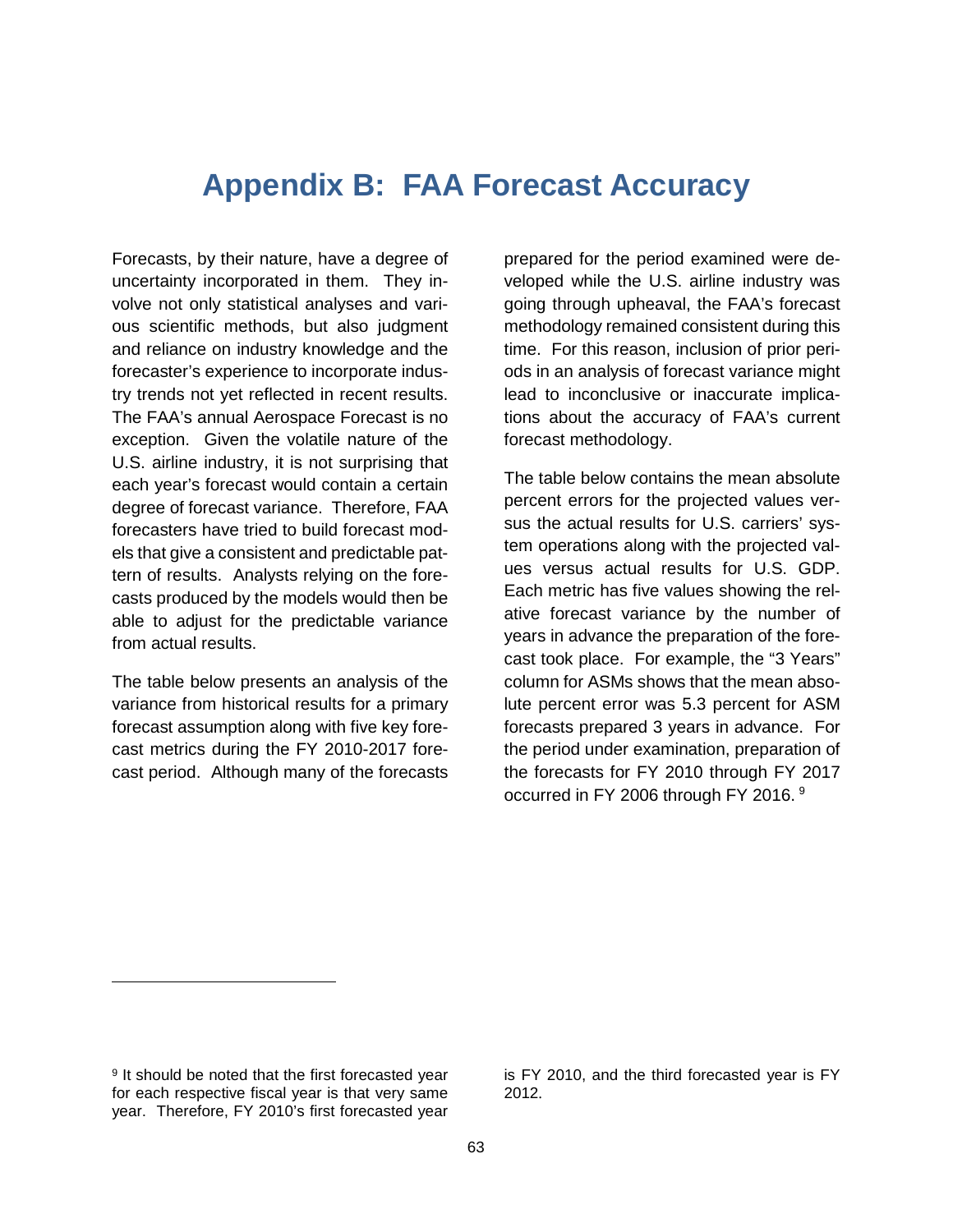# Appendix B: FAA Forecast Accuracy

Forecasts, by their nature, have a degree of uncertainty incorporated in them. They involve not only statistical analyses and various scientific methods, but also judgment and reliance on industry knowledge and the forecaster's experience to incorporate industry trends not yet reflected in recent results. The FAA's annual Aerospace Forecast is no exception. Given the volatile nature of the U.S. airline industry, it is not surprising that each year's forecast would contain a certain degree of forecast variance. Therefore, FAA forecasters have tried to build forecast models that give a consistent and predictable pattern of results. Analysts relying on the forecasts produced by the models would then be able to adjust for the predictable variance from actual results.

The table below presents an analysis of the variance from historical results for a primary forecast assumption along with five key forecast metrics during the FY 2010-2017 forecast period. Although many of the forecasts prepared for the period examined were developed while the U.S. airline industry was going through upheaval, the FAA's forecast methodology remained consistent during this time. For this reason, inclusion of prior periods in an analysis of forecast variance might lead to inconclusive or inaccurate implications about the accuracy of FAA's current forecast methodology.

The table below contains the mean absolute percent errors for the projected values versus the actual results for U.S. carriers' system operations along with the projected values versus actual results for U.S. GDP. Each metric has five values showing the relative forecast variance by the number of years in advance the preparation of the forecast took place. For example, the "3 Years" column for ASMs shows that the mean absolute percent error was 5.3 percent for ASM forecasts prepared 3 years in advance. For the period under examination, preparation of the forecasts for FY 2010 through FY 2017 occurred in FY 2006 through FY 2016. [9]

[9] It should be noted that the first forecasted year for each respective fiscal year is that very same year. Therefore, FY 2010's first forecasted year is FY 2010, and the third forecasted year is FY 2012.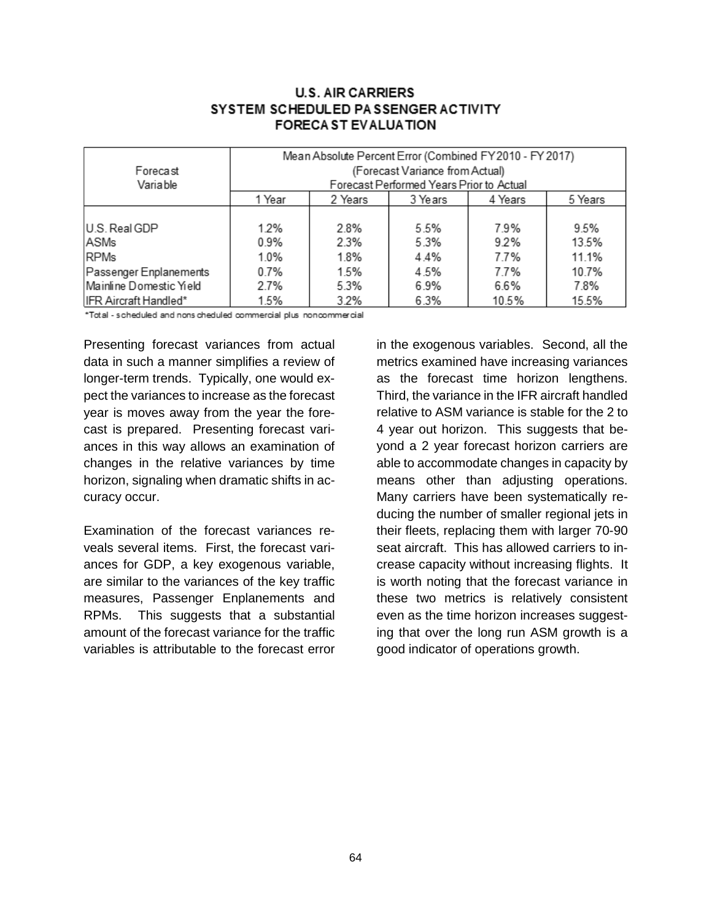## U.S. AIR CARRIERS
## SYSTEM SCHEDULED PASSENGER ACTIVITY
## FORECAST EVALUATION

| Forecast Variable | Mean Absolute Percent Error (Combined FY2010 - FY2017) (Forecast Variance from Actual) Forecast Performed Years Prior to Actual | | | | |
|---|---|---|---|---|---|
| | 1 Year | 2 Years | 3 Years | 4 Years | 5 Years |
| U.S. Real GDP | 1.2% | 2.8% | 5.5% | 7.9% | 9.5% |
| ASMs | 0.9% | 2.3% | 5.3% | 9.2% | 13.5% |
| RPMs | 1.0% | 1.8% | 4.4% | 7.7% | 11.1% |
| Passenger Enplanements | 0.7% | 1.5% | 4.5% | 7.7% | 10.7% |
| Mainline Domestic Yield | 2.7% | 5.3% | 6.9% | 6.6% | 7.8% |
| IFR Aircraft Handled* | 1.5% | 3.2% | 6.3% | 10.5% | 15.5% |

*Total - scheduled and nonscheduled commercial plus noncommercial

Presenting forecast variances from actual data in such a manner simplifies a review of longer-term trends. Typically, one would expect the variances to increase as the forecast year is moves away from the year the forecast is prepared. Presenting forecast variances in this way allows an examination of changes in the relative variances by time horizon, signaling when dramatic shifts in accuracy occur.

Examination of the forecast variances reveals several items. First, the forecast variances for GDP, a key exogenous variable, are similar to the variances of the key traffic measures, Passenger Enplanements and RPMs. This suggests that a substantial amount of the forecast variance for the traffic variables is attributable to the forecast error in the exogenous variables. Second, all the metrics examined have increasing variances as the forecast time horizon lengthens. Third, the variance in the IFR aircraft handled relative to ASM variance is stable for the 2 to 4 year out horizon. This suggests that beyond a 2 year forecast horizon carriers are able to accommodate changes in capacity by means other than adjusting operations. Many carriers have been systematically reducing the number of smaller regional jets in their fleets, replacing them with larger 70-90 seat aircraft. This has allowed carriers to increase capacity without increasing flights. It is worth noting that the forecast variance in these two metrics is relatively consistent even as the time horizon increases suggesting that over the long run ASM growth is a good indicator of operations growth.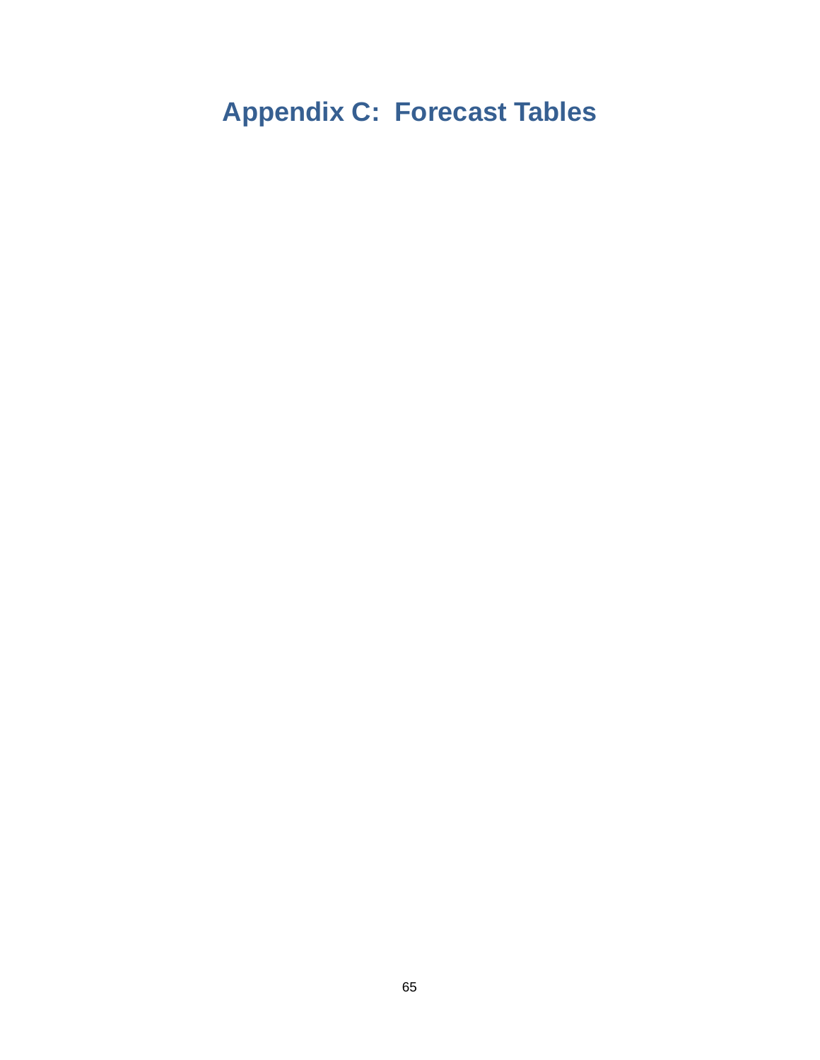# Appendix C: Forecast Tables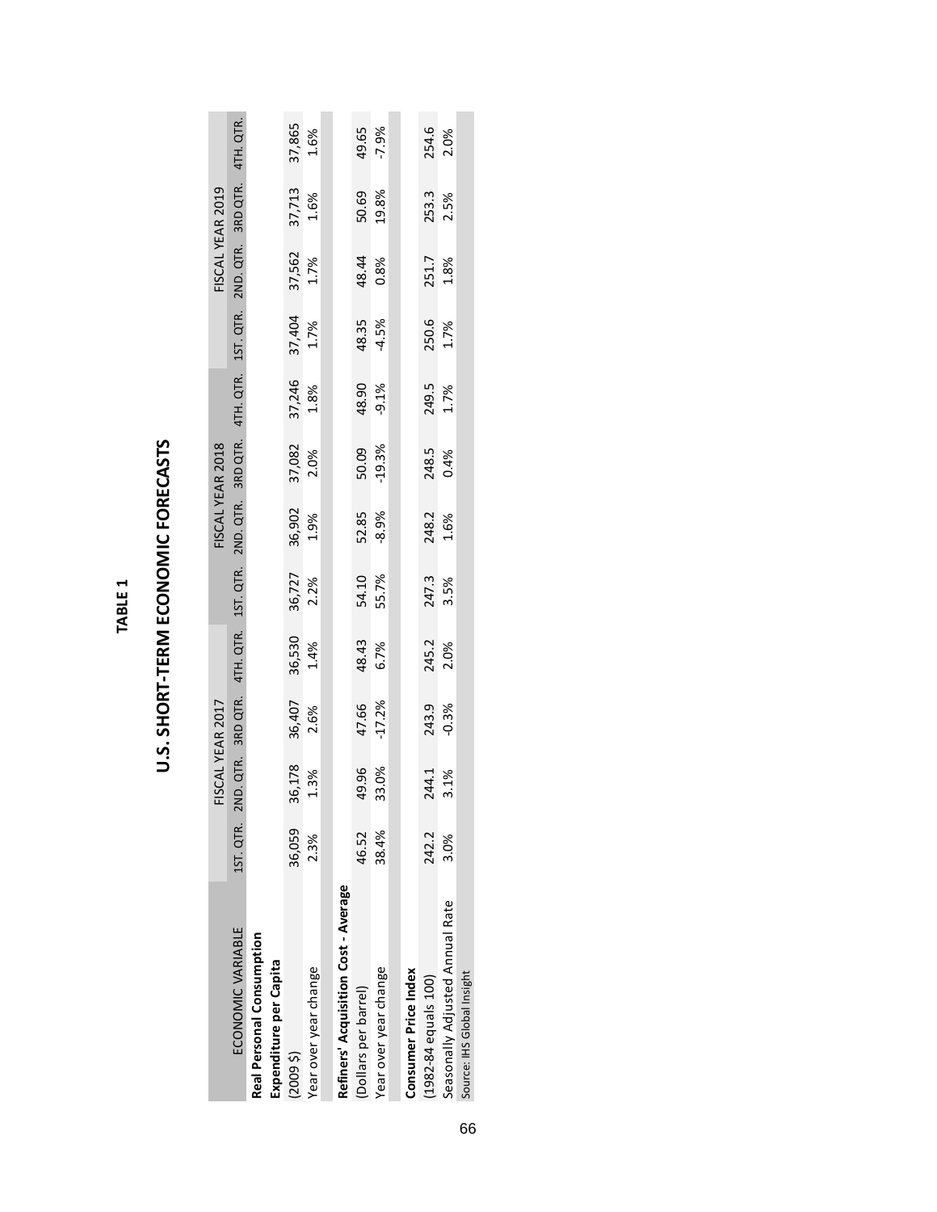**TABLE 1**

## U.S. SHORT-TERM ECONOMIC FORECASTS

| ECONOMIC VARIABLE | FISCAL YEAR 2017 | | | | FISCAL YEAR 2018 | | | | FISCAL YEAR 2019 | | | |
|---|---|---|---|---|---|---|---|---|---|---|---|---|
| | 1ST. QTR. | 2ND. QTR. | 3RD QTR. | 4TH. QTR. | 1ST. QTR. | 2ND. QTR. | 3RD QTR. | 4TH. QTR. | 1ST. QTR. | 2ND. QTR. | 3RD QTR. | 4TH. QTR. |
| **Real Personal Consumption Expenditure per Capita** | | | | | | | | | | | | |
| (2009 $) | 36,059 | 36,178 | 36,407 | 36,530 | 36,727 | 36,902 | 37,082 | 37,246 | 37,404 | 37,562 | 37,713 | 37,865 |
| Year over year change | 2.3% | 1.3% | 2.6% | 1.4% | 2.2% | 1.9% | 2.0% | 1.8% | 1.7% | 1.7% | 1.6% | 1.6% |
| **Refiners' Acquisition Cost - Average** | | | | | | | | | | | | |
| (Dollars per barrel) | 46.52 | 49.96 | 47.66 | 48.43 | 54.10 | 52.85 | 50.09 | 48.90 | 48.35 | 48.44 | 50.69 | 49.65 |
| Year over year change | 38.4% | 33.0% | -17.2% | 6.7% | 55.7% | -8.9% | -19.3% | -9.1% | -4.5% | 0.8% | 19.8% | -7.9% |
| **Consumer Price Index** | | | | | | | | | | | | |
| (1982-84 equals 100) | 242.2 | 244.1 | 243.9 | 245.2 | 247.3 | 248.2 | 248.5 | 249.5 | 250.6 | 251.7 | 253.3 | 254.6 |
| Seasonally Adjusted Annual Rate | 3.0% | 3.1% | -0.3% | 2.0% | 3.5% | 1.6% | 0.4% | 1.7% | 1.7% | 1.8% | 2.5% | 2.0% |

Source: IHS Global Insight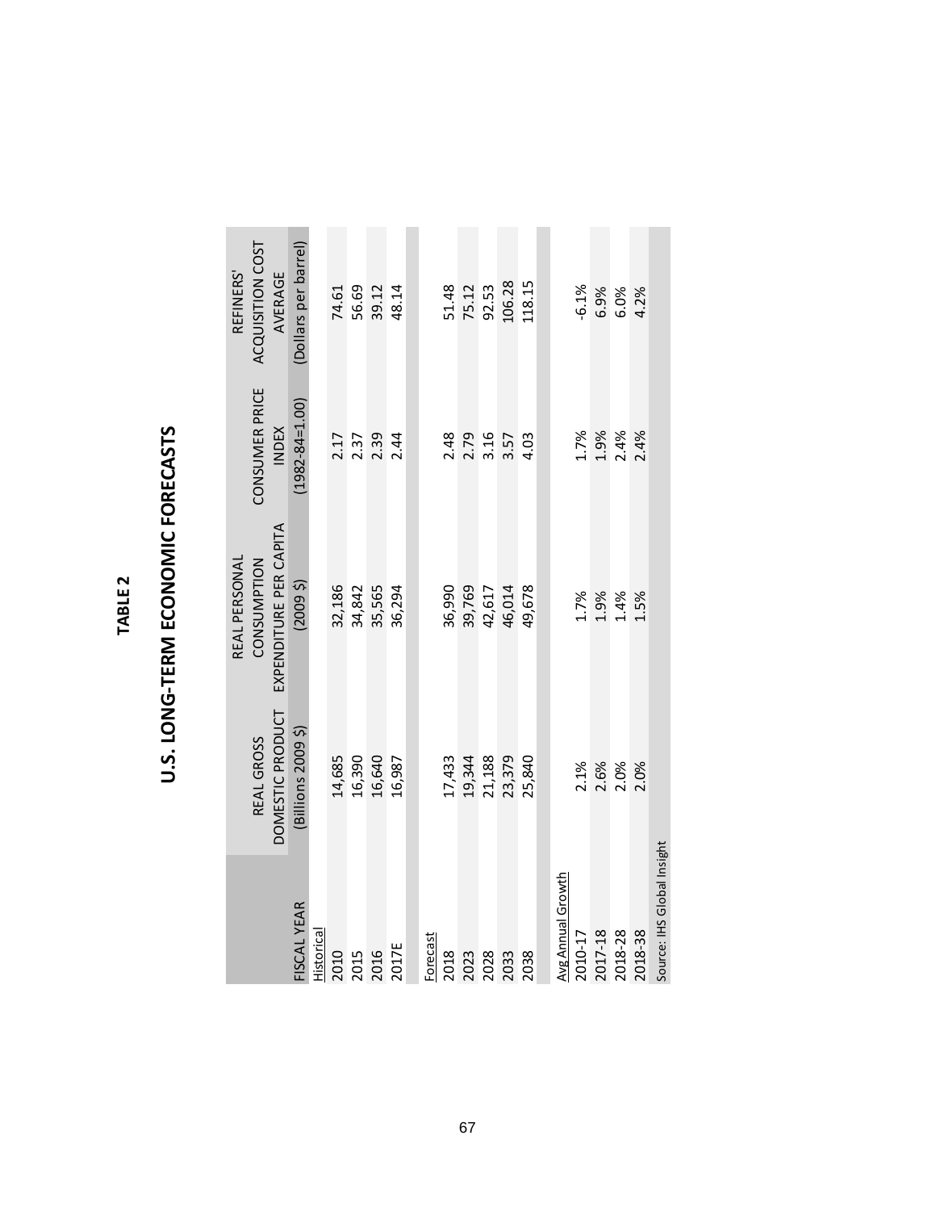## TABLE 2

# U.S. LONG-TERM ECONOMIC FORECASTS

| FISCAL YEAR | REAL GROSS DOMESTIC PRODUCT (Billions 2009 $) | REAL PERSONAL CONSUMPTION EXPENDITURE PER CAPITA (2009 $) | CONSUMER PRICE INDEX (1982-84=1.00) | REFINERS' ACQUISITION COST AVERAGE (Dollars per barrel) |
|---|---|---|---|---|
| Historical | | | | |
| 2010 | 14,685 | 32,186 | 2.17 | 74.61 |
| 2015 | 16,390 | 34,842 | 2.37 | 56.69 |
| 2016 | 16,640 | 35,565 | 2.39 | 39.12 |
| 2017E | 16,987 | 36,294 | 2.44 | 48.14 |
| Forecast | | | | |
| 2018 | 17,433 | 36,990 | 2.48 | 51.48 |
| 2023 | 19,344 | 39,769 | 2.79 | 75.12 |
| 2028 | 21,188 | 42,617 | 3.16 | 92.53 |
| 2033 | 23,379 | 46,014 | 3.57 | 106.28 |
| 2038 | 25,840 | 49,678 | 4.03 | 118.15 |
| Avg Annual Growth | | | | |
| 2010-17 | 2.1% | 1.7% | 1.7% | -6.1% |
| 2017-18 | 2.6% | 1.9% | 1.9% | 6.9% |
| 2018-28 | 2.0% | 1.4% | 2.4% | 6.0% |
| 2018-38 | 2.0% | 1.5% | 2.4% | 4.2% |

Source: IHS Global Insight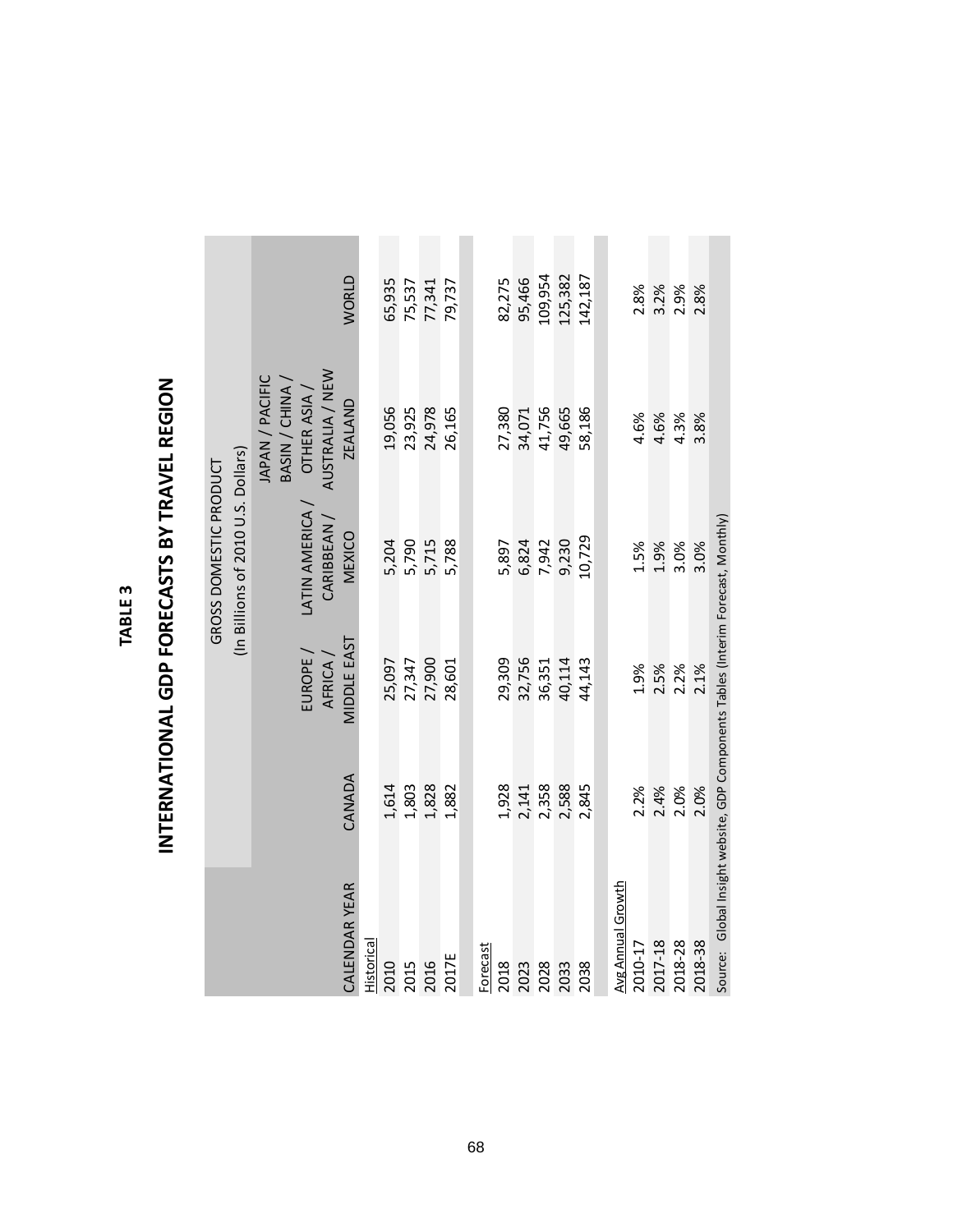# TABLE 3

## INTERNATIONAL GDP FORECASTS BY TRAVEL REGION

| | GROSS DOMESTIC PRODUCT (In Billions of 2010 U.S. Dollars) | | | | |
|---|---|---|---|---|---|
| CALENDAR YEAR | CANADA | EUROPE / AFRICA / MIDDLE EAST | LATIN AMERICA / CARIBBEAN / MEXICO | JAPAN / PACIFIC BASIN / CHINA / OTHER ASIA / AUSTRALIA / NEW ZEALAND | WORLD |
| Historical | | | | | |
| 2010 | 1,614 | 25,097 | 5,204 | 19,056 | 65,935 |
| 2015 | 1,803 | 27,347 | 5,790 | 23,925 | 75,537 |
| 2016 | 1,828 | 27,900 | 5,715 | 24,978 | 77,341 |
| 2017E | 1,882 | 28,601 | 5,788 | 26,165 | 79,737 |
| Forecast | | | | | |
| 2018 | 1,928 | 29,309 | 5,897 | 27,380 | 82,275 |
| 2023 | 2,141 | 32,756 | 6,824 | 34,071 | 95,466 |
| 2028 | 2,358 | 36,351 | 7,942 | 41,756 | 109,954 |
| 2033 | 2,588 | 40,114 | 9,230 | 49,665 | 125,382 |
| 2038 | 2,845 | 44,143 | 10,729 | 58,186 | 142,187 |
| Avg Annual Growth | | | | | |
| 2010-17 | 2.2% | 1.9% | 1.5% | 4.6% | 2.8% |
| 2017-18 | 2.4% | 2.5% | 1.9% | 4.6% | 3.2% |
| 2018-28 | 2.0% | 2.2% | 3.0% | 4.3% | 2.9% |
| 2018-38 | 2.0% | 2.1% | 3.0% | 3.8% | 2.8% |

Source: Global Insight website, GDP Components Tables (Interim Forecast, Monthly)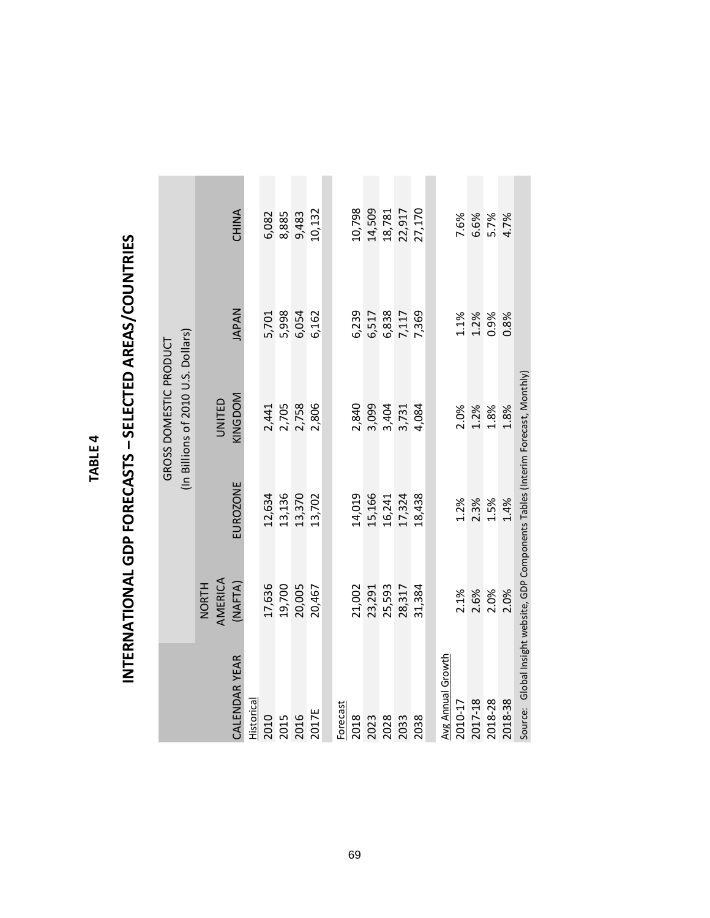# TABLE 4

## INTERNATIONAL GDP FORECASTS – SELECTED AREAS/COUNTRIES

| CALENDAR YEAR | GROSS DOMESTIC PRODUCT (In Billions of 2010 U.S. Dollars) | | | | |
|---|---|---|---|---|---|
| | NORTH AMERICA (NAFTA) | EUROZONE | UNITED KINGDOM | JAPAN | CHINA |
| Historical | | | | | |
| 2010 | 17,636 | 12,634 | 2,441 | 5,701 | 6,082 |
| 2015 | 19,700 | 13,136 | 2,705 | 5,998 | 8,885 |
| 2016 | 20,005 | 13,370 | 2,758 | 6,054 | 9,483 |
| 2017E | 20,467 | 13,702 | 2,806 | 6,162 | 10,132 |
| Forecast | | | | | |
| 2018 | 21,002 | 14,019 | 2,840 | 6,239 | 10,798 |
| 2023 | 23,291 | 15,166 | 3,099 | 6,517 | 14,509 |
| 2028 | 25,593 | 16,241 | 3,404 | 6,838 | 18,781 |
| 2033 | 28,317 | 17,324 | 3,731 | 7,117 | 22,917 |
| 2038 | 31,384 | 18,438 | 4,084 | 7,369 | 27,170 |
| Avg Annual Growth | | | | | |
| 2010-17 | 2.1% | 1.2% | 2.0% | 1.1% | 7.6% |
| 2017-18 | 2.6% | 2.3% | 1.2% | 1.2% | 6.6% |
| 2018-28 | 2.0% | 1.5% | 1.8% | 0.9% | 5.7% |
| 2018-38 | 2.0% | 1.4% | 1.8% | 0.8% | 4.7% |

Source: Global Insight website, GDP Components Tables (Interim Forecast, Monthly)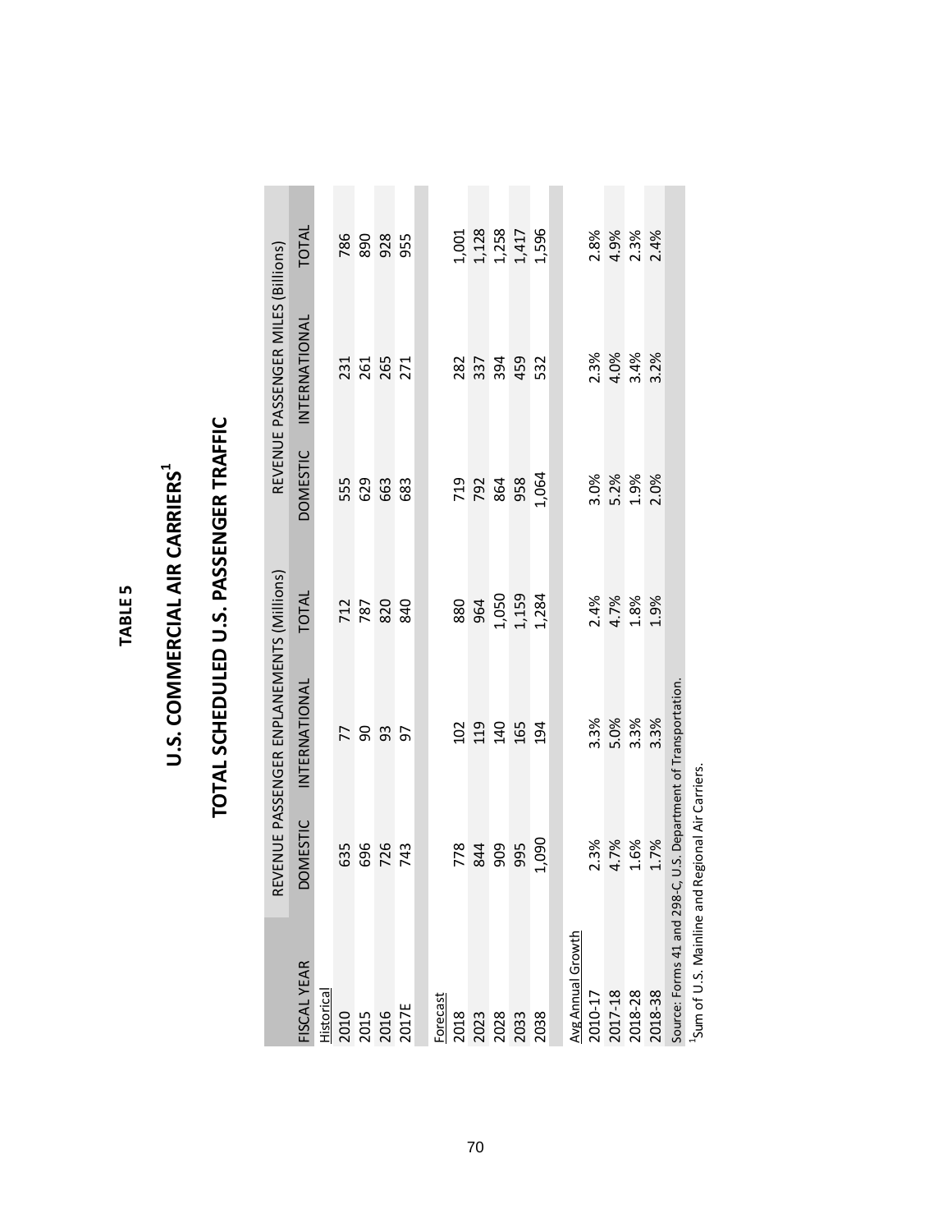# TABLE 5

## U.S. COMMERCIAL AIR CARRIERS[1]

## TOTAL SCHEDULED U.S. PASSENGER TRAFFIC

| | REVENUE PASSENGER ENPLANEMENTS (Millions) | | | REVENUE PASSENGER MILES (Billions) | | |
|---|---|---|---|---|---|---|
| FISCAL YEAR | DOMESTIC | INTERNATIONAL | TOTAL | DOMESTIC | INTERNATIONAL | TOTAL |
| Historical | | | | | | |
| 2010 | 635 | 77 | 712 | 555 | 231 | 786 |
| 2015 | 696 | 90 | 787 | 629 | 261 | 890 |
| 2016 | 726 | 93 | 820 | 663 | 265 | 928 |
| 2017E | 743 | 97 | 840 | 683 | 271 | 955 |
| Forecast | | | | | | |
| 2018 | 778 | 102 | 880 | 719 | 282 | 1,001 |
| 2023 | 844 | 119 | 964 | 792 | 337 | 1,128 |
| 2028 | 909 | 140 | 1,050 | 864 | 394 | 1,258 |
| 2033 | 995 | 165 | 1,159 | 958 | 459 | 1,417 |
| 2038 | 1,090 | 194 | 1,284 | 1,064 | 532 | 1,596 |
| Avg Annual Growth | | | | | | |
| 2010-17 | 2.3% | 3.3% | 2.4% | 3.0% | 2.3% | 2.8% |
| 2017-18 | 4.7% | 5.0% | 4.7% | 5.2% | 4.0% | 4.9% |
| 2018-28 | 1.6% | 3.3% | 1.8% | 1.9% | 3.4% | 2.3% |
| 2018-38 | 1.7% | 3.3% | 1.9% | 2.0% | 3.2% | 2.4% |

Source: Forms 41 and 298-C, U.S. Department of Transportation.

[1]Sum of U.S. Mainline and Regional Air Carriers.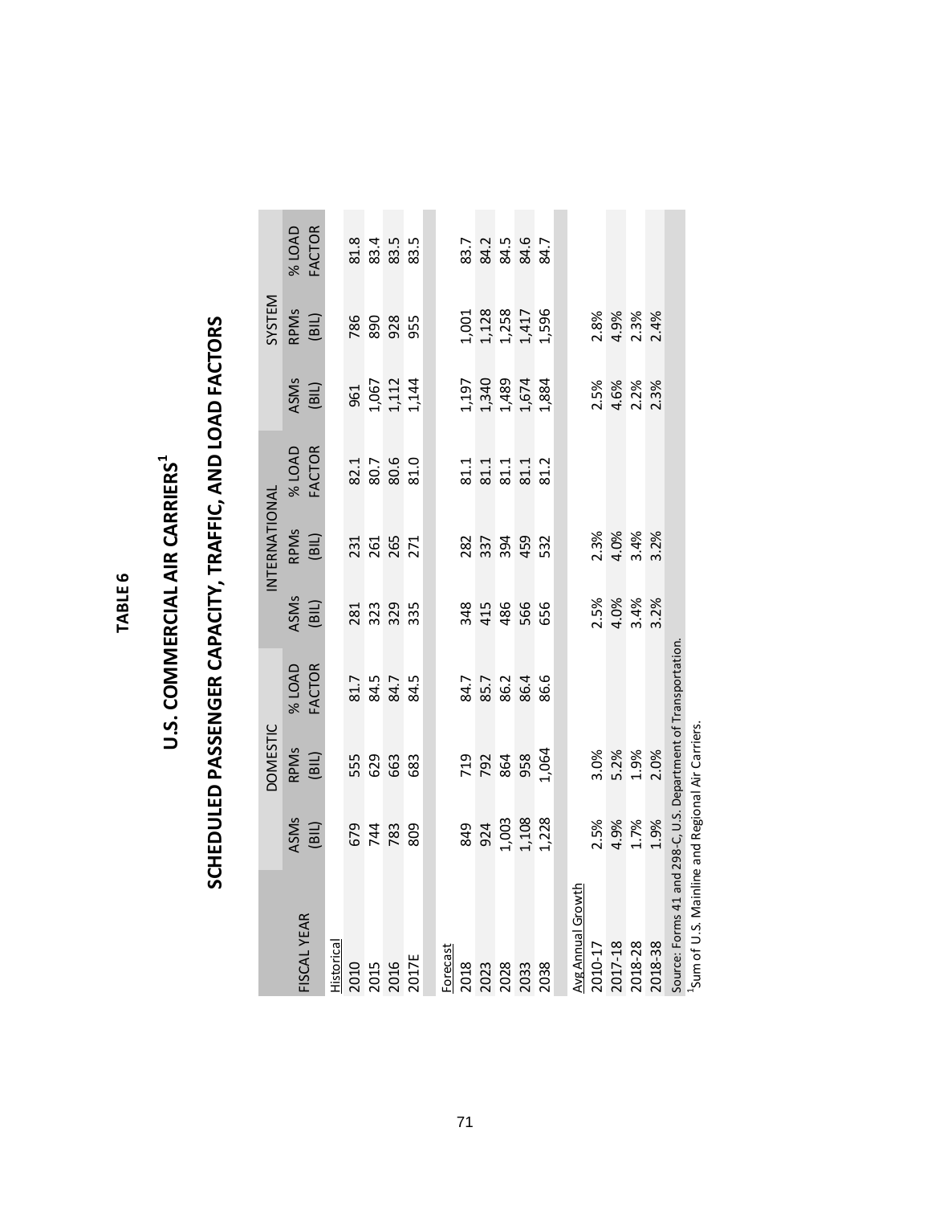**TABLE 6**

# U.S. COMMERCIAL AIR CARRIERS[1]

## SCHEDULED PASSENGER CAPACITY, TRAFFIC, AND LOAD FACTORS

| FISCAL YEAR | DOMESTIC | | | INTERNATIONAL | | | SYSTEM | | |
|---|---|---|---|---|---|---|---|---|---|
| | ASMs (BIL) | RPMs (BIL) | % LOAD FACTOR | ASMs (BIL) | RPMs (BIL) | % LOAD FACTOR | ASMs (BIL) | RPMs (BIL) | % LOAD FACTOR |
| Historical | | | | | | | | | |
| 2010 | 679 | 555 | 81.7 | 281 | 231 | 82.1 | 961 | 786 | 81.8 |
| 2015 | 744 | 629 | 84.5 | 323 | 261 | 80.7 | 1,067 | 890 | 83.4 |
| 2016 | 783 | 663 | 84.7 | 329 | 265 | 80.6 | 1,112 | 928 | 83.5 |
| 2017E | 809 | 683 | 84.5 | 335 | 271 | 81.0 | 1,144 | 955 | 83.5 |
| Forecast | | | | | | | | | |
| 2018 | 849 | 719 | 84.7 | 348 | 282 | 81.1 | 1,197 | 1,001 | 83.7 |
| 2023 | 924 | 792 | 85.7 | 415 | 337 | 81.1 | 1,340 | 1,128 | 84.2 |
| 2028 | 1,003 | 864 | 86.2 | 486 | 394 | 81.1 | 1,489 | 1,258 | 84.5 |
| 2033 | 1,108 | 958 | 86.4 | 566 | 459 | 81.1 | 1,674 | 1,417 | 84.6 |
| 2038 | 1,228 | 1,064 | 86.6 | 656 | 532 | 81.2 | 1,884 | 1,596 | 84.7 |
| Avg Annual Growth | | | | | | | | | |
| 2010-17 | 2.5% | 3.0% | | 2.5% | 2.3% | | 2.5% | 2.8% | |
| 2017-18 | 4.9% | 5.2% | | 4.0% | 4.0% | | 4.6% | 4.9% | |
| 2018-28 | 1.7% | 1.9% | | 3.4% | 3.4% | | 2.2% | 2.3% | |
| 2018-38 | 1.9% | 2.0% | | 3.2% | 3.2% | | 2.3% | 2.4% | |

Source: Forms 41 and 298-C, U.S. Department of Transportation.

[1]Sum of U.S. Mainline and Regional Air Carriers.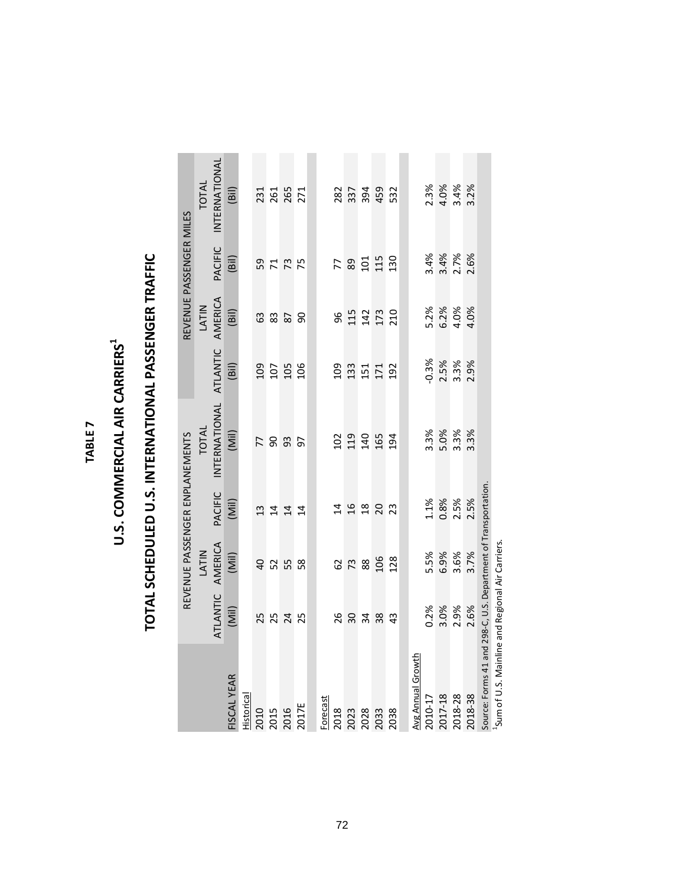# TABLE 7

## U.S. COMMERCIAL AIR CARRIERS[1]

## TOTAL SCHEDULED U.S. INTERNATIONAL PASSENGER TRAFFIC

| | REVENUE PASSENGER ENPLANEMENTS | | | | REVENUE PASSENGER MILES | | | |
|---|---|---|---|---|---|---|---|---|
| FISCAL YEAR | ATLANTIC (Mil) | LATIN AMERICA (Mil) | PACIFIC (Mil) | TOTAL INTERNATIONAL (Mil) | ATLANTIC (Bil) | LATIN AMERICA (Bil) | PACIFIC (Bil) | TOTAL INTERNATIONAL (Bil) |
| Historical | | | | | | | | |
| 2010 | 25 | 40 | 13 | 77 | 109 | 63 | 59 | 231 |
| 2015 | 25 | 52 | 14 | 90 | 107 | 83 | 71 | 261 |
| 2016 | 24 | 55 | 14 | 93 | 105 | 87 | 73 | 265 |
| 2017E | 25 | 58 | 14 | 97 | 106 | 90 | 75 | 271 |
| Forecast | | | | | | | | |
| 2018 | 26 | 62 | 14 | 102 | 109 | 96 | 77 | 282 |
| 2023 | 30 | 73 | 16 | 119 | 133 | 115 | 89 | 337 |
| 2028 | 34 | 88 | 18 | 140 | 151 | 142 | 101 | 394 |
| 2033 | 38 | 106 | 20 | 165 | 171 | 173 | 115 | 459 |
| 2038 | 43 | 128 | 23 | 194 | 192 | 210 | 130 | 532 |
| Avg Annual Growth | | | | | | | | |
| 2010-17 | 0.2% | 5.5% | 1.1% | 3.3% | -0.3% | 5.2% | 3.4% | 2.3% |
| 2017-18 | 3.0% | 6.9% | 0.8% | 5.0% | 2.5% | 6.2% | 3.4% | 4.0% |
| 2018-28 | 2.9% | 3.6% | 2.5% | 3.3% | 3.3% | 4.0% | 2.7% | 3.4% |
| 2018-38 | 2.6% | 3.7% | 2.5% | 3.3% | 2.9% | 4.0% | 2.6% | 3.2% |

Source: Forms 41 and 298-C, U.S. Department of Transportation.

[1]Sum of U.S. Mainline and Regional Air Carriers.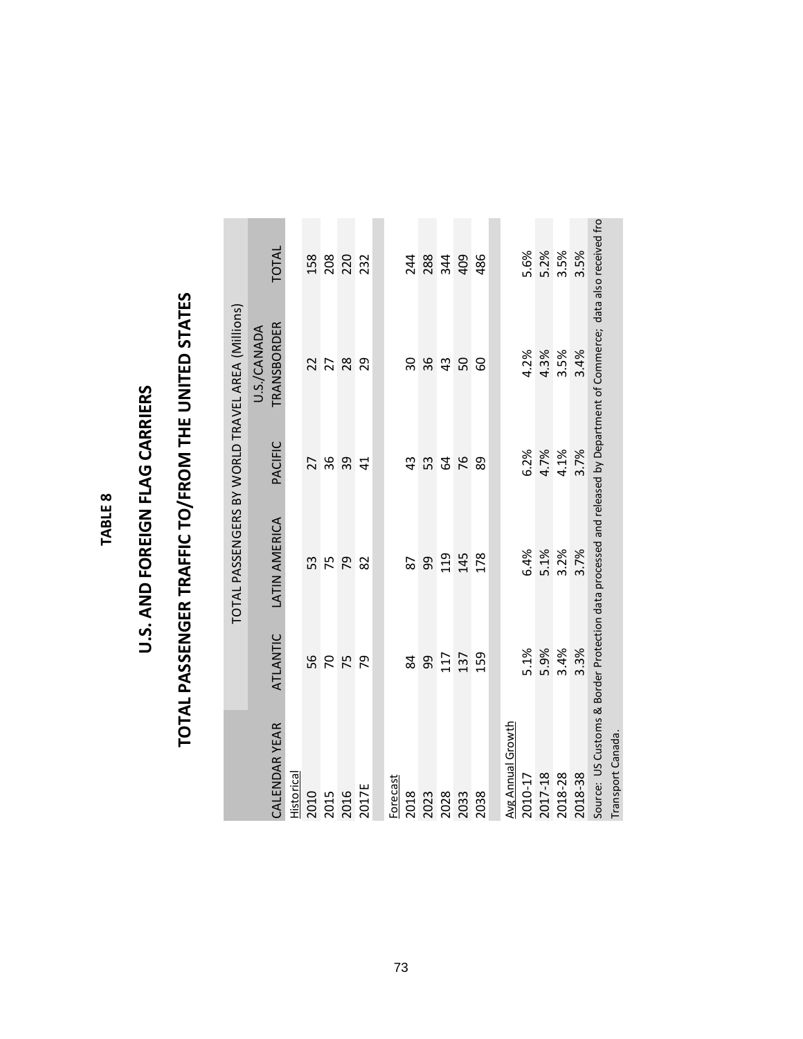**TABLE 8**

# U.S. AND FOREIGN FLAG CARRIERS

## TOTAL PASSENGER TRAFFIC TO/FROM THE UNITED STATES

| | TOTAL PASSENGERS BY WORLD TRAVEL AREA (Millions) | | | | |
|---|---|---|---|---|---|
| CALENDAR YEAR | ATLANTIC | LATIN AMERICA | PACIFIC | U.S./CANADA TRANSBORDER | TOTAL |
| Historical | | | | | |
| 2010 | 56 | 53 | 27 | 22 | 158 |
| 2015 | 70 | 75 | 36 | 27 | 208 |
| 2016 | 75 | 79 | 39 | 28 | 220 |
| 2017E | 79 | 82 | 41 | 29 | 232 |
| Forecast | | | | | |
| 2018 | 84 | 87 | 43 | 30 | 244 |
| 2023 | 99 | 99 | 53 | 36 | 288 |
| 2028 | 117 | 119 | 64 | 43 | 344 |
| 2033 | 137 | 145 | 76 | 50 | 409 |
| 2038 | 159 | 178 | 89 | 60 | 486 |
| Avg Annual Growth | | | | | |
| 2010-17 | 5.1% | 6.4% | 6.2% | 4.2% | 5.6% |
| 2017-18 | 5.9% | 5.1% | 4.7% | 4.3% | 5.2% |
| 2018-28 | 3.4% | 3.2% | 4.1% | 3.5% | 3.5% |
| 2018-38 | 3.3% | 3.7% | 3.7% | 3.4% | 3.5% |

Source: US Customs & Border Protection data processed and released by Department of Commerce; data also received fro Transport Canada.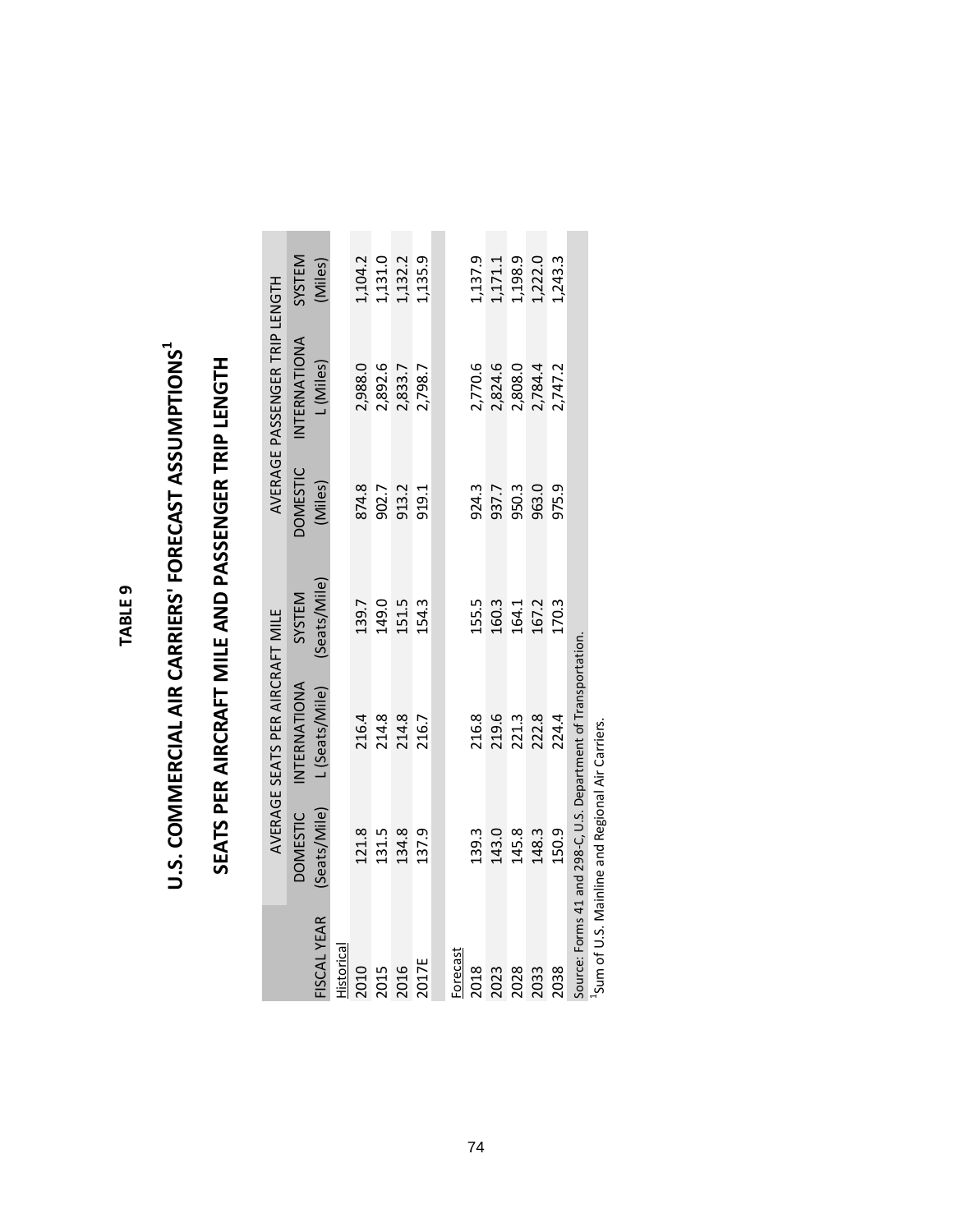**TABLE 9**

# U.S. COMMERCIAL AIR CARRIERS' FORECAST ASSUMPTIONS[1]

## SEATS PER AIRCRAFT MILE AND PASSENGER TRIP LENGTH

| | AVERAGE SEATS PER AIRCRAFT MILE | | | AVERAGE PASSENGER TRIP LENGTH | | |
|---|---|---|---|---|---|---|
| FISCAL YEAR | DOMESTIC (Seats/Mile) | INTERNATIONAL (Seats/Mile) | SYSTEM (Seats/Mile) | DOMESTIC (Miles) | INTERNATIONAL (Miles) | SYSTEM (Miles) |
| Historical | | | | | | |
| 2010 | 121.8 | 216.4 | 139.7 | 874.8 | 2,988.0 | 1,104.2 |
| 2015 | 131.5 | 214.8 | 149.0 | 902.7 | 2,892.6 | 1,131.0 |
| 2016 | 134.8 | 214.8 | 151.5 | 913.2 | 2,833.7 | 1,132.2 |
| 2017E | 137.9 | 216.7 | 154.3 | 919.1 | 2,798.7 | 1,135.9 |
| Forecast | | | | | | |
| 2018 | 139.3 | 216.8 | 155.5 | 924.3 | 2,770.6 | 1,137.9 |
| 2023 | 143.0 | 219.6 | 160.3 | 937.7 | 2,824.6 | 1,171.1 |
| 2028 | 145.8 | 221.3 | 164.1 | 950.3 | 2,808.0 | 1,198.9 |
| 2033 | 148.3 | 222.8 | 167.2 | 963.0 | 2,784.4 | 1,222.0 |
| 2038 | 150.9 | 224.4 | 170.3 | 975.9 | 2,747.2 | 1,243.3 |

Source: Forms 41 and 298-C, U.S. Department of Transportation.

[1]Sum of U.S. Mainline and Regional Air Carriers.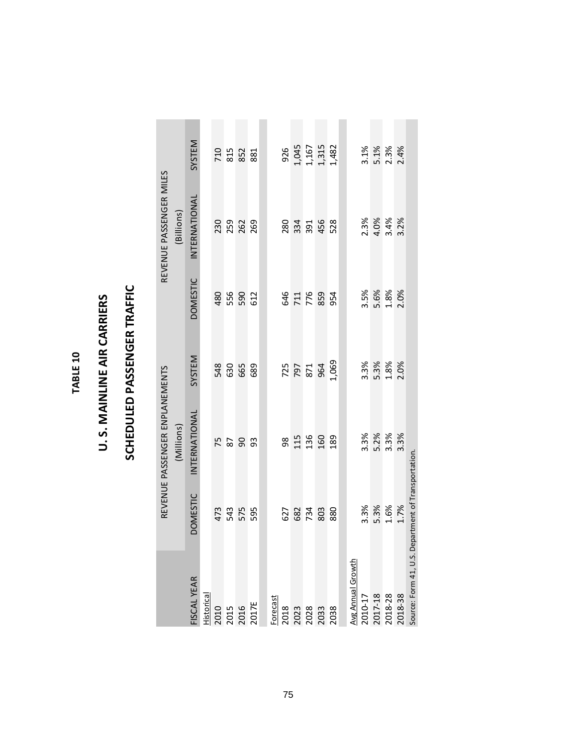# TABLE 10

## U. S. MAINLINE AIR CARRIERS

## SCHEDULED PASSENGER TRAFFIC

| | REVENUE PASSENGER ENPLANEMENTS (Millions) | | | REVENUE PASSENGER MILES (Billions) | | |
|---|---|---|---|---|---|---|
| FISCAL YEAR | DOMESTIC | INTERNATIONAL | SYSTEM | DOMESTIC | INTERNATIONAL | SYSTEM |
| Historical | | | | | | |
| 2010 | 473 | 75 | 548 | 480 | 230 | 710 |
| 2015 | 543 | 87 | 630 | 556 | 259 | 815 |
| 2016 | 575 | 90 | 665 | 590 | 262 | 852 |
| 2017E | 595 | 93 | 689 | 612 | 269 | 881 |
| | | | | | | |
| Forecast | | | | | | |
| 2018 | 627 | 98 | 725 | 646 | 280 | 926 |
| 2023 | 682 | 115 | 797 | 711 | 334 | 1,045 |
| 2028 | 734 | 136 | 871 | 776 | 391 | 1,167 |
| 2033 | 803 | 160 | 964 | 859 | 456 | 1,315 |
| 2038 | 880 | 189 | 1,069 | 954 | 528 | 1,482 |
| | | | | | | |
| Avg Annual Growth | | | | | | |
| 2010-17 | 3.3% | 3.3% | 3.3% | 3.5% | 2.3% | 3.1% |
| 2017-18 | 5.3% | 5.2% | 5.3% | 5.6% | 4.0% | 5.1% |
| 2018-28 | 1.6% | 3.3% | 1.8% | 1.8% | 3.4% | 2.3% |
| 2018-38 | 1.7% | 3.3% | 2.0% | 2.0% | 3.2% | 2.4% |

Source: Form 41, U.S. Department of Transportation.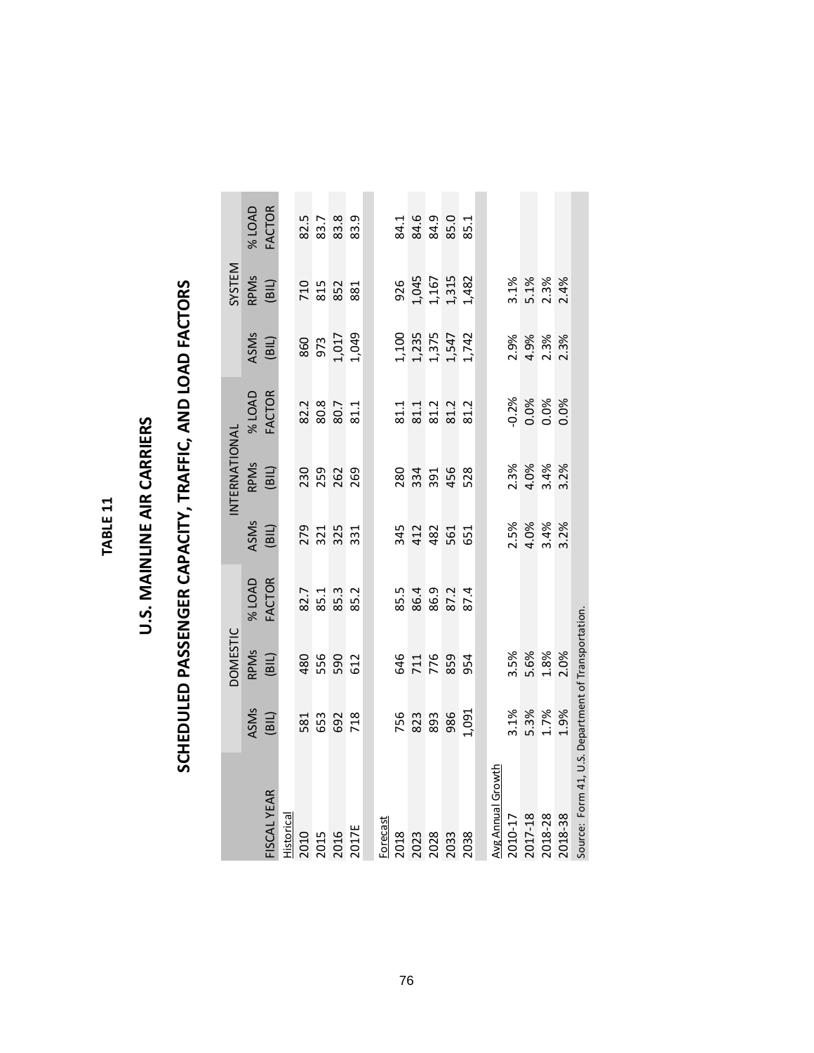**TABLE 11**

# U.S. MAINLINE AIR CARRIERS

## SCHEDULED PASSENGER CAPACITY, TRAFFIC, AND LOAD FACTORS

| | DOMESTIC | | | INTERNATIONAL | | | SYSTEM | | |
|---|---|---|---|---|---|---|---|---|---|
| FISCAL YEAR | ASMs (BIL) | RPMs (BIL) | % LOAD FACTOR | ASMs (BIL) | RPMs (BIL) | % LOAD FACTOR | ASMs (BIL) | RPMs (BIL) | % LOAD FACTOR |
| Historical | | | | | | | | | |
| 2010 | 581 | 480 | 82.7 | 279 | 230 | 82.2 | 860 | 710 | 82.5 |
| 2015 | 653 | 556 | 85.1 | 321 | 259 | 80.8 | 973 | 815 | 83.7 |
| 2016 | 692 | 590 | 85.3 | 325 | 262 | 80.7 | 1,017 | 852 | 83.8 |
| 2017E | 718 | 612 | 85.2 | 331 | 269 | 81.1 | 1,049 | 881 | 83.9 |
| Forecast | | | | | | | | | |
| 2018 | 756 | 646 | 85.5 | 345 | 280 | 81.1 | 1,100 | 926 | 84.1 |
| 2023 | 823 | 711 | 86.4 | 412 | 334 | 81.1 | 1,235 | 1,045 | 84.6 |
| 2028 | 893 | 776 | 86.9 | 482 | 391 | 81.2 | 1,375 | 1,167 | 84.9 |
| 2033 | 986 | 859 | 87.2 | 561 | 456 | 81.2 | 1,547 | 1,315 | 85.0 |
| 2038 | 1,091 | 954 | 87.4 | 651 | 528 | 81.2 | 1,742 | 1,482 | 85.1 |
| Avg Annual Growth | | | | | | | | | |
| 2010-17 | 3.1% | 3.5% | | 2.5% | 2.3% | -0.2% | 2.9% | 3.1% | |
| 2017-18 | 5.3% | 5.6% | | 4.0% | 4.0% | 0.0% | 4.9% | 5.1% | |
| 2018-28 | 1.7% | 1.8% | | 3.4% | 3.4% | 0.0% | 2.3% | 2.3% | |
| 2018-38 | 1.9% | 2.0% | | 3.2% | 3.2% | 0.0% | 2.3% | 2.4% | |

Source: Form 41, U.S. Department of Transportation.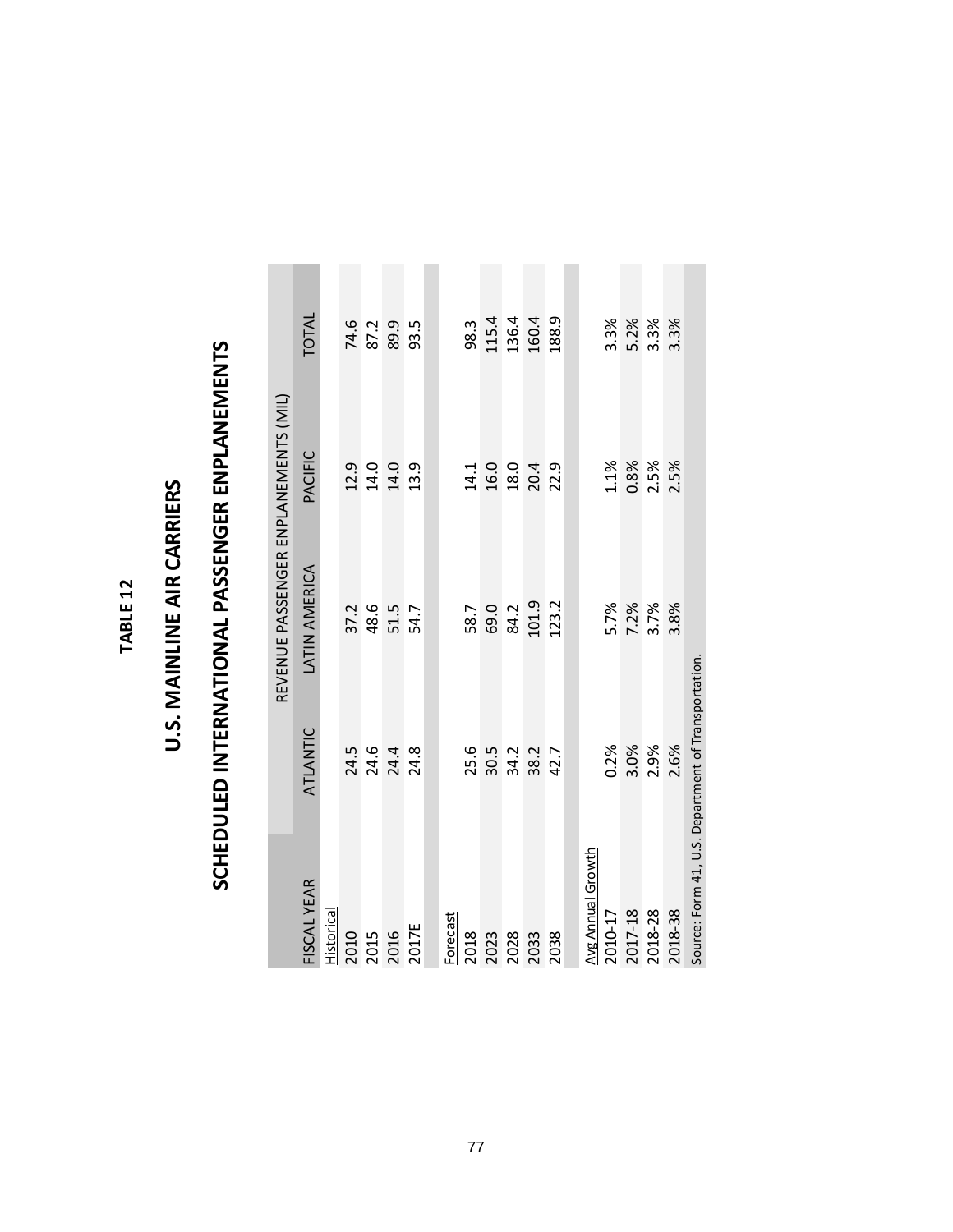# TABLE 12

## U.S. MAINLINE AIR CARRIERS

## SCHEDULED INTERNATIONAL PASSENGER ENPLANEMENTS

| | REVENUE PASSENGER ENPLANEMENTS (MIL) | | | |
|---|---|---|---|---|
| FISCAL YEAR | ATLANTIC | LATIN AMERICA | PACIFIC | TOTAL |
| Historical | | | | |
| 2010 | 24.5 | 37.2 | 12.9 | 74.6 |
| 2015 | 24.6 | 48.6 | 14.0 | 87.2 |
| 2016 | 24.4 | 51.5 | 14.0 | 89.9 |
| 2017E | 24.8 | 54.7 | 13.9 | 93.5 |
| Forecast | | | | |
| 2018 | 25.6 | 58.7 | 14.1 | 98.3 |
| 2023 | 30.5 | 69.0 | 16.0 | 115.4 |
| 2028 | 34.2 | 84.2 | 18.0 | 136.4 |
| 2033 | 38.2 | 101.9 | 20.4 | 160.4 |
| 2038 | 42.7 | 123.2 | 22.9 | 188.9 |
| Avg Annual Growth | | | | |
| 2010-17 | 0.2% | 5.7% | 1.1% | 3.3% |
| 2017-18 | 3.0% | 7.2% | 0.8% | 5.2% |
| 2018-28 | 2.9% | 3.7% | 2.5% | 3.3% |
| 2018-38 | 2.6% | 3.8% | 2.5% | 3.3% |

Source: Form 41, U.S. Department of Transportation.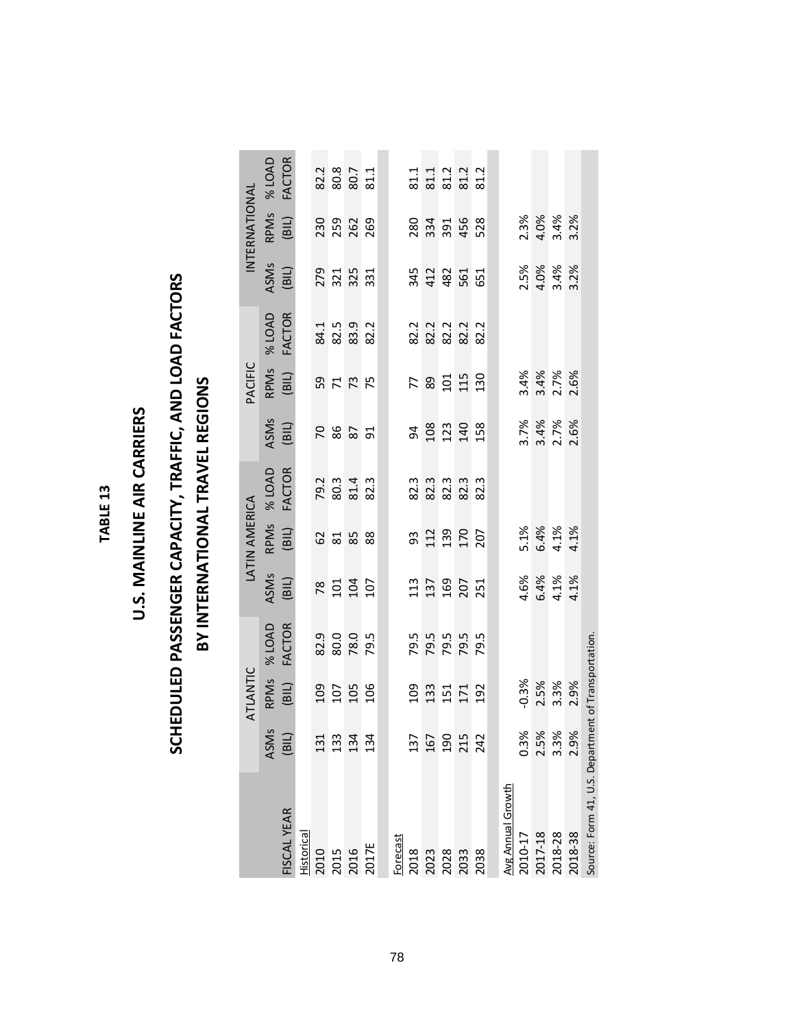**TABLE 13**

# U.S. MAINLINE AIR CARRIERS

## SCHEDULED PASSENGER CAPACITY, TRAFFIC, AND LOAD FACTORS

## BY INTERNATIONAL TRAVEL REGIONS

| | ATLANTIC | | | LATIN AMERICA | | | PACIFIC | | | INTERNATIONAL | | |
|---|---|---|---|---|---|---|---|---|---|---|---|---|
| FISCAL YEAR | ASMs (BIL) | RPMs (BIL) | % LOAD FACTOR | ASMs (BIL) | RPMs (BIL) | % LOAD FACTOR | ASMs (BIL) | RPMs (BIL) | % LOAD FACTOR | ASMs (BIL) | RPMs (BIL) | % LOAD FACTOR |
| Historical | | | | | | | | | | | | |
| 2010 | 131 | 109 | 82.9 | 78 | 62 | 79.2 | 70 | 59 | 84.1 | 279 | 230 | 82.2 |
| 2015 | 133 | 107 | 80.0 | 101 | 81 | 80.3 | 86 | 71 | 82.5 | 321 | 259 | 80.8 |
| 2016 | 134 | 105 | 78.0 | 104 | 85 | 81.4 | 87 | 73 | 83.9 | 325 | 262 | 80.7 |
| 2017E | 134 | 106 | 79.5 | 107 | 88 | 82.3 | 91 | 75 | 82.2 | 331 | 269 | 81.1 |
| Forecast | | | | | | | | | | | | |
| 2018 | 137 | 109 | 79.5 | 113 | 93 | 82.3 | 94 | 77 | 82.2 | 345 | 280 | 81.1 |
| 2023 | 167 | 133 | 79.5 | 137 | 112 | 82.3 | 108 | 89 | 82.2 | 412 | 334 | 81.1 |
| 2028 | 190 | 151 | 79.5 | 169 | 139 | 82.3 | 123 | 101 | 82.2 | 482 | 391 | 81.2 |
| 2033 | 215 | 171 | 79.5 | 207 | 170 | 82.3 | 140 | 115 | 82.2 | 561 | 456 | 81.2 |
| 2038 | 242 | 192 | 79.5 | 251 | 207 | 82.3 | 158 | 130 | 82.2 | 651 | 528 | 81.2 |
| Avg Annual Growth | | | | | | | | | | | | |
| 2010-17 | 0.3% | -0.3% | | 4.6% | 5.1% | | 3.7% | 3.4% | | 2.5% | 2.3% | |
| 2017-18 | 2.5% | 2.5% | | 6.4% | 6.4% | | 3.4% | 3.4% | | 4.0% | 4.0% | |
| 2018-28 | 3.3% | 3.3% | | 4.1% | 4.1% | | 2.7% | 2.7% | | 3.4% | 3.4% | |
| 2018-38 | 2.9% | 2.9% | | 4.1% | 4.1% | | 2.6% | 2.6% | | 3.2% | 3.2% | |

Source: Form 41, U.S. Department of Transportation.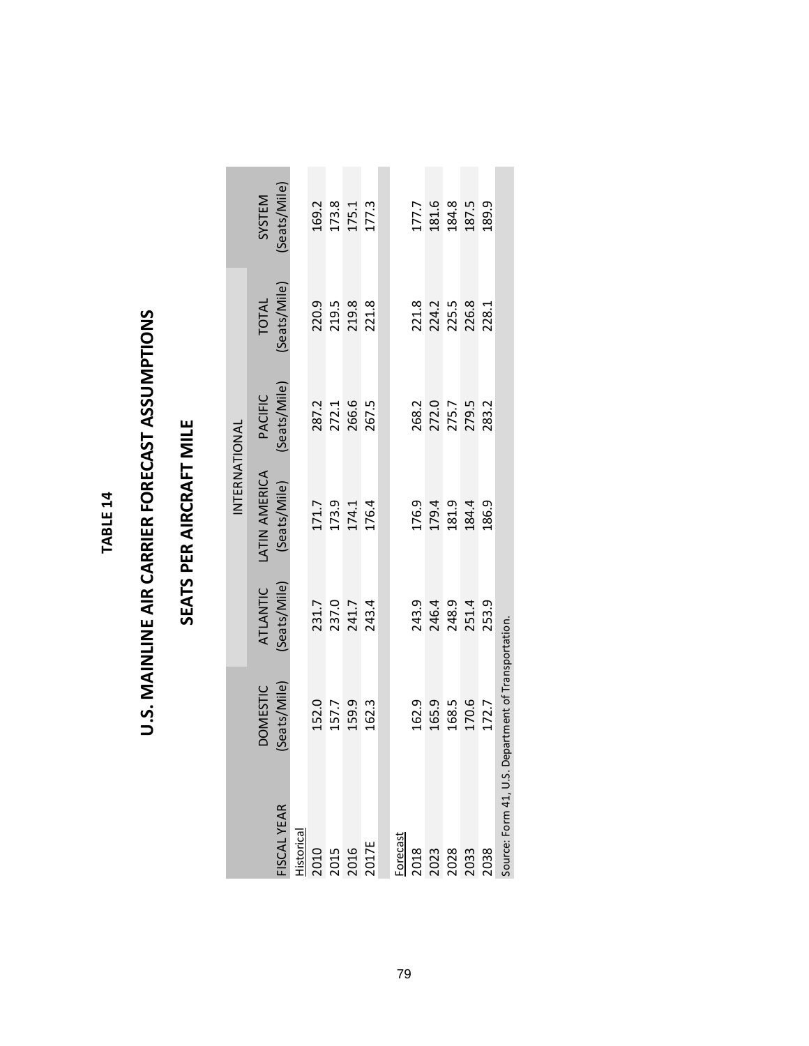# TABLE 14

## U.S. MAINLINE AIR CARRIER FORECAST ASSUMPTIONS

## SEATS PER AIRCRAFT MILE

| | | INTERNATIONAL | | | | |
|---|---|---|---|---|---|---|
| FISCAL YEAR | DOMESTIC (Seats/Mile) | ATLANTIC (Seats/Mile) | LATIN AMERICA (Seats/Mile) | PACIFIC (Seats/Mile) | TOTAL (Seats/Mile) | SYSTEM (Seats/Mile) |
| Historical | | | | | | |
| 2010 | 152.0 | 231.7 | 171.7 | 287.2 | 220.9 | 169.2 |
| 2015 | 157.7 | 237.0 | 173.9 | 272.1 | 219.5 | 173.8 |
| 2016 | 159.9 | 241.7 | 174.1 | 266.6 | 219.8 | 175.1 |
| 2017E | 162.3 | 243.4 | 176.4 | 267.5 | 221.8 | 177.3 |
| Forecast | | | | | | |
| 2018 | 162.9 | 243.9 | 176.9 | 268.2 | 221.8 | 177.7 |
| 2023 | 165.9 | 246.4 | 179.4 | 272.0 | 224.2 | 181.6 |
| 2028 | 168.5 | 248.9 | 181.9 | 275.7 | 225.5 | 184.8 |
| 2033 | 170.6 | 251.4 | 184.4 | 279.5 | 226.8 | 187.5 |
| 2038 | 172.7 | 253.9 | 186.9 | 283.2 | 228.1 | 189.9 |

Source: Form 41, U.S. Department of Transportation.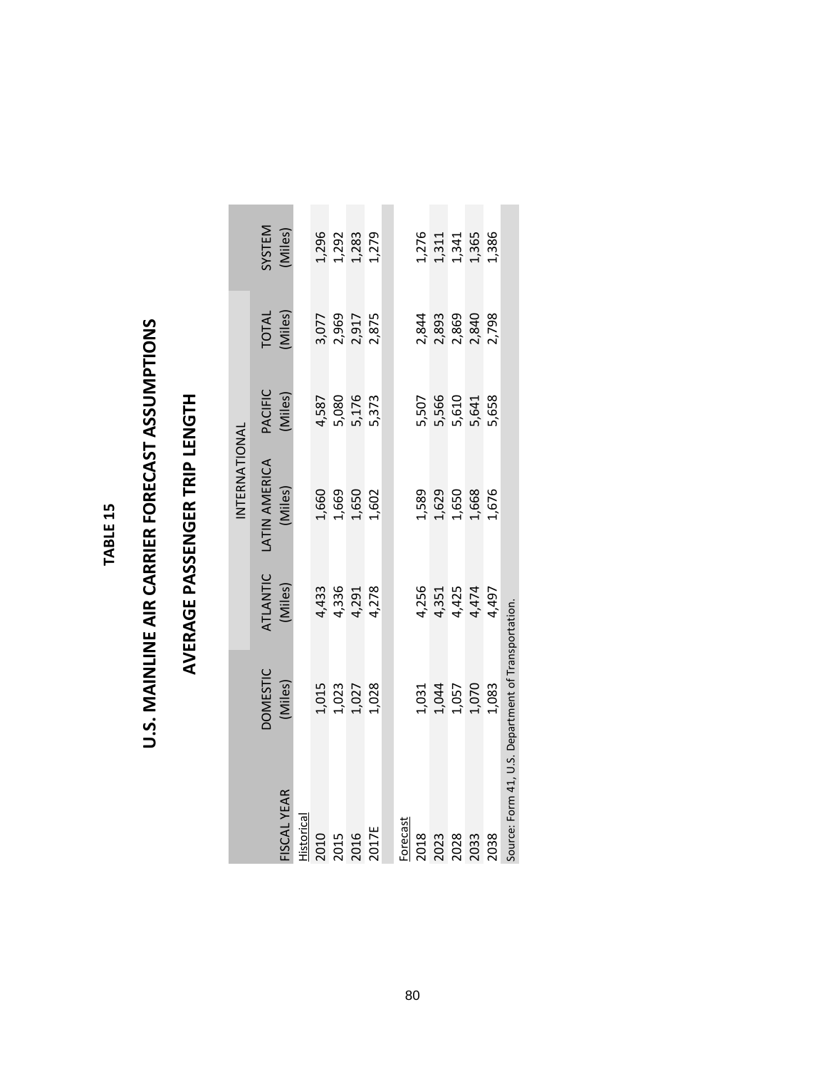**TABLE 15**

## U.S. MAINLINE AIR CARRIER FORECAST ASSUMPTIONS

## AVERAGE PASSENGER TRIP LENGTH

| FISCAL YEAR | DOMESTIC (Miles) | INTERNATIONAL | | | | SYSTEM (Miles) |
|---|---|---|---|---|---|---|
| | | ATLANTIC (Miles) | LATIN AMERICA (Miles) | PACIFIC (Miles) | TOTAL (Miles) | |
| Historical | | | | | | |
| 2010 | 1,015 | 4,433 | 1,660 | 4,587 | 3,077 | 1,296 |
| 2015 | 1,023 | 4,336 | 1,669 | 5,080 | 2,969 | 1,292 |
| 2016 | 1,027 | 4,291 | 1,650 | 5,176 | 2,917 | 1,283 |
| 2017E | 1,028 | 4,278 | 1,602 | 5,373 | 2,875 | 1,279 |
| Forecast | | | | | | |
| 2018 | 1,031 | 4,256 | 1,589 | 5,507 | 2,844 | 1,276 |
| 2023 | 1,044 | 4,351 | 1,629 | 5,566 | 2,893 | 1,311 |
| 2028 | 1,057 | 4,425 | 1,650 | 5,610 | 2,869 | 1,341 |
| 2033 | 1,070 | 4,474 | 1,668 | 5,641 | 2,840 | 1,365 |
| 2038 | 1,083 | 4,497 | 1,676 | 5,658 | 2,798 | 1,386 |

Source: Form 41, U.S. Department of Transportation.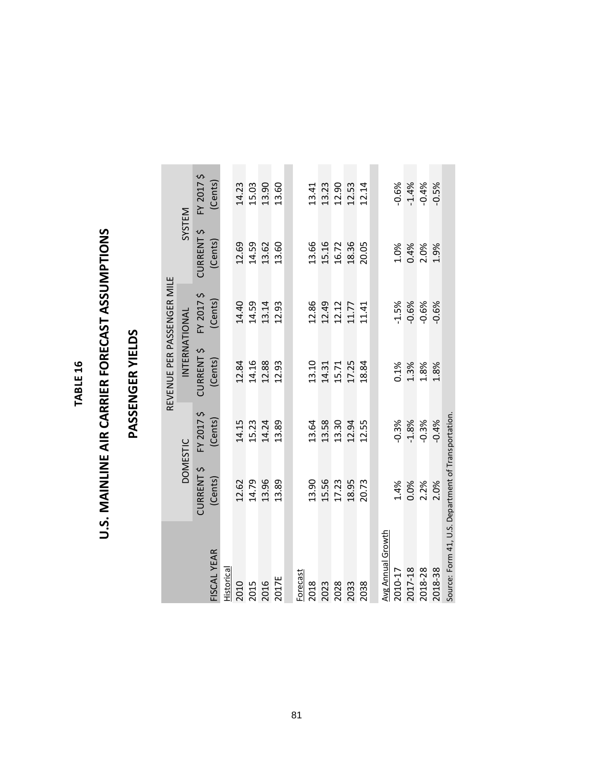# TABLE 16

# U.S. MAINLINE AIR CARRIER FORECAST ASSUMPTIONS

## PASSENGER YIELDS

| | REVENUE PER PASSENGER MILE | | | | | |
|---|---|---|---|---|---|---|
| | DOMESTIC | | INTERNATIONAL | | SYSTEM | |
| FISCAL YEAR | CURRENT $ (Cents) | FY 2017 $ (Cents) | CURRENT $ (Cents) | FY 2017 $ (Cents) | CURRENT $ (Cents) | FY 2017 $ (Cents) |
| Historical | | | | | | |
| 2010 | 12.62 | 14.15 | 12.84 | 14.40 | 12.69 | 14.23 |
| 2015 | 14.79 | 15.23 | 14.16 | 14.59 | 14.59 | 15.03 |
| 2016 | 13.96 | 14.24 | 12.88 | 13.14 | 13.62 | 13.90 |
| 2017E | 13.89 | 13.89 | 12.93 | 12.93 | 13.60 | 13.60 |
| Forecast | | | | | | |
| 2018 | 13.90 | 13.64 | 13.10 | 12.86 | 13.66 | 13.41 |
| 2023 | 15.56 | 13.58 | 14.31 | 12.49 | 15.16 | 13.23 |
| 2028 | 17.23 | 13.30 | 15.71 | 12.12 | 16.72 | 12.90 |
| 2033 | 18.95 | 12.94 | 17.25 | 11.77 | 18.36 | 12.53 |
| 2038 | 20.73 | 12.55 | 18.84 | 11.41 | 20.05 | 12.14 |
| Avg Annual Growth | | | | | | |
| 2010-17 | 1.4% | -0.3% | 0.1% | -1.5% | 1.0% | -0.6% |
| 2017-18 | 0.0% | -1.8% | 1.3% | -0.6% | 0.4% | -1.4% |
| 2018-28 | 2.2% | -0.3% | 1.8% | -0.6% | 2.0% | -0.4% |
| 2018-38 | 2.0% | -0.4% | 1.8% | -0.6% | 1.9% | -0.5% |

Source: Form 41, U.S. Department of Transportation.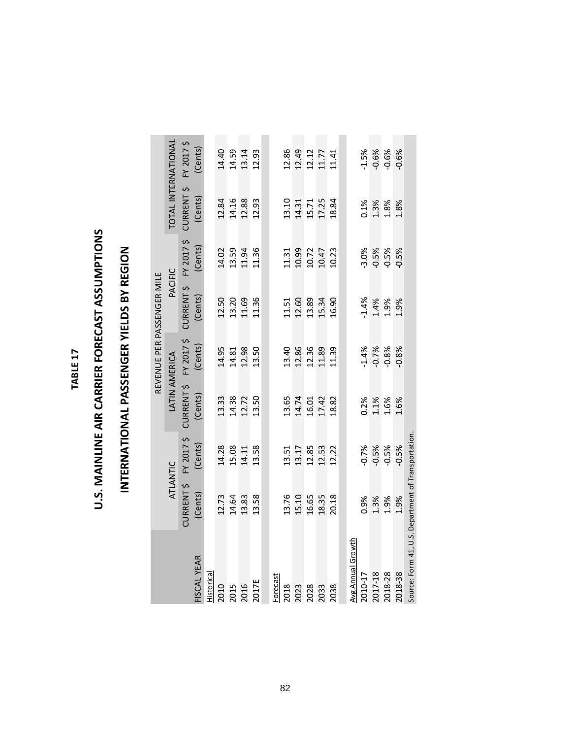# TABLE 17

## U.S. MAINLINE AIR CARRIER FORECAST ASSUMPTIONS

## INTERNATIONAL PASSENGER YIELDS BY REGION

| | REVENUE PER PASSENGER MILE | | | | | | | |
|---|---|---|---|---|---|---|---|---|
| | ATLANTIC | | LATIN AMERICA | | PACIFIC | | TOTAL INTERNATIONAL | |
| FISCAL YEAR | CURRENT $ (Cents) | FY 2017 $ (Cents) | CURRENT $ (Cents) | FY 2017 $ (Cents) | CURRENT $ (Cents) | FY 2017 $ (Cents) | CURRENT $ (Cents) | FY 2017 $ (Cents) |
| Historical | | | | | | | | |
| 2010 | 12.73 | 14.28 | 13.33 | 14.95 | 12.50 | 14.02 | 12.84 | 14.40 |
| 2015 | 14.64 | 15.08 | 14.38 | 14.81 | 13.20 | 13.59 | 14.16 | 14.59 |
| 2016 | 13.83 | 14.11 | 12.72 | 12.98 | 11.69 | 11.94 | 12.88 | 13.14 |
| 2017E | 13.58 | 13.58 | 13.50 | 13.50 | 11.36 | 11.36 | 12.93 | 12.93 |
| Forecast | | | | | | | | |
| 2018 | 13.76 | 13.51 | 13.65 | 13.40 | 11.51 | 11.31 | 13.10 | 12.86 |
| 2023 | 15.10 | 13.17 | 14.74 | 12.86 | 12.60 | 10.99 | 14.31 | 12.49 |
| 2028 | 16.65 | 12.85 | 16.01 | 12.36 | 13.89 | 10.72 | 15.71 | 12.12 |
| 2033 | 18.35 | 12.53 | 17.42 | 11.89 | 15.34 | 10.47 | 17.25 | 11.77 |
| 2038 | 20.18 | 12.22 | 18.82 | 11.39 | 16.90 | 10.23 | 18.84 | 11.41 |
| Avg Annual Growth | | | | | | | | |
| 2010-17 | 0.9% | -0.7% | 0.2% | -1.4% | -1.4% | -3.0% | 0.1% | -1.5% |
| 2017-18 | 1.3% | -0.5% | 1.1% | -0.7% | 1.4% | -0.5% | 1.3% | -0.6% |
| 2018-28 | 1.9% | -0.5% | 1.6% | -0.8% | 1.9% | -0.5% | 1.8% | -0.6% |
| 2018-38 | 1.9% | -0.5% | 1.6% | -0.8% | 1.9% | -0.5% | 1.8% | -0.6% |

Source: Form 41, U.S. Department of Transportation.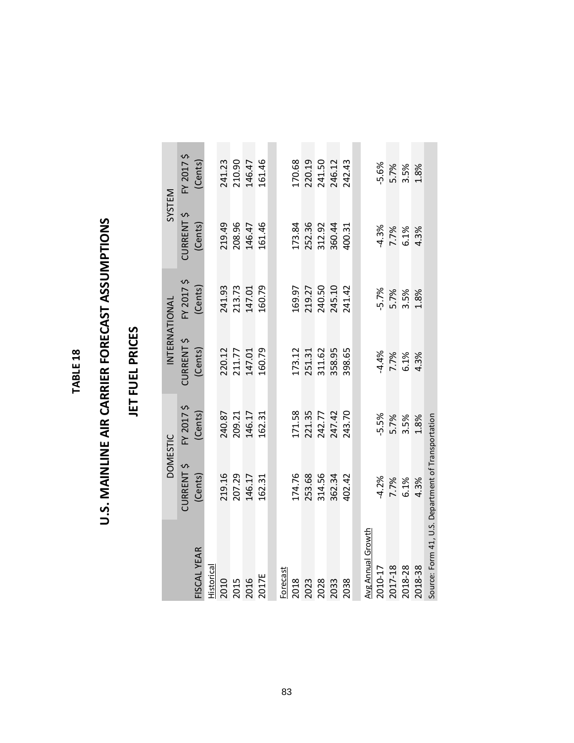**TABLE 18**

# U.S. MAINLINE AIR CARRIER FORECAST ASSUMPTIONS

## JET FUEL PRICES

| | DOMESTIC | | INTERNATIONAL | | SYSTEM | |
|---|---|---|---|---|---|---|
| FISCAL YEAR | CURRENT $ (Cents) | FY 2017 $ (Cents) | CURRENT $ (Cents) | FY 2017 $ (Cents) | CURRENT $ (Cents) | FY 2017 $ (Cents) |
| Historical | | | | | | |
| 2010 | 219.16 | 240.87 | 220.12 | 241.93 | 219.49 | 241.23 |
| 2015 | 207.29 | 209.21 | 211.77 | 213.73 | 208.96 | 210.90 |
| 2016 | 146.17 | 146.17 | 147.01 | 147.01 | 146.47 | 146.47 |
| 2017E | 162.31 | 162.31 | 160.79 | 160.79 | 161.46 | 161.46 |
| Forecast | | | | | | |
| 2018 | 174.76 | 171.58 | 173.12 | 169.97 | 173.84 | 170.68 |
| 2023 | 253.68 | 221.35 | 251.31 | 219.27 | 252.36 | 220.19 |
| 2028 | 314.56 | 242.77 | 311.62 | 240.50 | 312.92 | 241.50 |
| 2033 | 362.34 | 247.42 | 358.95 | 245.10 | 360.44 | 246.12 |
| 2038 | 402.42 | 243.70 | 398.65 | 241.42 | 400.31 | 242.43 |
| Avg Annual Growth | | | | | | |
| 2010-17 | -4.2% | -5.5% | -4.4% | -5.7% | -4.3% | -5.6% |
| 2017-18 | 7.7% | 5.7% | 7.7% | 5.7% | 7.7% | 5.7% |
| 2018-28 | 6.1% | 3.5% | 6.1% | 3.5% | 6.1% | 3.5% |
| 2018-38 | 4.3% | 1.8% | 4.3% | 1.8% | 4.3% | 1.8% |

Source: Form 41, U.S. Department of Transportation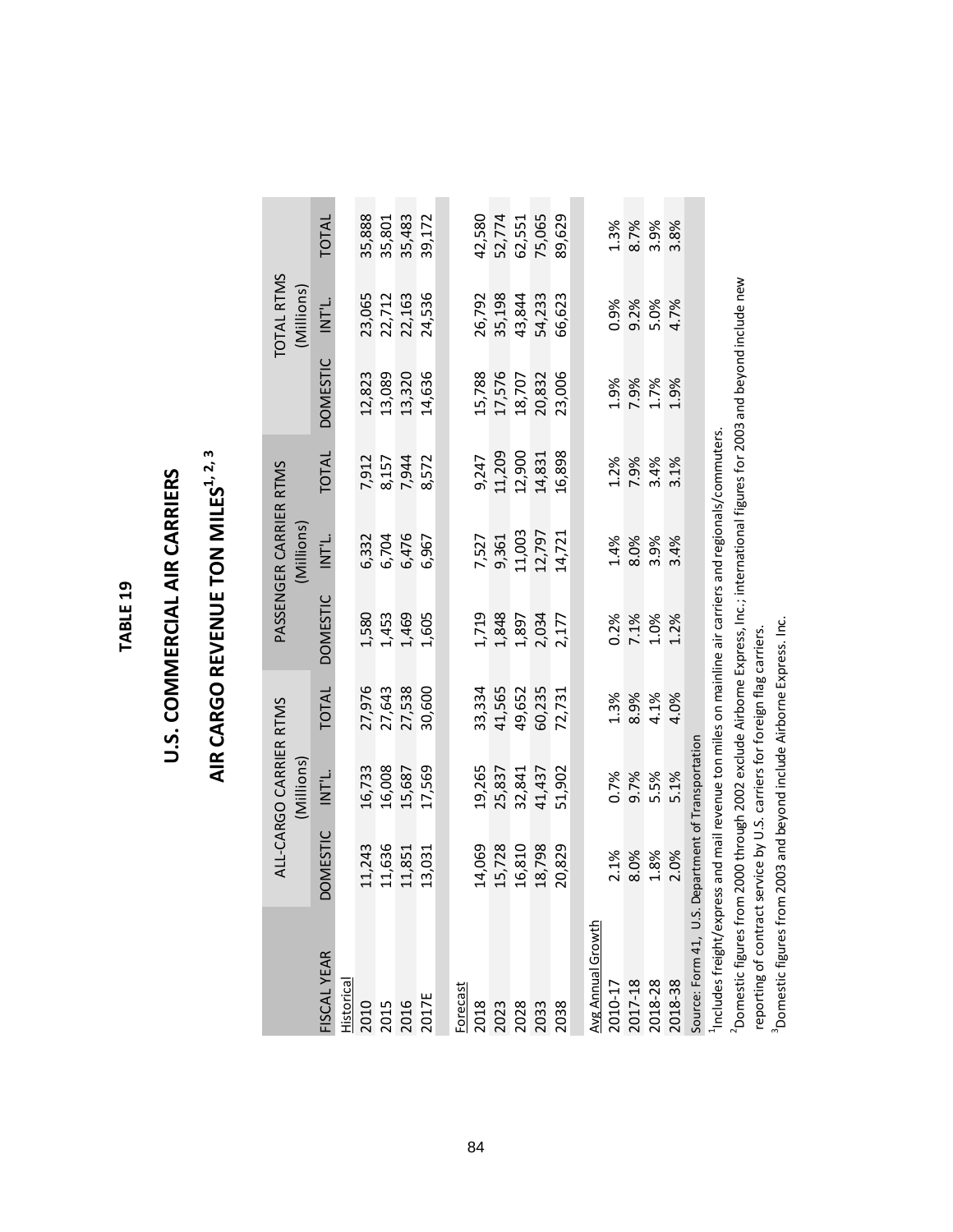**TABLE 19**

# U.S. COMMERCIAL AIR CARRIERS

## AIR CARGO REVENUE TON MILES[1, 2, 3]

| | ALL-CARGO CARRIER RTMS (Millions) | | | PASSENGER CARRIER RTMS (Millions) | | | TOTAL RTMS (Millions) | | |
|---|---|---|---|---|---|---|---|---|---|
| FISCAL YEAR | DOMESTIC | INT'L. | TOTAL | DOMESTIC | INT'L. | TOTAL | DOMESTIC | INT'L. | TOTAL |
| Historical | | | | | | | | | |
| 2010 | 11,243 | 16,733 | 27,976 | 1,580 | 6,332 | 7,912 | 12,823 | 23,065 | 35,888 |
| 2015 | 11,636 | 16,008 | 27,643 | 1,453 | 6,704 | 8,157 | 13,089 | 22,712 | 35,801 |
| 2016 | 11,851 | 15,687 | 27,538 | 1,469 | 6,476 | 7,944 | 13,320 | 22,163 | 35,483 |
| 2017E | 13,031 | 17,569 | 30,600 | 1,605 | 6,967 | 8,572 | 14,636 | 24,536 | 39,172 |
| Forecast | | | | | | | | | |
| 2018 | 14,069 | 19,265 | 33,334 | 1,719 | 7,527 | 9,247 | 15,788 | 26,792 | 42,580 |
| 2023 | 15,728 | 25,837 | 41,565 | 1,848 | 9,361 | 11,209 | 17,576 | 35,198 | 52,774 |
| 2028 | 16,810 | 32,841 | 49,652 | 1,897 | 11,003 | 12,900 | 18,707 | 43,844 | 62,551 |
| 2033 | 18,798 | 41,437 | 60,235 | 2,034 | 12,797 | 14,831 | 20,832 | 54,233 | 75,065 |
| 2038 | 20,829 | 51,902 | 72,731 | 2,177 | 14,721 | 16,898 | 23,006 | 66,623 | 89,629 |
| Avg. Annual Growth | | | | | | | | | |
| 2010-17 | 2.1% | 0.7% | 1.3% | 0.2% | 1.4% | 1.2% | 1.9% | 0.9% | 1.3% |
| 2017-18 | 8.0% | 9.7% | 8.9% | 7.1% | 8.0% | 7.9% | 7.9% | 9.2% | 8.7% |
| 2018-28 | 1.8% | 5.5% | 4.1% | 1.0% | 3.9% | 3.4% | 1.7% | 5.0% | 3.9% |
| 2018-38 | 2.0% | 5.1% | 4.0% | 1.2% | 3.4% | 3.1% | 1.9% | 4.7% | 3.8% |

Source: Form 41, U.S. Department of Transportation

[1]Includes freight/express and mail revenue ton miles on mainline air carriers and regionals/commuters.

[2]Domestic figures from 2000 through 2002 exclude Airborne Express, Inc.; international figures for 2003 and beyond include new reporting of contract service by U.S. carriers for foreign flag carriers.

[3]Domestic figures from 2003 and beyond include Airborne Express. Inc.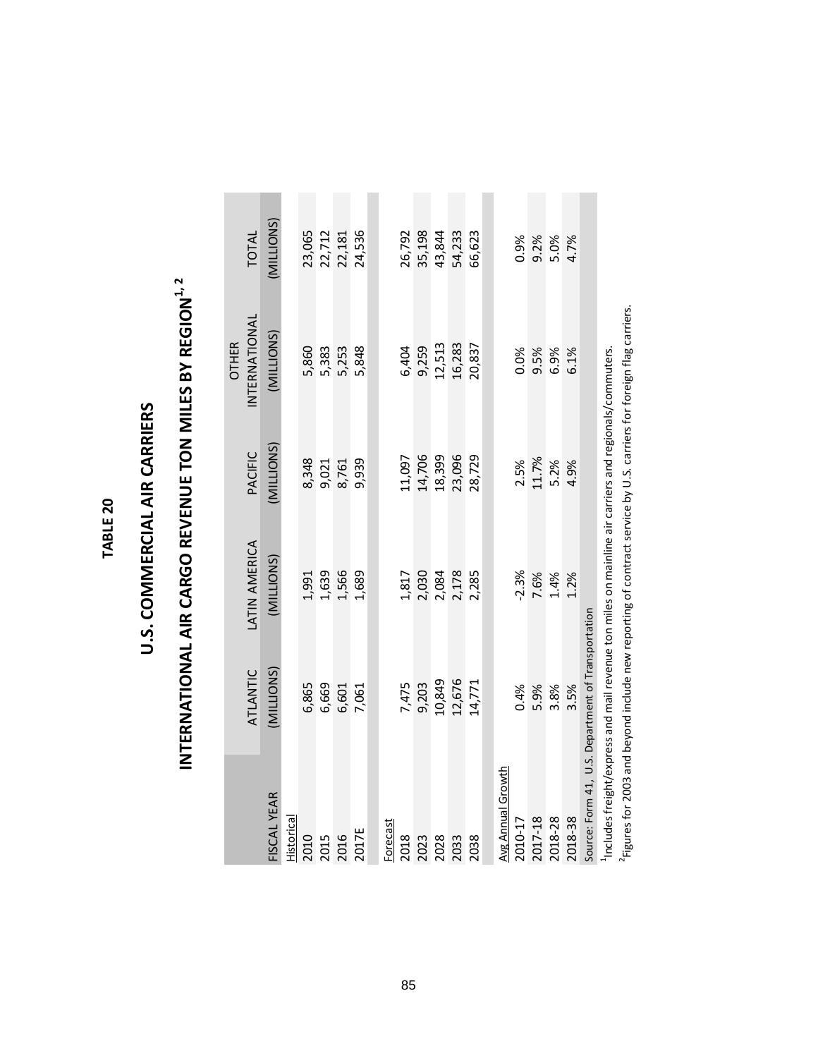# TABLE 20

## U.S. COMMERCIAL AIR CARRIERS

## INTERNATIONAL AIR CARGO REVENUE TON MILES BY REGION[1, 2]

| FISCAL YEAR | ATLANTIC (MILLIONS) | LATIN AMERICA (MILLIONS) | PACIFIC (MILLIONS) | OTHER INTERNATIONAL (MILLIONS) | TOTAL (MILLIONS) |
|---|---|---|---|---|---|
| Historical | | | | | |
| 2010 | 6,865 | 1,991 | 8,348 | 5,860 | 23,065 |
| 2015 | 6,669 | 1,639 | 9,021 | 5,383 | 22,712 |
| 2016 | 6,601 | 1,566 | 8,761 | 5,253 | 22,181 |
| 2017E | 7,061 | 1,689 | 9,939 | 5,848 | 24,536 |
| Forecast | | | | | |
| 2018 | 7,475 | 1,817 | 11,097 | 6,404 | 26,792 |
| 2023 | 9,203 | 2,030 | 14,706 | 9,259 | 35,198 |
| 2028 | 10,849 | 2,084 | 18,399 | 12,513 | 43,844 |
| 2033 | 12,676 | 2,178 | 23,096 | 16,283 | 54,233 |
| 2038 | 14,771 | 2,285 | 28,729 | 20,837 | 66,623 |
| Avg Annual Growth | | | | | |
| 2010-17 | 0.4% | -2.3% | 2.5% | 0.0% | 0.9% |
| 2017-18 | 5.9% | 7.6% | 11.7% | 9.5% | 9.2% |
| 2018-28 | 3.8% | 1.4% | 5.2% | 6.9% | 5.0% |
| 2018-38 | 3.5% | 1.2% | 4.9% | 6.1% | 4.7% |

Source: Form 41, U.S. Department of Transportation

[1]Includes freight/express and mail revenue ton miles on mainline air carriers and regionals/commuters.

[2]Figures for 2003 and beyond include new reporting of contract service by U.S. carriers for foreign flag carriers.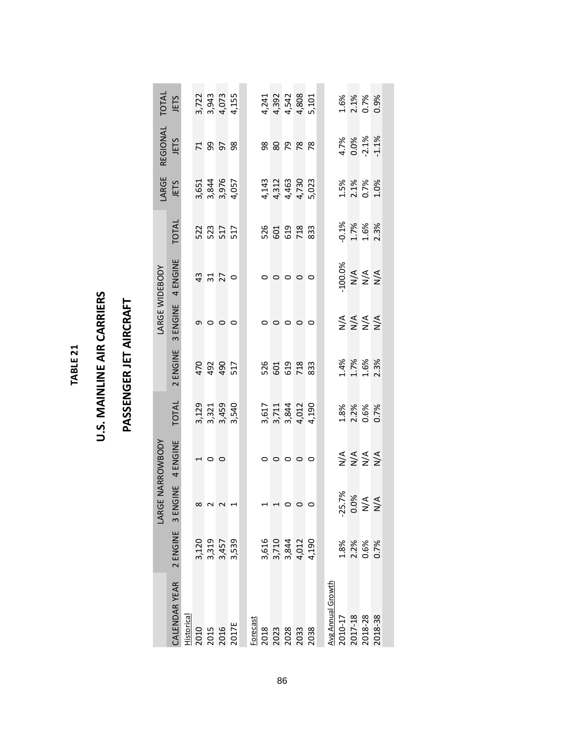**TABLE 21**

## U.S. MAINLINE AIR CARRIERS

## PASSENGER JET AIRCRAFT

| CALENDAR YEAR | LARGE NARROWBODY | | | | LARGE WIDEBODY | | | | LARGE JETS | REGIONAL JETS | TOTAL JETS |
|---|---|---|---|---|---|---|---|---|---|---|---|
| | 2 ENGINE | 3 ENGINE | 4 ENGINE | TOTAL | 2 ENGINE | 3 ENGINE | 4 ENGINE | TOTAL | | | |
| Historical | | | | | | | | | | | |
| 2010 | 3,120 | 8 | 1 | 3,129 | 470 | 9 | 43 | 522 | 3,651 | 71 | 3,722 |
| 2015 | 3,319 | 2 | 0 | 3,321 | 492 | 0 | 31 | 523 | 3,844 | 99 | 3,943 |
| 2016 | 3,457 | 2 | 0 | 3,459 | 490 | 0 | 27 | 517 | 3,976 | 97 | 4,073 |
| 2017E | 3,539 | 1 | | 3,540 | 517 | 0 | 0 | 517 | 4,057 | 98 | 4,155 |
| Forecast | | | | | | | | | | | |
| 2018 | 3,616 | 1 | 0 | 3,617 | 526 | 0 | 0 | 526 | 4,143 | 98 | 4,241 |
| 2023 | 3,710 | 1 | 0 | 3,711 | 601 | 0 | 0 | 601 | 4,312 | 80 | 4,392 |
| 2028 | 3,844 | 0 | 0 | 3,844 | 619 | 0 | 0 | 619 | 4,463 | 79 | 4,542 |
| 2033 | 4,012 | 0 | 0 | 4,012 | 718 | 0 | 0 | 718 | 4,730 | 78 | 4,808 |
| 2038 | 4,190 | 0 | 0 | 4,190 | 833 | 0 | 0 | 833 | 5,023 | 78 | 5,101 |
| Avg Annual Growth | | | | | | | | | | | |
| 2010-17 | 1.8% | -25.7% | N/A | 1.8% | 1.4% | N/A | -100.0% | -0.1% | 1.5% | 4.7% | 1.6% |
| 2017-18 | 2.2% | 0.0% | N/A | 2.2% | 1.7% | N/A | N/A | 1.7% | 2.1% | 0.0% | 2.1% |
| 2018-28 | 0.6% | N/A | N/A | 0.6% | 1.6% | N/A | N/A | 1.6% | 0.7% | -2.1% | 0.7% |
| 2018-38 | 0.7% | N/A | N/A | 0.7% | 2.3% | N/A | N/A | 2.3% | 1.0% | -1.1% | 0.9% |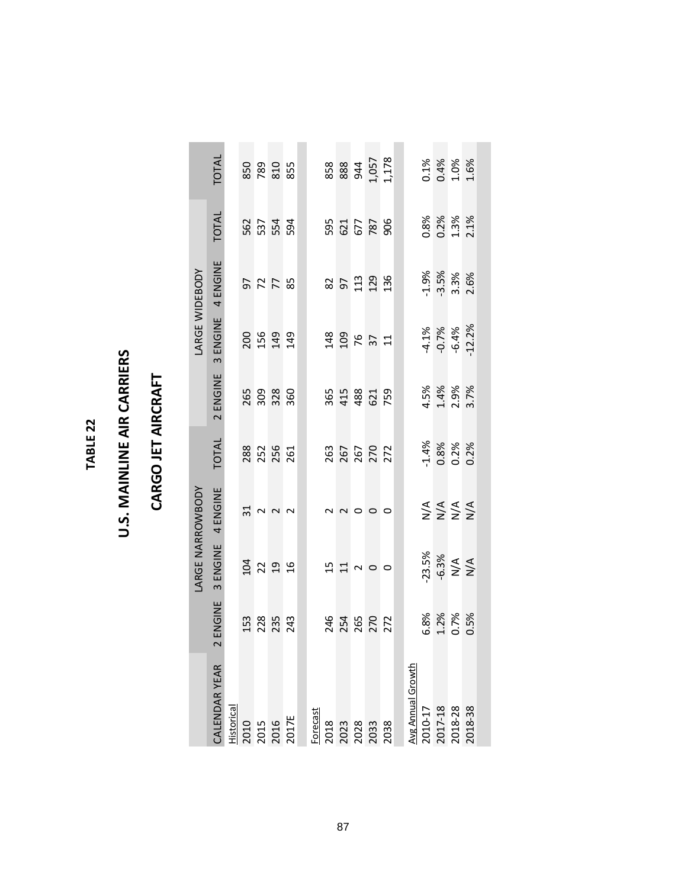# TABLE 22

## U.S. MAINLINE AIR CARRIERS

## CARGO JET AIRCRAFT

| | LARGE NARROWBODY | | | | LARGE WIDEBODY | | | | |
|---|---|---|---|---|---|---|---|---|---|
| CALENDAR YEAR | 2 ENGINE | 3 ENGINE | 4 ENGINE | TOTAL | 2 ENGINE | 3 ENGINE | 4 ENGINE | TOTAL | TOTAL |
| Historical | | | | | | | | | |
| 2010 | 153 | 104 | 31 | 288 | 265 | 200 | 97 | 562 | 850 |
| 2015 | 228 | 22 | 2 | 252 | 309 | 156 | 72 | 537 | 789 |
| 2016 | 235 | 19 | 2 | 256 | 328 | 149 | 77 | 554 | 810 |
| 2017E | 243 | 16 | 2 | 261 | 360 | 149 | 85 | 594 | 855 |
| Forecast | | | | | | | | | |
| 2018 | 246 | 15 | 2 | 263 | 365 | 148 | 82 | 595 | 858 |
| 2023 | 254 | 11 | 2 | 267 | 415 | 109 | 97 | 621 | 888 |
| 2028 | 265 | 2 | 0 | 267 | 488 | 76 | 113 | 677 | 944 |
| 2033 | 270 | 0 | 0 | 270 | 621 | 37 | 129 | 787 | 1,057 |
| 2038 | 272 | 0 | 0 | 272 | 759 | 11 | 136 | 906 | 1,178 |
| Avg Annual Growth | | | | | | | | | |
| 2010-17 | 6.8% | -23.5% | N/A | -1.4% | 4.5% | -4.1% | -1.9% | 0.8% | 0.1% |
| 2017-18 | 1.2% | -6.3% | N/A | 0.8% | 1.4% | -0.7% | -3.5% | 0.2% | 0.4% |
| 2018-28 | 0.7% | N/A | N/A | 0.2% | 2.9% | -6.4% | 3.3% | 1.3% | 1.0% |
| 2018-38 | 0.5% | N/A | N/A | 0.2% | 3.7% | -12.2% | 2.6% | 2.1% | 1.6% |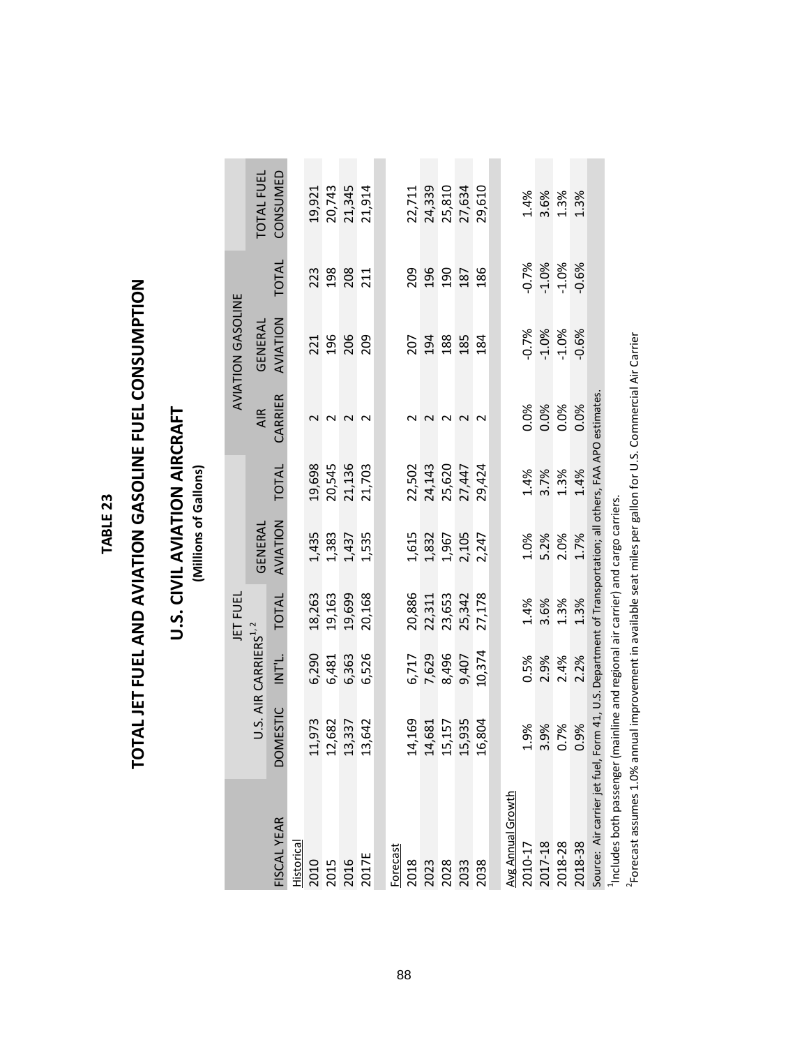# TABLE 23

## TOTAL JET FUEL AND AVIATION GASOLINE FUEL CONSUMPTION

## U.S. CIVIL AVIATION AIRCRAFT

**(Millions of Gallons)**

| | JET FUEL | | | | | AVIATION GASOLINE | | | |
|---|---|---|---|---|---|---|---|---|---|
| | U.S. AIR CARRIERS[1, 2] | | | GENERAL | | AIR | GENERAL | | TOTAL FUEL |
| FISCAL YEAR | DOMESTIC | INT'L. | TOTAL | AVIATION | TOTAL | CARRIER | AVIATION | TOTAL | CONSUMED |
| Historical | | | | | | | | | |
| 2010 | 11,973 | 6,290 | 18,263 | 1,435 | 19,698 | 2 | 221 | 223 | 19,921 |
| 2015 | 12,682 | 6,481 | 19,163 | 1,383 | 20,545 | 2 | 196 | 198 | 20,743 |
| 2016 | 13,337 | 6,363 | 19,699 | 1,437 | 21,136 | 2 | 206 | 208 | 21,345 |
| 2017E | 13,642 | 6,526 | 20,168 | 1,535 | 21,703 | 2 | 209 | 211 | 21,914 |
| Forecast | | | | | | | | | |
| 2018 | 14,169 | 6,717 | 20,886 | 1,615 | 22,502 | 2 | 207 | 209 | 22,711 |
| 2023 | 14,681 | 7,629 | 22,311 | 1,832 | 24,143 | 2 | 194 | 196 | 24,339 |
| 2028 | 15,157 | 8,496 | 23,653 | 1,967 | 25,620 | 2 | 188 | 190 | 25,810 |
| 2033 | 15,935 | 9,407 | 25,342 | 2,105 | 27,447 | 2 | 185 | 187 | 27,634 |
| 2038 | 16,804 | 10,374 | 27,178 | 2,247 | 29,424 | 2 | 184 | 186 | 29,610 |
| Avg Annual Growth | | | | | | | | | |
| 2010-17 | 1.9% | 0.5% | 1.4% | 1.0% | 1.4% | 0.0% | -0.7% | -0.7% | 1.4% |
| 2017-18 | 3.9% | 2.9% | 3.6% | 5.2% | 3.7% | 0.0% | -1.0% | -1.0% | 3.6% |
| 2018-28 | 0.7% | 2.4% | 1.3% | 2.0% | 1.3% | 0.0% | -1.0% | -1.0% | 1.3% |
| 2018-38 | 0.9% | 2.2% | 1.3% | 1.7% | 1.4% | 0.0% | -0.6% | -0.6% | 1.3% |

Source: Air carrier jet fuel, Form 41, U.S. Department of Transportation; all others, FAA APO estimates.

[1]Includes both passenger (mainline and regional air carrier) and cargo carriers.

[2]Forecast assumes 1.0% annual improvement in available seat miles per gallon for U.S. Commercial Air Carrier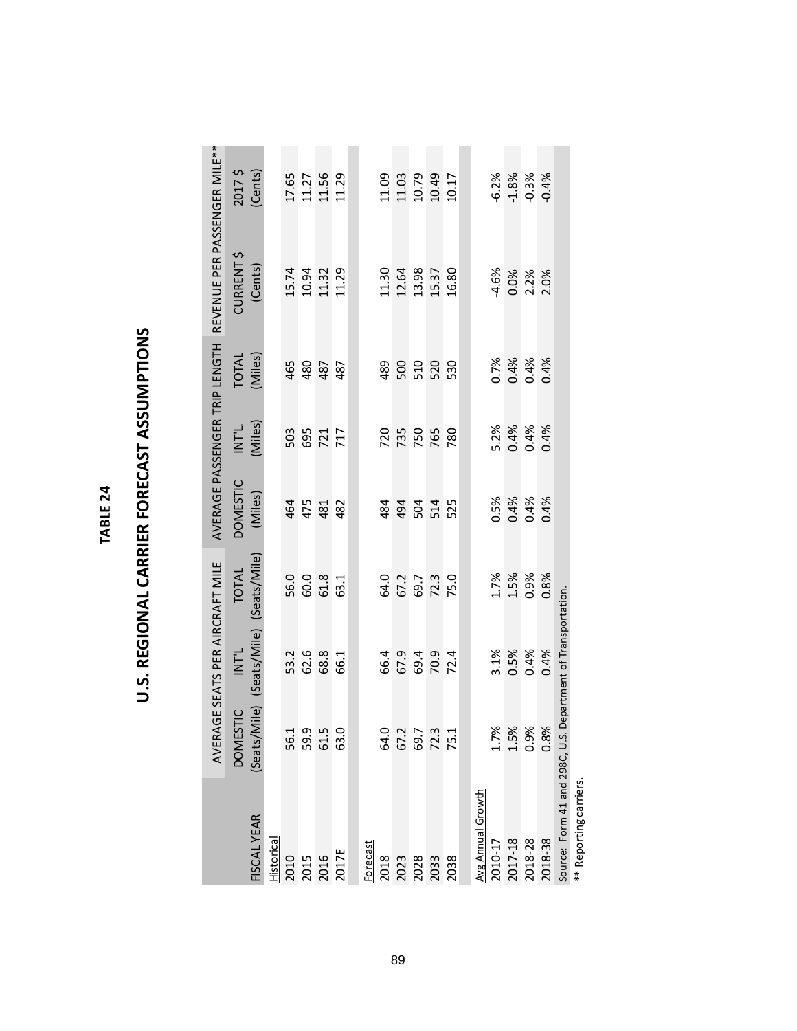# TABLE 24

## U.S. REGIONAL CARRIER FORECAST ASSUMPTIONS

| FISCAL YEAR | AVERAGE SEATS PER AIRCRAFT MILE | | | AVERAGE PASSENGER TRIP LENGTH | | | REVENUE PER PASSENGER MILE** | |
|---|---|---|---|---|---|---|---|---|
| | DOMESTIC (Seats/Mile) | INT'L (Seats/Mile) | TOTAL (Seats/Mile) | DOMESTIC (Miles) | INT'L (Miles) | TOTAL (Miles) | CURRENT $ (Cents) | 2017 $ (Cents) |
| Historical | | | | | | | | |
| 2010 | 56.1 | 53.2 | 56.0 | 464 | 503 | 465 | 15.74 | 17.65 |
| 2015 | 59.9 | 62.6 | 60.0 | 475 | 695 | 480 | 10.94 | 11.27 |
| 2016 | 61.5 | 68.8 | 61.8 | 481 | 721 | 487 | 11.32 | 11.56 |
| 2017E | 63.0 | 66.1 | 63.1 | 482 | 717 | 487 | 11.29 | 11.29 |
| Forecast | | | | | | | | |
| 2018 | 64.0 | 66.4 | 64.0 | 484 | 720 | 489 | 11.30 | 11.09 |
| 2023 | 67.2 | 67.9 | 67.2 | 494 | 735 | 500 | 12.64 | 11.03 |
| 2028 | 69.7 | 69.4 | 69.7 | 504 | 750 | 510 | 13.98 | 10.79 |
| 2033 | 72.3 | 70.9 | 72.3 | 514 | 765 | 520 | 15.37 | 10.49 |
| 2038 | 75.1 | 72.4 | 75.0 | 525 | 780 | 530 | 16.80 | 10.17 |
| Avg Annual Growth | | | | | | | | |
| 2010-17 | 1.7% | 3.1% | 1.7% | 0.5% | 5.2% | 0.7% | -4.6% | -6.2% |
| 2017-18 | 1.5% | 0.5% | 1.5% | 0.4% | 0.4% | 0.4% | 0.0% | -1.8% |
| 2018-28 | 0.9% | 0.4% | 0.9% | 0.4% | 0.4% | 0.4% | 2.2% | -0.3% |
| 2018-38 | 0.8% | 0.4% | 0.8% | 0.4% | 0.4% | 0.4% | 2.0% | -0.4% |

Source: Form 41 and 298C, U.S. Department of Transportation.

** Reporting carriers.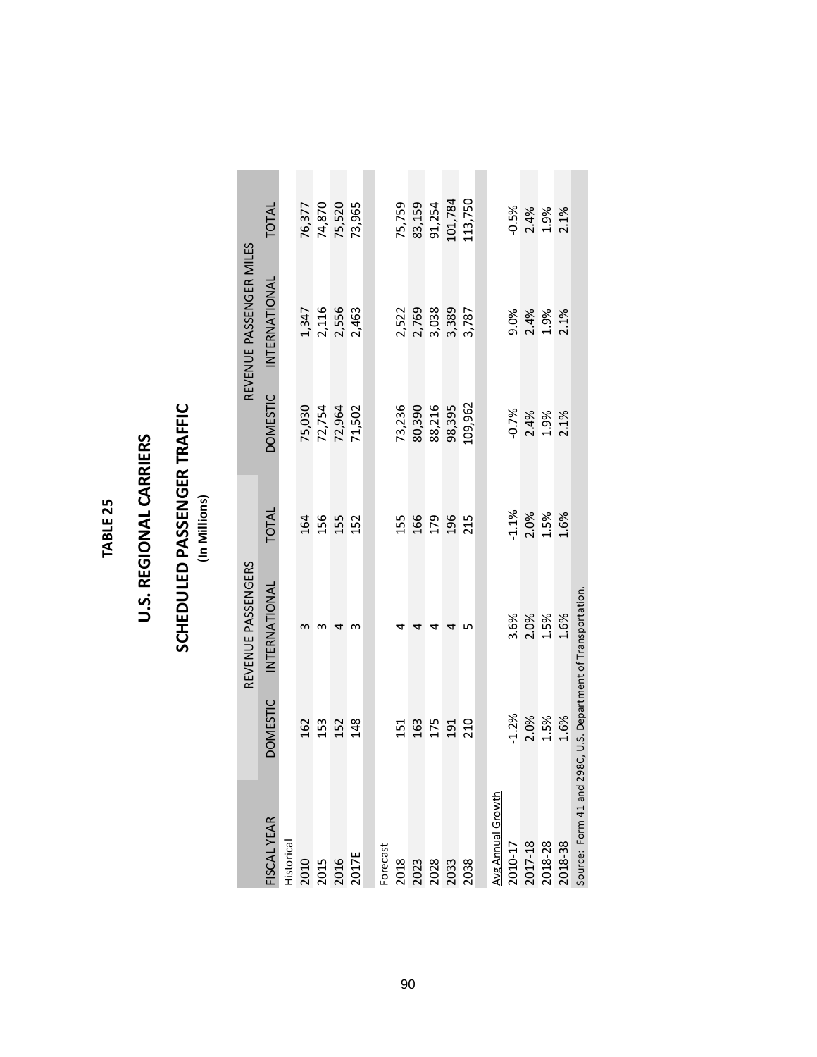# TABLE 25

## U.S. REGIONAL CARRIERS

## SCHEDULED PASSENGER TRAFFIC

**(In Millions)**

| | REVENUE PASSENGERS | | | REVENUE PASSENGER MILES | | |
|---|---|---|---|---|---|---|
| FISCAL YEAR | DOMESTIC | INTERNATIONAL | TOTAL | DOMESTIC | INTERNATIONAL | TOTAL |
| Historical | | | | | | |
| 2010 | 162 | 3 | 164 | 75,030 | 1,347 | 76,377 |
| 2015 | 153 | 3 | 156 | 72,754 | 2,116 | 74,870 |
| 2016 | 152 | 4 | 155 | 72,964 | 2,556 | 75,520 |
| 2017E | 148 | 3 | 152 | 71,502 | 2,463 | 73,965 |
| Forecast | | | | | | |
| 2018 | 151 | 4 | 155 | 73,236 | 2,522 | 75,759 |
| 2023 | 163 | 4 | 166 | 80,390 | 2,769 | 83,159 |
| 2028 | 175 | 4 | 179 | 88,216 | 3,038 | 91,254 |
| 2033 | 191 | 4 | 196 | 98,395 | 3,389 | 101,784 |
| 2038 | 210 | 5 | 215 | 109,962 | 3,787 | 113,750 |
| Avg Annual Growth | | | | | | |
| 2010-17 | -1.2% | 3.6% | -1.1% | -0.7% | 9.0% | -0.5% |
| 2017-18 | 2.0% | 2.0% | 2.0% | 2.4% | 2.4% | 2.4% |
| 2018-28 | 1.5% | 1.5% | 1.5% | 1.9% | 1.9% | 1.9% |
| 2018-38 | 1.6% | 1.6% | 1.6% | 2.1% | 2.1% | 2.1% |

Source: Form 41 and 298C, U.S. Department of Transportation.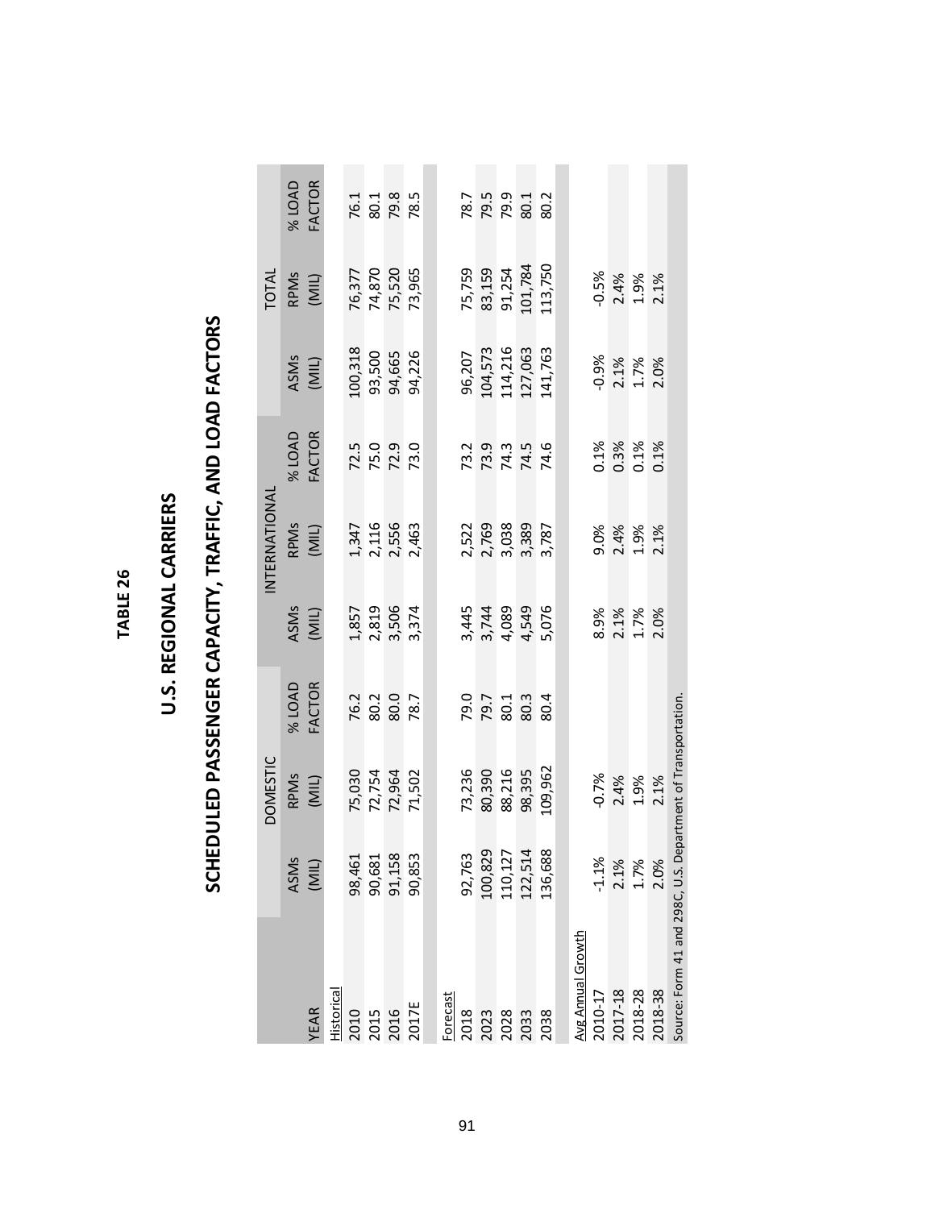**TABLE 26**

# U.S. REGIONAL CARRIERS

## SCHEDULED PASSENGER CAPACITY, TRAFFIC, AND LOAD FACTORS

| | DOMESTIC | | | INTERNATIONAL | | | TOTAL | | |
|---|---|---|---|---|---|---|---|---|---|
| YEAR | ASMs (MIL) | RPMs (MIL) | % LOAD FACTOR | ASMs (MIL) | RPMs (MIL) | % LOAD FACTOR | ASMs (MIL) | RPMs (MIL) | % LOAD FACTOR |
| Historical | | | | | | | | | |
| 2010 | 98,461 | 75,030 | 76.2 | 1,857 | 1,347 | 72.5 | 100,318 | 76,377 | 76.1 |
| 2015 | 90,681 | 72,754 | 80.2 | 2,819 | 2,116 | 75.0 | 93,500 | 74,870 | 80.1 |
| 2016 | 91,158 | 72,964 | 80.0 | 3,506 | 2,556 | 72.9 | 94,665 | 75,520 | 79.8 |
| 2017E | 90,853 | 71,502 | 78.7 | 3,374 | 2,463 | 73.0 | 94,226 | 73,965 | 78.5 |
| Forecast | | | | | | | | | |
| 2018 | 92,763 | 73,236 | 79.0 | 3,445 | 2,522 | 73.2 | 96,207 | 75,759 | 78.7 |
| 2023 | 100,829 | 80,390 | 79.7 | 3,744 | 2,769 | 73.9 | 104,573 | 83,159 | 79.5 |
| 2028 | 110,127 | 88,216 | 80.1 | 4,089 | 3,038 | 74.3 | 114,216 | 91,254 | 79.9 |
| 2033 | 122,514 | 98,395 | 80.3 | 4,549 | 3,389 | 74.5 | 127,063 | 101,784 | 80.1 |
| 2038 | 136,688 | 109,962 | 80.4 | 5,076 | 3,787 | 74.6 | 141,763 | 113,750 | 80.2 |
| Avg Annual Growth | | | | | | | | | |
| 2010-17 | -1.1% | -0.7% | | 8.9% | 9.0% | 0.1% | -0.9% | -0.5% | |
| 2017-18 | 2.1% | 2.4% | | 2.1% | 2.4% | 0.3% | 2.1% | 2.4% | |
| 2018-28 | 1.7% | 1.9% | | 1.7% | 1.9% | 0.1% | 1.7% | 1.9% | |
| 2018-38 | 2.0% | 2.1% | | 2.0% | 2.1% | 0.1% | 2.0% | 2.1% | |

Source: Form 41 and 298C, U.S. Department of Transportation.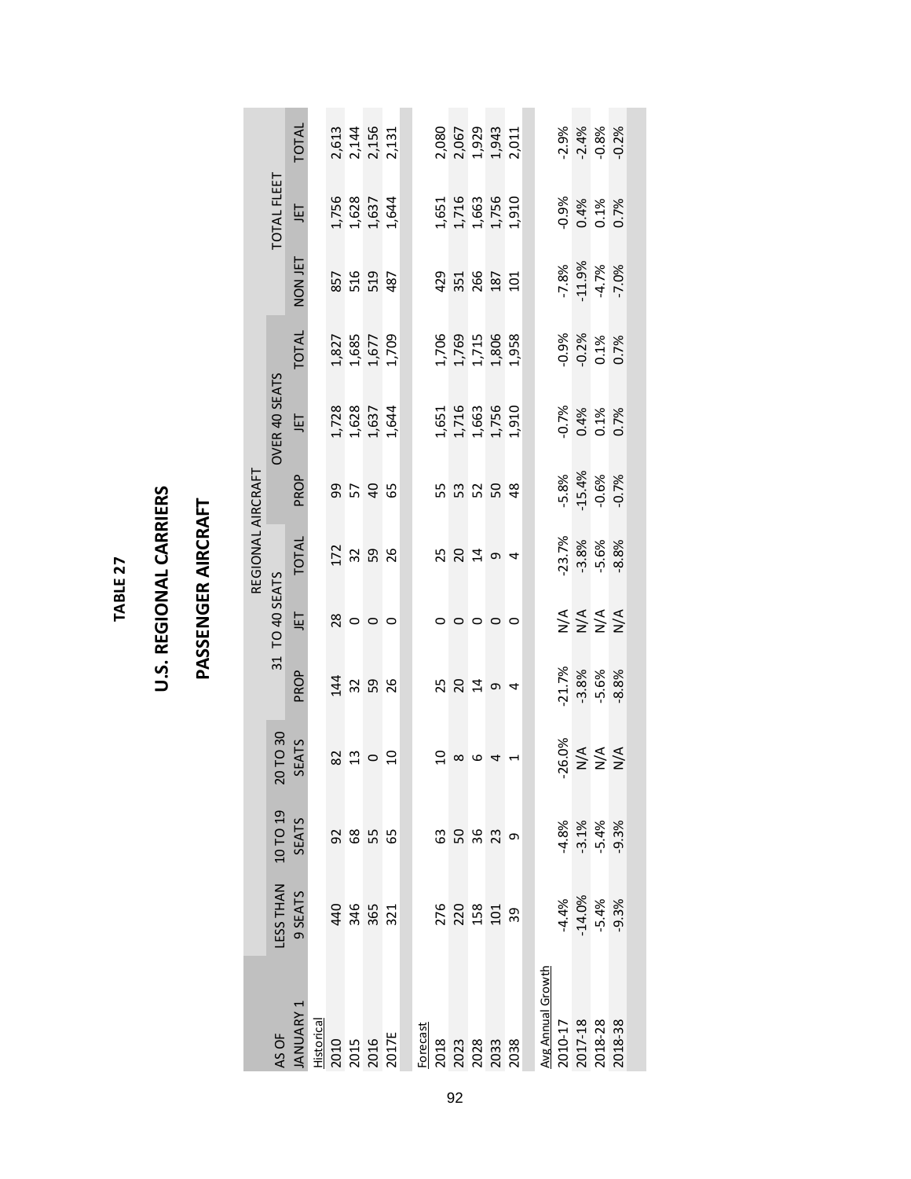# TABLE 27

## U.S. REGIONAL CARRIERS

## PASSENGER AIRCRAFT

| AS OF JANUARY 1 | LESS THAN 9 SEATS | 10 TO 19 SEATS | 20 TO 30 SEATS | REGIONAL AIRCRAFT 31 TO 40 SEATS PROP | JET | TOTAL | OVER 40 SEATS PROP | JET | TOTAL | TOTAL FLEET NON JET | JET | TOTAL |
|---|---|---|---|---|---|---|---|---|---|---|---|---|
| Historical | | | | | | | | | | | | |
| 2010 | 440 | 92 | 82 | 144 | 28 | 172 | 99 | 1,728 | 1,827 | 857 | 1,756 | 2,613 |
| 2015 | 346 | 68 | 13 | 32 | 0 | 32 | 57 | 1,628 | 1,685 | 516 | 1,628 | 2,144 |
| 2016 | 365 | 55 | 0 | 59 | 0 | 59 | 40 | 1,637 | 1,677 | 519 | 1,637 | 2,156 |
| 2017E | 321 | 65 | 10 | 26 | 0 | 26 | 65 | 1,644 | 1,709 | 487 | 1,644 | 2,131 |
| Forecast | | | | | | | | | | | | |
| 2018 | 276 | 63 | 10 | 25 | 0 | 25 | 55 | 1,651 | 1,706 | 429 | 1,651 | 2,080 |
| 2023 | 220 | 50 | 8 | 20 | 0 | 20 | 53 | 1,716 | 1,769 | 351 | 1,716 | 2,067 |
| 2028 | 158 | 36 | 6 | 14 | 0 | 14 | 52 | 1,663 | 1,715 | 266 | 1,663 | 1,929 |
| 2033 | 101 | 23 | 4 | 9 | 0 | 9 | 50 | 1,756 | 1,806 | 187 | 1,756 | 1,943 |
| 2038 | 39 | 9 | 1 | 4 | 0 | 4 | 48 | 1,910 | 1,958 | 101 | 1,910 | 2,011 |
| Avg Annual Growth | | | | | | | | | | | | |
| 2010-17 | -4.4% | -4.8% | -26.0% | -21.7% | N/A | -23.7% | -5.8% | -0.7% | -0.9% | -7.8% | -0.9% | -2.9% |
| 2017-18 | -14.0% | -3.1% | N/A | -3.8% | N/A | -3.8% | -15.4% | 0.4% | -0.2% | -11.9% | 0.4% | -2.4% |
| 2018-28 | -5.4% | -5.4% | N/A | -5.6% | N/A | -5.6% | -0.6% | 0.1% | 0.1% | -4.7% | 0.1% | -0.8% |
| 2018-38 | -9.3% | -9.3% | N/A | -8.8% | N/A | -8.8% | -0.7% | 0.7% | 0.7% | -7.0% | 0.7% | -0.2% |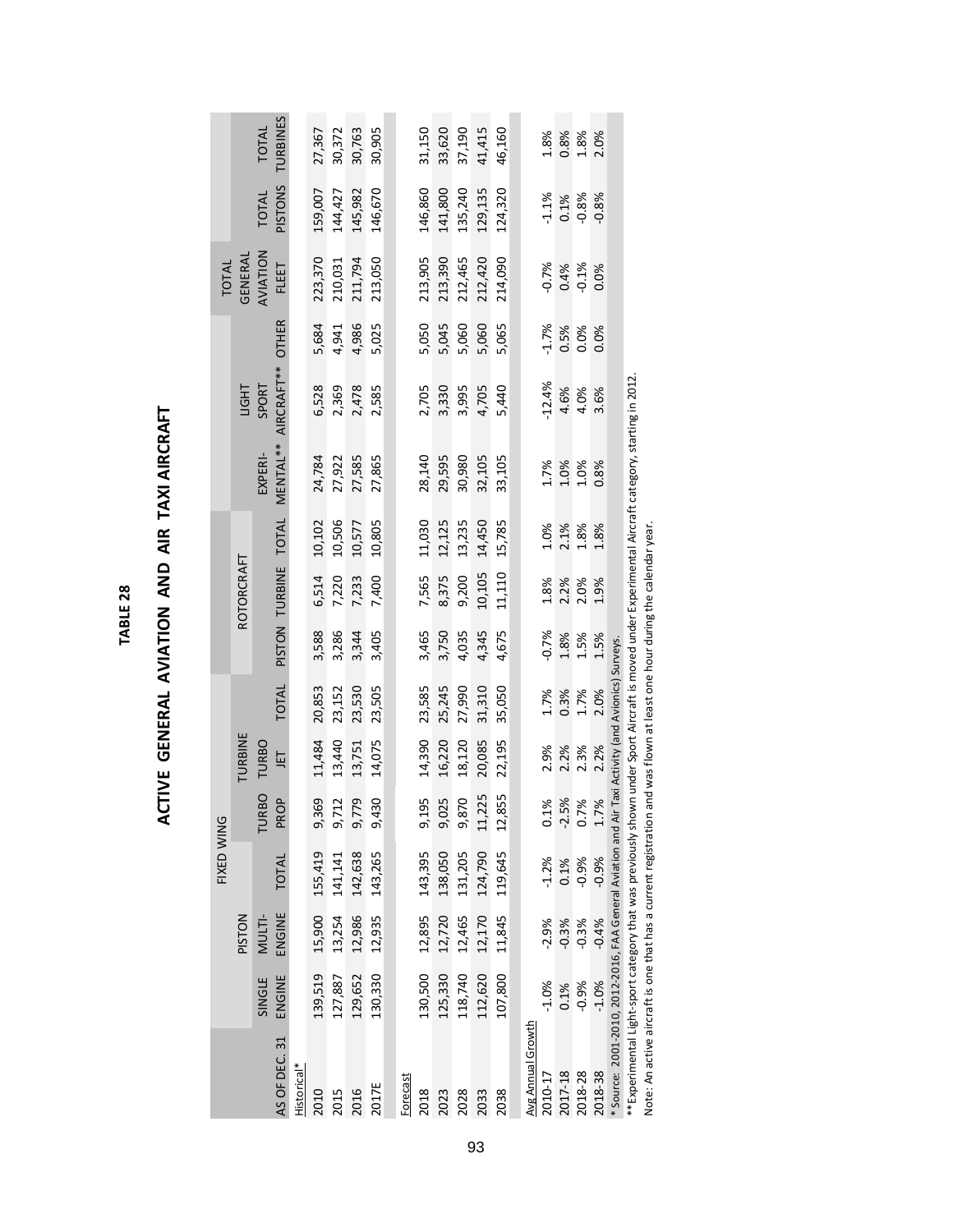**TABLE 28**

# ACTIVE GENERAL AVIATION AND AIR TAXI AIRCRAFT

| AS OF DEC. 31 | FIXED WING | | | | | | ROTORCRAFT | | | EXPERI-MENTAL** | LIGHT SPORT AIRCRAFT** | OTHER | TOTAL GENERAL AVIATION FLEET | TOTAL PISTONS | TOTAL TURBINES |
|---|---|---|---|---|---|---|---|---|---|---|---|---|---|---|---|
| | PISTON | | | TURBINE | | | | | | | | | | | |
| | SINGLE ENGINE | MULTI-ENGINE | TOTAL | TURBO PROP | TURBO JET | TOTAL | PISTON | TURBINE | TOTAL | | | | | | |
| Historical* | | | | | | | | | | | | | | | |
| 2010 | 139,519 | 15,900 | 155,419 | 9,369 | 11,484 | 20,853 | 3,588 | 6,514 | 10,102 | 24,784 | 6,528 | 5,684 | 223,370 | 159,007 | 27,367 |
| 2015 | 127,887 | 13,254 | 141,141 | 9,712 | 13,440 | 23,152 | 3,286 | 7,220 | 10,506 | 27,922 | 2,369 | 4,941 | 210,031 | 144,427 | 30,372 |
| 2016 | 129,652 | 12,986 | 142,638 | 9,779 | 13,751 | 23,530 | 3,344 | 7,233 | 10,577 | 27,585 | 2,478 | 4,986 | 211,794 | 145,982 | 30,763 |
| 2017E | 130,330 | 12,935 | 143,265 | 9,430 | 14,075 | 23,505 | 3,405 | 7,400 | 10,805 | 27,865 | 2,585 | 5,025 | 213,050 | 146,670 | 30,905 |
| Forecast | | | | | | | | | | | | | | | |
| 2018 | 130,500 | 12,895 | 143,395 | 9,195 | 14,390 | 23,585 | 3,465 | 7,565 | 11,030 | 28,140 | 2,705 | 5,050 | 213,905 | 146,860 | 31,150 |
| 2023 | 125,330 | 12,720 | 138,050 | 9,025 | 16,220 | 25,245 | 3,750 | 8,375 | 12,125 | 29,595 | 3,330 | 5,045 | 213,390 | 141,800 | 33,620 |
| 2028 | 118,740 | 12,465 | 131,205 | 9,870 | 18,120 | 27,990 | 4,035 | 9,200 | 13,235 | 30,980 | 3,995 | 5,060 | 212,465 | 135,240 | 37,190 |
| 2033 | 112,620 | 12,170 | 124,790 | 11,225 | 20,085 | 31,310 | 4,345 | 10,105 | 14,450 | 32,105 | 4,705 | 5,060 | 212,420 | 129,135 | 41,415 |
| 2038 | 107,800 | 11,845 | 119,645 | 12,855 | 22,195 | 35,050 | 4,675 | 11,110 | 15,785 | 33,105 | 5,440 | 5,065 | 214,090 | 124,320 | 46,160 |
| Avg Annual Growth | | | | | | | | | | | | | | | |
| 2010-17 | -1.0% | -2.9% | -1.2% | 0.1% | 2.9% | 1.7% | -0.7% | 1.8% | 1.0% | 1.7% | -12.4% | -1.7% | -0.7% | -1.1% | 1.8% |
| 2017-18 | 0.1% | -0.3% | 0.1% | -2.5% | 2.2% | 0.3% | 1.8% | 2.2% | 2.1% | 1.0% | 4.6% | 0.5% | 0.4% | 0.1% | 0.8% |
| 2018-28 | -0.9% | -0.3% | -0.9% | 0.7% | 2.3% | 1.7% | 1.5% | 2.0% | 1.8% | 1.0% | 4.0% | 0.0% | -0.1% | -0.8% | 1.8% |
| 2018-38 | -1.0% | -0.4% | -0.9% | 1.7% | 2.2% | 2.0% | 1.5% | 1.9% | 1.8% | 0.8% | 3.6% | 0.0% | 0.0% | -0.8% | 2.0% |

\* Source: 2001-2010, 2012-2016, FAA General Aviation and Air Taxi Activity (and Avionics) Surveys.

\*\*Experimental Light-sport category that was previously shown under Sport Aircraft is moved under Experimental Aircraft category, starting in 2012.

Note: An active aircraft is one that has a current registration and was flown at least one hour during the calendar year.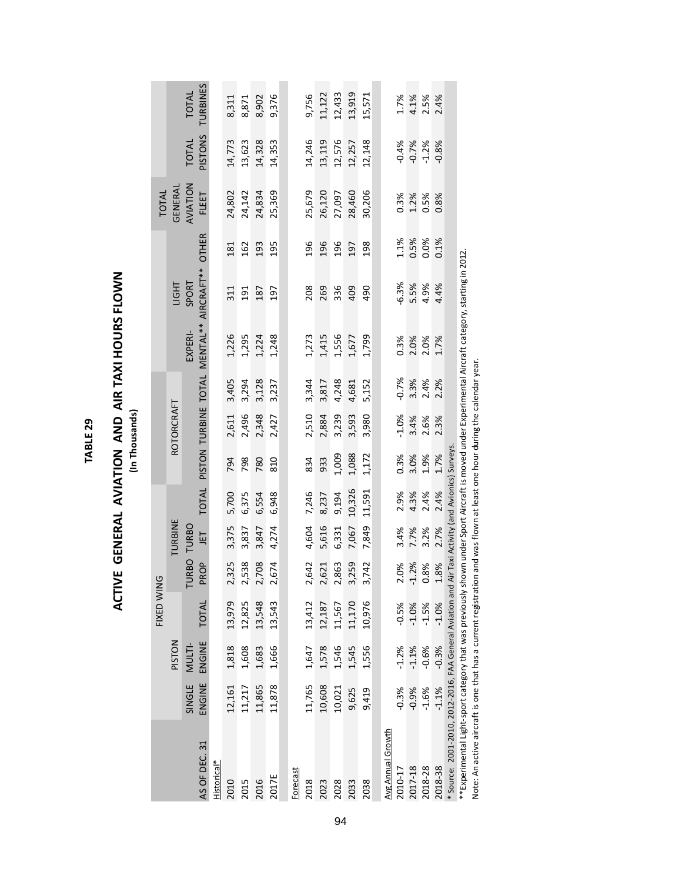## TABLE 29

# ACTIVE GENERAL AVIATION AND AIR TAXI HOURS FLOWN

(In Thousands)

| | FIXED WING | | | | | | | ROTORCRAFT | | | | | | TOTAL GENERAL AVIATION FLEET | | |
|---|---|---|---|---|---|---|---|---|---|---|---|---|---|---|---|---|
| | PISTON | | | TURBINE | | | | | | | | | | | | |
| AS OF DEC. 31 | SINGLE ENGINE | MULTI-ENGINE | TOTAL | TURBO PROP | TURBO JET | TOTAL | | PISTON | TURBINE | TOTAL | EXPERI-MENTAL** | LIGHT SPORT AIRCRAFT** | OTHER | | TOTAL PISTONS | TOTAL TURBINES |
| Historical* | | | | | | | | | | | | | | | | |
| 2010 | 12,161 | 1,818 | 13,979 | 2,325 | 3,375 | 5,700 | | 794 | 2,611 | 3,405 | 1,226 | 311 | 181 | 24,802 | 14,773 | 8,311 |
| 2015 | 11,217 | 1,608 | 12,825 | 2,538 | 3,837 | 6,375 | | 798 | 2,496 | 3,294 | 1,295 | 191 | 162 | 24,142 | 13,623 | 8,871 |
| 2016 | 11,865 | 1,683 | 13,548 | 2,708 | 3,847 | 6,554 | | 780 | 2,348 | 3,128 | 1,224 | 187 | 193 | 24,834 | 14,328 | 8,902 |
| 2017E | 11,878 | 1,666 | 13,543 | 2,674 | 4,274 | 6,948 | | 810 | 2,427 | 3,237 | 1,248 | 197 | 195 | 25,369 | 14,353 | 9,376 |
| Forecast | | | | | | | | | | | | | | | | |
| 2018 | 11,765 | 1,647 | 13,412 | 2,642 | 4,604 | 7,246 | | 834 | 2,510 | 3,344 | 1,273 | 208 | 196 | 25,679 | 14,246 | 9,756 |
| 2023 | 10,608 | 1,578 | 12,187 | 2,621 | 5,616 | 8,237 | | 933 | 2,884 | 3,817 | 1,415 | 269 | 196 | 26,120 | 13,119 | 11,122 |
| 2028 | 10,021 | 1,546 | 11,567 | 2,863 | 6,331 | 9,194 | | 1,009 | 3,239 | 4,248 | 1,556 | 336 | 196 | 27,097 | 12,576 | 12,433 |
| 2033 | 9,625 | 1,545 | 11,170 | 3,259 | 7,067 | 10,326 | | 1,088 | 3,593 | 4,681 | 1,677 | 409 | 197 | 28,460 | 12,257 | 13,919 |
| 2038 | 9,419 | 1,556 | 10,976 | 3,742 | 7,849 | 11,591 | | 1,172 | 3,980 | 5,152 | 1,799 | 490 | 198 | 30,206 | 12,148 | 15,571 |
| Avg Annual Growth | | | | | | | | | | | | | | | | |
| 2010-17 | -0.3% | -1.2% | -0.5% | 2.0% | 3.4% | 2.9% | | 0.3% | -1.0% | -0.7% | 0.3% | -6.3% | 1.1% | 0.3% | -0.4% | 1.7% |
| 2017-18 | -0.9% | -1.1% | -1.0% | -1.2% | 7.7% | 4.3% | | 3.0% | 3.4% | 3.3% | 2.0% | 5.5% | 0.5% | 1.2% | -0.7% | 4.1% |
| 2018-28 | -1.6% | -0.6% | -1.5% | 0.8% | 3.2% | 2.4% | | 1.9% | 2.6% | 2.4% | 2.0% | 4.9% | 0.0% | 0.5% | -1.2% | 2.5% |
| 2018-38 | -1.1% | -0.3% | -1.0% | 1.8% | 2.7% | 2.4% | | 1.7% | 2.3% | 2.2% | 1.7% | 4.4% | 0.1% | 0.8% | -0.8% | 2.4% |

* Source: 2001-2010, 2012-2016, FAA General Aviation and Air Taxi Activity (and Avionics) Surveys.

**Experimental Light-sport category that was previously shown under Sport Aircraft is moved under Experimental Aircraft category, starting in 2012.

Note: An active aircraft is one that has a current registration and was flown at least one hour during the calendar year.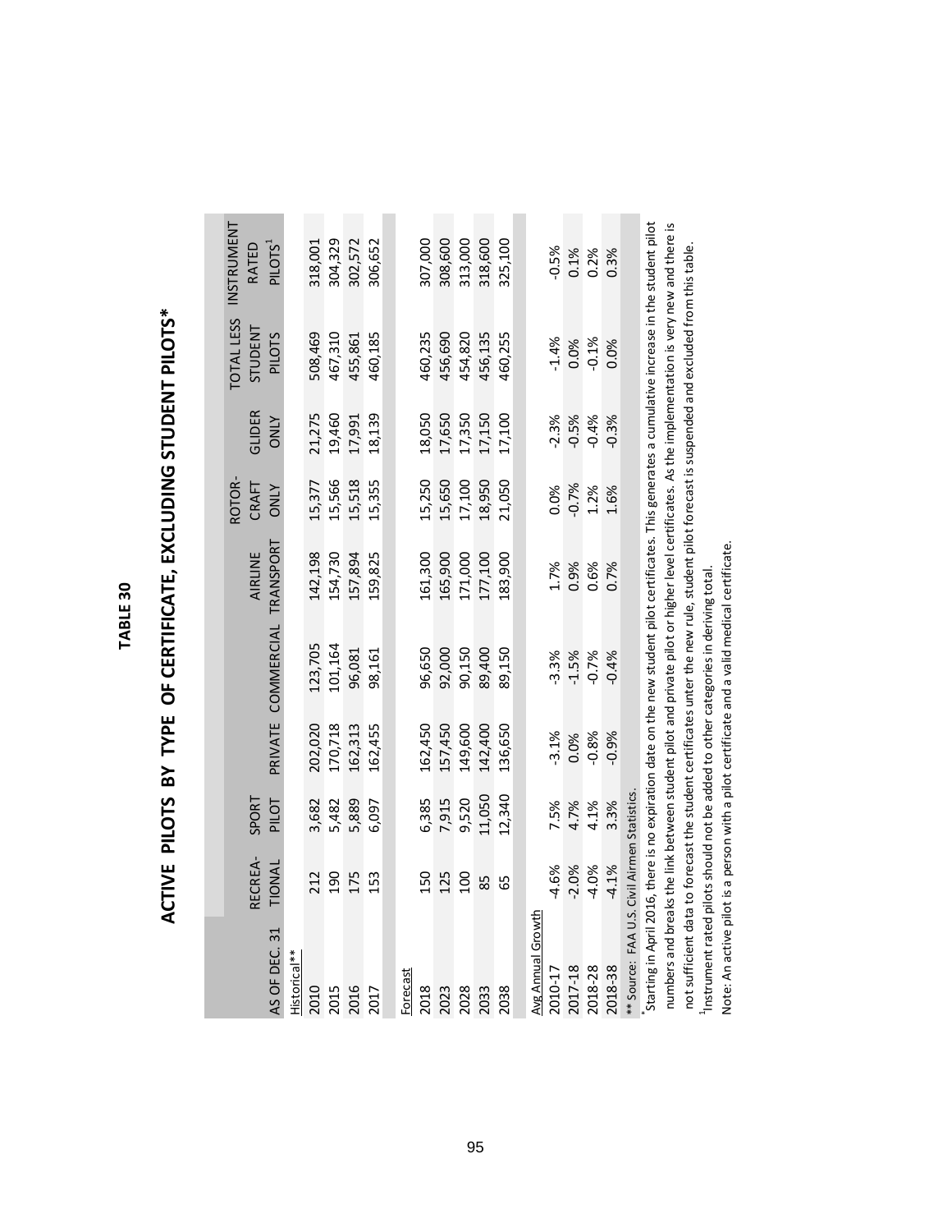## TABLE 30

## ACTIVE PILOTS BY TYPE OF CERTIFICATE, EXCLUDING STUDENT PILOTS*

| AS OF DEC. 31 | RECREA-TIONAL | SPORT PILOT | PRIVATE | COMMERCIAL | AIRLINE TRANSPORT | ROTOR-CRAFT ONLY | GLIDER ONLY | TOTAL LESS STUDENT PILOTS | INSTRUMENT RATED PILOTS[1] |
|---|---|---|---|---|---|---|---|---|---|
| Historical** | | | | | | | | | |
| 2010 | 212 | 3,682 | 202,020 | 123,705 | 142,198 | 15,377 | 21,275 | 508,469 | 318,001 |
| 2015 | 190 | 5,482 | 170,718 | 101,164 | 154,730 | 15,566 | 19,460 | 467,310 | 304,329 |
| 2016 | 175 | 5,889 | 162,313 | 96,081 | 157,894 | 15,518 | 17,991 | 455,861 | 302,572 |
| 2017 | 153 | 6,097 | 162,455 | 98,161 | 159,825 | 15,355 | 18,139 | 460,185 | 306,652 |
| Forecast | | | | | | | | | |
| 2018 | 150 | 6,385 | 162,450 | 96,650 | 161,300 | 15,250 | 18,050 | 460,235 | 307,000 |
| 2023 | 125 | 7,915 | 157,450 | 92,000 | 165,900 | 15,650 | 17,650 | 456,690 | 308,600 |
| 2028 | 100 | 9,520 | 149,600 | 90,150 | 171,000 | 17,100 | 17,350 | 454,820 | 313,000 |
| 2033 | 85 | 11,050 | 142,400 | 89,400 | 177,100 | 18,950 | 17,150 | 456,135 | 318,600 |
| 2038 | 65 | 12,340 | 136,650 | 89,150 | 183,900 | 21,050 | 17,100 | 460,255 | 325,100 |
| Avg Annual Growth | | | | | | | | | |
| 2010-17 | -4.6% | 7.5% | -3.1% | -3.3% | 1.7% | 0.0% | -2.3% | -1.4% | -0.5% |
| 2017-18 | -2.0% | 4.7% | 0.0% | -1.5% | 0.9% | -0.7% | -0.5% | 0.0% | 0.1% |
| 2018-28 | -4.0% | 4.1% | -0.8% | -0.7% | 0.6% | 1.2% | -0.4% | -0.1% | 0.2% |
| 2018-38 | -4.1% | 3.3% | -0.9% | -0.4% | 0.7% | 1.6% | -0.3% | 0.0% | 0.3% |

** Source: FAA U.S. Civil Airmen Statistics.

* Starting in April 2016, there is no expiration date on the new student pilot certificates. This generates a cumulative increase in the student pilot numbers and breaks the link between student pilot and private pilot or higher level certificates. As the implementation is very new and there is not sufficient data to forecast the student certificates unter the new rule, student pilot forecast is suspended and excluded from this table.

[1] Instrument rated pilots should not be added to other categories in deriving total.

Note: An active pilot is a person with a pilot certificate and a valid medical certificate.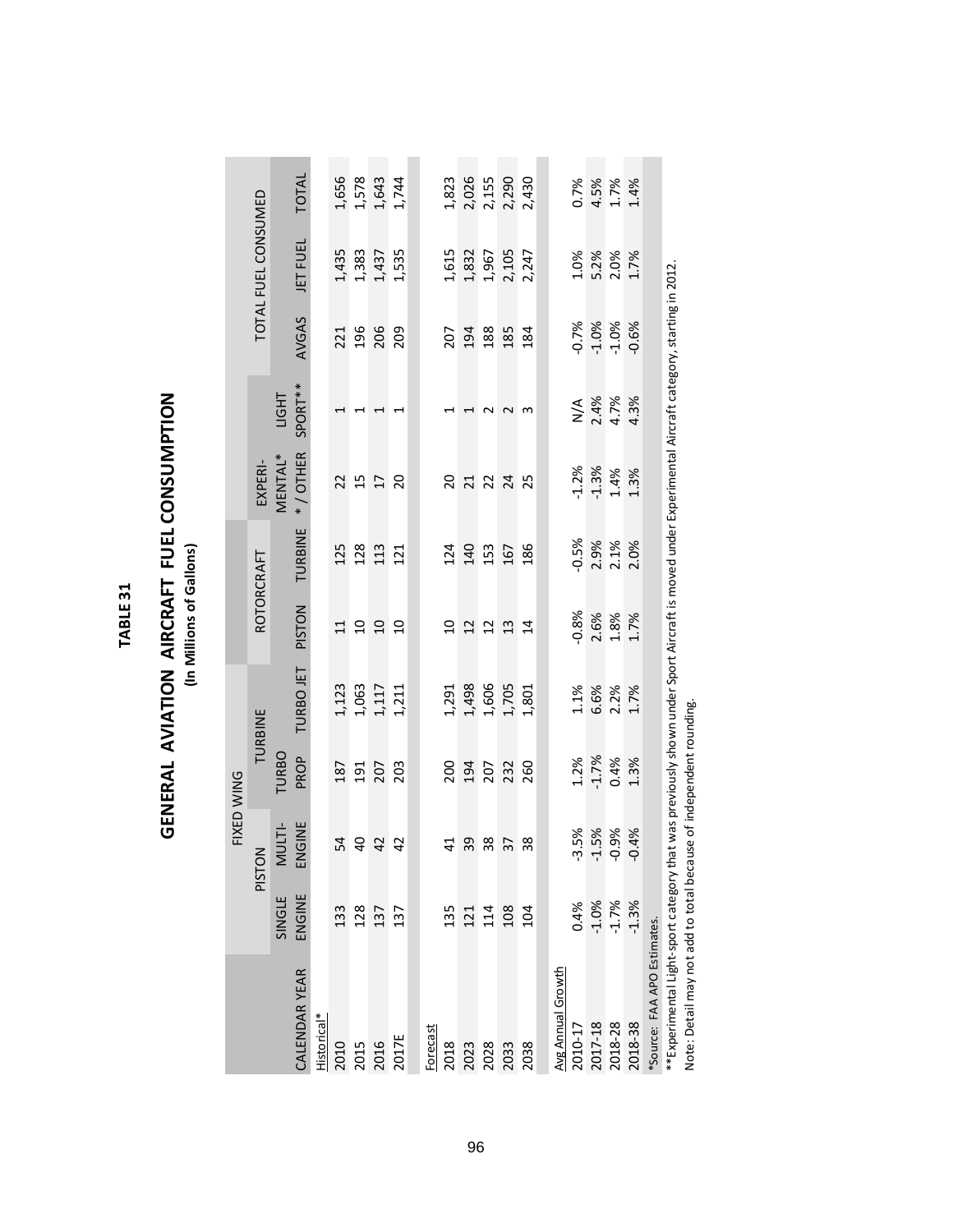# TABLE 31

## GENERAL AVIATION AIRCRAFT FUEL CONSUMPTION

**(In Millions of Gallons)**

| | FIXED WING | | | | ROTORCRAFT | | EXPERI-MENTAL* / OTHER | LIGHT SPORT** | TOTAL FUEL CONSUMED | | |
|---|---|---|---|---|---|---|---|---|---|---|---|
| | PISTON | | TURBINE | | | | | | | | |
| CALENDAR YEAR | SINGLE ENGINE | MULTI-ENGINE | TURBO PROP | TURBO JET | PISTON | TURBINE | | | AVGAS | JET FUEL | TOTAL |
| Historical* | | | | | | | | | | | |
| 2010 | 133 | 54 | 187 | 1,123 | 11 | 125 | 22 | 1 | 221 | 1,435 | 1,656 |
| 2015 | 128 | 40 | 191 | 1,063 | 10 | 128 | 15 | 1 | 196 | 1,383 | 1,578 |
| 2016 | 137 | 42 | 207 | 1,117 | 10 | 113 | 17 | 1 | 206 | 1,437 | 1,643 |
| 2017E | 137 | 42 | 203 | 1,211 | 10 | 121 | 20 | 1 | 209 | 1,535 | 1,744 |
| Forecast | | | | | | | | | | | |
| 2018 | 135 | 41 | 200 | 1,291 | 10 | 124 | 20 | 1 | 207 | 1,615 | 1,823 |
| 2023 | 121 | 39 | 194 | 1,498 | 12 | 140 | 21 | 1 | 194 | 1,832 | 2,026 |
| 2028 | 114 | 38 | 207 | 1,606 | 12 | 153 | 22 | 2 | 188 | 1,967 | 2,155 |
| 2033 | 108 | 37 | 232 | 1,705 | 13 | 167 | 24 | 2 | 185 | 2,105 | 2,290 |
| 2038 | 104 | 38 | 260 | 1,801 | 14 | 186 | 25 | 3 | 184 | 2,247 | 2,430 |
| Avg Annual Growth | | | | | | | | | | | |
| 2010-17 | 0.4% | -3.5% | 1.2% | 1.1% | -0.8% | -0.5% | -1.2% | N/A | -0.7% | 1.0% | 0.7% |
| 2017-18 | -1.0% | -1.5% | -1.7% | 6.6% | 2.6% | 2.9% | -1.3% | 2.4% | -1.0% | 5.2% | 4.5% |
| 2018-28 | -1.7% | -0.9% | 0.4% | 2.2% | 1.8% | 2.1% | 1.4% | 4.7% | -1.0% | 2.0% | 1.7% |
| 2018-38 | -1.3% | -0.4% | 1.3% | 1.7% | 1.7% | 2.0% | 1.3% | 4.3% | -0.6% | 1.7% | 1.4% |

*Source: FAA APO Estimates.

**Experimental Light-sport category that was previously shown under Sport Aircraft is moved under Experimental Aircraft category, starting in 2012.

Note: Detail may not add to total because of independent rounding.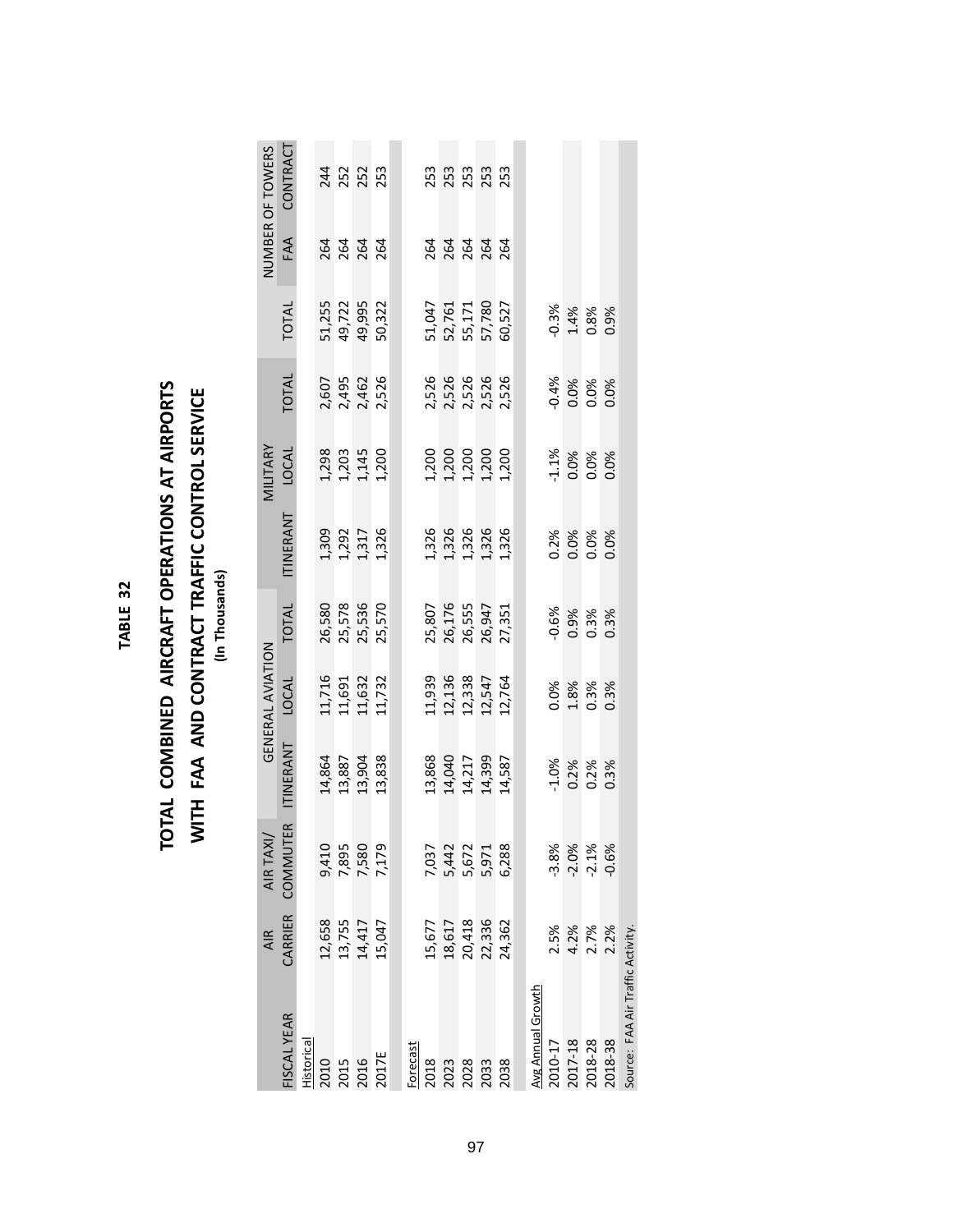# TABLE 32

## TOTAL COMBINED AIRCRAFT OPERATIONS AT AIRPORTS WITH FAA AND CONTRACT TRAFFIC CONTROL SERVICE

**(In Thousands)**

| FISCAL YEAR | AIR CARRIER | AIR TAXI/ COMMUTER | GENERAL AVIATION | | | MILITARY | | | TOTAL | NUMBER OF TOWERS | |
|---|---|---|---|---|---|---|---|---|---|---|---|
| | | | ITINERANT | LOCAL | TOTAL | ITINERANT | LOCAL | TOTAL | | FAA | CONTRACT |
| Historical | | | | | | | | | | | |
| 2010 | 12,658 | 9,410 | 14,864 | 11,716 | 26,580 | 1,309 | 1,298 | 2,607 | 51,255 | 264 | 244 |
| 2015 | 13,755 | 7,895 | 13,887 | 11,691 | 25,578 | 1,292 | 1,203 | 2,495 | 49,722 | 264 | 252 |
| 2016 | 14,417 | 7,580 | 13,904 | 11,632 | 25,536 | 1,317 | 1,145 | 2,462 | 49,995 | 264 | 252 |
| 2017E | 15,047 | 7,179 | 13,838 | 11,732 | 25,570 | 1,326 | 1,200 | 2,526 | 50,322 | 264 | 253 |
| Forecast | | | | | | | | | | | |
| 2018 | 15,677 | 7,037 | 13,868 | 11,939 | 25,807 | 1,326 | 1,200 | 2,526 | 51,047 | 264 | 253 |
| 2023 | 18,617 | 5,442 | 14,040 | 12,136 | 26,176 | 1,326 | 1,200 | 2,526 | 52,761 | 264 | 253 |
| 2028 | 20,418 | 5,672 | 14,217 | 12,338 | 26,555 | 1,326 | 1,200 | 2,526 | 55,171 | 264 | 253 |
| 2033 | 22,336 | 5,971 | 14,399 | 12,547 | 26,947 | 1,326 | 1,200 | 2,526 | 57,780 | 264 | 253 |
| 2038 | 24,362 | 6,288 | 14,587 | 12,764 | 27,351 | 1,326 | 1,200 | 2,526 | 60,527 | 264 | 253 |
| Avg Annual Growth | | | | | | | | | | | |
| 2010-17 | 2.5% | -3.8% | -1.0% | 0.0% | -0.6% | 0.2% | -1.1% | -0.4% | -0.3% | | |
| 2017-18 | 4.2% | -2.0% | 0.2% | 1.8% | 0.9% | 0.0% | 0.0% | 0.0% | 1.4% | | |
| 2018-28 | 2.7% | -2.1% | 0.2% | 0.3% | 0.3% | 0.0% | 0.0% | 0.0% | 0.8% | | |
| 2018-38 | 2.2% | -0.6% | 0.3% | 0.3% | 0.3% | 0.0% | 0.0% | 0.0% | 0.9% | | |

Source: FAA Air Traffic Activity.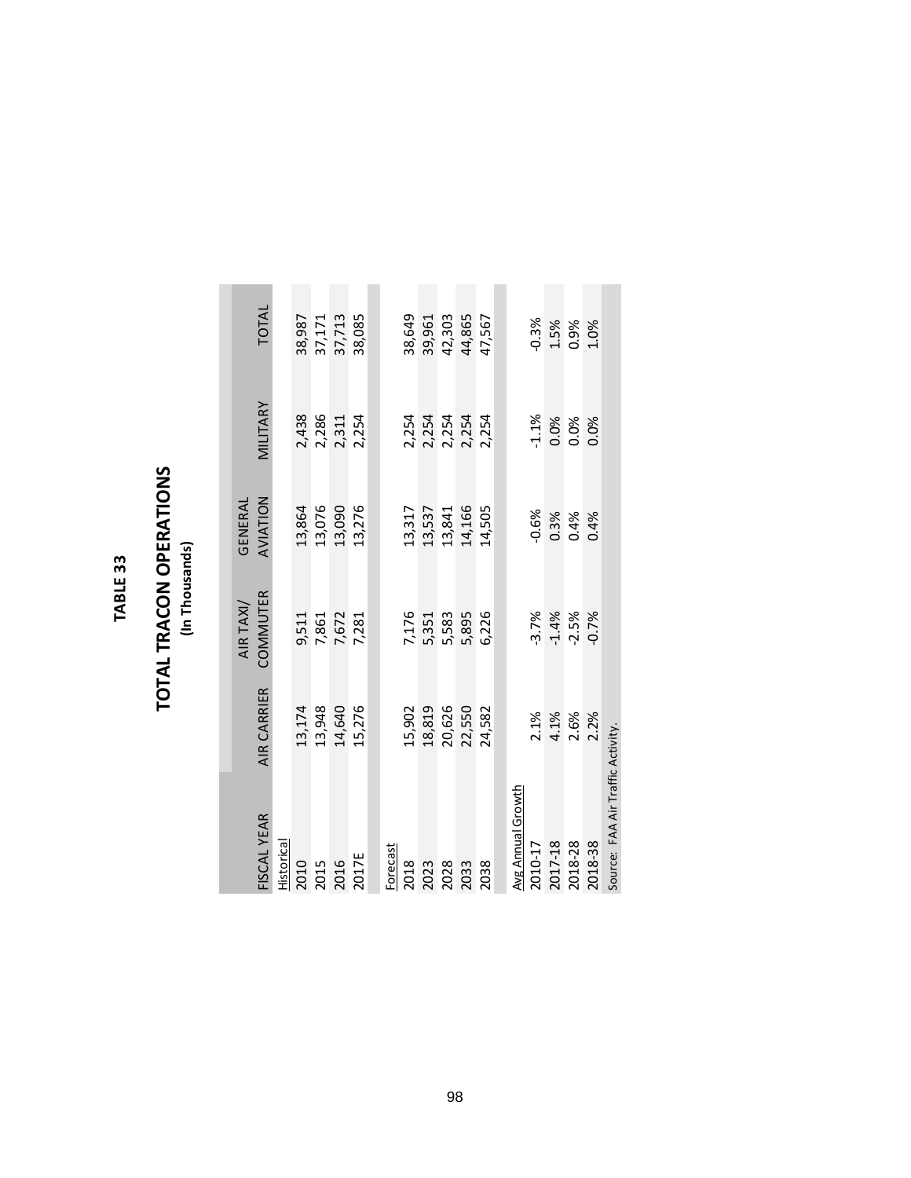**TABLE 33**

## TOTAL TRACON OPERATIONS

**(In Thousands)**

| FISCAL YEAR | AIR CARRIER | AIR TAXI/ COMMUTER | GENERAL AVIATION | MILITARY | TOTAL |
|---|---|---|---|---|---|
| Historical | | | | | |
| 2010 | 13,174 | 9,511 | 13,864 | 2,438 | 38,987 |
| 2015 | 13,948 | 7,861 | 13,076 | 2,286 | 37,171 |
| 2016 | 14,640 | 7,672 | 13,090 | 2,311 | 37,713 |
| 2017E | 15,276 | 7,281 | 13,276 | 2,254 | 38,085 |
| Forecast | | | | | |
| 2018 | 15,902 | 7,176 | 13,317 | 2,254 | 38,649 |
| 2023 | 18,819 | 5,351 | 13,537 | 2,254 | 39,961 |
| 2028 | 20,626 | 5,583 | 13,841 | 2,254 | 42,303 |
| 2033 | 22,550 | 5,895 | 14,166 | 2,254 | 44,865 |
| 2038 | 24,582 | 6,226 | 14,505 | 2,254 | 47,567 |
| Avg Annual Growth | | | | | |
| 2010-17 | 2.1% | -3.7% | -0.6% | -1.1% | -0.3% |
| 2017-18 | 4.1% | -1.4% | 0.3% | 0.0% | 1.5% |
| 2018-28 | 2.6% | -2.5% | 0.4% | 0.0% | 0.9% |
| 2018-38 | 2.2% | -0.7% | 0.4% | 0.0% | 1.0% |

Source: FAA Air Traffic Activity.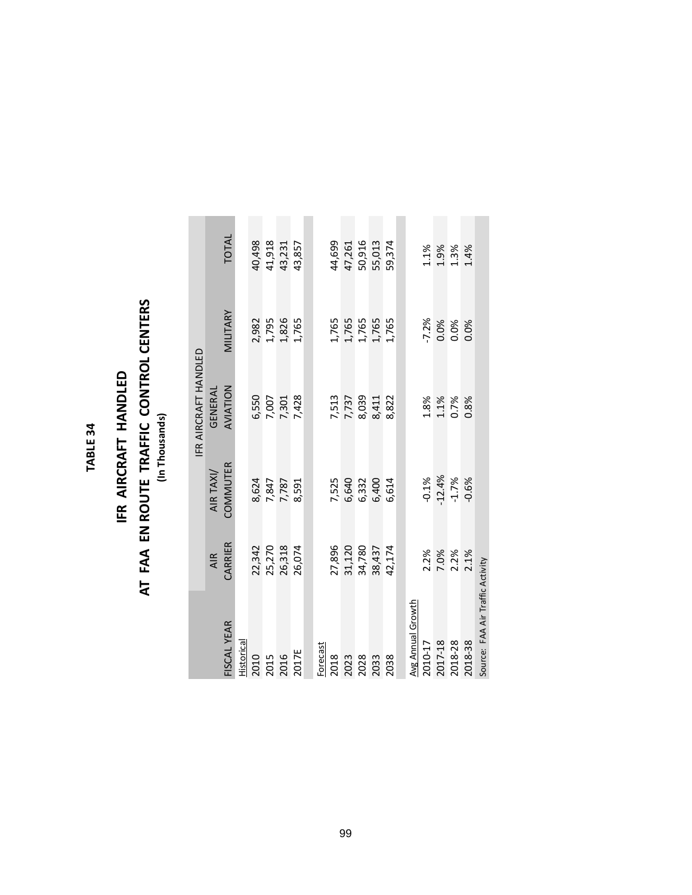**TABLE 34**

# IFR AIRCRAFT HANDLED
# AT FAA EN ROUTE TRAFFIC CONTROL CENTERS

**(In Thousands)**

| | IFR AIRCRAFT HANDLED | | | | |
|---|---|---|---|---|---|
| FISCAL YEAR | AIR CARRIER | AIR TAXI/ COMMUTER | GENERAL AVIATION | MILITARY | TOTAL |
| Historical | | | | | |
| 2010 | 22,342 | 8,624 | 6,550 | 2,982 | 40,498 |
| 2015 | 25,270 | 7,847 | 7,007 | 1,795 | 41,918 |
| 2016 | 26,318 | 7,787 | 7,301 | 1,826 | 43,231 |
| 2017E | 26,074 | 8,591 | 7,428 | 1,765 | 43,857 |
| | | | | | |
| Forecast | | | | | |
| 2018 | 27,896 | 7,525 | 7,513 | 1,765 | 44,699 |
| 2023 | 31,120 | 6,640 | 7,737 | 1,765 | 47,261 |
| 2028 | 34,780 | 6,332 | 8,039 | 1,765 | 50,916 |
| 2033 | 38,437 | 6,400 | 8,411 | 1,765 | 55,013 |
| 2038 | 42,174 | 6,614 | 8,822 | 1,765 | 59,374 |
| | | | | | |
| Avg Annual Growth | | | | | |
| 2010-17 | 2.2% | -0.1% | 1.8% | -7.2% | 1.1% |
| 2017-18 | 7.0% | -12.4% | 1.1% | 0.0% | 1.9% |
| 2018-28 | 2.2% | -1.7% | 0.7% | 0.0% | 1.3% |
| 2018-38 | 2.1% | -0.6% | 0.8% | 0.0% | 1.4% |

Source: FAA Air Traffic Activity